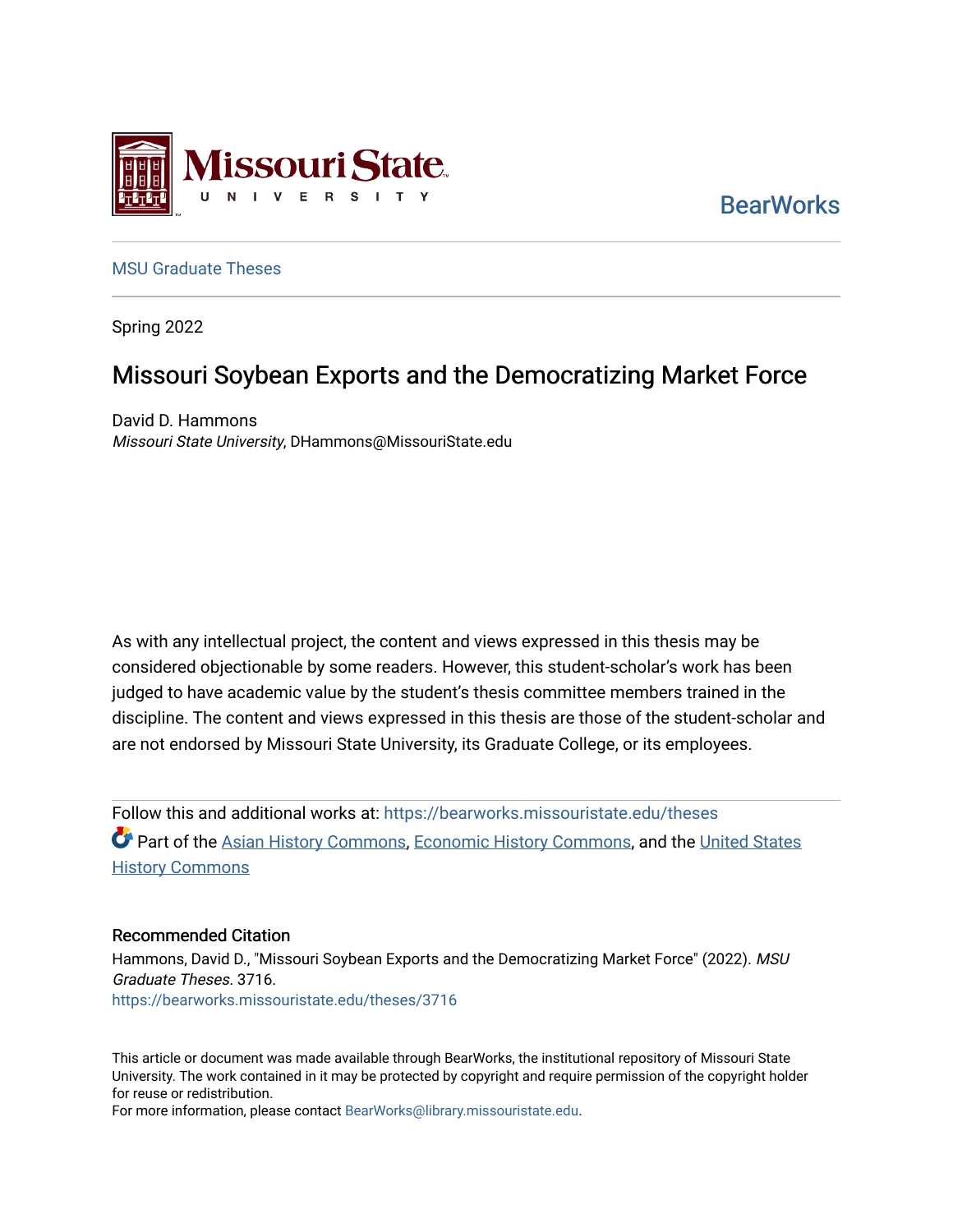Missouri State University

BearWorks

MSU Graduate Theses

Spring 2022

# Missouri Soybean Exports and the Democratizing Market Force

David D. Hammons
*Missouri State University*, DHammons@MissouriState.edu

As with any intellectual project, the content and views expressed in this thesis may be considered objectionable by some readers. However, this student-scholar's work has been judged to have academic value by the student's thesis committee members trained in the discipline. The content and views expressed in this thesis are those of the student-scholar and are not endorsed by Missouri State University, its Graduate College, or its employees.

Follow this and additional works at: https://bearworks.missouristate.edu/theses

Part of the Asian History Commons, Economic History Commons, and the United States History Commons

### Recommended Citation

Hammons, David D., "Missouri Soybean Exports and the Democratizing Market Force" (2022). *MSU Graduate Theses*. 3716.
https://bearworks.missouristate.edu/theses/3716

This article or document was made available through BearWorks, the institutional repository of Missouri State University. The work contained in it may be protected by copyright and require permission of the copyright holder for reuse or redistribution.
For more information, please contact BearWorks@library.missouristate.edu.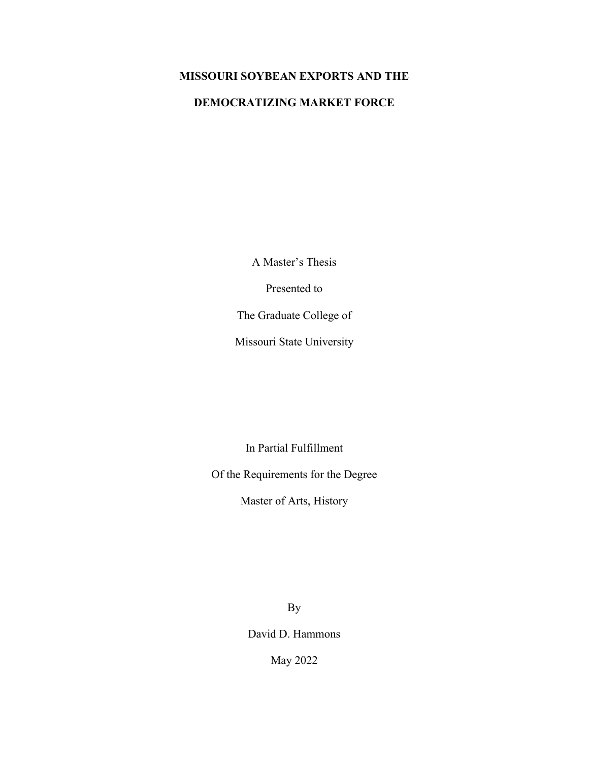# MISSOURI SOYBEAN EXPORTS AND THE DEMOCRATIZING MARKET FORCE

A Master's Thesis

Presented to

The Graduate College of

Missouri State University

In Partial Fulfillment

Of the Requirements for the Degree

Master of Arts, History

By

David D. Hammons

May 2022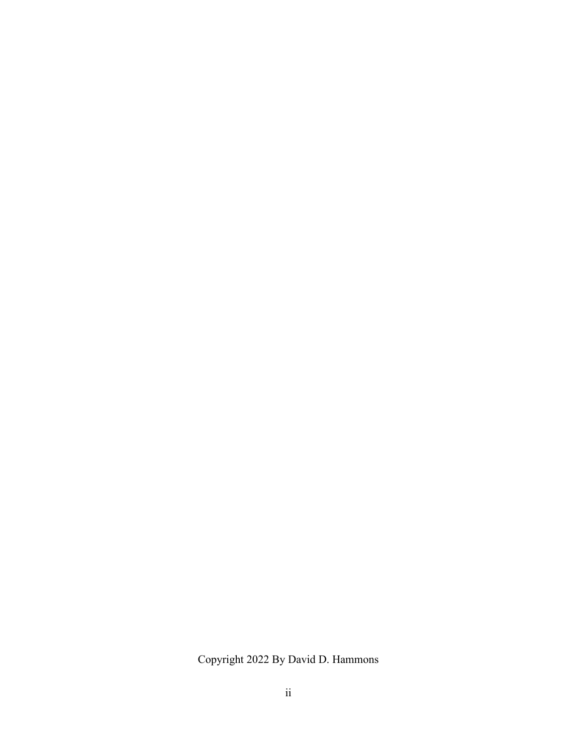Copyright 2022 By David D. Hammons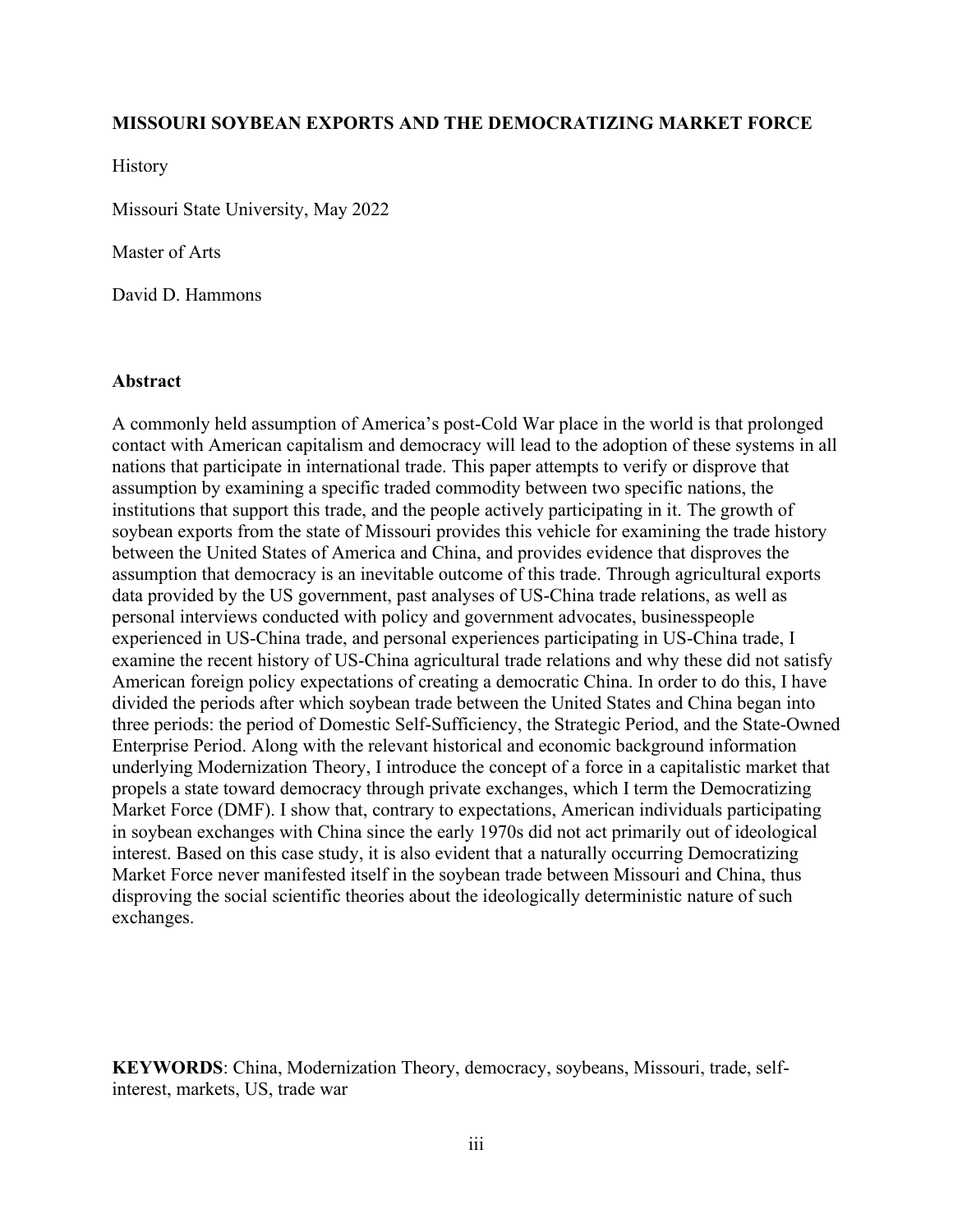**MISSOURI SOYBEAN EXPORTS AND THE DEMOCRATIZING MARKET FORCE**

History

Missouri State University, May 2022

Master of Arts

David D. Hammons

**Abstract**

A commonly held assumption of America's post-Cold War place in the world is that prolonged contact with American capitalism and democracy will lead to the adoption of these systems in all nations that participate in international trade. This paper attempts to verify or disprove that assumption by examining a specific traded commodity between two specific nations, the institutions that support this trade, and the people actively participating in it. The growth of soybean exports from the state of Missouri provides this vehicle for examining the trade history between the United States of America and China, and provides evidence that disproves the assumption that democracy is an inevitable outcome of this trade. Through agricultural exports data provided by the US government, past analyses of US-China trade relations, as well as personal interviews conducted with policy and government advocates, businesspeople experienced in US-China trade, and personal experiences participating in US-China trade, I examine the recent history of US-China agricultural trade relations and why these did not satisfy American foreign policy expectations of creating a democratic China. In order to do this, I have divided the periods after which soybean trade between the United States and China began into three periods: the period of Domestic Self-Sufficiency, the Strategic Period, and the State-Owned Enterprise Period. Along with the relevant historical and economic background information underlying Modernization Theory, I introduce the concept of a force in a capitalistic market that propels a state toward democracy through private exchanges, which I term the Democratizing Market Force (DMF). I show that, contrary to expectations, American individuals participating in soybean exchanges with China since the early 1970s did not act primarily out of ideological interest. Based on this case study, it is also evident that a naturally occurring Democratizing Market Force never manifested itself in the soybean trade between Missouri and China, thus disproving the social scientific theories about the ideologically deterministic nature of such exchanges.

**KEYWORDS**: China, Modernization Theory, democracy, soybeans, Missouri, trade, self-interest, markets, US, trade war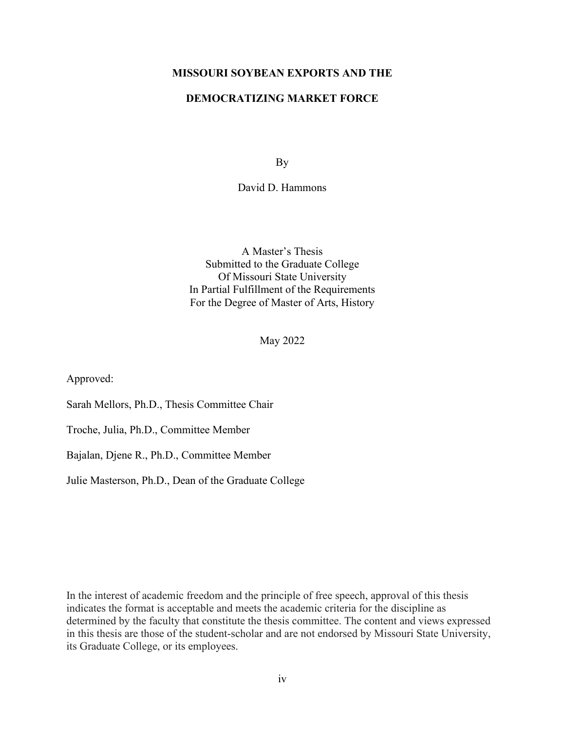**MISSOURI SOYBEAN EXPORTS AND THE**

**DEMOCRATIZING MARKET FORCE**

By

David D. Hammons

A Master's Thesis
Submitted to the Graduate College
Of Missouri State University
In Partial Fulfillment of the Requirements
For the Degree of Master of Arts, History

May 2022

Approved:

Sarah Mellors, Ph.D., Thesis Committee Chair

Troche, Julia, Ph.D., Committee Member

Bajalan, Djene R., Ph.D., Committee Member

Julie Masterson, Ph.D., Dean of the Graduate College

In the interest of academic freedom and the principle of free speech, approval of this thesis indicates the format is acceptable and meets the academic criteria for the discipline as determined by the faculty that constitute the thesis committee. The content and views expressed in this thesis are those of the student-scholar and are not endorsed by Missouri State University, its Graduate College, or its employees.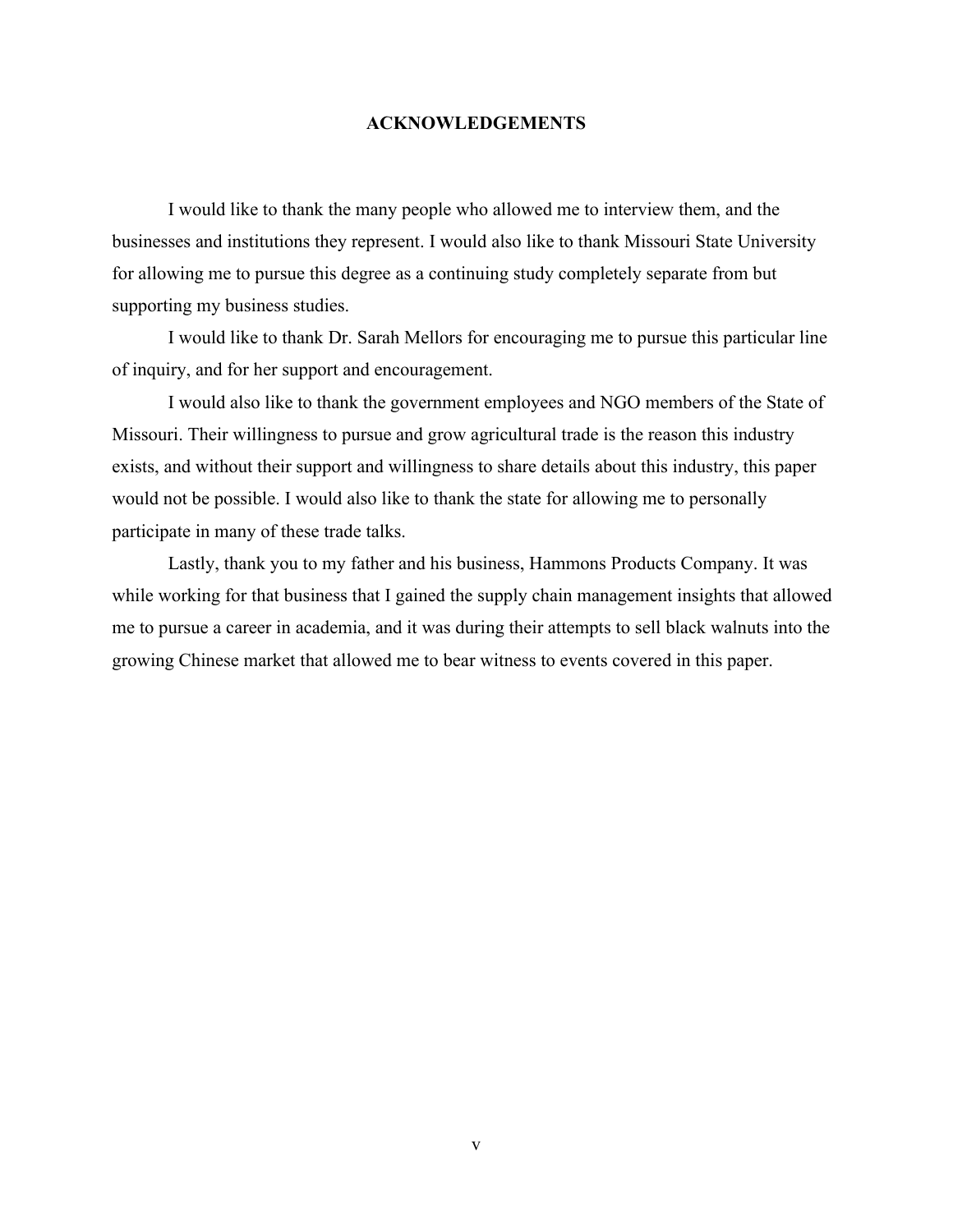## ACKNOWLEDGEMENTS

I would like to thank the many people who allowed me to interview them, and the businesses and institutions they represent. I would also like to thank Missouri State University for allowing me to pursue this degree as a continuing study completely separate from but supporting my business studies.

I would like to thank Dr. Sarah Mellors for encouraging me to pursue this particular line of inquiry, and for her support and encouragement.

I would also like to thank the government employees and NGO members of the State of Missouri. Their willingness to pursue and grow agricultural trade is the reason this industry exists, and without their support and willingness to share details about this industry, this paper would not be possible. I would also like to thank the state for allowing me to personally participate in many of these trade talks.

Lastly, thank you to my father and his business, Hammons Products Company. It was while working for that business that I gained the supply chain management insights that allowed me to pursue a career in academia, and it was during their attempts to sell black walnuts into the growing Chinese market that allowed me to bear witness to events covered in this paper.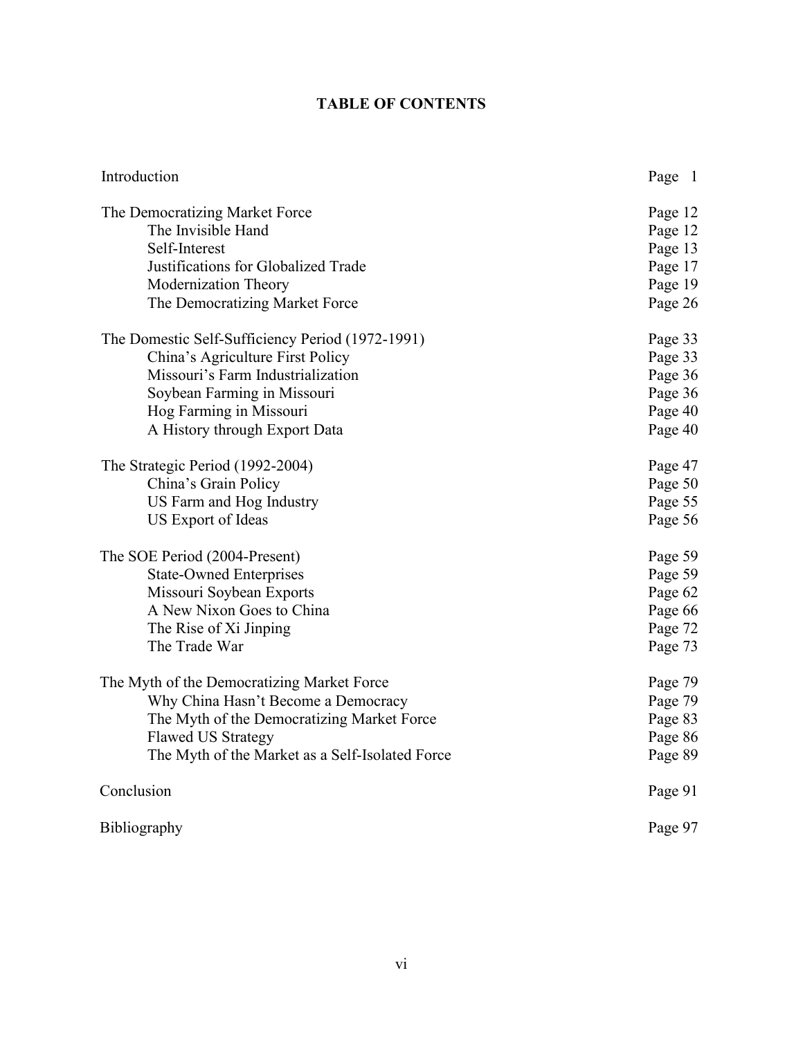# TABLE OF CONTENTS

| | |
|---|---|
| Introduction | Page 1 |
| The Democratizing Market Force | Page 12 |
| The Invisible Hand | Page 12 |
| Self-Interest | Page 13 |
| Justifications for Globalized Trade | Page 17 |
| Modernization Theory | Page 19 |
| The Democratizing Market Force | Page 26 |
| The Domestic Self-Sufficiency Period (1972-1991) | Page 33 |
| China's Agriculture First Policy | Page 33 |
| Missouri's Farm Industrialization | Page 36 |
| Soybean Farming in Missouri | Page 36 |
| Hog Farming in Missouri | Page 40 |
| A History through Export Data | Page 40 |
| The Strategic Period (1992-2004) | Page 47 |
| China's Grain Policy | Page 50 |
| US Farm and Hog Industry | Page 55 |
| US Export of Ideas | Page 56 |
| The SOE Period (2004-Present) | Page 59 |
| State-Owned Enterprises | Page 59 |
| Missouri Soybean Exports | Page 62 |
| A New Nixon Goes to China | Page 66 |
| The Rise of Xi Jinping | Page 72 |
| The Trade War | Page 73 |
| The Myth of the Democratizing Market Force | Page 79 |
| Why China Hasn't Become a Democracy | Page 79 |
| The Myth of the Democratizing Market Force | Page 83 |
| Flawed US Strategy | Page 86 |
| The Myth of the Market as a Self-Isolated Force | Page 89 |
| Conclusion | Page 91 |
| Bibliography | Page 97 |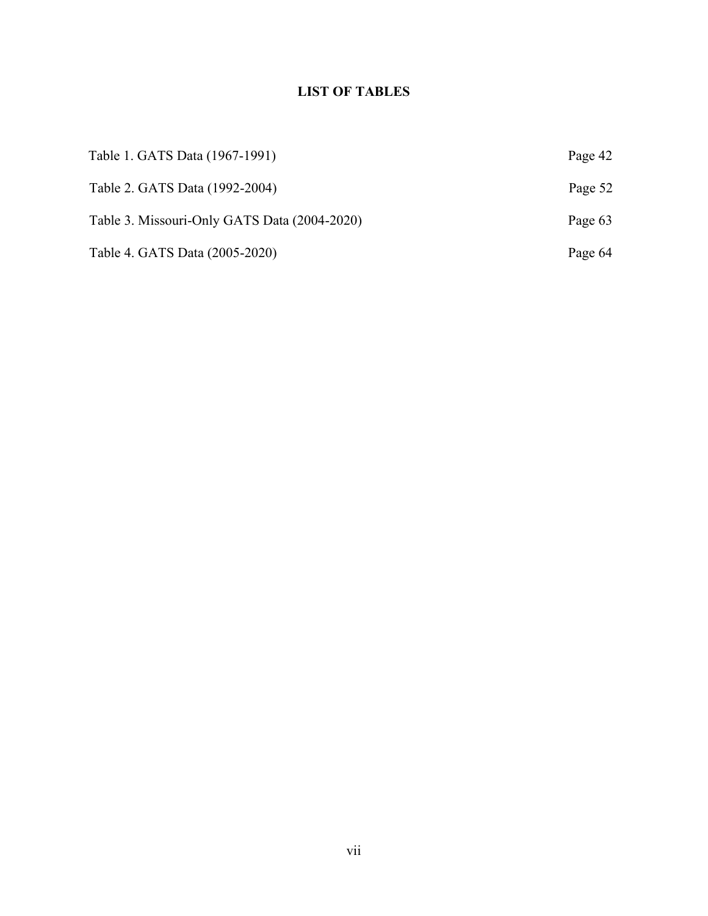## LIST OF TABLES

| | |
|---|---|
| Table 1. GATS Data (1967-1991) | Page 42 |
| Table 2. GATS Data (1992-2004) | Page 52 |
| Table 3. Missouri-Only GATS Data (2004-2020) | Page 63 |
| Table 4. GATS Data (2005-2020) | Page 64 |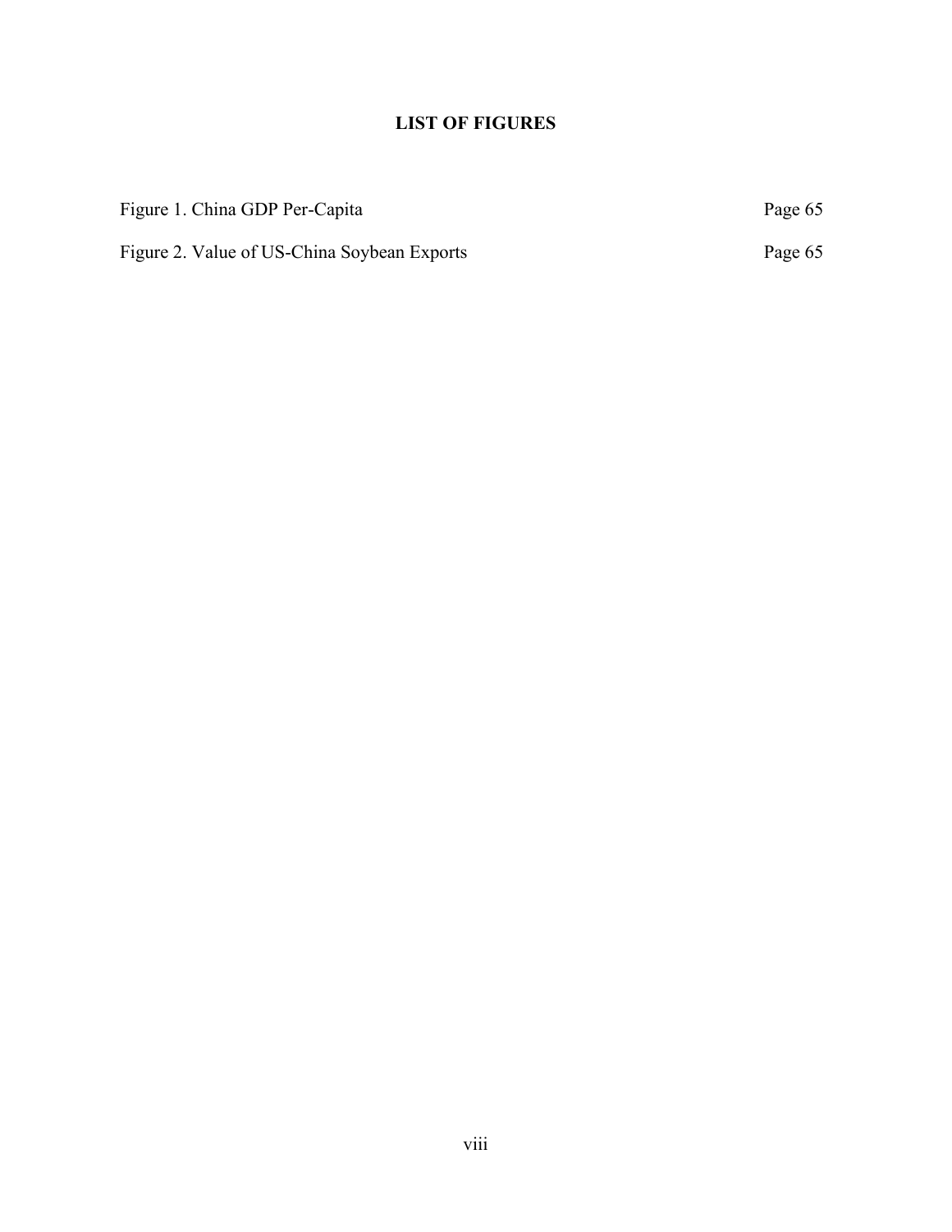# LIST OF FIGURES

Figure 1. China GDP Per-Capita Page 65

Figure 2. Value of US-China Soybean Exports Page 65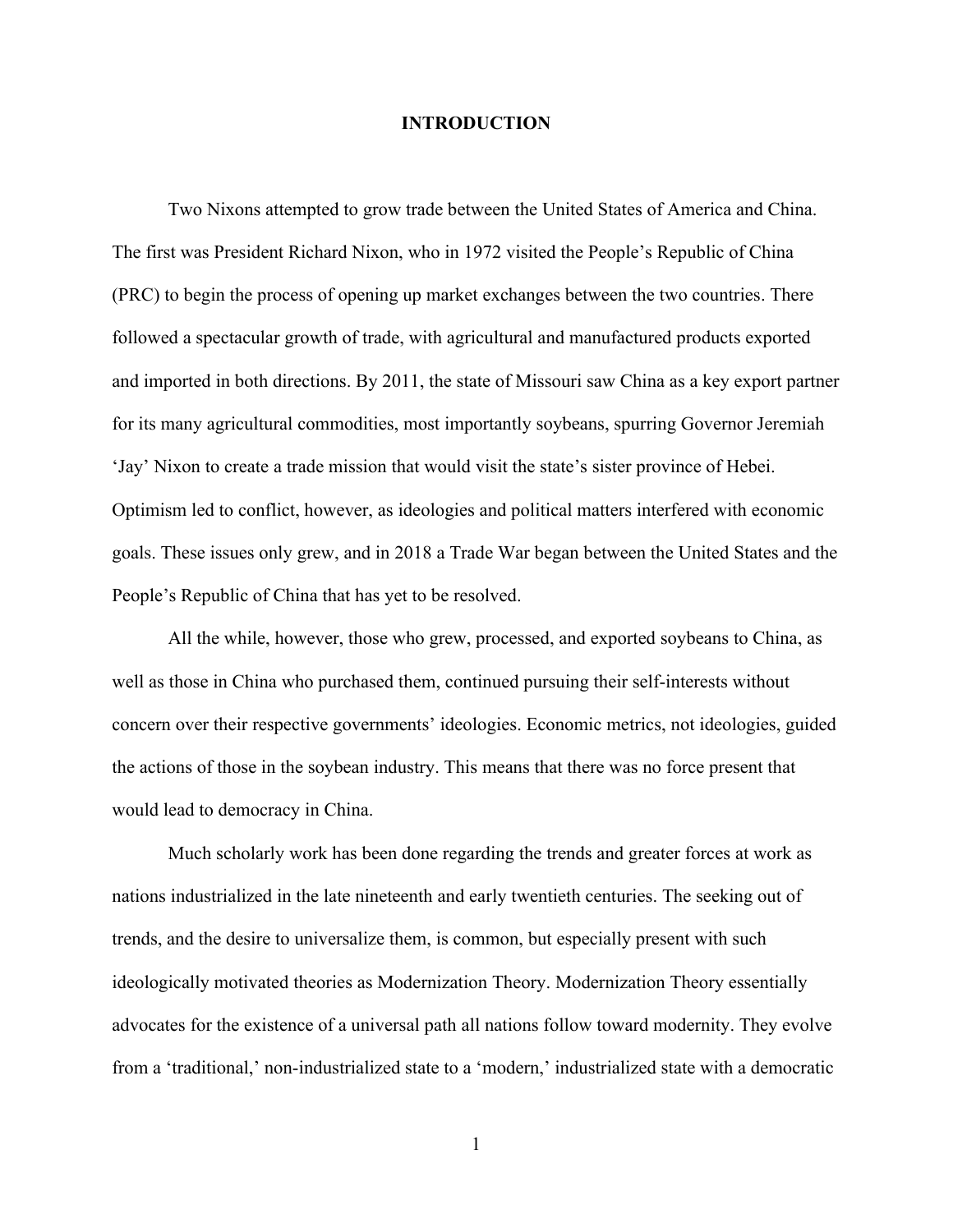# INTRODUCTION

Two Nixons attempted to grow trade between the United States of America and China. The first was President Richard Nixon, who in 1972 visited the People's Republic of China (PRC) to begin the process of opening up market exchanges between the two countries. There followed a spectacular growth of trade, with agricultural and manufactured products exported and imported in both directions. By 2011, the state of Missouri saw China as a key export partner for its many agricultural commodities, most importantly soybeans, spurring Governor Jeremiah 'Jay' Nixon to create a trade mission that would visit the state's sister province of Hebei. Optimism led to conflict, however, as ideologies and political matters interfered with economic goals. These issues only grew, and in 2018 a Trade War began between the United States and the People's Republic of China that has yet to be resolved.

All the while, however, those who grew, processed, and exported soybeans to China, as well as those in China who purchased them, continued pursuing their self-interests without concern over their respective governments' ideologies. Economic metrics, not ideologies, guided the actions of those in the soybean industry. This means that there was no force present that would lead to democracy in China.

Much scholarly work has been done regarding the trends and greater forces at work as nations industrialized in the late nineteenth and early twentieth centuries. The seeking out of trends, and the desire to universalize them, is common, but especially present with such ideologically motivated theories as Modernization Theory. Modernization Theory essentially advocates for the existence of a universal path all nations follow toward modernity. They evolve from a 'traditional,' non-industrialized state to a 'modern,' industrialized state with a democratic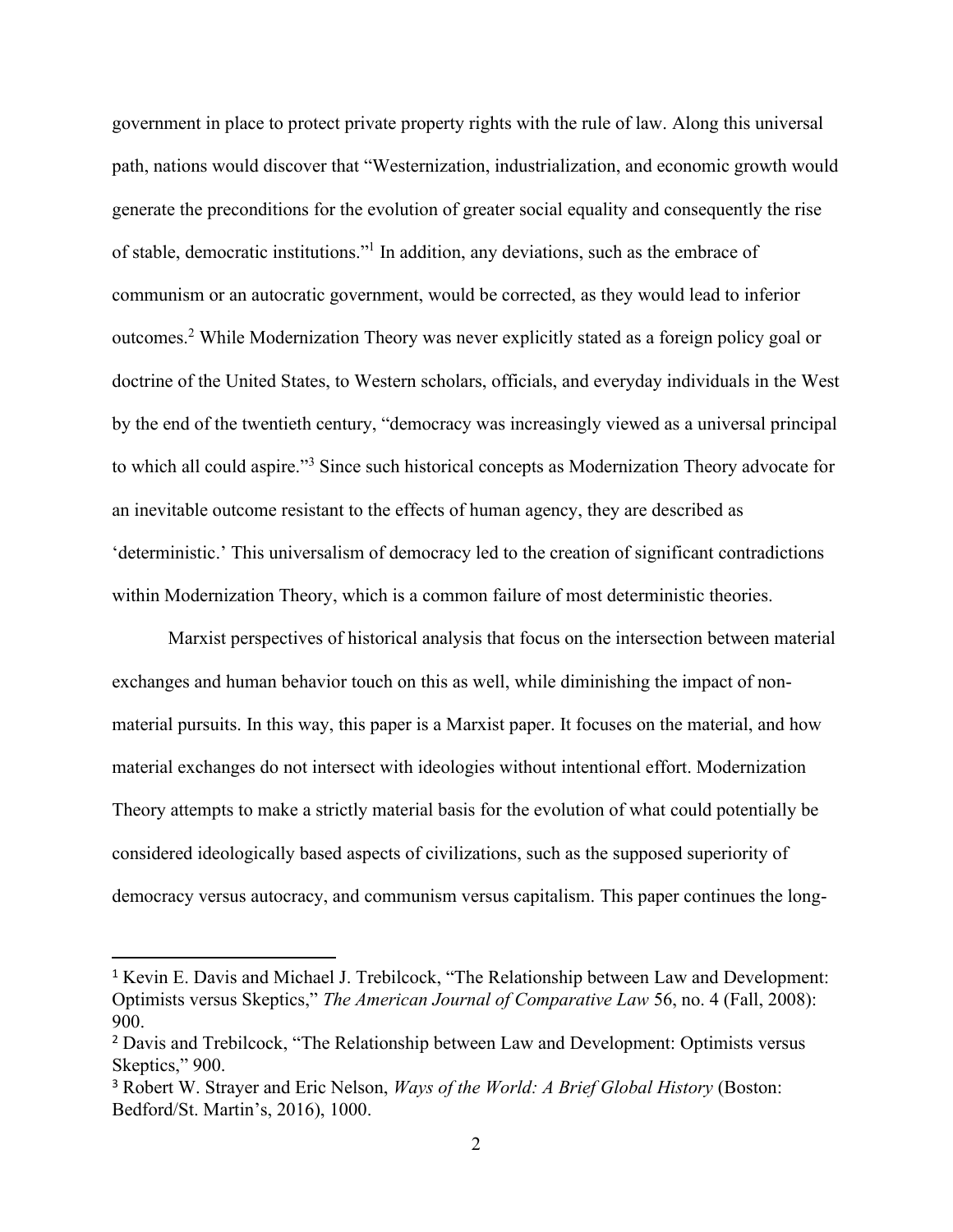government in place to protect private property rights with the rule of law. Along this universal path, nations would discover that "Westernization, industrialization, and economic growth would generate the preconditions for the evolution of greater social equality and consequently the rise of stable, democratic institutions."[1] In addition, any deviations, such as the embrace of communism or an autocratic government, would be corrected, as they would lead to inferior outcomes.[2] While Modernization Theory was never explicitly stated as a foreign policy goal or doctrine of the United States, to Western scholars, officials, and everyday individuals in the West by the end of the twentieth century, "democracy was increasingly viewed as a universal principal to which all could aspire."[3] Since such historical concepts as Modernization Theory advocate for an inevitable outcome resistant to the effects of human agency, they are described as 'deterministic.' This universalism of democracy led to the creation of significant contradictions within Modernization Theory, which is a common failure of most deterministic theories.

Marxist perspectives of historical analysis that focus on the intersection between material exchanges and human behavior touch on this as well, while diminishing the impact of non-material pursuits. In this way, this paper is a Marxist paper. It focuses on the material, and how material exchanges do not intersect with ideologies without intentional effort. Modernization Theory attempts to make a strictly material basis for the evolution of what could potentially be considered ideologically based aspects of civilizations, such as the supposed superiority of democracy versus autocracy, and communism versus capitalism. This paper continues the long-

---

[1] Kevin E. Davis and Michael J. Trebilcock, "The Relationship between Law and Development: Optimists versus Skeptics," *The American Journal of Comparative Law* 56, no. 4 (Fall, 2008): 900.

[2] Davis and Trebilcock, "The Relationship between Law and Development: Optimists versus Skeptics," 900.

[3] Robert W. Strayer and Eric Nelson, *Ways of the World: A Brief Global History* (Boston: Bedford/St. Martin's, 2016), 1000.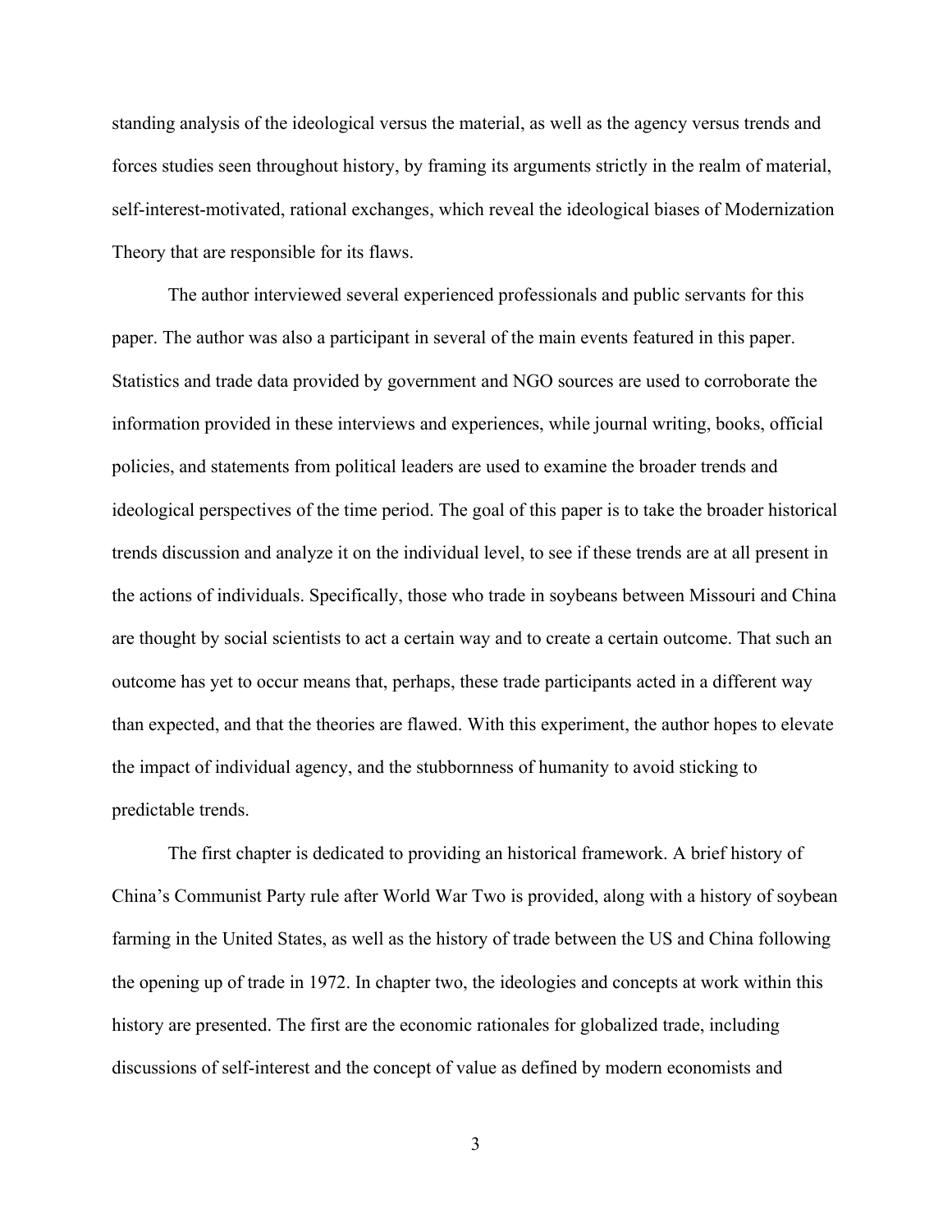standing analysis of the ideological versus the material, as well as the agency versus trends and forces studies seen throughout history, by framing its arguments strictly in the realm of material, self-interest-motivated, rational exchanges, which reveal the ideological biases of Modernization Theory that are responsible for its flaws.

The author interviewed several experienced professionals and public servants for this paper. The author was also a participant in several of the main events featured in this paper. Statistics and trade data provided by government and NGO sources are used to corroborate the information provided in these interviews and experiences, while journal writing, books, official policies, and statements from political leaders are used to examine the broader trends and ideological perspectives of the time period. The goal of this paper is to take the broader historical trends discussion and analyze it on the individual level, to see if these trends are at all present in the actions of individuals. Specifically, those who trade in soybeans between Missouri and China are thought by social scientists to act a certain way and to create a certain outcome. That such an outcome has yet to occur means that, perhaps, these trade participants acted in a different way than expected, and that the theories are flawed. With this experiment, the author hopes to elevate the impact of individual agency, and the stubbornness of humanity to avoid sticking to predictable trends.

The first chapter is dedicated to providing an historical framework. A brief history of China's Communist Party rule after World War Two is provided, along with a history of soybean farming in the United States, as well as the history of trade between the US and China following the opening up of trade in 1972. In chapter two, the ideologies and concepts at work within this history are presented. The first are the economic rationales for globalized trade, including discussions of self-interest and the concept of value as defined by modern economists and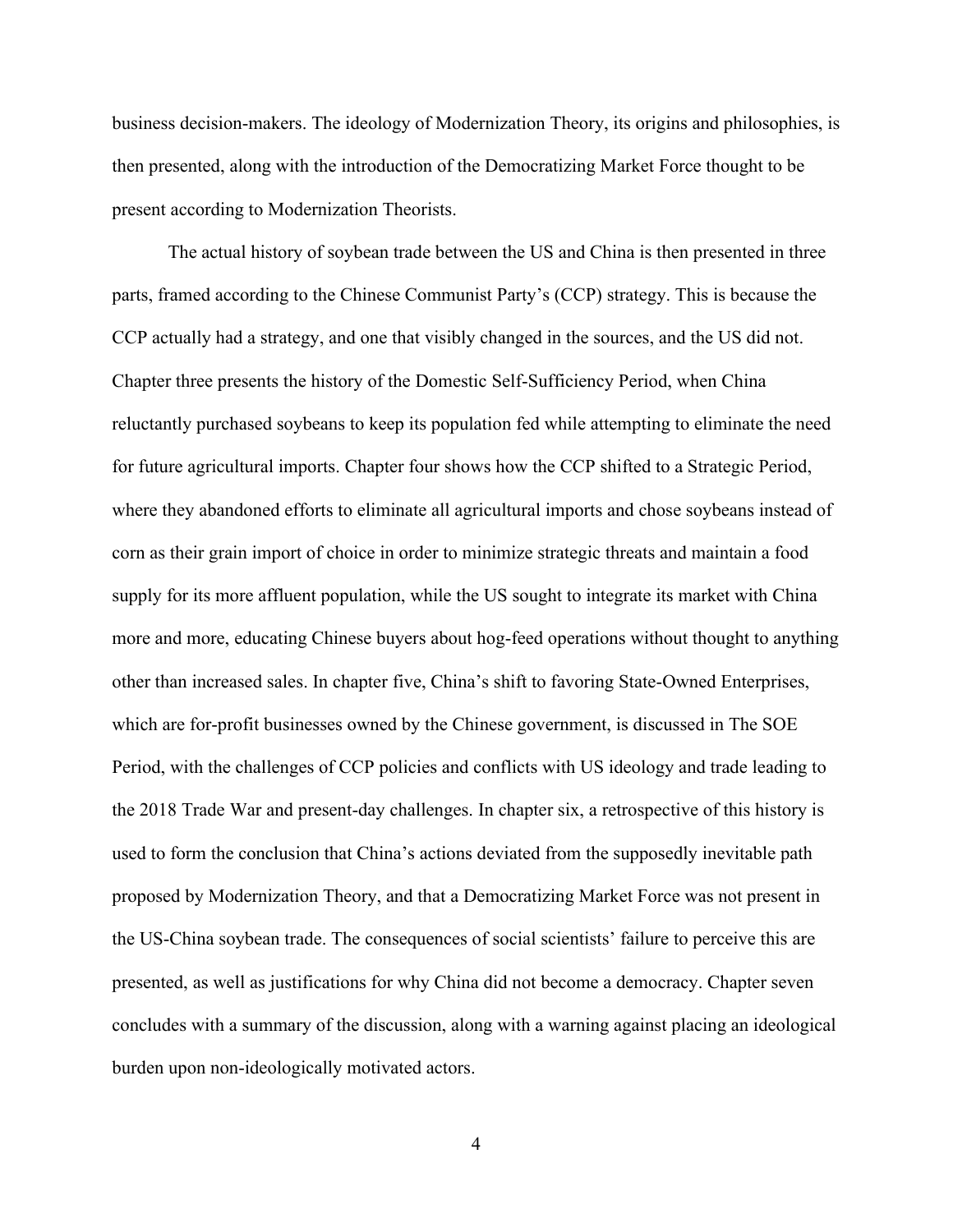business decision-makers. The ideology of Modernization Theory, its origins and philosophies, is then presented, along with the introduction of the Democratizing Market Force thought to be present according to Modernization Theorists.

The actual history of soybean trade between the US and China is then presented in three parts, framed according to the Chinese Communist Party's (CCP) strategy. This is because the CCP actually had a strategy, and one that visibly changed in the sources, and the US did not. Chapter three presents the history of the Domestic Self-Sufficiency Period, when China reluctantly purchased soybeans to keep its population fed while attempting to eliminate the need for future agricultural imports. Chapter four shows how the CCP shifted to a Strategic Period, where they abandoned efforts to eliminate all agricultural imports and chose soybeans instead of corn as their grain import of choice in order to minimize strategic threats and maintain a food supply for its more affluent population, while the US sought to integrate its market with China more and more, educating Chinese buyers about hog-feed operations without thought to anything other than increased sales. In chapter five, China's shift to favoring State-Owned Enterprises, which are for-profit businesses owned by the Chinese government, is discussed in The SOE Period, with the challenges of CCP policies and conflicts with US ideology and trade leading to the 2018 Trade War and present-day challenges. In chapter six, a retrospective of this history is used to form the conclusion that China's actions deviated from the supposedly inevitable path proposed by Modernization Theory, and that a Democratizing Market Force was not present in the US-China soybean trade. The consequences of social scientists' failure to perceive this are presented, as well as justifications for why China did not become a democracy. Chapter seven concludes with a summary of the discussion, along with a warning against placing an ideological burden upon non-ideologically motivated actors.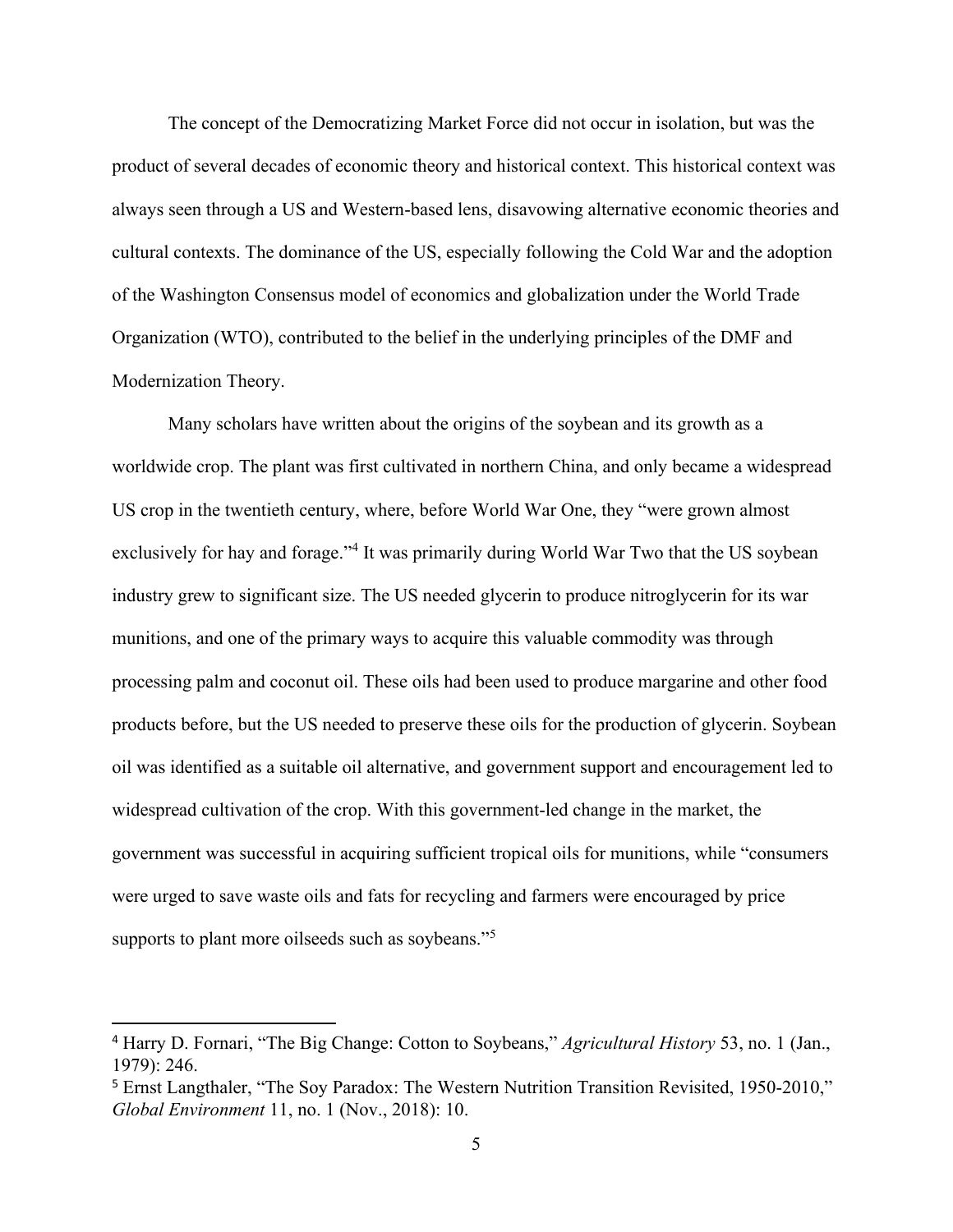The concept of the Democratizing Market Force did not occur in isolation, but was the product of several decades of economic theory and historical context. This historical context was always seen through a US and Western-based lens, disavowing alternative economic theories and cultural contexts. The dominance of the US, especially following the Cold War and the adoption of the Washington Consensus model of economics and globalization under the World Trade Organization (WTO), contributed to the belief in the underlying principles of the DMF and Modernization Theory.

Many scholars have written about the origins of the soybean and its growth as a worldwide crop. The plant was first cultivated in northern China, and only became a widespread US crop in the twentieth century, where, before World War One, they "were grown almost exclusively for hay and forage."[4] It was primarily during World War Two that the US soybean industry grew to significant size. The US needed glycerin to produce nitroglycerin for its war munitions, and one of the primary ways to acquire this valuable commodity was through processing palm and coconut oil. These oils had been used to produce margarine and other food products before, but the US needed to preserve these oils for the production of glycerin. Soybean oil was identified as a suitable oil alternative, and government support and encouragement led to widespread cultivation of the crop. With this government-led change in the market, the government was successful in acquiring sufficient tropical oils for munitions, while "consumers were urged to save waste oils and fats for recycling and farmers were encouraged by price supports to plant more oilseeds such as soybeans."[5]

---

[4] Harry D. Fornari, "The Big Change: Cotton to Soybeans," *Agricultural History* 53, no. 1 (Jan., 1979): 246.

[5] Ernst Langthaler, "The Soy Paradox: The Western Nutrition Transition Revisited, 1950-2010," *Global Environment* 11, no. 1 (Nov., 2018): 10.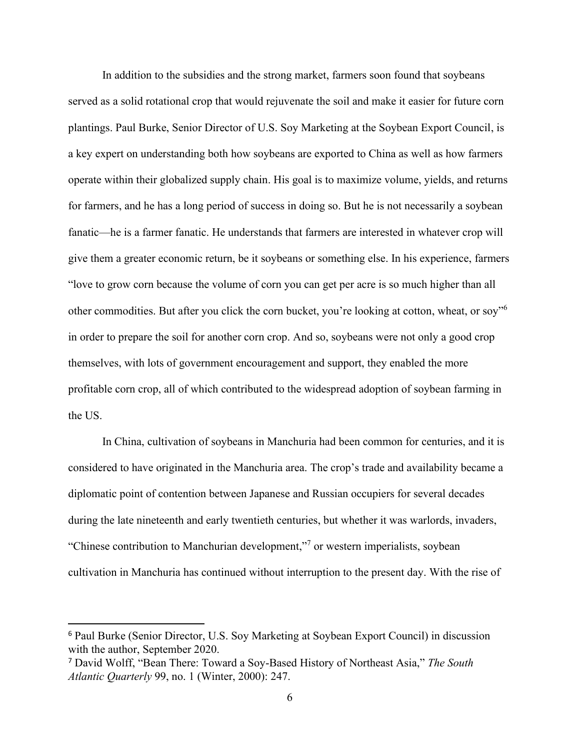In addition to the subsidies and the strong market, farmers soon found that soybeans served as a solid rotational crop that would rejuvenate the soil and make it easier for future corn plantings. Paul Burke, Senior Director of U.S. Soy Marketing at the Soybean Export Council, is a key expert on understanding both how soybeans are exported to China as well as how farmers operate within their globalized supply chain. His goal is to maximize volume, yields, and returns for farmers, and he has a long period of success in doing so. But he is not necessarily a soybean fanatic—he is a farmer fanatic. He understands that farmers are interested in whatever crop will give them a greater economic return, be it soybeans or something else. In his experience, farmers "love to grow corn because the volume of corn you can get per acre is so much higher than all other commodities. But after you click the corn bucket, you're looking at cotton, wheat, or soy"[6] in order to prepare the soil for another corn crop. And so, soybeans were not only a good crop themselves, with lots of government encouragement and support, they enabled the more profitable corn crop, all of which contributed to the widespread adoption of soybean farming in the US.

In China, cultivation of soybeans in Manchuria had been common for centuries, and it is considered to have originated in the Manchuria area. The crop's trade and availability became a diplomatic point of contention between Japanese and Russian occupiers for several decades during the late nineteenth and early twentieth centuries, but whether it was warlords, invaders, "Chinese contribution to Manchurian development,"[7] or western imperialists, soybean cultivation in Manchuria has continued without interruption to the present day. With the rise of

---

[6] Paul Burke (Senior Director, U.S. Soy Marketing at Soybean Export Council) in discussion with the author, September 2020.

[7] David Wolff, "Bean There: Toward a Soy-Based History of Northeast Asia," *The South Atlantic Quarterly* 99, no. 1 (Winter, 2000): 247.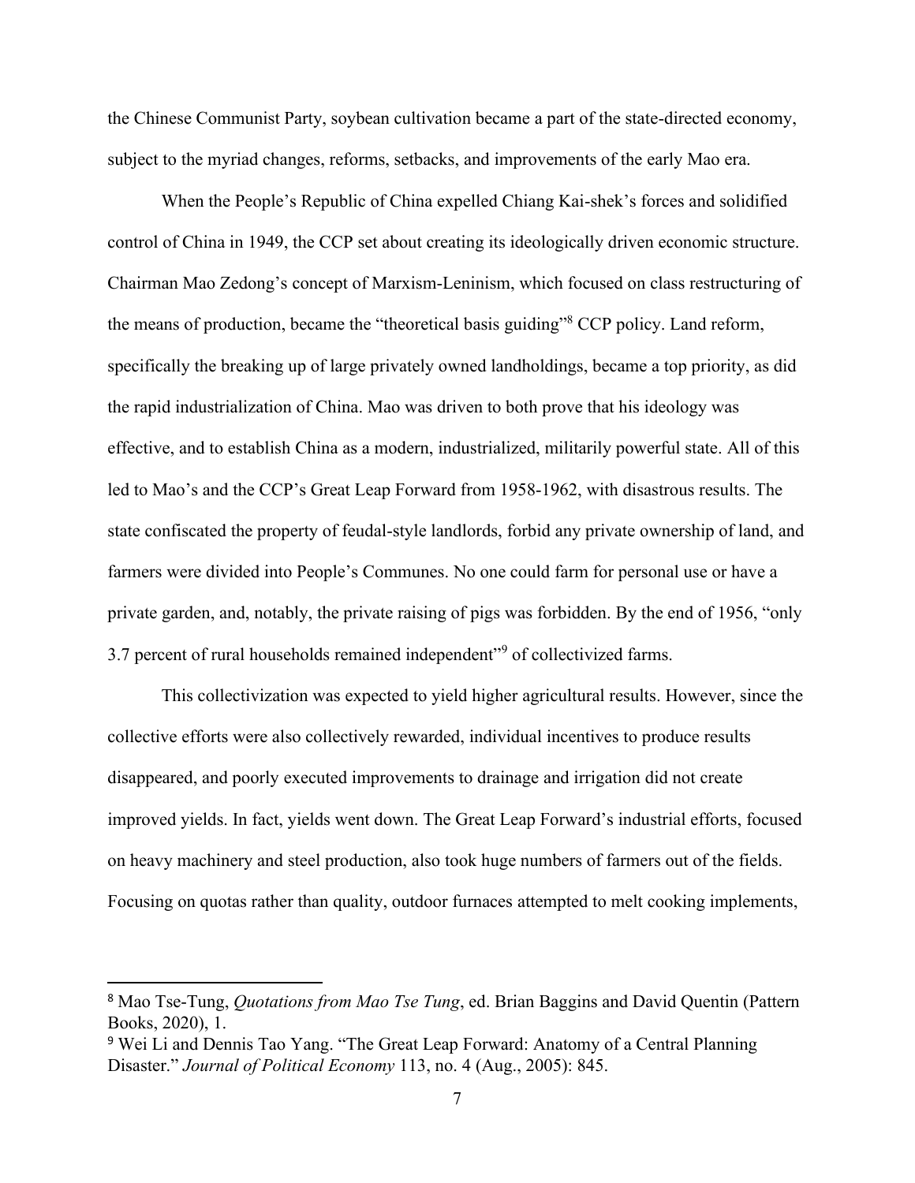the Chinese Communist Party, soybean cultivation became a part of the state-directed economy, subject to the myriad changes, reforms, setbacks, and improvements of the early Mao era.

When the People's Republic of China expelled Chiang Kai-shek's forces and solidified control of China in 1949, the CCP set about creating its ideologically driven economic structure. Chairman Mao Zedong's concept of Marxism-Leninism, which focused on class restructuring of the means of production, became the "theoretical basis guiding"[8] CCP policy. Land reform, specifically the breaking up of large privately owned landholdings, became a top priority, as did the rapid industrialization of China. Mao was driven to both prove that his ideology was effective, and to establish China as a modern, industrialized, militarily powerful state. All of this led to Mao's and the CCP's Great Leap Forward from 1958-1962, with disastrous results. The state confiscated the property of feudal-style landlords, forbid any private ownership of land, and farmers were divided into People's Communes. No one could farm for personal use or have a private garden, and, notably, the private raising of pigs was forbidden. By the end of 1956, "only 3.7 percent of rural households remained independent"[9] of collectivized farms.

This collectivization was expected to yield higher agricultural results. However, since the collective efforts were also collectively rewarded, individual incentives to produce results disappeared, and poorly executed improvements to drainage and irrigation did not create improved yields. In fact, yields went down. The Great Leap Forward's industrial efforts, focused on heavy machinery and steel production, also took huge numbers of farmers out of the fields. Focusing on quotas rather than quality, outdoor furnaces attempted to melt cooking implements,

---

[8] Mao Tse-Tung, *Quotations from Mao Tse Tung*, ed. Brian Baggins and David Quentin (Pattern Books, 2020), 1.

[9] Wei Li and Dennis Tao Yang. "The Great Leap Forward: Anatomy of a Central Planning Disaster." *Journal of Political Economy* 113, no. 4 (Aug., 2005): 845.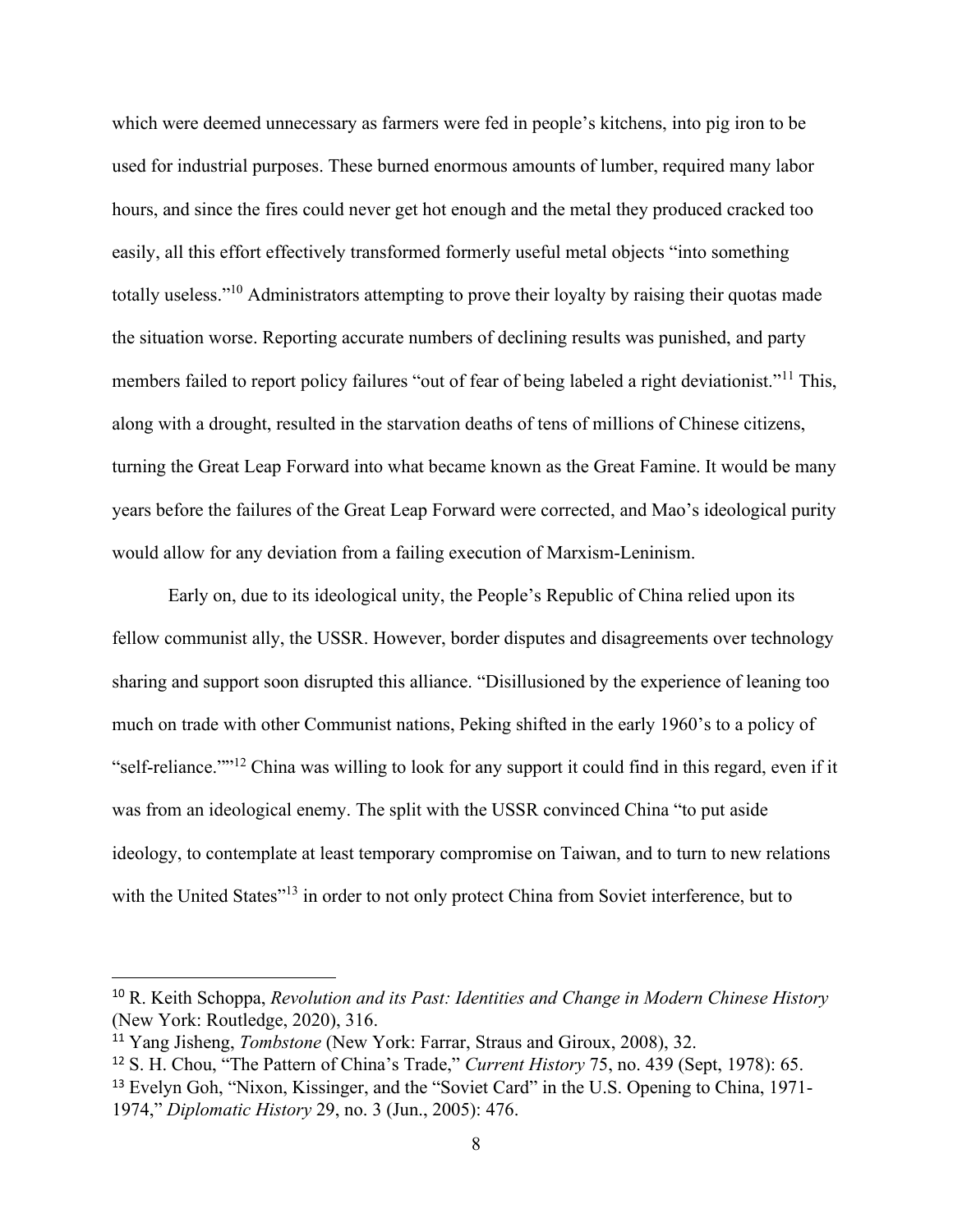which were deemed unnecessary as farmers were fed in people's kitchens, into pig iron to be used for industrial purposes. These burned enormous amounts of lumber, required many labor hours, and since the fires could never get hot enough and the metal they produced cracked too easily, all this effort effectively transformed formerly useful metal objects "into something totally useless."[10] Administrators attempting to prove their loyalty by raising their quotas made the situation worse. Reporting accurate numbers of declining results was punished, and party members failed to report policy failures "out of fear of being labeled a right deviationist."[11] This, along with a drought, resulted in the starvation deaths of tens of millions of Chinese citizens, turning the Great Leap Forward into what became known as the Great Famine. It would be many years before the failures of the Great Leap Forward were corrected, and Mao's ideological purity would allow for any deviation from a failing execution of Marxism-Leninism.

Early on, due to its ideological unity, the People's Republic of China relied upon its fellow communist ally, the USSR. However, border disputes and disagreements over technology sharing and support soon disrupted this alliance. "Disillusioned by the experience of leaning too much on trade with other Communist nations, Peking shifted in the early 1960's to a policy of "self-reliance.""[12] China was willing to look for any support it could find in this regard, even if it was from an ideological enemy. The split with the USSR convinced China "to put aside ideology, to contemplate at least temporary compromise on Taiwan, and to turn to new relations with the United States"[13] in order to not only protect China from Soviet interference, but to

---

[10] R. Keith Schoppa, *Revolution and its Past: Identities and Change in Modern Chinese History* (New York: Routledge, 2020), 316.

[11] Yang Jisheng, *Tombstone* (New York: Farrar, Straus and Giroux, 2008), 32.

[12] S. H. Chou, "The Pattern of China's Trade," *Current History* 75, no. 439 (Sept, 1978): 65.

[13] Evelyn Goh, "Nixon, Kissinger, and the "Soviet Card" in the U.S. Opening to China, 1971-1974," *Diplomatic History* 29, no. 3 (Jun., 2005): 476.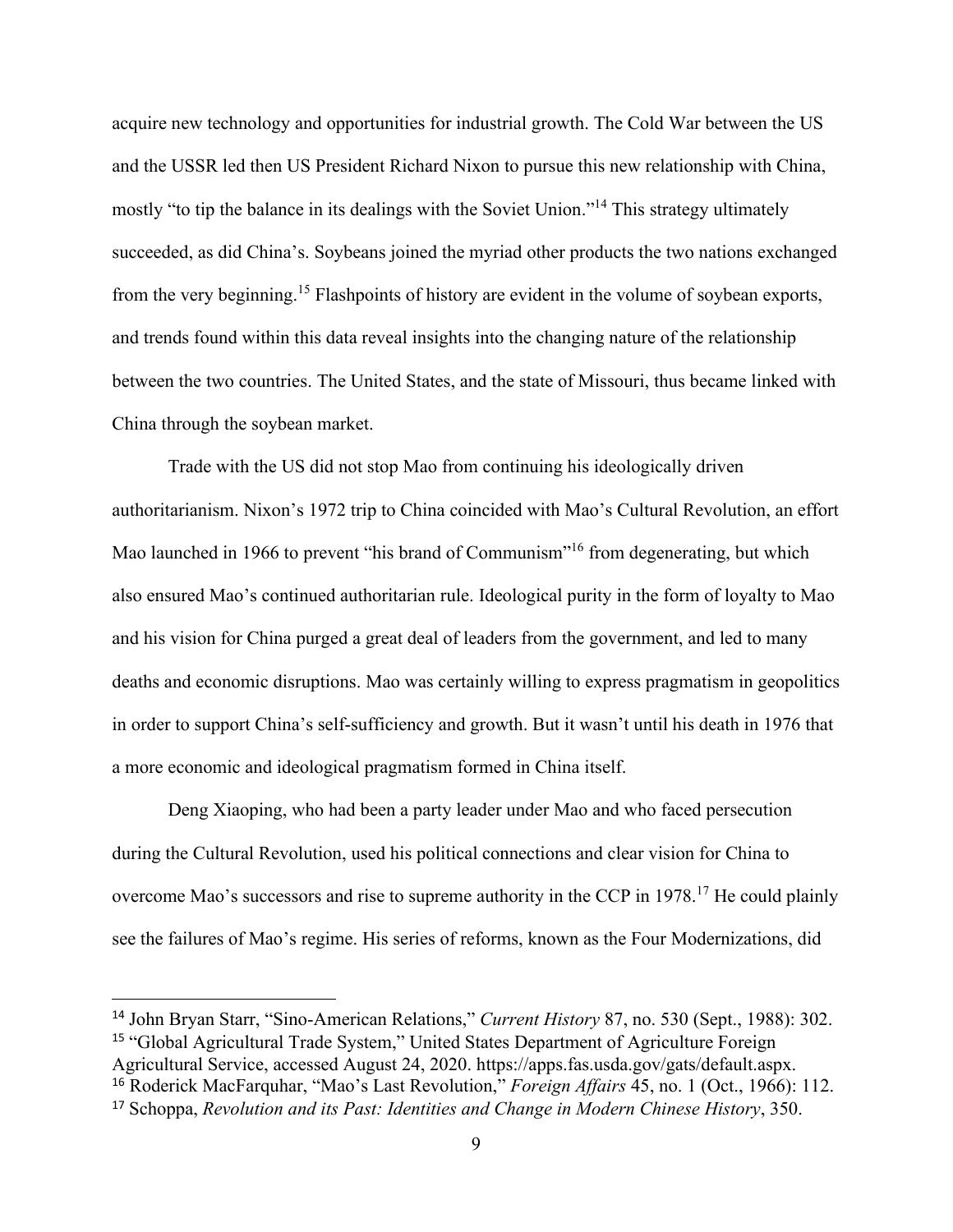acquire new technology and opportunities for industrial growth. The Cold War between the US and the USSR led then US President Richard Nixon to pursue this new relationship with China, mostly "to tip the balance in its dealings with the Soviet Union."[14] This strategy ultimately succeeded, as did China's. Soybeans joined the myriad other products the two nations exchanged from the very beginning.[15] Flashpoints of history are evident in the volume of soybean exports, and trends found within this data reveal insights into the changing nature of the relationship between the two countries. The United States, and the state of Missouri, thus became linked with China through the soybean market.

Trade with the US did not stop Mao from continuing his ideologically driven authoritarianism. Nixon's 1972 trip to China coincided with Mao's Cultural Revolution, an effort Mao launched in 1966 to prevent "his brand of Communism"[16] from degenerating, but which also ensured Mao's continued authoritarian rule. Ideological purity in the form of loyalty to Mao and his vision for China purged a great deal of leaders from the government, and led to many deaths and economic disruptions. Mao was certainly willing to express pragmatism in geopolitics in order to support China's self-sufficiency and growth. But it wasn't until his death in 1976 that a more economic and ideological pragmatism formed in China itself.

Deng Xiaoping, who had been a party leader under Mao and who faced persecution during the Cultural Revolution, used his political connections and clear vision for China to overcome Mao's successors and rise to supreme authority in the CCP in 1978.[17] He could plainly see the failures of Mao's regime. His series of reforms, known as the Four Modernizations, did

---

[14] John Bryan Starr, "Sino-American Relations," *Current History* 87, no. 530 (Sept., 1988): 302.

[15] "Global Agricultural Trade System," United States Department of Agriculture Foreign Agricultural Service, accessed August 24, 2020. https://apps.fas.usda.gov/gats/default.aspx.

[16] Roderick MacFarquhar, "Mao's Last Revolution," *Foreign Affairs* 45, no. 1 (Oct., 1966): 112.

[17] Schoppa, *Revolution and its Past: Identities and Change in Modern Chinese History*, 350.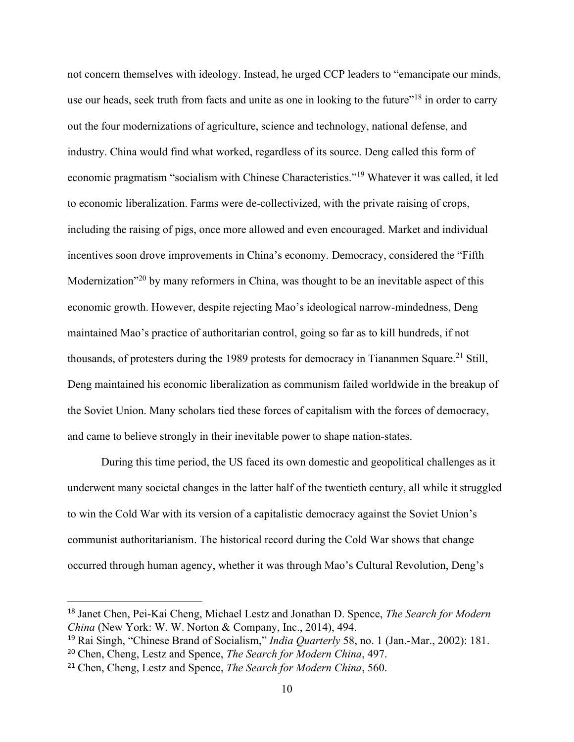not concern themselves with ideology. Instead, he urged CCP leaders to "emancipate our minds, use our heads, seek truth from facts and unite as one in looking to the future"[18] in order to carry out the four modernizations of agriculture, science and technology, national defense, and industry. China would find what worked, regardless of its source. Deng called this form of economic pragmatism "socialism with Chinese Characteristics."[19] Whatever it was called, it led to economic liberalization. Farms were de-collectivized, with the private raising of crops, including the raising of pigs, once more allowed and even encouraged. Market and individual incentives soon drove improvements in China's economy. Democracy, considered the "Fifth Modernization"[20] by many reformers in China, was thought to be an inevitable aspect of this economic growth. However, despite rejecting Mao's ideological narrow-mindedness, Deng maintained Mao's practice of authoritarian control, going so far as to kill hundreds, if not thousands, of protesters during the 1989 protests for democracy in Tiananmen Square.[21] Still, Deng maintained his economic liberalization as communism failed worldwide in the breakup of the Soviet Union. Many scholars tied these forces of capitalism with the forces of democracy, and came to believe strongly in their inevitable power to shape nation-states.

During this time period, the US faced its own domestic and geopolitical challenges as it underwent many societal changes in the latter half of the twentieth century, all while it struggled to win the Cold War with its version of a capitalistic democracy against the Soviet Union's communist authoritarianism. The historical record during the Cold War shows that change occurred through human agency, whether it was through Mao's Cultural Revolution, Deng's

---

[18] Janet Chen, Pei-Kai Cheng, Michael Lestz and Jonathan D. Spence, *The Search for Modern China* (New York: W. W. Norton & Company, Inc., 2014), 494.

[19] Rai Singh, "Chinese Brand of Socialism," *India Quarterly* 58, no. 1 (Jan.-Mar., 2002): 181.

[20] Chen, Cheng, Lestz and Spence, *The Search for Modern China*, 497.

[21] Chen, Cheng, Lestz and Spence, *The Search for Modern China*, 560.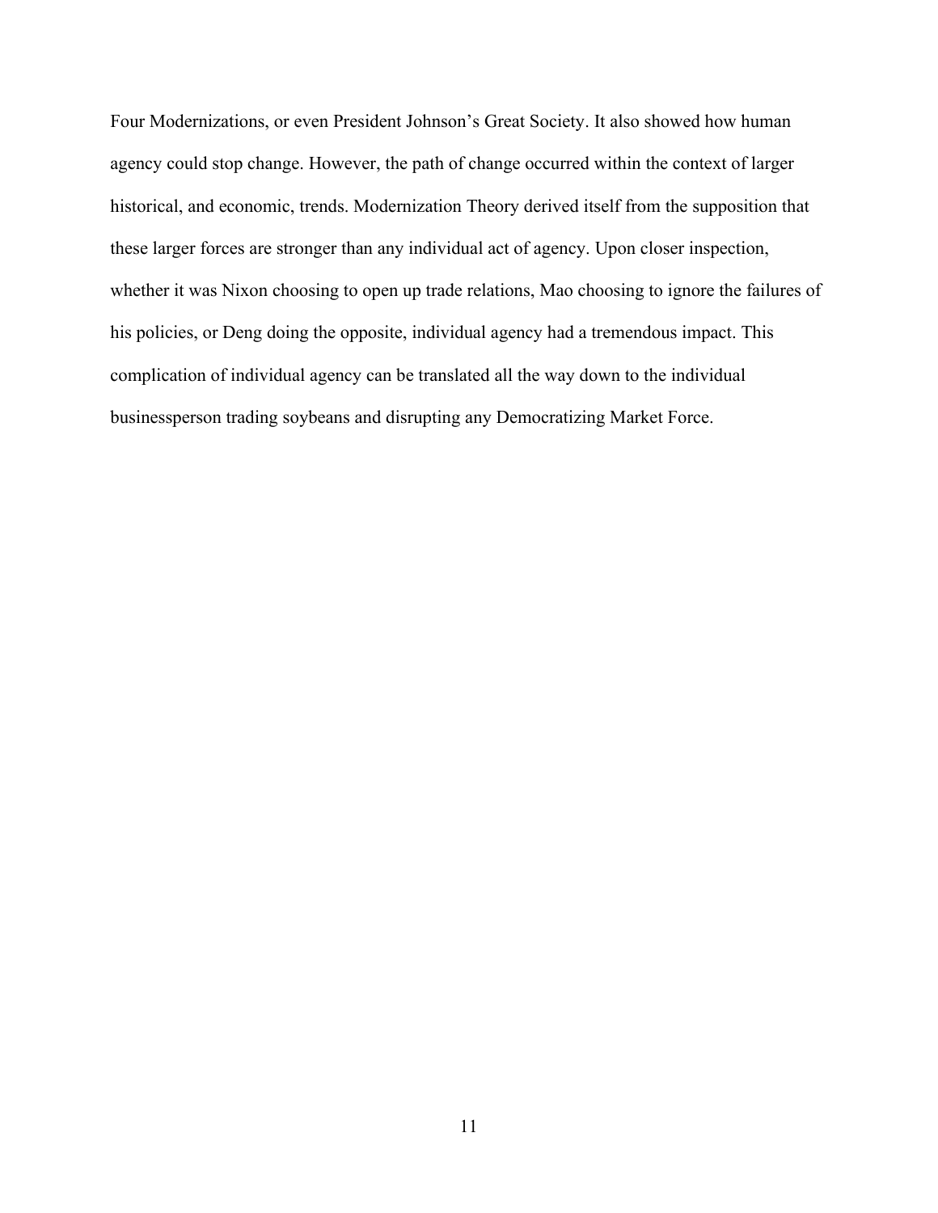Four Modernizations, or even President Johnson's Great Society. It also showed how human agency could stop change. However, the path of change occurred within the context of larger historical, and economic, trends. Modernization Theory derived itself from the supposition that these larger forces are stronger than any individual act of agency. Upon closer inspection, whether it was Nixon choosing to open up trade relations, Mao choosing to ignore the failures of his policies, or Deng doing the opposite, individual agency had a tremendous impact. This complication of individual agency can be translated all the way down to the individual businessperson trading soybeans and disrupting any Democratizing Market Force.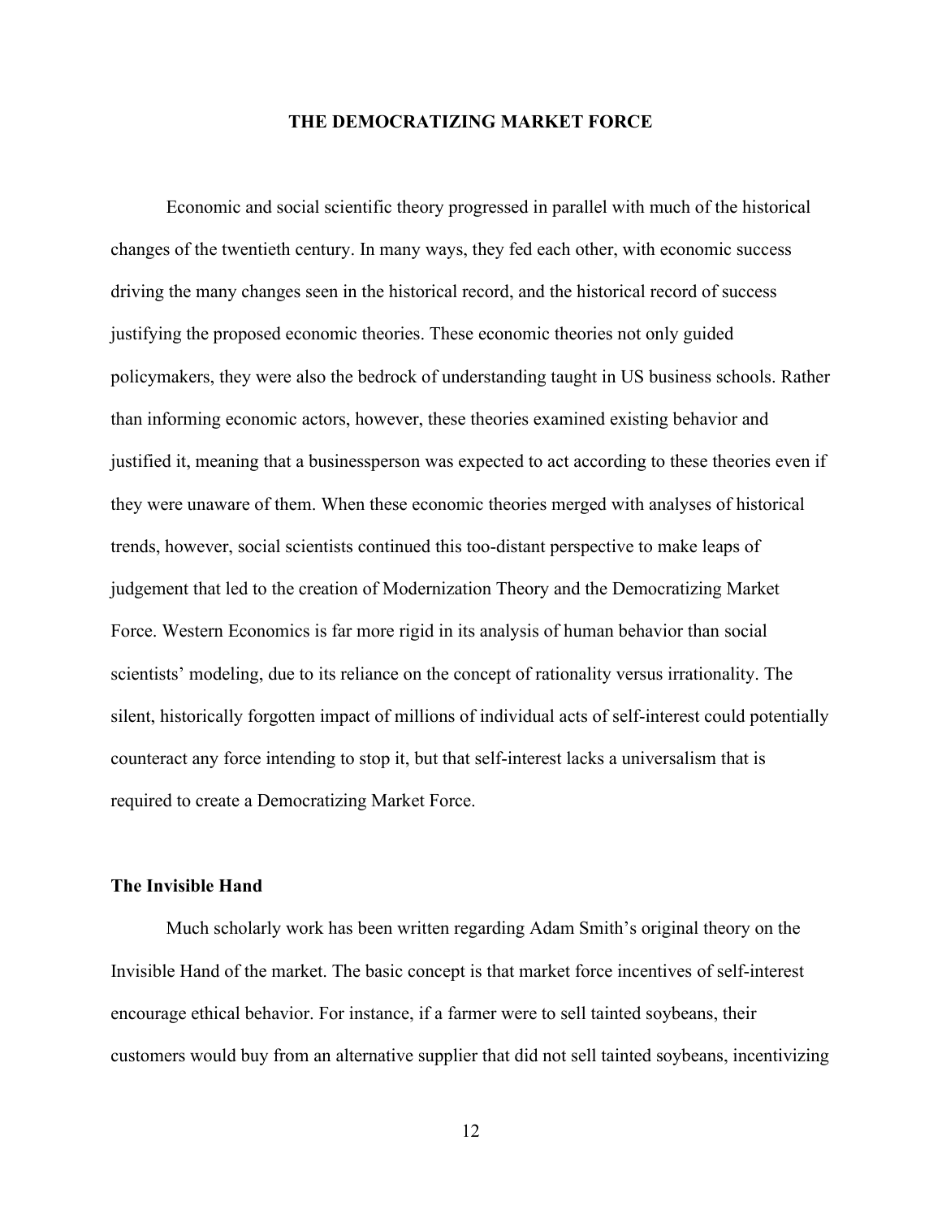# THE DEMOCRATIZING MARKET FORCE

Economic and social scientific theory progressed in parallel with much of the historical changes of the twentieth century. In many ways, they fed each other, with economic success driving the many changes seen in the historical record, and the historical record of success justifying the proposed economic theories. These economic theories not only guided policymakers, they were also the bedrock of understanding taught in US business schools. Rather than informing economic actors, however, these theories examined existing behavior and justified it, meaning that a businessperson was expected to act according to these theories even if they were unaware of them. When these economic theories merged with analyses of historical trends, however, social scientists continued this too-distant perspective to make leaps of judgement that led to the creation of Modernization Theory and the Democratizing Market Force. Western Economics is far more rigid in its analysis of human behavior than social scientists' modeling, due to its reliance on the concept of rationality versus irrationality. The silent, historically forgotten impact of millions of individual acts of self-interest could potentially counteract any force intending to stop it, but that self-interest lacks a universalism that is required to create a Democratizing Market Force.

## The Invisible Hand

Much scholarly work has been written regarding Adam Smith's original theory on the Invisible Hand of the market. The basic concept is that market force incentives of self-interest encourage ethical behavior. For instance, if a farmer were to sell tainted soybeans, their customers would buy from an alternative supplier that did not sell tainted soybeans, incentivizing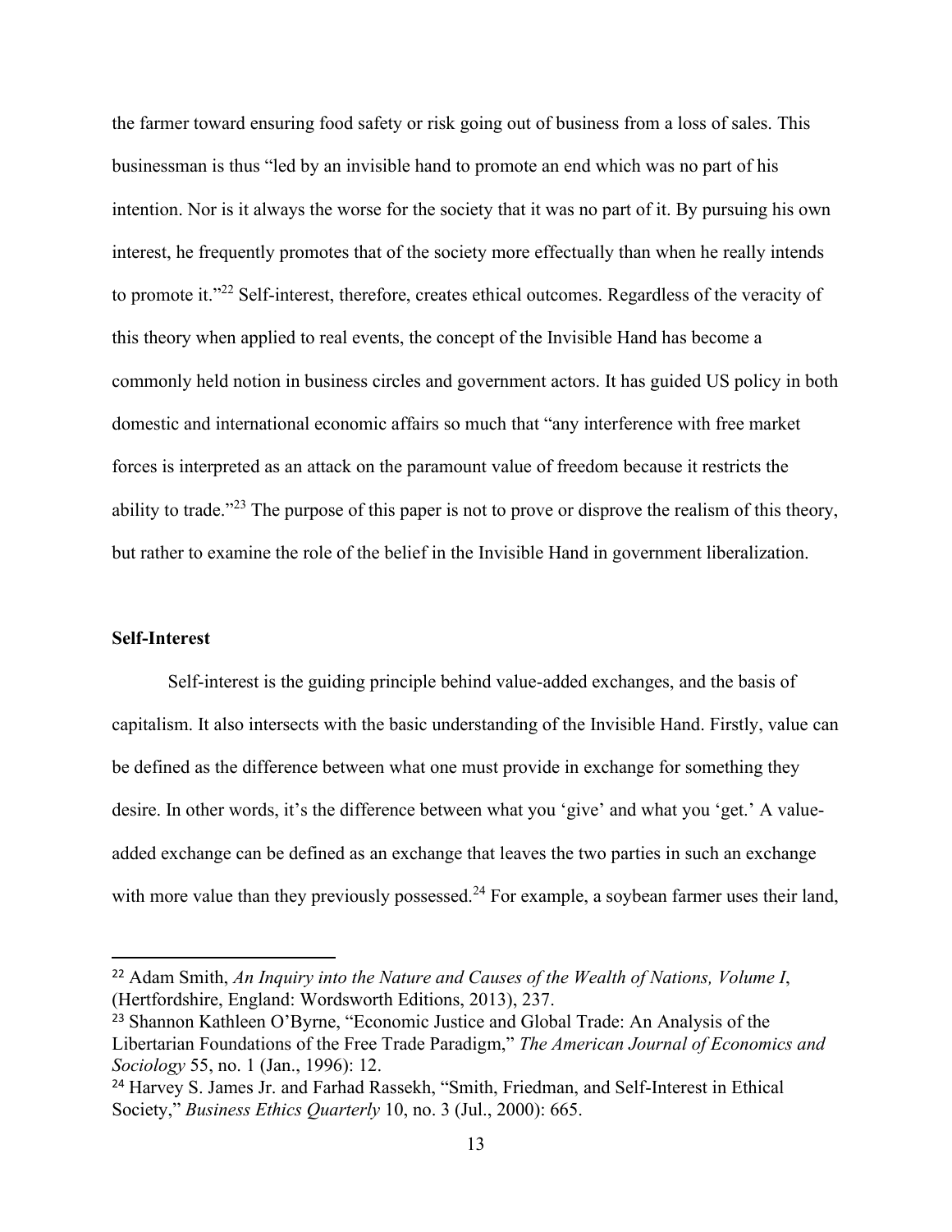the farmer toward ensuring food safety or risk going out of business from a loss of sales. This businessman is thus "led by an invisible hand to promote an end which was no part of his intention. Nor is it always the worse for the society that it was no part of it. By pursuing his own interest, he frequently promotes that of the society more effectually than when he really intends to promote it."[22] Self-interest, therefore, creates ethical outcomes. Regardless of the veracity of this theory when applied to real events, the concept of the Invisible Hand has become a commonly held notion in business circles and government actors. It has guided US policy in both domestic and international economic affairs so much that "any interference with free market forces is interpreted as an attack on the paramount value of freedom because it restricts the ability to trade."[23] The purpose of this paper is not to prove or disprove the realism of this theory, but rather to examine the role of the belief in the Invisible Hand in government liberalization.

**Self-Interest**

Self-interest is the guiding principle behind value-added exchanges, and the basis of capitalism. It also intersects with the basic understanding of the Invisible Hand. Firstly, value can be defined as the difference between what one must provide in exchange for something they desire. In other words, it's the difference between what you 'give' and what you 'get.' A value-added exchange can be defined as an exchange that leaves the two parties in such an exchange with more value than they previously possessed.[24] For example, a soybean farmer uses their land,

---

[22] Adam Smith, *An Inquiry into the Nature and Causes of the Wealth of Nations, Volume I*, (Hertfordshire, England: Wordsworth Editions, 2013), 237.

[23] Shannon Kathleen O'Byrne, "Economic Justice and Global Trade: An Analysis of the Libertarian Foundations of the Free Trade Paradigm," *The American Journal of Economics and Sociology* 55, no. 1 (Jan., 1996): 12.

[24] Harvey S. James Jr. and Farhad Rassekh, "Smith, Friedman, and Self-Interest in Ethical Society," *Business Ethics Quarterly* 10, no. 3 (Jul., 2000): 665.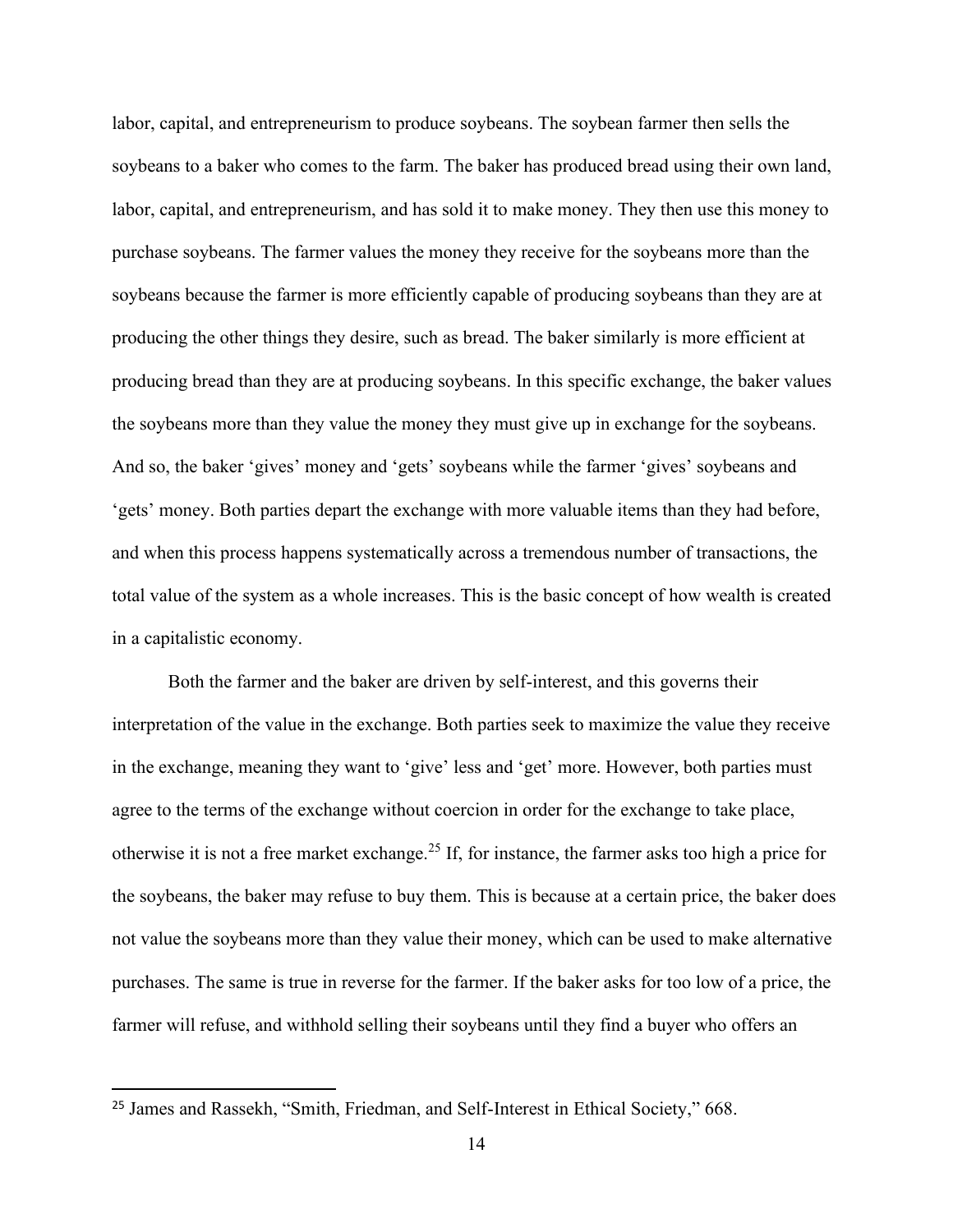labor, capital, and entrepreneurism to produce soybeans. The soybean farmer then sells the soybeans to a baker who comes to the farm. The baker has produced bread using their own land, labor, capital, and entrepreneurism, and has sold it to make money. They then use this money to purchase soybeans. The farmer values the money they receive for the soybeans more than the soybeans because the farmer is more efficiently capable of producing soybeans than they are at producing the other things they desire, such as bread. The baker similarly is more efficient at producing bread than they are at producing soybeans. In this specific exchange, the baker values the soybeans more than they value the money they must give up in exchange for the soybeans. And so, the baker 'gives' money and 'gets' soybeans while the farmer 'gives' soybeans and 'gets' money. Both parties depart the exchange with more valuable items than they had before, and when this process happens systematically across a tremendous number of transactions, the total value of the system as a whole increases. This is the basic concept of how wealth is created in a capitalistic economy.

Both the farmer and the baker are driven by self-interest, and this governs their interpretation of the value in the exchange. Both parties seek to maximize the value they receive in the exchange, meaning they want to 'give' less and 'get' more. However, both parties must agree to the terms of the exchange without coercion in order for the exchange to take place, otherwise it is not a free market exchange.[25] If, for instance, the farmer asks too high a price for the soybeans, the baker may refuse to buy them. This is because at a certain price, the baker does not value the soybeans more than they value their money, which can be used to make alternative purchases. The same is true in reverse for the farmer. If the baker asks for too low of a price, the farmer will refuse, and withhold selling their soybeans until they find a buyer who offers an

[25] James and Rassekh, "Smith, Friedman, and Self-Interest in Ethical Society," 668.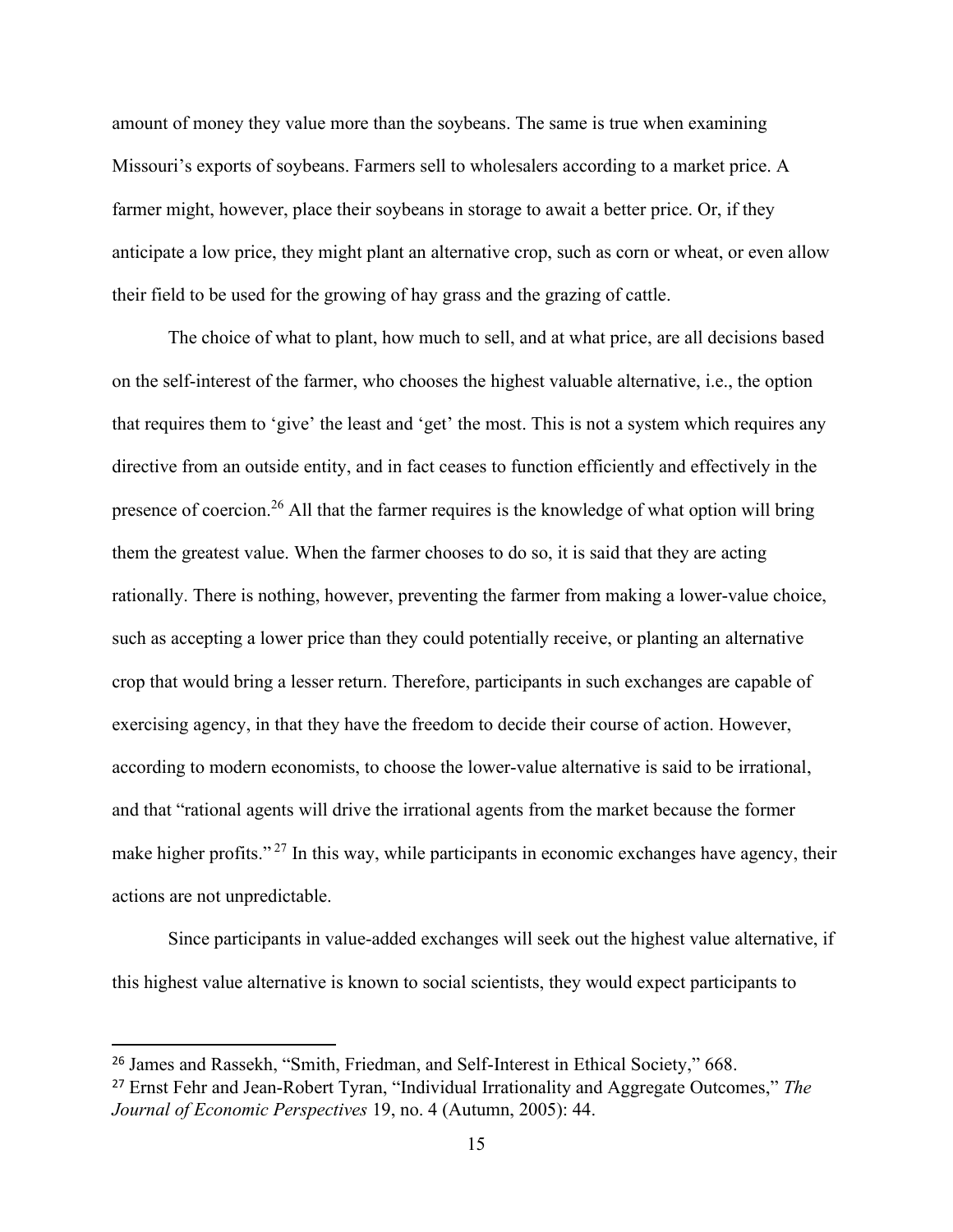amount of money they value more than the soybeans. The same is true when examining Missouri's exports of soybeans. Farmers sell to wholesalers according to a market price. A farmer might, however, place their soybeans in storage to await a better price. Or, if they anticipate a low price, they might plant an alternative crop, such as corn or wheat, or even allow their field to be used for the growing of hay grass and the grazing of cattle.

The choice of what to plant, how much to sell, and at what price, are all decisions based on the self-interest of the farmer, who chooses the highest valuable alternative, i.e., the option that requires them to 'give' the least and 'get' the most. This is not a system which requires any directive from an outside entity, and in fact ceases to function efficiently and effectively in the presence of coercion.[26] All that the farmer requires is the knowledge of what option will bring them the greatest value. When the farmer chooses to do so, it is said that they are acting rationally. There is nothing, however, preventing the farmer from making a lower-value choice, such as accepting a lower price than they could potentially receive, or planting an alternative crop that would bring a lesser return. Therefore, participants in such exchanges are capable of exercising agency, in that they have the freedom to decide their course of action. However, according to modern economists, to choose the lower-value alternative is said to be irrational, and that "rational agents will drive the irrational agents from the market because the former make higher profits."[27] In this way, while participants in economic exchanges have agency, their actions are not unpredictable.

Since participants in value-added exchanges will seek out the highest value alternative, if this highest value alternative is known to social scientists, they would expect participants to

---

[26] James and Rassekh, "Smith, Friedman, and Self-Interest in Ethical Society," 668.

[27] Ernst Fehr and Jean-Robert Tyran, "Individual Irrationality and Aggregate Outcomes," *The Journal of Economic Perspectives* 19, no. 4 (Autumn, 2005): 44.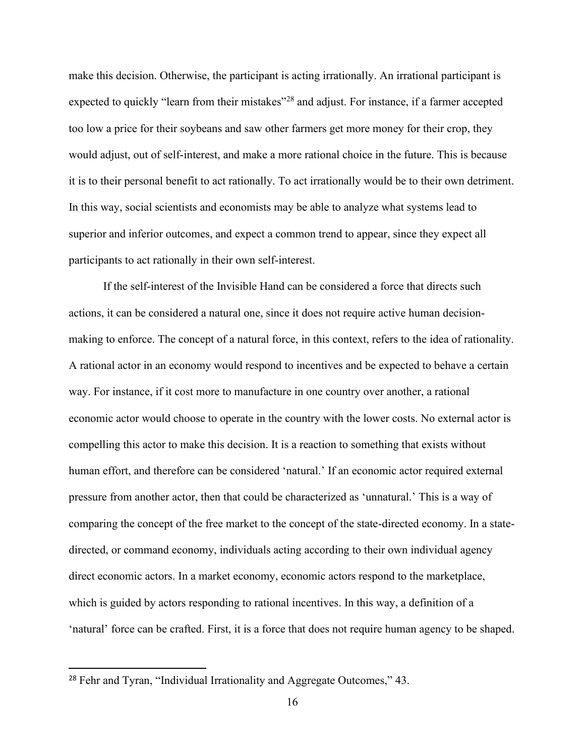make this decision. Otherwise, the participant is acting irrationally. An irrational participant is expected to quickly "learn from their mistakes"[28] and adjust. For instance, if a farmer accepted too low a price for their soybeans and saw other farmers get more money for their crop, they would adjust, out of self-interest, and make a more rational choice in the future. This is because it is to their personal benefit to act rationally. To act irrationally would be to their own detriment. In this way, social scientists and economists may be able to analyze what systems lead to superior and inferior outcomes, and expect a common trend to appear, since they expect all participants to act rationally in their own self-interest.

If the self-interest of the Invisible Hand can be considered a force that directs such actions, it can be considered a natural one, since it does not require active human decision-making to enforce. The concept of a natural force, in this context, refers to the idea of rationality. A rational actor in an economy would respond to incentives and be expected to behave a certain way. For instance, if it cost more to manufacture in one country over another, a rational economic actor would choose to operate in the country with the lower costs. No external actor is compelling this actor to make this decision. It is a reaction to something that exists without human effort, and therefore can be considered 'natural.' If an economic actor required external pressure from another actor, then that could be characterized as 'unnatural.' This is a way of comparing the concept of the free market to the concept of the state-directed economy. In a state-directed, or command economy, individuals acting according to their own individual agency direct economic actors. In a market economy, economic actors respond to the marketplace, which is guided by actors responding to rational incentives. In this way, a definition of a 'natural' force can be crafted. First, it is a force that does not require human agency to be shaped.

---

[28] Fehr and Tyran, "Individual Irrationality and Aggregate Outcomes," 43.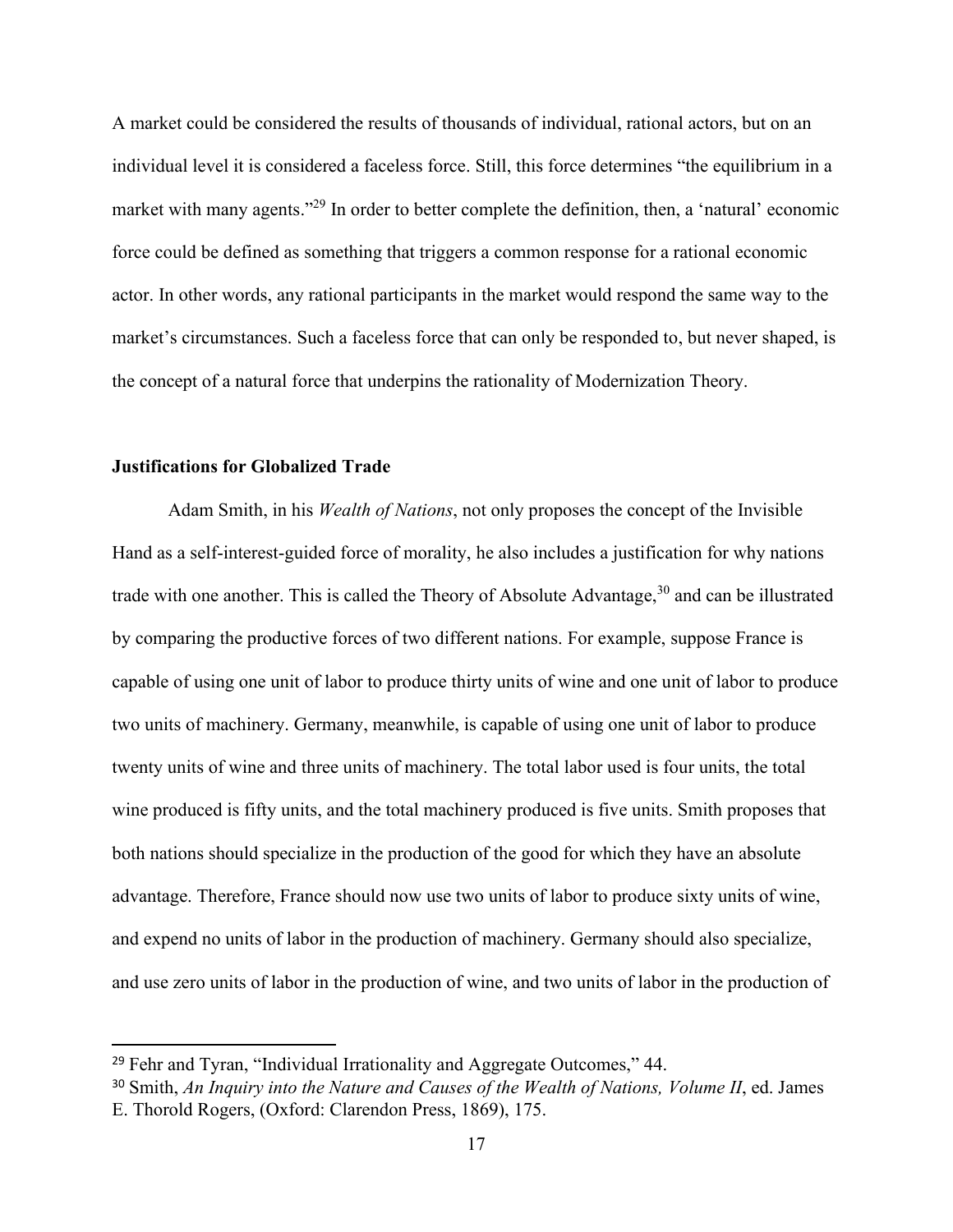A market could be considered the results of thousands of individual, rational actors, but on an individual level it is considered a faceless force. Still, this force determines "the equilibrium in a market with many agents."[29] In order to better complete the definition, then, a 'natural' economic force could be defined as something that triggers a common response for a rational economic actor. In other words, any rational participants in the market would respond the same way to the market's circumstances. Such a faceless force that can only be responded to, but never shaped, is the concept of a natural force that underpins the rationality of Modernization Theory.

**Justifications for Globalized Trade**

Adam Smith, in his *Wealth of Nations*, not only proposes the concept of the Invisible Hand as a self-interest-guided force of morality, he also includes a justification for why nations trade with one another. This is called the Theory of Absolute Advantage,[30] and can be illustrated by comparing the productive forces of two different nations. For example, suppose France is capable of using one unit of labor to produce thirty units of wine and one unit of labor to produce two units of machinery. Germany, meanwhile, is capable of using one unit of labor to produce twenty units of wine and three units of machinery. The total labor used is four units, the total wine produced is fifty units, and the total machinery produced is five units. Smith proposes that both nations should specialize in the production of the good for which they have an absolute advantage. Therefore, France should now use two units of labor to produce sixty units of wine, and expend no units of labor in the production of machinery. Germany should also specialize, and use zero units of labor in the production of wine, and two units of labor in the production of

---

[29] Fehr and Tyran, "Individual Irrationality and Aggregate Outcomes," 44.

[30] Smith, *An Inquiry into the Nature and Causes of the Wealth of Nations, Volume II*, ed. James E. Thorold Rogers, (Oxford: Clarendon Press, 1869), 175.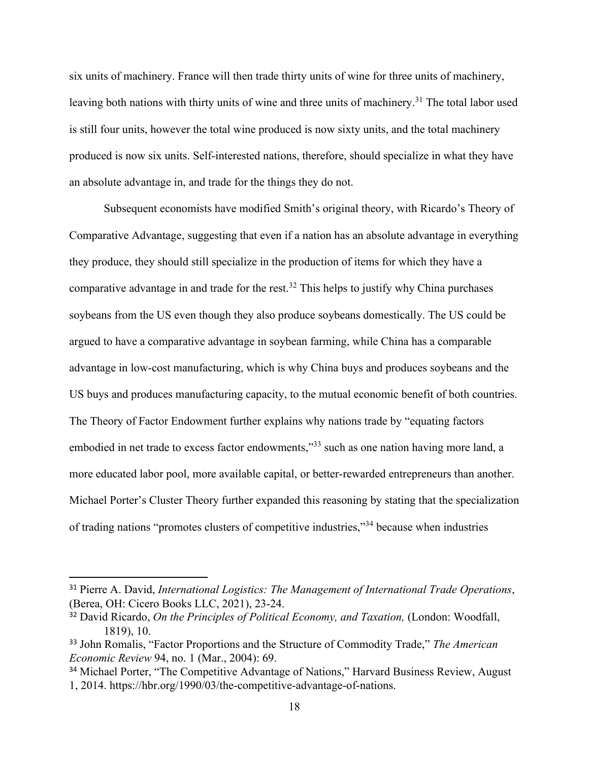six units of machinery. France will then trade thirty units of wine for three units of machinery, leaving both nations with thirty units of wine and three units of machinery.[31] The total labor used is still four units, however the total wine produced is now sixty units, and the total machinery produced is now six units. Self-interested nations, therefore, should specialize in what they have an absolute advantage in, and trade for the things they do not.

Subsequent economists have modified Smith's original theory, with Ricardo's Theory of Comparative Advantage, suggesting that even if a nation has an absolute advantage in everything they produce, they should still specialize in the production of items for which they have a comparative advantage in and trade for the rest.[32] This helps to justify why China purchases soybeans from the US even though they also produce soybeans domestically. The US could be argued to have a comparative advantage in soybean farming, while China has a comparable advantage in low-cost manufacturing, which is why China buys and produces soybeans and the US buys and produces manufacturing capacity, to the mutual economic benefit of both countries. The Theory of Factor Endowment further explains why nations trade by "equating factors embodied in net trade to excess factor endowments,"[33] such as one nation having more land, a more educated labor pool, more available capital, or better-rewarded entrepreneurs than another. Michael Porter's Cluster Theory further expanded this reasoning by stating that the specialization of trading nations "promotes clusters of competitive industries,"[34] because when industries

---

[31] Pierre A. David, *International Logistics: The Management of International Trade Operations*, (Berea, OH: Cicero Books LLC, 2021), 23-24.

[32] David Ricardo, *On the Principles of Political Economy, and Taxation,* (London: Woodfall, 1819), 10.

[33] John Romalis, "Factor Proportions and the Structure of Commodity Trade," *The American Economic Review* 94, no. 1 (Mar., 2004): 69.

[34] Michael Porter, "The Competitive Advantage of Nations," Harvard Business Review, August 1, 2014. https://hbr.org/1990/03/the-competitive-advantage-of-nations.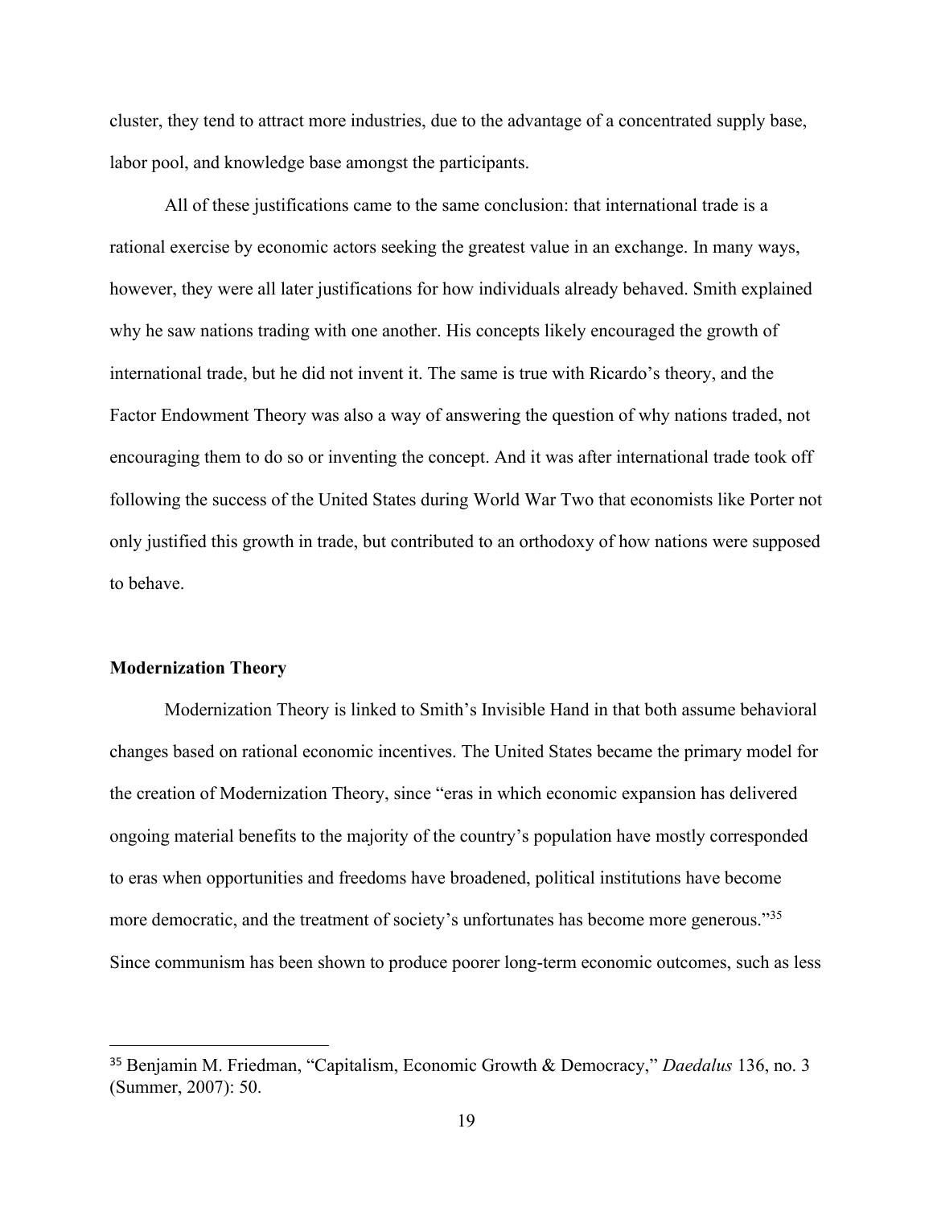cluster, they tend to attract more industries, due to the advantage of a concentrated supply base, labor pool, and knowledge base amongst the participants.

All of these justifications came to the same conclusion: that international trade is a rational exercise by economic actors seeking the greatest value in an exchange. In many ways, however, they were all later justifications for how individuals already behaved. Smith explained why he saw nations trading with one another. His concepts likely encouraged the growth of international trade, but he did not invent it. The same is true with Ricardo's theory, and the Factor Endowment Theory was also a way of answering the question of why nations traded, not encouraging them to do so or inventing the concept. And it was after international trade took off following the success of the United States during World War Two that economists like Porter not only justified this growth in trade, but contributed to an orthodoxy of how nations were supposed to behave.

### Modernization Theory

Modernization Theory is linked to Smith's Invisible Hand in that both assume behavioral changes based on rational economic incentives. The United States became the primary model for the creation of Modernization Theory, since "eras in which economic expansion has delivered ongoing material benefits to the majority of the country's population have mostly corresponded to eras when opportunities and freedoms have broadened, political institutions have become more democratic, and the treatment of society's unfortunates has become more generous."[35] Since communism has been shown to produce poorer long-term economic outcomes, such as less

---

[35] Benjamin M. Friedman, "Capitalism, Economic Growth & Democracy," *Daedalus* 136, no. 3 (Summer, 2007): 50.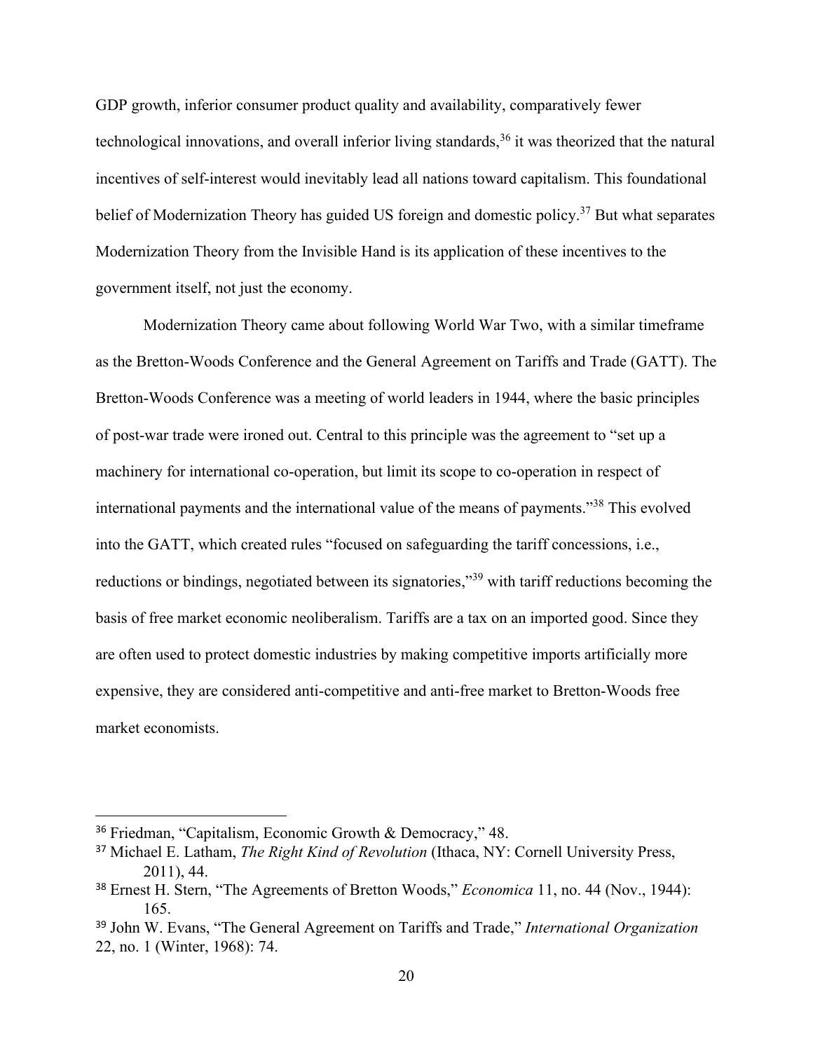GDP growth, inferior consumer product quality and availability, comparatively fewer technological innovations, and overall inferior living standards,[36] it was theorized that the natural incentives of self-interest would inevitably lead all nations toward capitalism. This foundational belief of Modernization Theory has guided US foreign and domestic policy.[37] But what separates Modernization Theory from the Invisible Hand is its application of these incentives to the government itself, not just the economy.

Modernization Theory came about following World War Two, with a similar timeframe as the Bretton-Woods Conference and the General Agreement on Tariffs and Trade (GATT). The Bretton-Woods Conference was a meeting of world leaders in 1944, where the basic principles of post-war trade were ironed out. Central to this principle was the agreement to "set up a machinery for international co-operation, but limit its scope to co-operation in respect of international payments and the international value of the means of payments."[38] This evolved into the GATT, which created rules "focused on safeguarding the tariff concessions, i.e., reductions or bindings, negotiated between its signatories,"[39] with tariff reductions becoming the basis of free market economic neoliberalism. Tariffs are a tax on an imported good. Since they are often used to protect domestic industries by making competitive imports artificially more expensive, they are considered anti-competitive and anti-free market to Bretton-Woods free market economists.

---

[36] Friedman, "Capitalism, Economic Growth & Democracy," 48.

[37] Michael E. Latham, *The Right Kind of Revolution* (Ithaca, NY: Cornell University Press, 2011), 44.

[38] Ernest H. Stern, "The Agreements of Bretton Woods," *Economica* 11, no. 44 (Nov., 1944): 165.

[39] John W. Evans, "The General Agreement on Tariffs and Trade," *International Organization* 22, no. 1 (Winter, 1968): 74.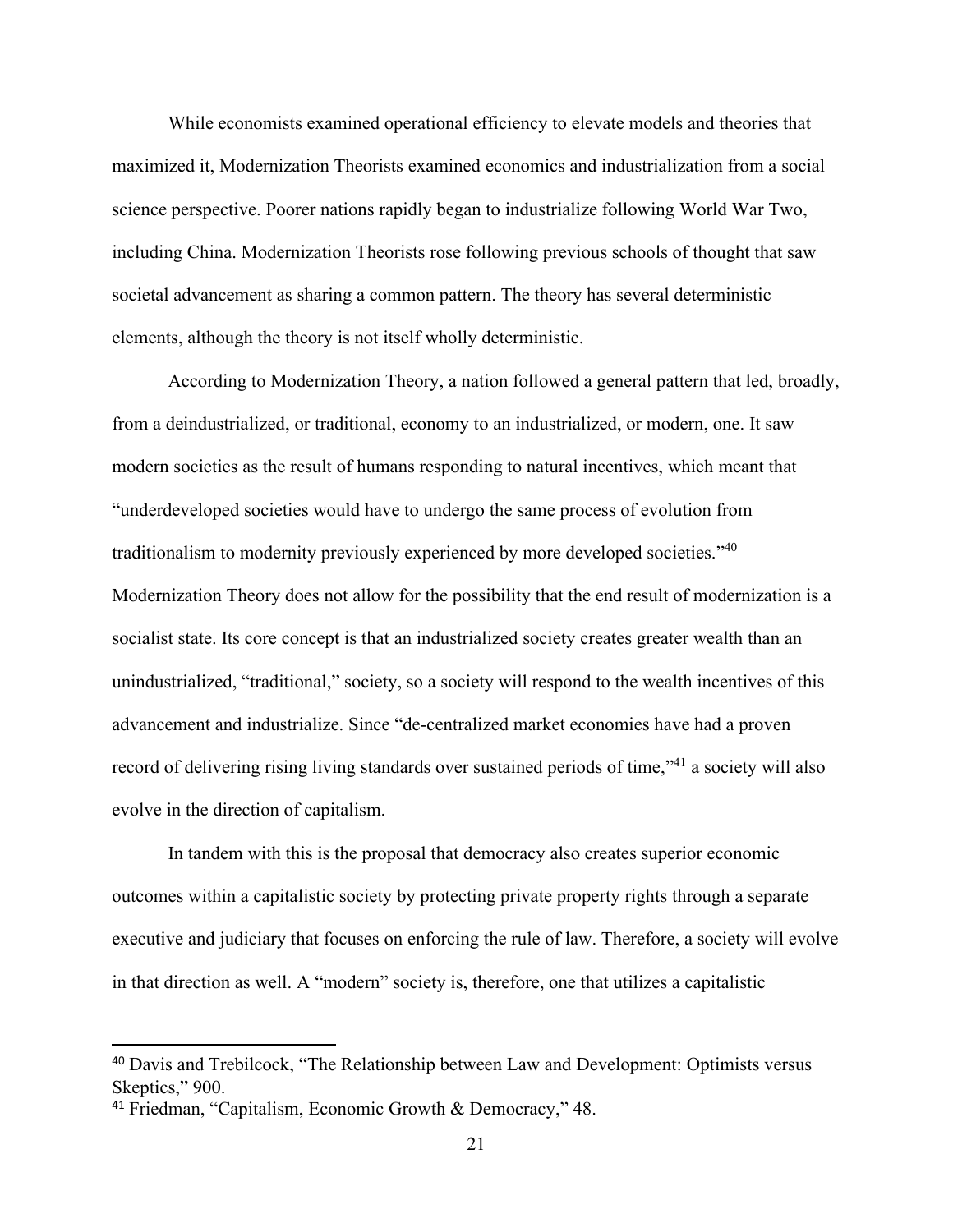While economists examined operational efficiency to elevate models and theories that maximized it, Modernization Theorists examined economics and industrialization from a social science perspective. Poorer nations rapidly began to industrialize following World War Two, including China. Modernization Theorists rose following previous schools of thought that saw societal advancement as sharing a common pattern. The theory has several deterministic elements, although the theory is not itself wholly deterministic.

According to Modernization Theory, a nation followed a general pattern that led, broadly, from a deindustrialized, or traditional, economy to an industrialized, or modern, one. It saw modern societies as the result of humans responding to natural incentives, which meant that "underdeveloped societies would have to undergo the same process of evolution from traditionalism to modernity previously experienced by more developed societies."[40] Modernization Theory does not allow for the possibility that the end result of modernization is a socialist state. Its core concept is that an industrialized society creates greater wealth than an unindustrialized, "traditional," society, so a society will respond to the wealth incentives of this advancement and industrialize. Since "de-centralized market economies have had a proven record of delivering rising living standards over sustained periods of time,"[41] a society will also evolve in the direction of capitalism.

In tandem with this is the proposal that democracy also creates superior economic outcomes within a capitalistic society by protecting private property rights through a separate executive and judiciary that focuses on enforcing the rule of law. Therefore, a society will evolve in that direction as well. A "modern" society is, therefore, one that utilizes a capitalistic

---

[40] Davis and Trebilcock, "The Relationship between Law and Development: Optimists versus Skeptics," 900.

[41] Friedman, "Capitalism, Economic Growth & Democracy," 48.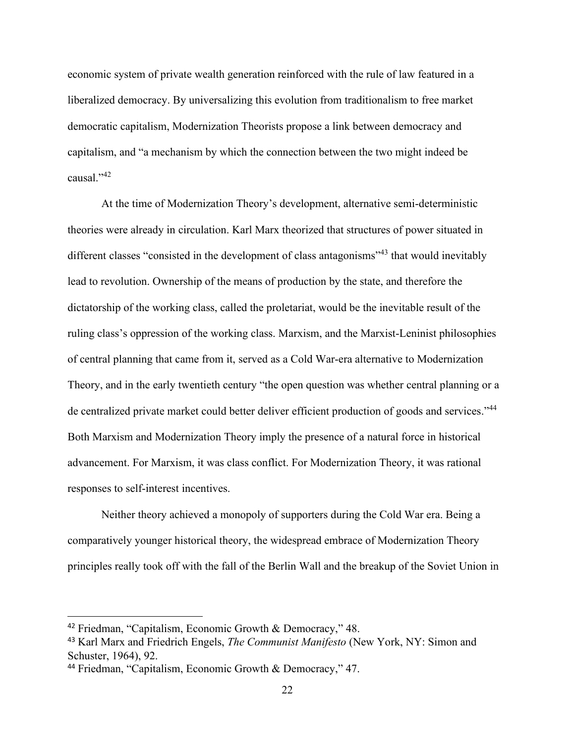economic system of private wealth generation reinforced with the rule of law featured in a liberalized democracy. By universalizing this evolution from traditionalism to free market democratic capitalism, Modernization Theorists propose a link between democracy and capitalism, and "a mechanism by which the connection between the two might indeed be causal."[42]

At the time of Modernization Theory's development, alternative semi-deterministic theories were already in circulation. Karl Marx theorized that structures of power situated in different classes "consisted in the development of class antagonisms"[43] that would inevitably lead to revolution. Ownership of the means of production by the state, and therefore the dictatorship of the working class, called the proletariat, would be the inevitable result of the ruling class's oppression of the working class. Marxism, and the Marxist-Leninist philosophies of central planning that came from it, served as a Cold War-era alternative to Modernization Theory, and in the early twentieth century "the open question was whether central planning or a de centralized private market could better deliver efficient production of goods and services."[44] Both Marxism and Modernization Theory imply the presence of a natural force in historical advancement. For Marxism, it was class conflict. For Modernization Theory, it was rational responses to self-interest incentives.

Neither theory achieved a monopoly of supporters during the Cold War era. Being a comparatively younger historical theory, the widespread embrace of Modernization Theory principles really took off with the fall of the Berlin Wall and the breakup of the Soviet Union in

---

[42] Friedman, "Capitalism, Economic Growth & Democracy," 48.

[43] Karl Marx and Friedrich Engels, *The Communist Manifesto* (New York, NY: Simon and Schuster, 1964), 92.

[44] Friedman, "Capitalism, Economic Growth & Democracy," 47.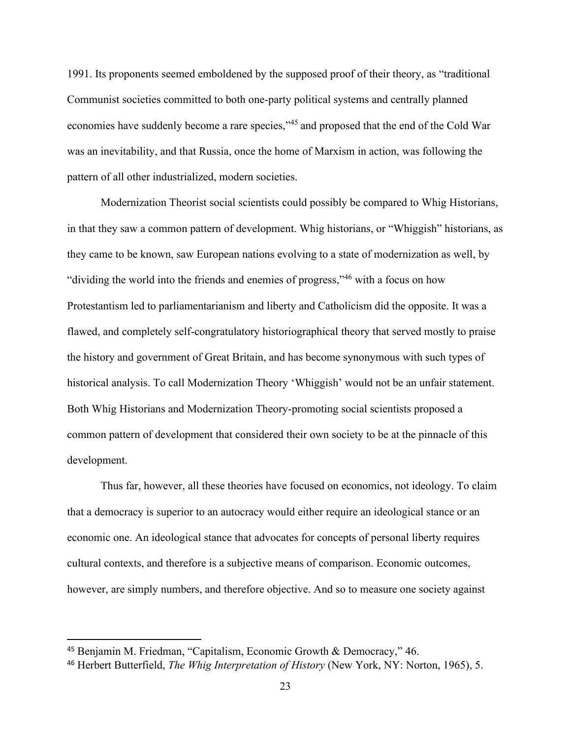1991. Its proponents seemed emboldened by the supposed proof of their theory, as "traditional Communist societies committed to both one-party political systems and centrally planned economies have suddenly become a rare species,"[45] and proposed that the end of the Cold War was an inevitability, and that Russia, once the home of Marxism in action, was following the pattern of all other industrialized, modern societies.

Modernization Theorist social scientists could possibly be compared to Whig Historians, in that they saw a common pattern of development. Whig historians, or "Whiggish" historians, as they came to be known, saw European nations evolving to a state of modernization as well, by "dividing the world into the friends and enemies of progress,"[46] with a focus on how Protestantism led to parliamentarianism and liberty and Catholicism did the opposite. It was a flawed, and completely self-congratulatory historiographical theory that served mostly to praise the history and government of Great Britain, and has become synonymous with such types of historical analysis. To call Modernization Theory 'Whiggish' would not be an unfair statement. Both Whig Historians and Modernization Theory-promoting social scientists proposed a common pattern of development that considered their own society to be at the pinnacle of this development.

Thus far, however, all these theories have focused on economics, not ideology. To claim that a democracy is superior to an autocracy would either require an ideological stance or an economic one. An ideological stance that advocates for concepts of personal liberty requires cultural contexts, and therefore is a subjective means of comparison. Economic outcomes, however, are simply numbers, and therefore objective. And so to measure one society against

[45] Benjamin M. Friedman, "Capitalism, Economic Growth & Democracy," 46.

[46] Herbert Butterfield, *The Whig Interpretation of History* (New York, NY: Norton, 1965), 5.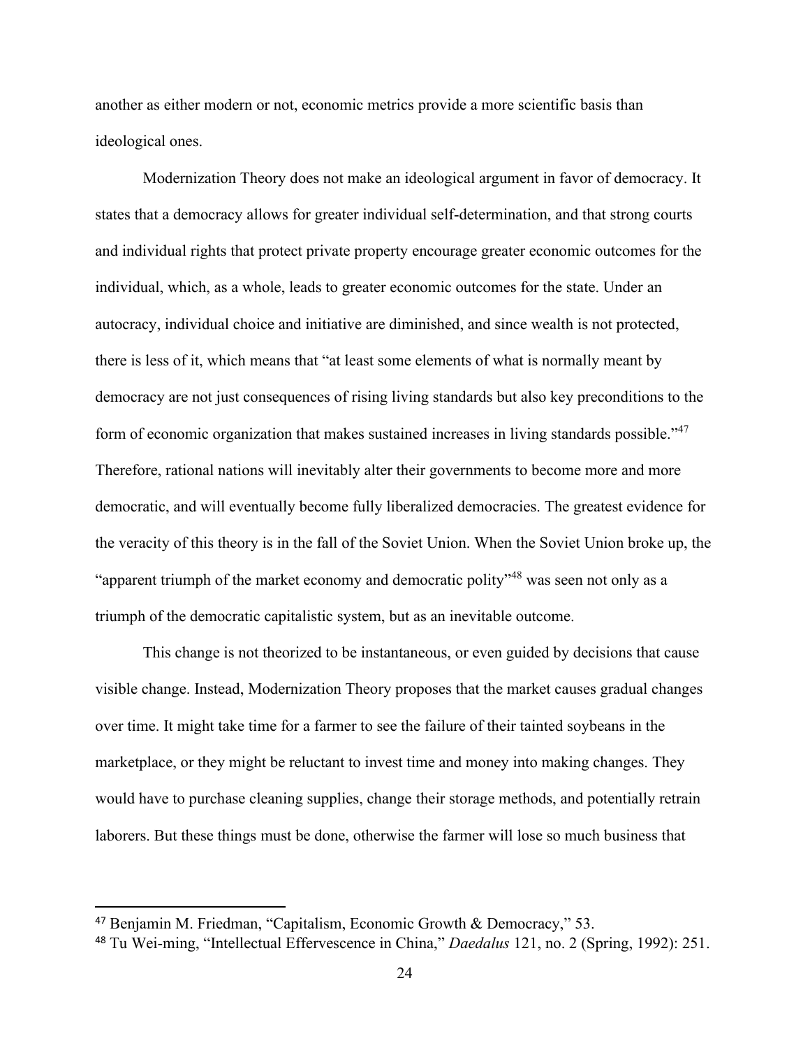another as either modern or not, economic metrics provide a more scientific basis than ideological ones.

Modernization Theory does not make an ideological argument in favor of democracy. It states that a democracy allows for greater individual self-determination, and that strong courts and individual rights that protect private property encourage greater economic outcomes for the individual, which, as a whole, leads to greater economic outcomes for the state. Under an autocracy, individual choice and initiative are diminished, and since wealth is not protected, there is less of it, which means that "at least some elements of what is normally meant by democracy are not just consequences of rising living standards but also key preconditions to the form of economic organization that makes sustained increases in living standards possible."[47] Therefore, rational nations will inevitably alter their governments to become more and more democratic, and will eventually become fully liberalized democracies. The greatest evidence for the veracity of this theory is in the fall of the Soviet Union. When the Soviet Union broke up, the "apparent triumph of the market economy and democratic polity"[48] was seen not only as a triumph of the democratic capitalistic system, but as an inevitable outcome.

This change is not theorized to be instantaneous, or even guided by decisions that cause visible change. Instead, Modernization Theory proposes that the market causes gradual changes over time. It might take time for a farmer to see the failure of their tainted soybeans in the marketplace, or they might be reluctant to invest time and money into making changes. They would have to purchase cleaning supplies, change their storage methods, and potentially retrain laborers. But these things must be done, otherwise the farmer will lose so much business that

---

[47] Benjamin M. Friedman, "Capitalism, Economic Growth & Democracy," 53.

[48] Tu Wei-ming, "Intellectual Effervescence in China," *Daedalus* 121, no. 2 (Spring, 1992): 251.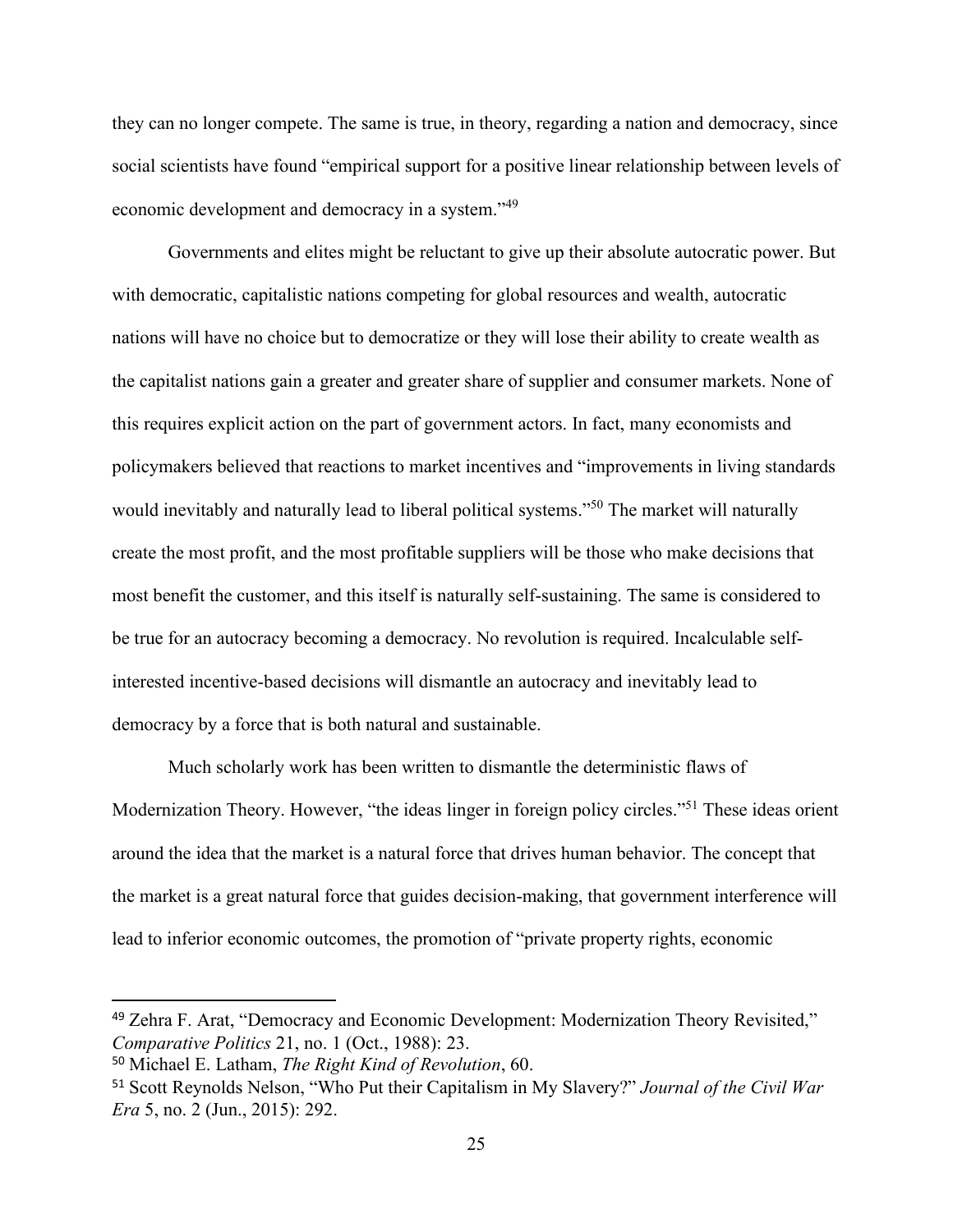they can no longer compete. The same is true, in theory, regarding a nation and democracy, since social scientists have found "empirical support for a positive linear relationship between levels of economic development and democracy in a system."[49]

Governments and elites might be reluctant to give up their absolute autocratic power. But with democratic, capitalistic nations competing for global resources and wealth, autocratic nations will have no choice but to democratize or they will lose their ability to create wealth as the capitalist nations gain a greater and greater share of supplier and consumer markets. None of this requires explicit action on the part of government actors. In fact, many economists and policymakers believed that reactions to market incentives and "improvements in living standards would inevitably and naturally lead to liberal political systems."[50] The market will naturally create the most profit, and the most profitable suppliers will be those who make decisions that most benefit the customer, and this itself is naturally self-sustaining. The same is considered to be true for an autocracy becoming a democracy. No revolution is required. Incalculable self-interested incentive-based decisions will dismantle an autocracy and inevitably lead to democracy by a force that is both natural and sustainable.

Much scholarly work has been written to dismantle the deterministic flaws of Modernization Theory. However, "the ideas linger in foreign policy circles."[51] These ideas orient around the idea that the market is a natural force that drives human behavior. The concept that the market is a great natural force that guides decision-making, that government interference will lead to inferior economic outcomes, the promotion of "private property rights, economic

---

[49] Zehra F. Arat, "Democracy and Economic Development: Modernization Theory Revisited," *Comparative Politics* 21, no. 1 (Oct., 1988): 23.

[50] Michael E. Latham, *The Right Kind of Revolution*, 60.

[51] Scott Reynolds Nelson, "Who Put their Capitalism in My Slavery?" *Journal of the Civil War Era* 5, no. 2 (Jun., 2015): 292.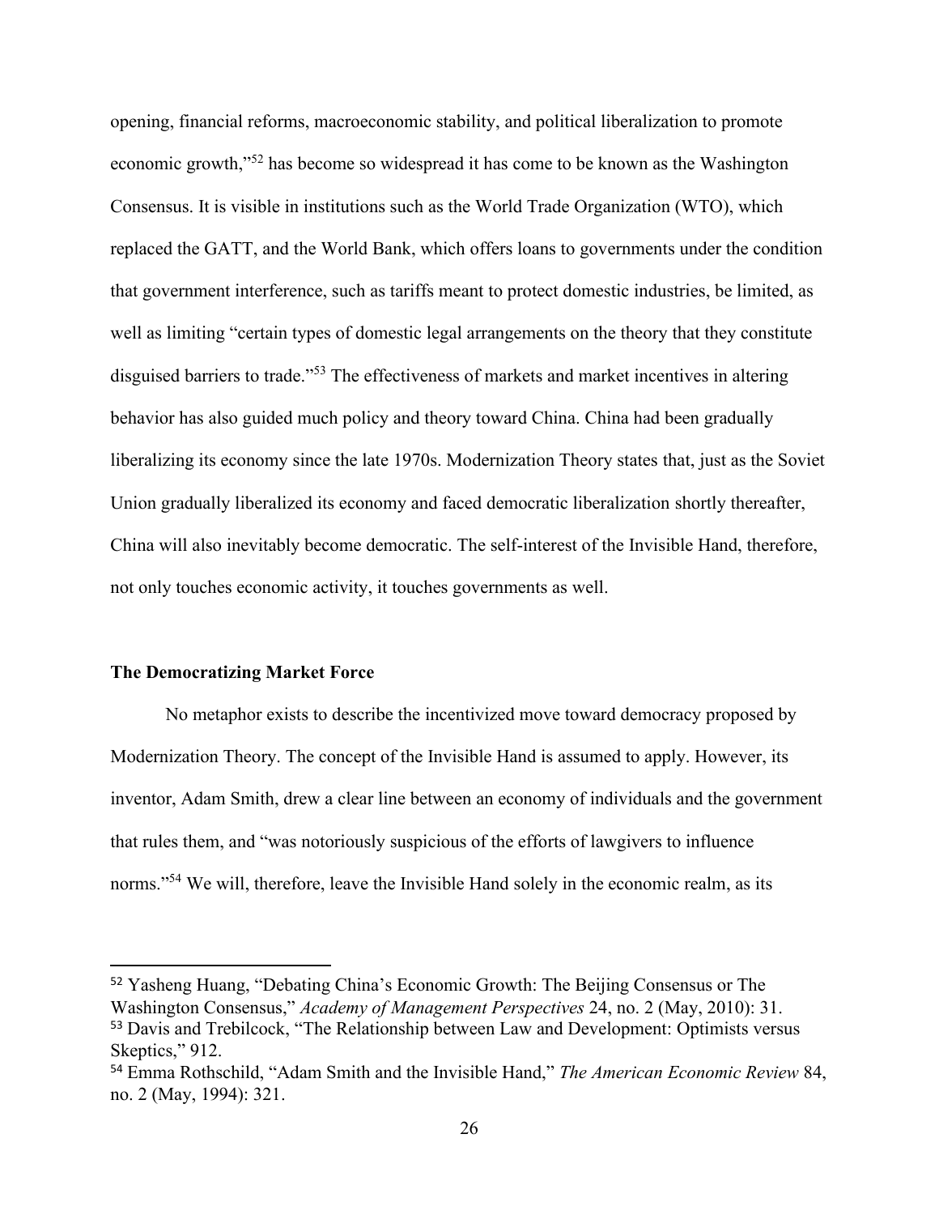opening, financial reforms, macroeconomic stability, and political liberalization to promote economic growth,"[52] has become so widespread it has come to be known as the Washington Consensus. It is visible in institutions such as the World Trade Organization (WTO), which replaced the GATT, and the World Bank, which offers loans to governments under the condition that government interference, such as tariffs meant to protect domestic industries, be limited, as well as limiting "certain types of domestic legal arrangements on the theory that they constitute disguised barriers to trade."[53] The effectiveness of markets and market incentives in altering behavior has also guided much policy and theory toward China. China had been gradually liberalizing its economy since the late 1970s. Modernization Theory states that, just as the Soviet Union gradually liberalized its economy and faced democratic liberalization shortly thereafter, China will also inevitably become democratic. The self-interest of the Invisible Hand, therefore, not only touches economic activity, it touches governments as well.

### The Democratizing Market Force

No metaphor exists to describe the incentivized move toward democracy proposed by Modernization Theory. The concept of the Invisible Hand is assumed to apply. However, its inventor, Adam Smith, drew a clear line between an economy of individuals and the government that rules them, and "was notoriously suspicious of the efforts of lawgivers to influence norms."[54] We will, therefore, leave the Invisible Hand solely in the economic realm, as its

---

[52] Yasheng Huang, "Debating China's Economic Growth: The Beijing Consensus or The Washington Consensus," *Academy of Management Perspectives* 24, no. 2 (May, 2010): 31.

[53] Davis and Trebilcock, "The Relationship between Law and Development: Optimists versus Skeptics," 912.

[54] Emma Rothschild, "Adam Smith and the Invisible Hand," *The American Economic Review* 84, no. 2 (May, 1994): 321.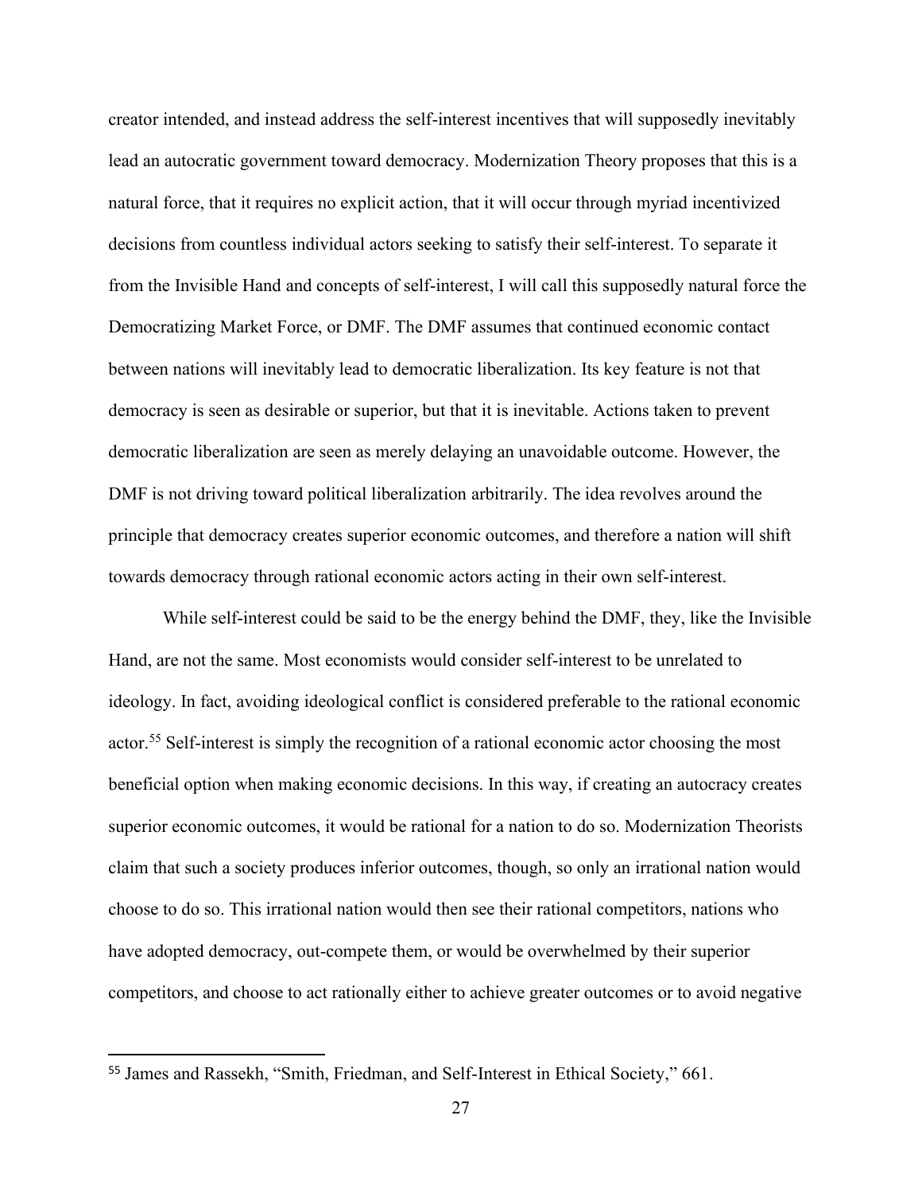creator intended, and instead address the self-interest incentives that will supposedly inevitably lead an autocratic government toward democracy. Modernization Theory proposes that this is a natural force, that it requires no explicit action, that it will occur through myriad incentivized decisions from countless individual actors seeking to satisfy their self-interest. To separate it from the Invisible Hand and concepts of self-interest, I will call this supposedly natural force the Democratizing Market Force, or DMF. The DMF assumes that continued economic contact between nations will inevitably lead to democratic liberalization. Its key feature is not that democracy is seen as desirable or superior, but that it is inevitable. Actions taken to prevent democratic liberalization are seen as merely delaying an unavoidable outcome. However, the DMF is not driving toward political liberalization arbitrarily. The idea revolves around the principle that democracy creates superior economic outcomes, and therefore a nation will shift towards democracy through rational economic actors acting in their own self-interest.

While self-interest could be said to be the energy behind the DMF, they, like the Invisible Hand, are not the same. Most economists would consider self-interest to be unrelated to ideology. In fact, avoiding ideological conflict is considered preferable to the rational economic actor.[55] Self-interest is simply the recognition of a rational economic actor choosing the most beneficial option when making economic decisions. In this way, if creating an autocracy creates superior economic outcomes, it would be rational for a nation to do so. Modernization Theorists claim that such a society produces inferior outcomes, though, so only an irrational nation would choose to do so. This irrational nation would then see their rational competitors, nations who have adopted democracy, out-compete them, or would be overwhelmed by their superior competitors, and choose to act rationally either to achieve greater outcomes or to avoid negative

[55] James and Rassekh, "Smith, Friedman, and Self-Interest in Ethical Society," 661.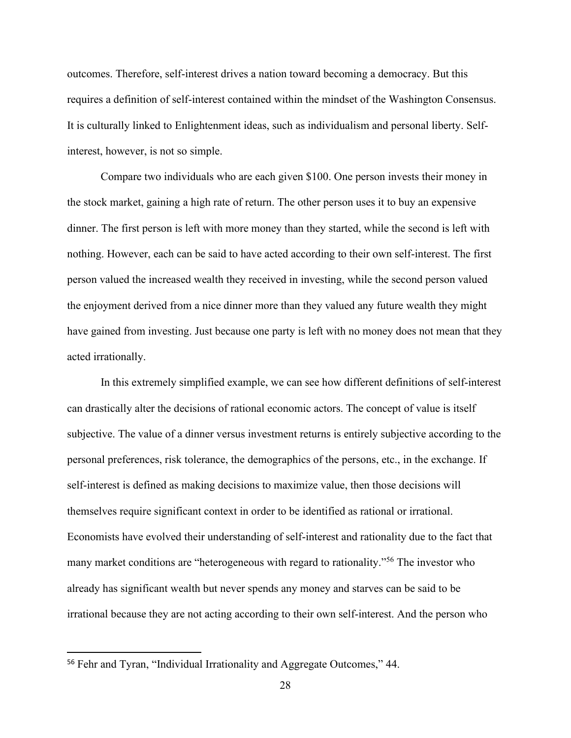outcomes. Therefore, self-interest drives a nation toward becoming a democracy. But this requires a definition of self-interest contained within the mindset of the Washington Consensus. It is culturally linked to Enlightenment ideas, such as individualism and personal liberty. Self-interest, however, is not so simple.

Compare two individuals who are each given $100. One person invests their money in the stock market, gaining a high rate of return. The other person uses it to buy an expensive dinner. The first person is left with more money than they started, while the second is left with nothing. However, each can be said to have acted according to their own self-interest. The first person valued the increased wealth they received in investing, while the second person valued the enjoyment derived from a nice dinner more than they valued any future wealth they might have gained from investing. Just because one party is left with no money does not mean that they acted irrationally.

In this extremely simplified example, we can see how different definitions of self-interest can drastically alter the decisions of rational economic actors. The concept of value is itself subjective. The value of a dinner versus investment returns is entirely subjective according to the personal preferences, risk tolerance, the demographics of the persons, etc., in the exchange. If self-interest is defined as making decisions to maximize value, then those decisions will themselves require significant context in order to be identified as rational or irrational. Economists have evolved their understanding of self-interest and rationality due to the fact that many market conditions are "heterogeneous with regard to rationality."[56] The investor who already has significant wealth but never spends any money and starves can be said to be irrational because they are not acting according to their own self-interest. And the person who

[56] Fehr and Tyran, "Individual Irrationality and Aggregate Outcomes," 44.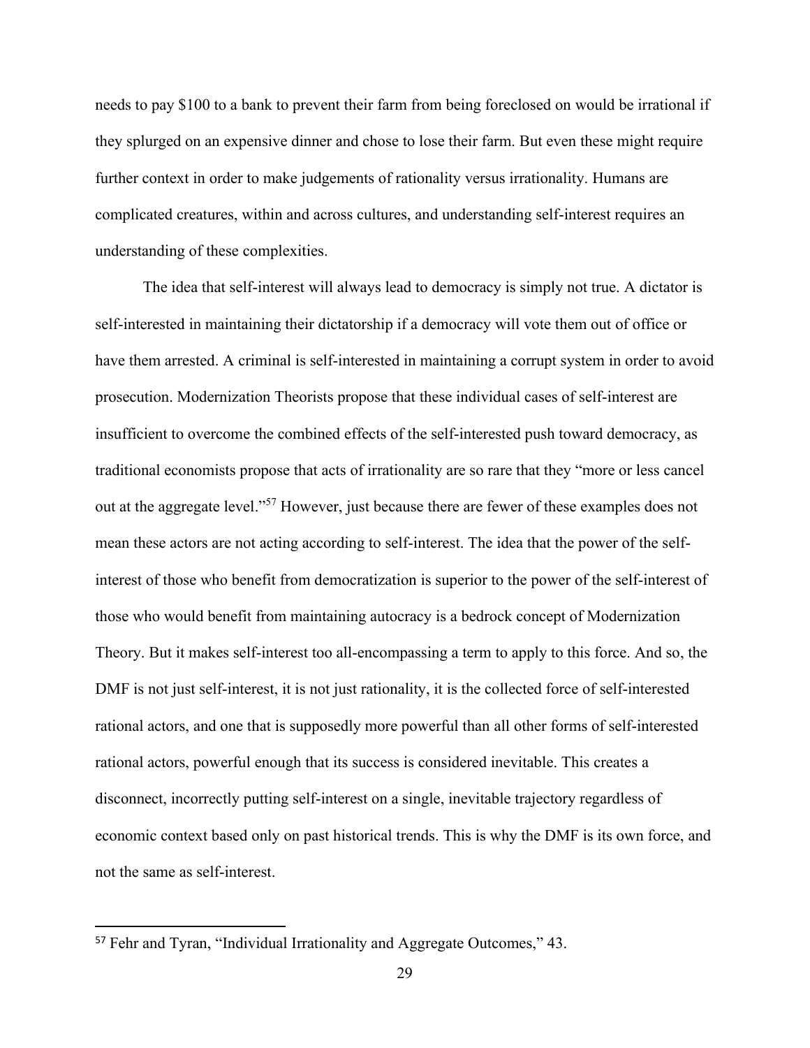needs to pay $100 to a bank to prevent their farm from being foreclosed on would be irrational if they splurged on an expensive dinner and chose to lose their farm. But even these might require further context in order to make judgements of rationality versus irrationality. Humans are complicated creatures, within and across cultures, and understanding self-interest requires an understanding of these complexities.

The idea that self-interest will always lead to democracy is simply not true. A dictator is self-interested in maintaining their dictatorship if a democracy will vote them out of office or have them arrested. A criminal is self-interested in maintaining a corrupt system in order to avoid prosecution. Modernization Theorists propose that these individual cases of self-interest are insufficient to overcome the combined effects of the self-interested push toward democracy, as traditional economists propose that acts of irrationality are so rare that they "more or less cancel out at the aggregate level."[57] However, just because there are fewer of these examples does not mean these actors are not acting according to self-interest. The idea that the power of the self-interest of those who benefit from democratization is superior to the power of the self-interest of those who would benefit from maintaining autocracy is a bedrock concept of Modernization Theory. But it makes self-interest too all-encompassing a term to apply to this force. And so, the DMF is not just self-interest, it is not just rationality, it is the collected force of self-interested rational actors, and one that is supposedly more powerful than all other forms of self-interested rational actors, powerful enough that its success is considered inevitable. This creates a disconnect, incorrectly putting self-interest on a single, inevitable trajectory regardless of economic context based only on past historical trends. This is why the DMF is its own force, and not the same as self-interest.

---

[57] Fehr and Tyran, "Individual Irrationality and Aggregate Outcomes," 43.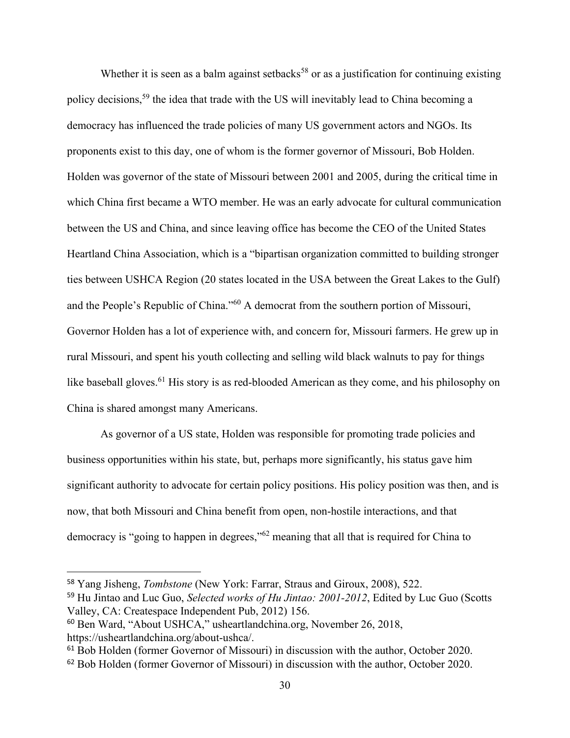Whether it is seen as a balm against setbacks[58] or as a justification for continuing existing policy decisions,[59] the idea that trade with the US will inevitably lead to China becoming a democracy has influenced the trade policies of many US government actors and NGOs. Its proponents exist to this day, one of whom is the former governor of Missouri, Bob Holden. Holden was governor of the state of Missouri between 2001 and 2005, during the critical time in which China first became a WTO member. He was an early advocate for cultural communication between the US and China, and since leaving office has become the CEO of the United States Heartland China Association, which is a "bipartisan organization committed to building stronger ties between USHCA Region (20 states located in the USA between the Great Lakes to the Gulf) and the People's Republic of China."[60] A democrat from the southern portion of Missouri, Governor Holden has a lot of experience with, and concern for, Missouri farmers. He grew up in rural Missouri, and spent his youth collecting and selling wild black walnuts to pay for things like baseball gloves.[61] His story is as red-blooded American as they come, and his philosophy on China is shared amongst many Americans.

As governor of a US state, Holden was responsible for promoting trade policies and business opportunities within his state, but, perhaps more significantly, his status gave him significant authority to advocate for certain policy positions. His policy position was then, and is now, that both Missouri and China benefit from open, non-hostile interactions, and that democracy is "going to happen in degrees,"[62] meaning that all that is required for China to

---

[58] Yang Jisheng, *Tombstone* (New York: Farrar, Straus and Giroux, 2008), 522.

[59] Hu Jintao and Luc Guo, *Selected works of Hu Jintao: 2001-2012*, Edited by Luc Guo (Scotts Valley, CA: Createspace Independent Pub, 2012) 156.

[60] Ben Ward, "About USHCA," usheartlandchina.org, November 26, 2018, https://usheartlandchina.org/about-ushca/.

[61] Bob Holden (former Governor of Missouri) in discussion with the author, October 2020.

[62] Bob Holden (former Governor of Missouri) in discussion with the author, October 2020.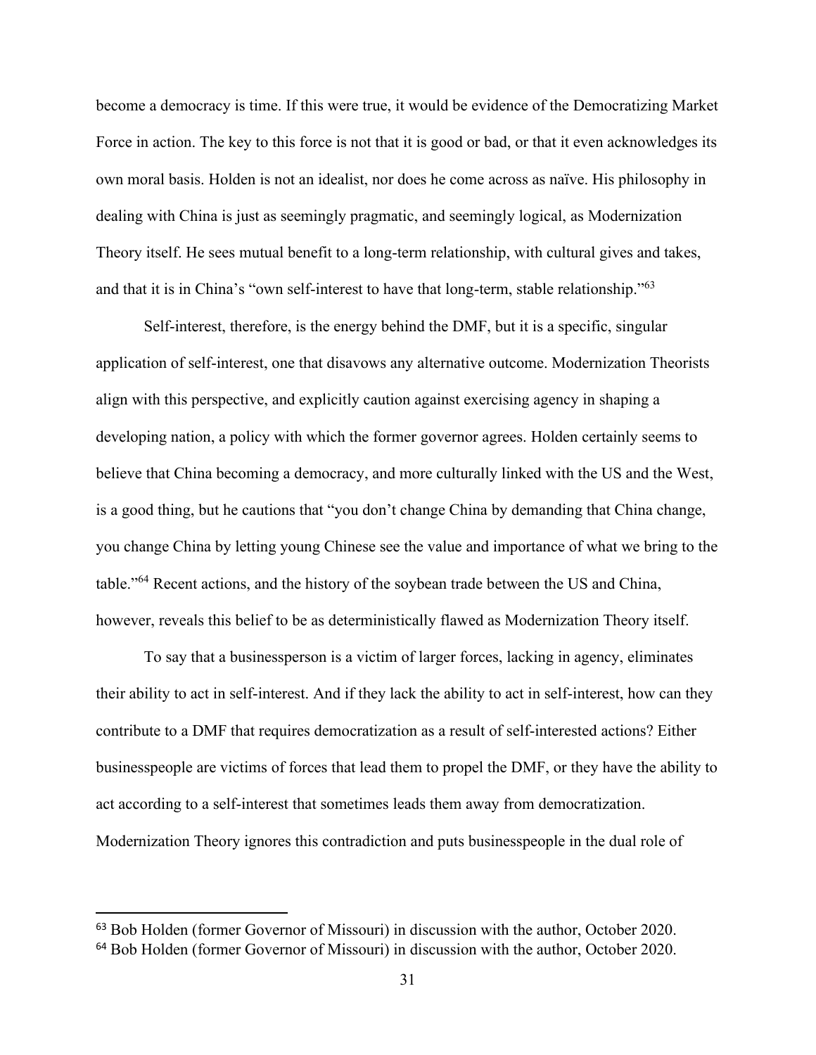become a democracy is time. If this were true, it would be evidence of the Democratizing Market Force in action. The key to this force is not that it is good or bad, or that it even acknowledges its own moral basis. Holden is not an idealist, nor does he come across as naïve. His philosophy in dealing with China is just as seemingly pragmatic, and seemingly logical, as Modernization Theory itself. He sees mutual benefit to a long-term relationship, with cultural gives and takes, and that it is in China's "own self-interest to have that long-term, stable relationship."[63]

Self-interest, therefore, is the energy behind the DMF, but it is a specific, singular application of self-interest, one that disavows any alternative outcome. Modernization Theorists align with this perspective, and explicitly caution against exercising agency in shaping a developing nation, a policy with which the former governor agrees. Holden certainly seems to believe that China becoming a democracy, and more culturally linked with the US and the West, is a good thing, but he cautions that "you don't change China by demanding that China change, you change China by letting young Chinese see the value and importance of what we bring to the table."[64] Recent actions, and the history of the soybean trade between the US and China, however, reveals this belief to be as deterministically flawed as Modernization Theory itself.

To say that a businessperson is a victim of larger forces, lacking in agency, eliminates their ability to act in self-interest. And if they lack the ability to act in self-interest, how can they contribute to a DMF that requires democratization as a result of self-interested actions? Either businesspeople are victims of forces that lead them to propel the DMF, or they have the ability to act according to a self-interest that sometimes leads them away from democratization. Modernization Theory ignores this contradiction and puts businesspeople in the dual role of

[63] Bob Holden (former Governor of Missouri) in discussion with the author, October 2020.

[64] Bob Holden (former Governor of Missouri) in discussion with the author, October 2020.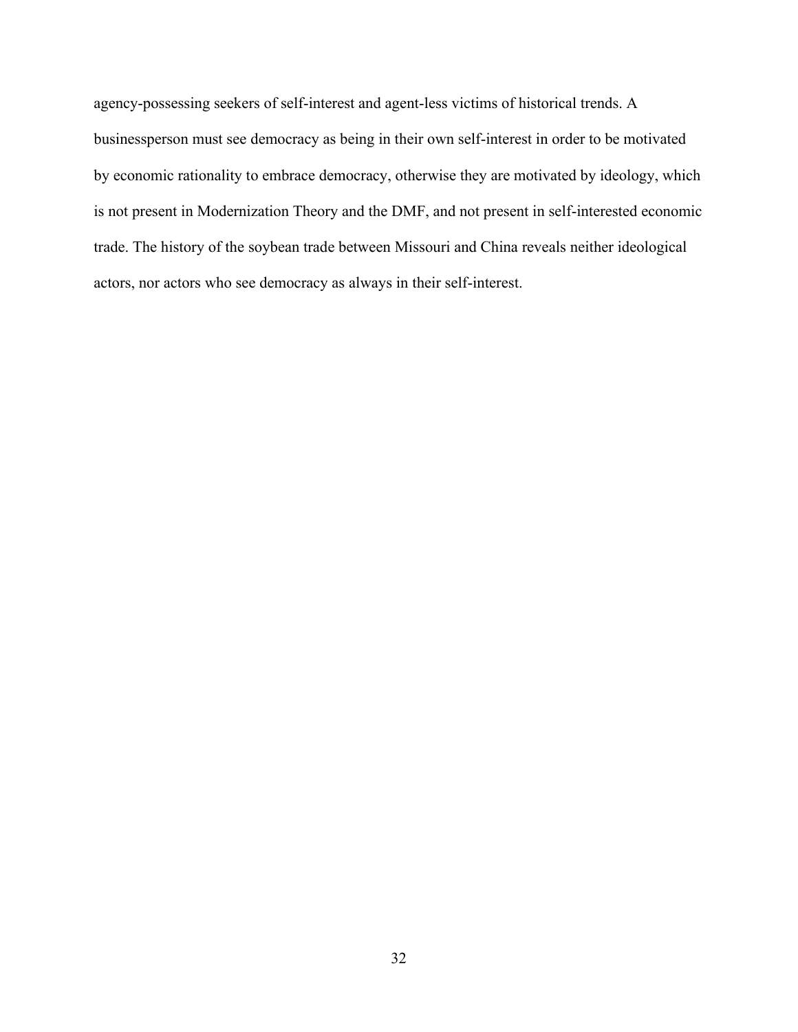agency-possessing seekers of self-interest and agent-less victims of historical trends. A businessperson must see democracy as being in their own self-interest in order to be motivated by economic rationality to embrace democracy, otherwise they are motivated by ideology, which is not present in Modernization Theory and the DMF, and not present in self-interested economic trade. The history of the soybean trade between Missouri and China reveals neither ideological actors, nor actors who see democracy as always in their self-interest.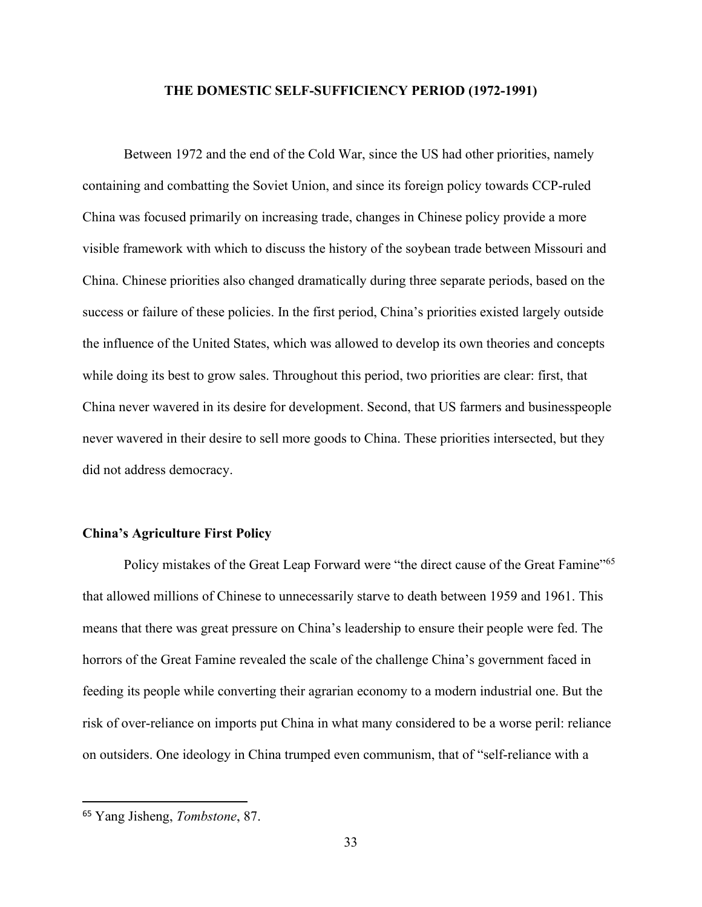## THE DOMESTIC SELF-SUFFICIENCY PERIOD (1972-1991)

Between 1972 and the end of the Cold War, since the US had other priorities, namely containing and combatting the Soviet Union, and since its foreign policy towards CCP-ruled China was focused primarily on increasing trade, changes in Chinese policy provide a more visible framework with which to discuss the history of the soybean trade between Missouri and China. Chinese priorities also changed dramatically during three separate periods, based on the success or failure of these policies. In the first period, China's priorities existed largely outside the influence of the United States, which was allowed to develop its own theories and concepts while doing its best to grow sales. Throughout this period, two priorities are clear: first, that China never wavered in its desire for development. Second, that US farmers and businesspeople never wavered in their desire to sell more goods to China. These priorities intersected, but they did not address democracy.

### China's Agriculture First Policy

Policy mistakes of the Great Leap Forward were "the direct cause of the Great Famine"[65] that allowed millions of Chinese to unnecessarily starve to death between 1959 and 1961. This means that there was great pressure on China's leadership to ensure their people were fed. The horrors of the Great Famine revealed the scale of the challenge China's government faced in feeding its people while converting their agrarian economy to a modern industrial one. But the risk of over-reliance on imports put China in what many considered to be a worse peril: reliance on outsiders. One ideology in China trumped even communism, that of "self-reliance with a

[65] Yang Jisheng, *Tombstone*, 87.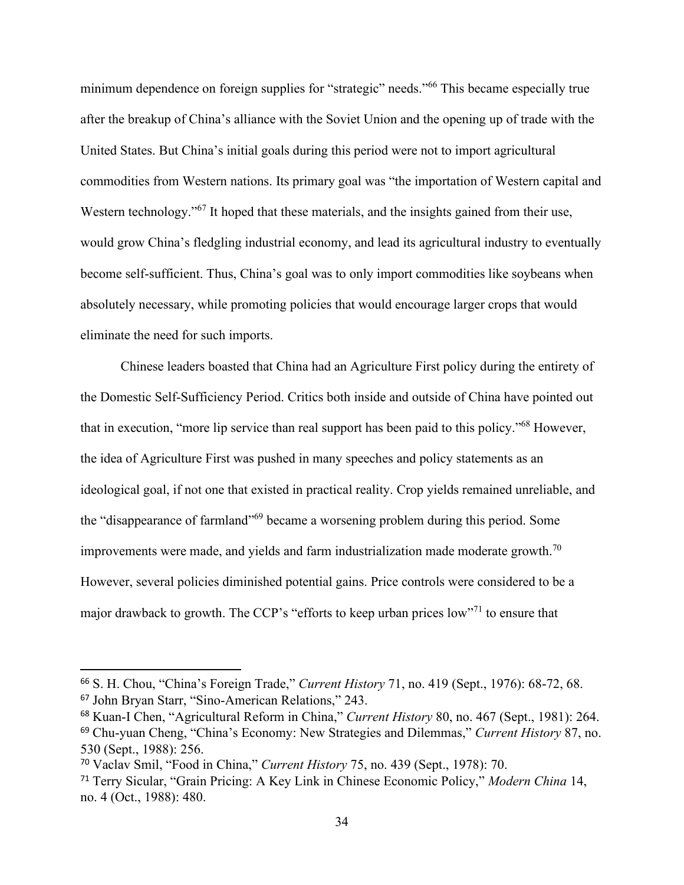minimum dependence on foreign supplies for "strategic" needs."[66] This became especially true after the breakup of China's alliance with the Soviet Union and the opening up of trade with the United States. But China's initial goals during this period were not to import agricultural commodities from Western nations. Its primary goal was "the importation of Western capital and Western technology."[67] It hoped that these materials, and the insights gained from their use, would grow China's fledgling industrial economy, and lead its agricultural industry to eventually become self-sufficient. Thus, China's goal was to only import commodities like soybeans when absolutely necessary, while promoting policies that would encourage larger crops that would eliminate the need for such imports.

Chinese leaders boasted that China had an Agriculture First policy during the entirety of the Domestic Self-Sufficiency Period. Critics both inside and outside of China have pointed out that in execution, "more lip service than real support has been paid to this policy."[68] However, the idea of Agriculture First was pushed in many speeches and policy statements as an ideological goal, if not one that existed in practical reality. Crop yields remained unreliable, and the "disappearance of farmland"[69] became a worsening problem during this period. Some improvements were made, and yields and farm industrialization made moderate growth.[70] However, several policies diminished potential gains. Price controls were considered to be a major drawback to growth. The CCP's "efforts to keep urban prices low"[71] to ensure that

---

[66] S. H. Chou, "China's Foreign Trade," *Current History* 71, no. 419 (Sept., 1976): 68-72, 68.

[67] John Bryan Starr, "Sino-American Relations," 243.

[68] Kuan-I Chen, "Agricultural Reform in China," *Current History* 80, no. 467 (Sept., 1981): 264.

[69] Chu-yuan Cheng, "China's Economy: New Strategies and Dilemmas," *Current History* 87, no. 530 (Sept., 1988): 256.

[70] Vaclav Smil, "Food in China," *Current History* 75, no. 439 (Sept., 1978): 70.

[71] Terry Sicular, "Grain Pricing: A Key Link in Chinese Economic Policy," *Modern China* 14, no. 4 (Oct., 1988): 480.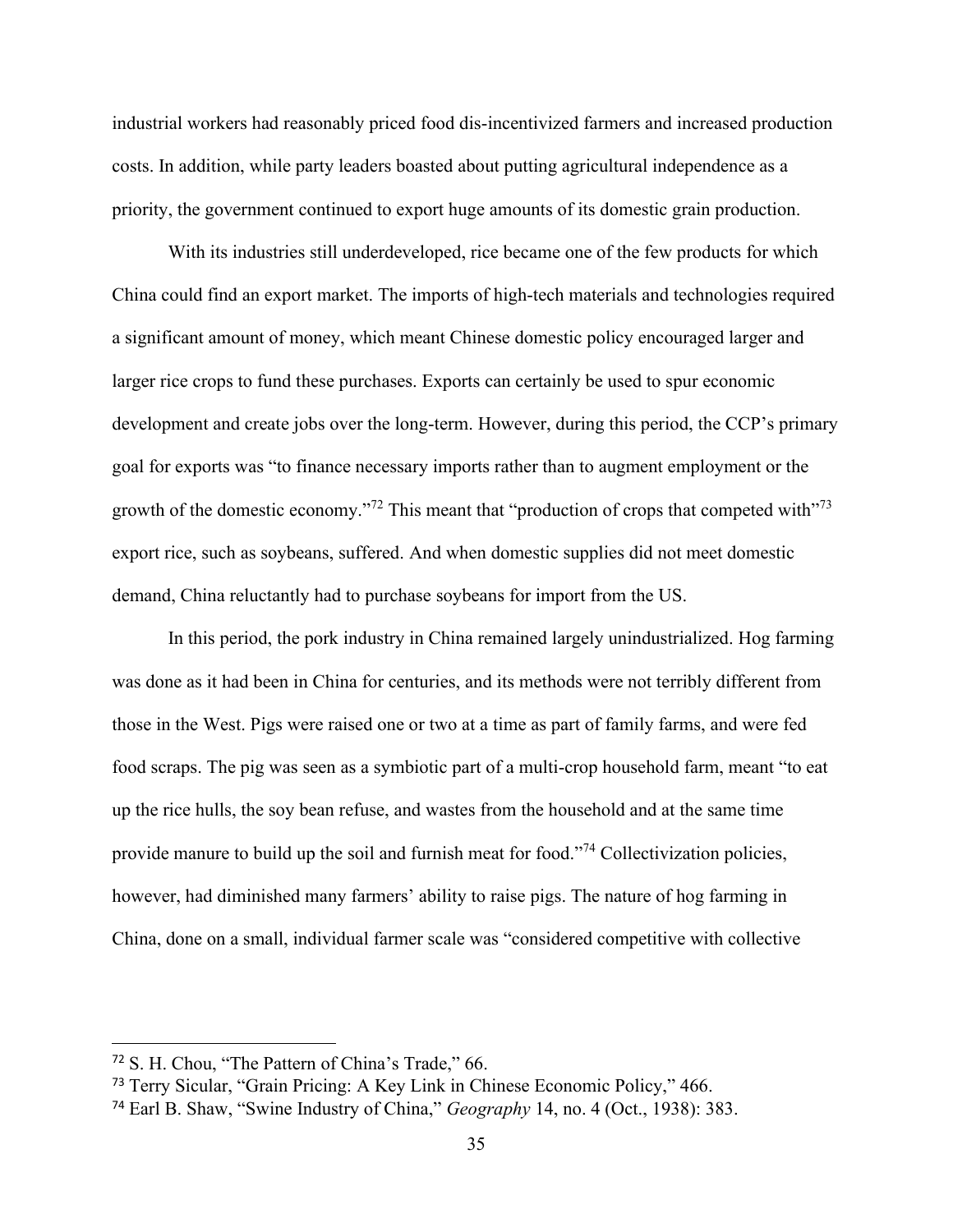industrial workers had reasonably priced food dis-incentivized farmers and increased production costs. In addition, while party leaders boasted about putting agricultural independence as a priority, the government continued to export huge amounts of its domestic grain production.

With its industries still underdeveloped, rice became one of the few products for which China could find an export market. The imports of high-tech materials and technologies required a significant amount of money, which meant Chinese domestic policy encouraged larger and larger rice crops to fund these purchases. Exports can certainly be used to spur economic development and create jobs over the long-term. However, during this period, the CCP's primary goal for exports was "to finance necessary imports rather than to augment employment or the growth of the domestic economy."[72] This meant that "production of crops that competed with"[73] export rice, such as soybeans, suffered. And when domestic supplies did not meet domestic demand, China reluctantly had to purchase soybeans for import from the US.

In this period, the pork industry in China remained largely unindustrialized. Hog farming was done as it had been in China for centuries, and its methods were not terribly different from those in the West. Pigs were raised one or two at a time as part of family farms, and were fed food scraps. The pig was seen as a symbiotic part of a multi-crop household farm, meant "to eat up the rice hulls, the soy bean refuse, and wastes from the household and at the same time provide manure to build up the soil and furnish meat for food."[74] Collectivization policies, however, had diminished many farmers' ability to raise pigs. The nature of hog farming in China, done on a small, individual farmer scale was "considered competitive with collective

---

[72] S. H. Chou, "The Pattern of China's Trade," 66.

[73] Terry Sicular, "Grain Pricing: A Key Link in Chinese Economic Policy," 466.

[74] Earl B. Shaw, "Swine Industry of China," *Geography* 14, no. 4 (Oct., 1938): 383.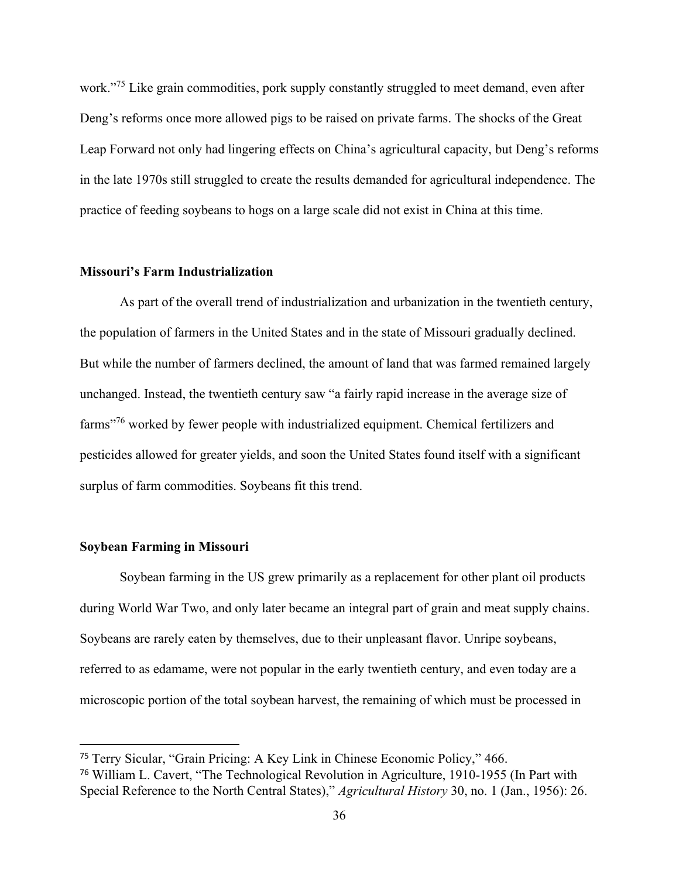work."[75] Like grain commodities, pork supply constantly struggled to meet demand, even after Deng's reforms once more allowed pigs to be raised on private farms. The shocks of the Great Leap Forward not only had lingering effects on China's agricultural capacity, but Deng's reforms in the late 1970s still struggled to create the results demanded for agricultural independence. The practice of feeding soybeans to hogs on a large scale did not exist in China at this time.

### Missouri's Farm Industrialization

As part of the overall trend of industrialization and urbanization in the twentieth century, the population of farmers in the United States and in the state of Missouri gradually declined. But while the number of farmers declined, the amount of land that was farmed remained largely unchanged. Instead, the twentieth century saw "a fairly rapid increase in the average size of farms"[76] worked by fewer people with industrialized equipment. Chemical fertilizers and pesticides allowed for greater yields, and soon the United States found itself with a significant surplus of farm commodities. Soybeans fit this trend.

### Soybean Farming in Missouri

Soybean farming in the US grew primarily as a replacement for other plant oil products during World War Two, and only later became an integral part of grain and meat supply chains. Soybeans are rarely eaten by themselves, due to their unpleasant flavor. Unripe soybeans, referred to as edamame, were not popular in the early twentieth century, and even today are a microscopic portion of the total soybean harvest, the remaining of which must be processed in

---

[75] Terry Sicular, "Grain Pricing: A Key Link in Chinese Economic Policy," 466.

[76] William L. Cavert, "The Technological Revolution in Agriculture, 1910-1955 (In Part with Special Reference to the North Central States)," *Agricultural History* 30, no. 1 (Jan., 1956): 26.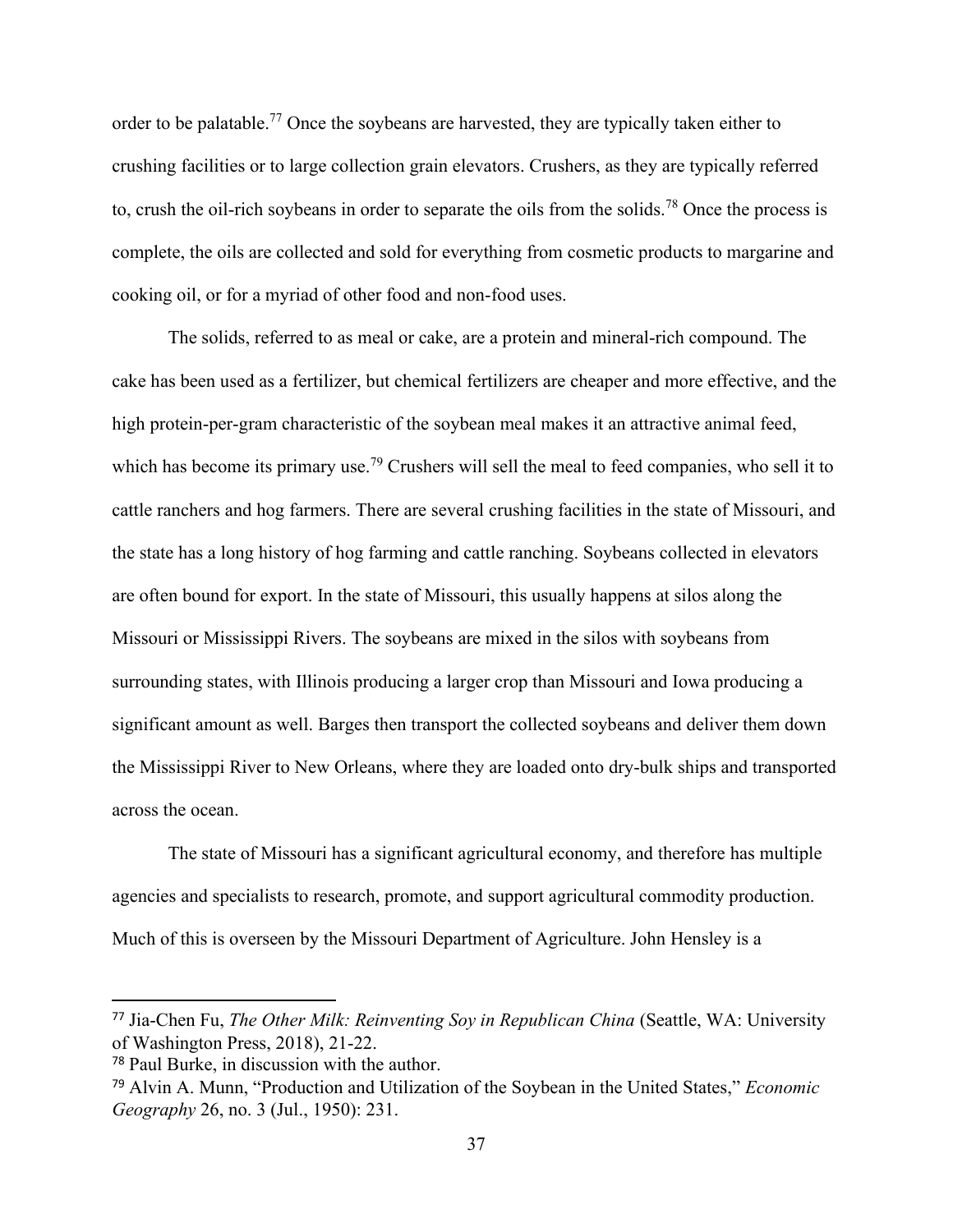order to be palatable.[77] Once the soybeans are harvested, they are typically taken either to crushing facilities or to large collection grain elevators. Crushers, as they are typically referred to, crush the oil-rich soybeans in order to separate the oils from the solids.[78] Once the process is complete, the oils are collected and sold for everything from cosmetic products to margarine and cooking oil, or for a myriad of other food and non-food uses.

The solids, referred to as meal or cake, are a protein and mineral-rich compound. The cake has been used as a fertilizer, but chemical fertilizers are cheaper and more effective, and the high protein-per-gram characteristic of the soybean meal makes it an attractive animal feed, which has become its primary use.[79] Crushers will sell the meal to feed companies, who sell it to cattle ranchers and hog farmers. There are several crushing facilities in the state of Missouri, and the state has a long history of hog farming and cattle ranching. Soybeans collected in elevators are often bound for export. In the state of Missouri, this usually happens at silos along the Missouri or Mississippi Rivers. The soybeans are mixed in the silos with soybeans from surrounding states, with Illinois producing a larger crop than Missouri and Iowa producing a significant amount as well. Barges then transport the collected soybeans and deliver them down the Mississippi River to New Orleans, where they are loaded onto dry-bulk ships and transported across the ocean.

The state of Missouri has a significant agricultural economy, and therefore has multiple agencies and specialists to research, promote, and support agricultural commodity production. Much of this is overseen by the Missouri Department of Agriculture. John Hensley is a

[77] Jia-Chen Fu, *The Other Milk: Reinventing Soy in Republican China* (Seattle, WA: University of Washington Press, 2018), 21-22.

[78] Paul Burke, in discussion with the author.

[79] Alvin A. Munn, "Production and Utilization of the Soybean in the United States," *Economic Geography* 26, no. 3 (Jul., 1950): 231.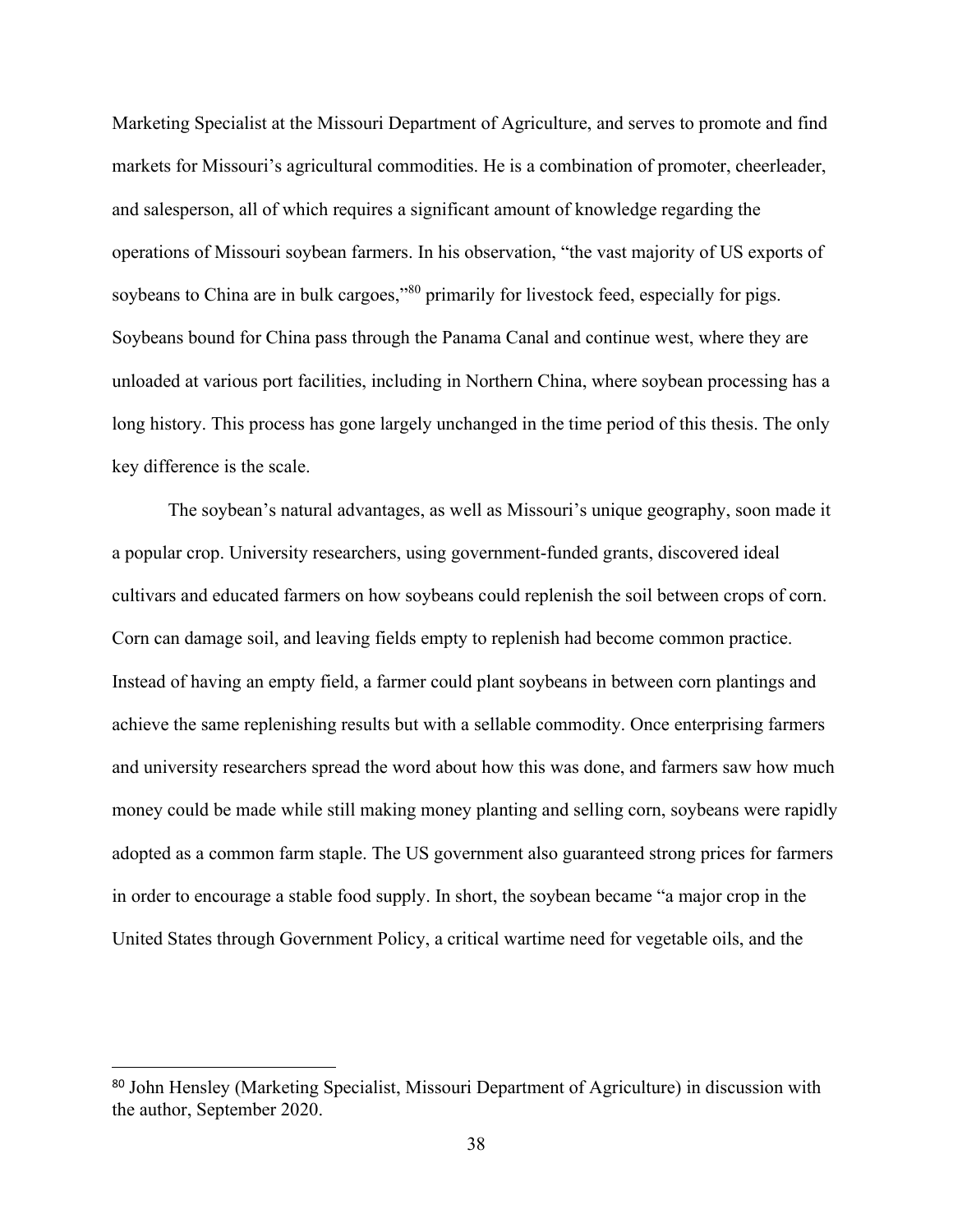Marketing Specialist at the Missouri Department of Agriculture, and serves to promote and find markets for Missouri's agricultural commodities. He is a combination of promoter, cheerleader, and salesperson, all of which requires a significant amount of knowledge regarding the operations of Missouri soybean farmers. In his observation, "the vast majority of US exports of soybeans to China are in bulk cargoes,"[80] primarily for livestock feed, especially for pigs. Soybeans bound for China pass through the Panama Canal and continue west, where they are unloaded at various port facilities, including in Northern China, where soybean processing has a long history. This process has gone largely unchanged in the time period of this thesis. The only key difference is the scale.

The soybean's natural advantages, as well as Missouri's unique geography, soon made it a popular crop. University researchers, using government-funded grants, discovered ideal cultivars and educated farmers on how soybeans could replenish the soil between crops of corn. Corn can damage soil, and leaving fields empty to replenish had become common practice. Instead of having an empty field, a farmer could plant soybeans in between corn plantings and achieve the same replenishing results but with a sellable commodity. Once enterprising farmers and university researchers spread the word about how this was done, and farmers saw how much money could be made while still making money planting and selling corn, soybeans were rapidly adopted as a common farm staple. The US government also guaranteed strong prices for farmers in order to encourage a stable food supply. In short, the soybean became "a major crop in the United States through Government Policy, a critical wartime need for vegetable oils, and the

---

[80] John Hensley (Marketing Specialist, Missouri Department of Agriculture) in discussion with the author, September 2020.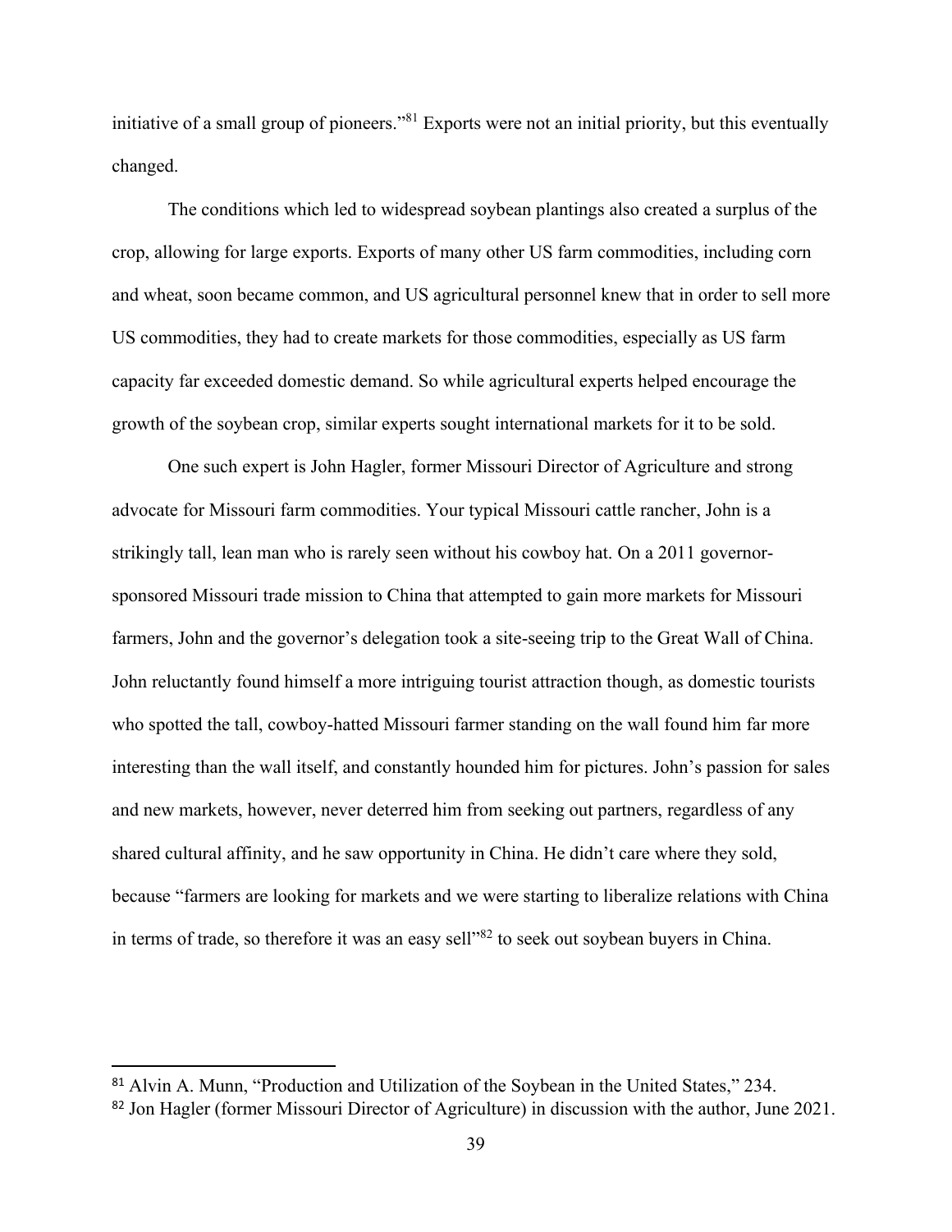initiative of a small group of pioneers."[81] Exports were not an initial priority, but this eventually changed.

The conditions which led to widespread soybean plantings also created a surplus of the crop, allowing for large exports. Exports of many other US farm commodities, including corn and wheat, soon became common, and US agricultural personnel knew that in order to sell more US commodities, they had to create markets for those commodities, especially as US farm capacity far exceeded domestic demand. So while agricultural experts helped encourage the growth of the soybean crop, similar experts sought international markets for it to be sold.

One such expert is John Hagler, former Missouri Director of Agriculture and strong advocate for Missouri farm commodities. Your typical Missouri cattle rancher, John is a strikingly tall, lean man who is rarely seen without his cowboy hat. On a 2011 governor-sponsored Missouri trade mission to China that attempted to gain more markets for Missouri farmers, John and the governor's delegation took a site-seeing trip to the Great Wall of China. John reluctantly found himself a more intriguing tourist attraction though, as domestic tourists who spotted the tall, cowboy-hatted Missouri farmer standing on the wall found him far more interesting than the wall itself, and constantly hounded him for pictures. John's passion for sales and new markets, however, never deterred him from seeking out partners, regardless of any shared cultural affinity, and he saw opportunity in China. He didn't care where they sold, because "farmers are looking for markets and we were starting to liberalize relations with China in terms of trade, so therefore it was an easy sell"[82] to seek out soybean buyers in China.

---

[81] Alvin A. Munn, "Production and Utilization of the Soybean in the United States," 234.

[82] Jon Hagler (former Missouri Director of Agriculture) in discussion with the author, June 2021.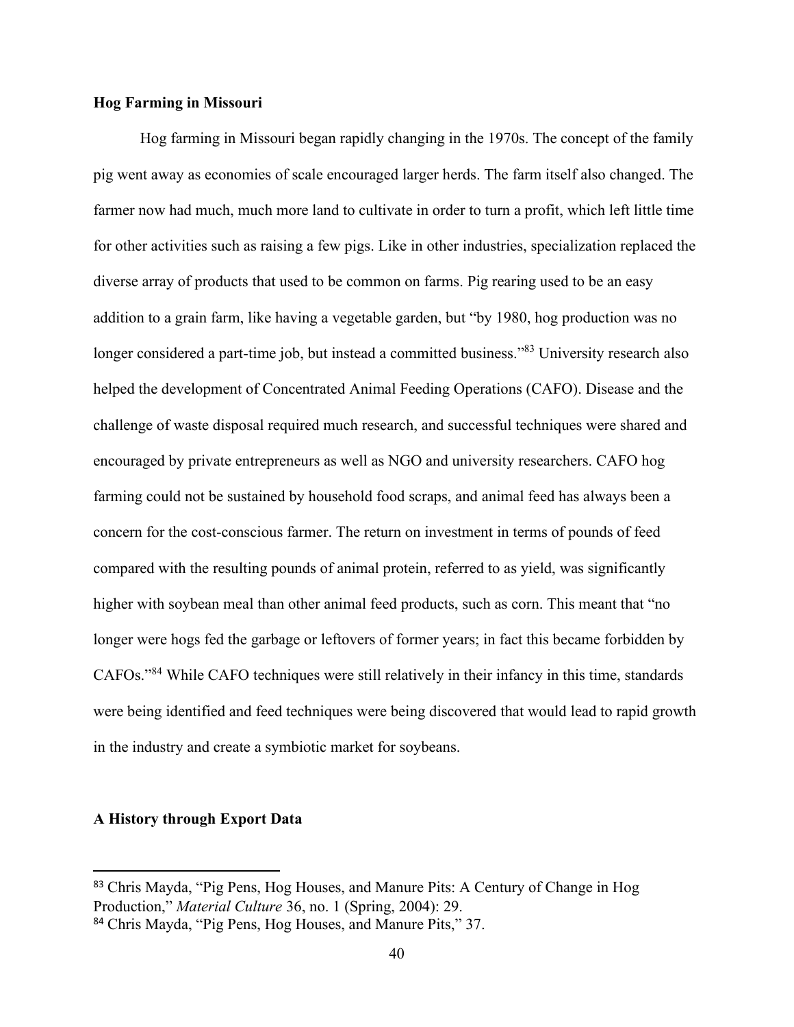**Hog Farming in Missouri**

Hog farming in Missouri began rapidly changing in the 1970s. The concept of the family pig went away as economies of scale encouraged larger herds. The farm itself also changed. The farmer now had much, much more land to cultivate in order to turn a profit, which left little time for other activities such as raising a few pigs. Like in other industries, specialization replaced the diverse array of products that used to be common on farms. Pig rearing used to be an easy addition to a grain farm, like having a vegetable garden, but "by 1980, hog production was no longer considered a part-time job, but instead a committed business."[83] University research also helped the development of Concentrated Animal Feeding Operations (CAFO). Disease and the challenge of waste disposal required much research, and successful techniques were shared and encouraged by private entrepreneurs as well as NGO and university researchers. CAFO hog farming could not be sustained by household food scraps, and animal feed has always been a concern for the cost-conscious farmer. The return on investment in terms of pounds of feed compared with the resulting pounds of animal protein, referred to as yield, was significantly higher with soybean meal than other animal feed products, such as corn. This meant that "no longer were hogs fed the garbage or leftovers of former years; in fact this became forbidden by CAFOs."[84] While CAFO techniques were still relatively in their infancy in this time, standards were being identified and feed techniques were being discovered that would lead to rapid growth in the industry and create a symbiotic market for soybeans.

**A History through Export Data**

[83] Chris Mayda, "Pig Pens, Hog Houses, and Manure Pits: A Century of Change in Hog Production," *Material Culture* 36, no. 1 (Spring, 2004): 29.

[84] Chris Mayda, "Pig Pens, Hog Houses, and Manure Pits," 37.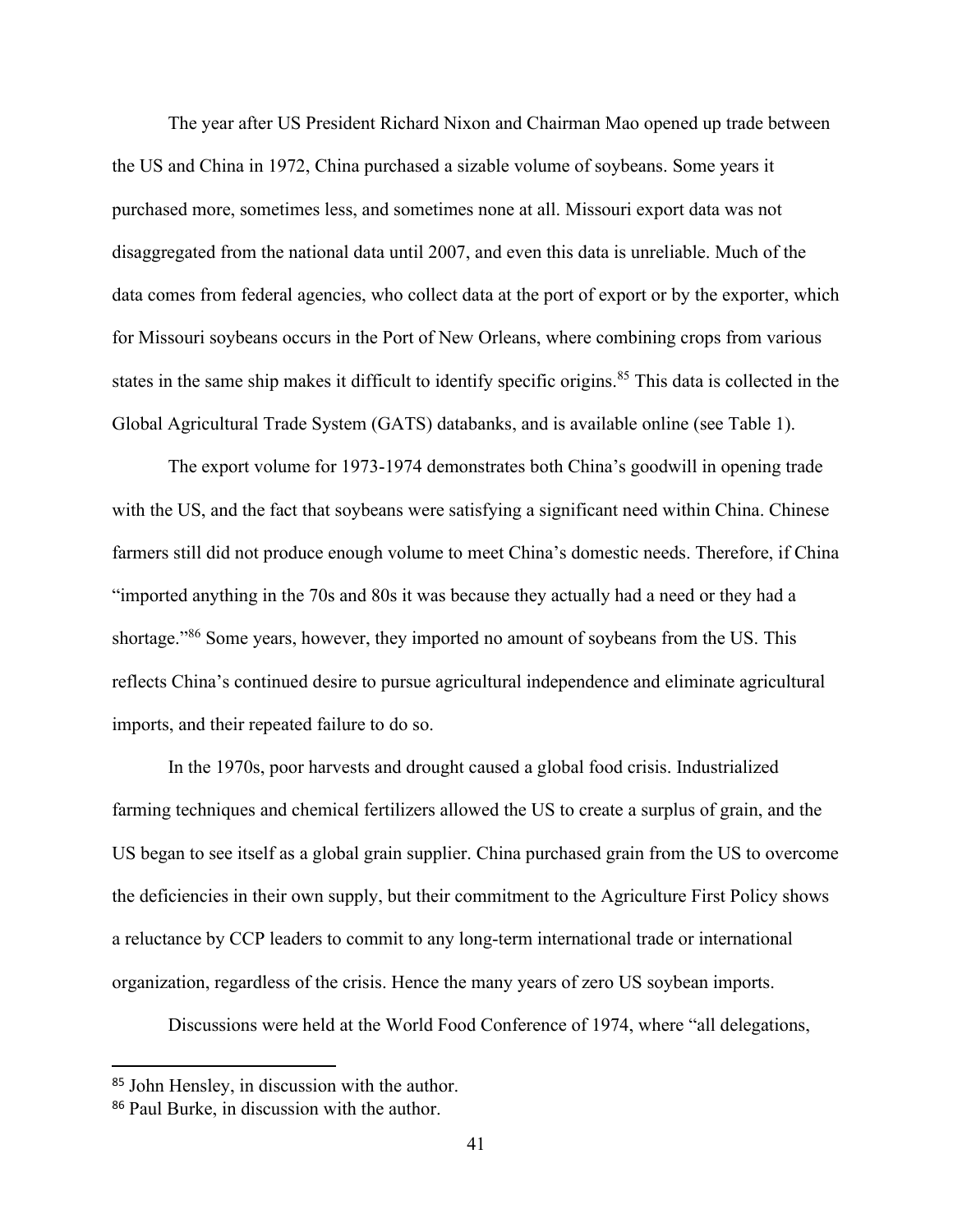The year after US President Richard Nixon and Chairman Mao opened up trade between the US and China in 1972, China purchased a sizable volume of soybeans. Some years it purchased more, sometimes less, and sometimes none at all. Missouri export data was not disaggregated from the national data until 2007, and even this data is unreliable. Much of the data comes from federal agencies, who collect data at the port of export or by the exporter, which for Missouri soybeans occurs in the Port of New Orleans, where combining crops from various states in the same ship makes it difficult to identify specific origins.[85] This data is collected in the Global Agricultural Trade System (GATS) databanks, and is available online (see Table 1).

The export volume for 1973-1974 demonstrates both China's goodwill in opening trade with the US, and the fact that soybeans were satisfying a significant need within China. Chinese farmers still did not produce enough volume to meet China's domestic needs. Therefore, if China "imported anything in the 70s and 80s it was because they actually had a need or they had a shortage."[86] Some years, however, they imported no amount of soybeans from the US. This reflects China's continued desire to pursue agricultural independence and eliminate agricultural imports, and their repeated failure to do so.

In the 1970s, poor harvests and drought caused a global food crisis. Industrialized farming techniques and chemical fertilizers allowed the US to create a surplus of grain, and the US began to see itself as a global grain supplier. China purchased grain from the US to overcome the deficiencies in their own supply, but their commitment to the Agriculture First Policy shows a reluctance by CCP leaders to commit to any long-term international trade or international organization, regardless of the crisis. Hence the many years of zero US soybean imports.

Discussions were held at the World Food Conference of 1974, where "all delegations,

---

[85] John Hensley, in discussion with the author.

[86] Paul Burke, in discussion with the author.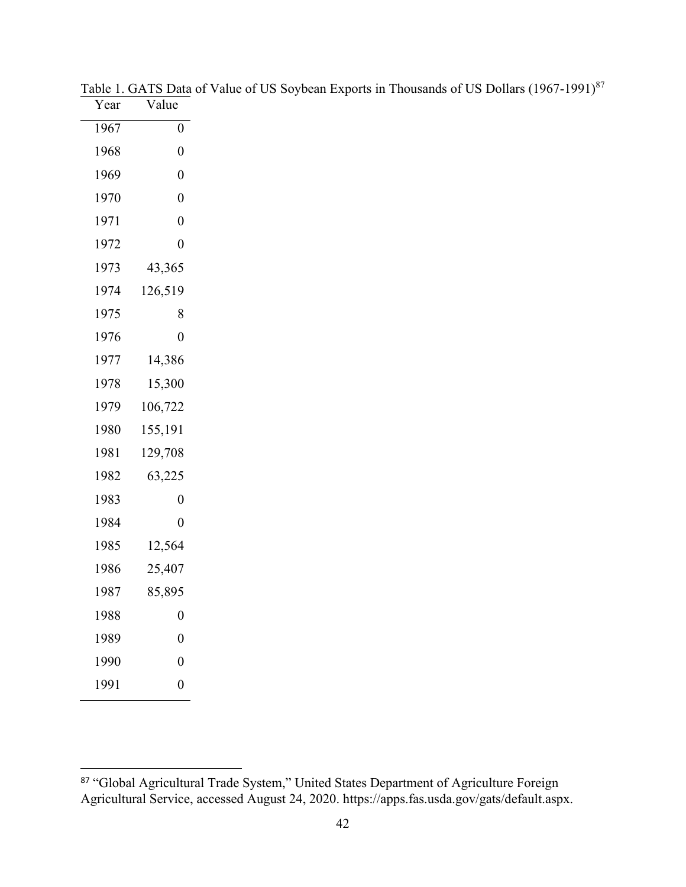Table 1. GATS Data of Value of US Soybean Exports in Thousands of US Dollars (1967-1991)[87]

| Year | Value |
|---|---|
| 1967 | 0 |
| 1968 | 0 |
| 1969 | 0 |
| 1970 | 0 |
| 1971 | 0 |
| 1972 | 0 |
| 1973 | 43,365 |
| 1974 | 126,519 |
| 1975 | 8 |
| 1976 | 0 |
| 1977 | 14,386 |
| 1978 | 15,300 |
| 1979 | 106,722 |
| 1980 | 155,191 |
| 1981 | 129,708 |
| 1982 | 63,225 |
| 1983 | 0 |
| 1984 | 0 |
| 1985 | 12,564 |
| 1986 | 25,407 |
| 1987 | 85,895 |
| 1988 | 0 |
| 1989 | 0 |
| 1990 | 0 |
| 1991 | 0 |

[87] "Global Agricultural Trade System," United States Department of Agriculture Foreign Agricultural Service, accessed August 24, 2020. https://apps.fas.usda.gov/gats/default.aspx.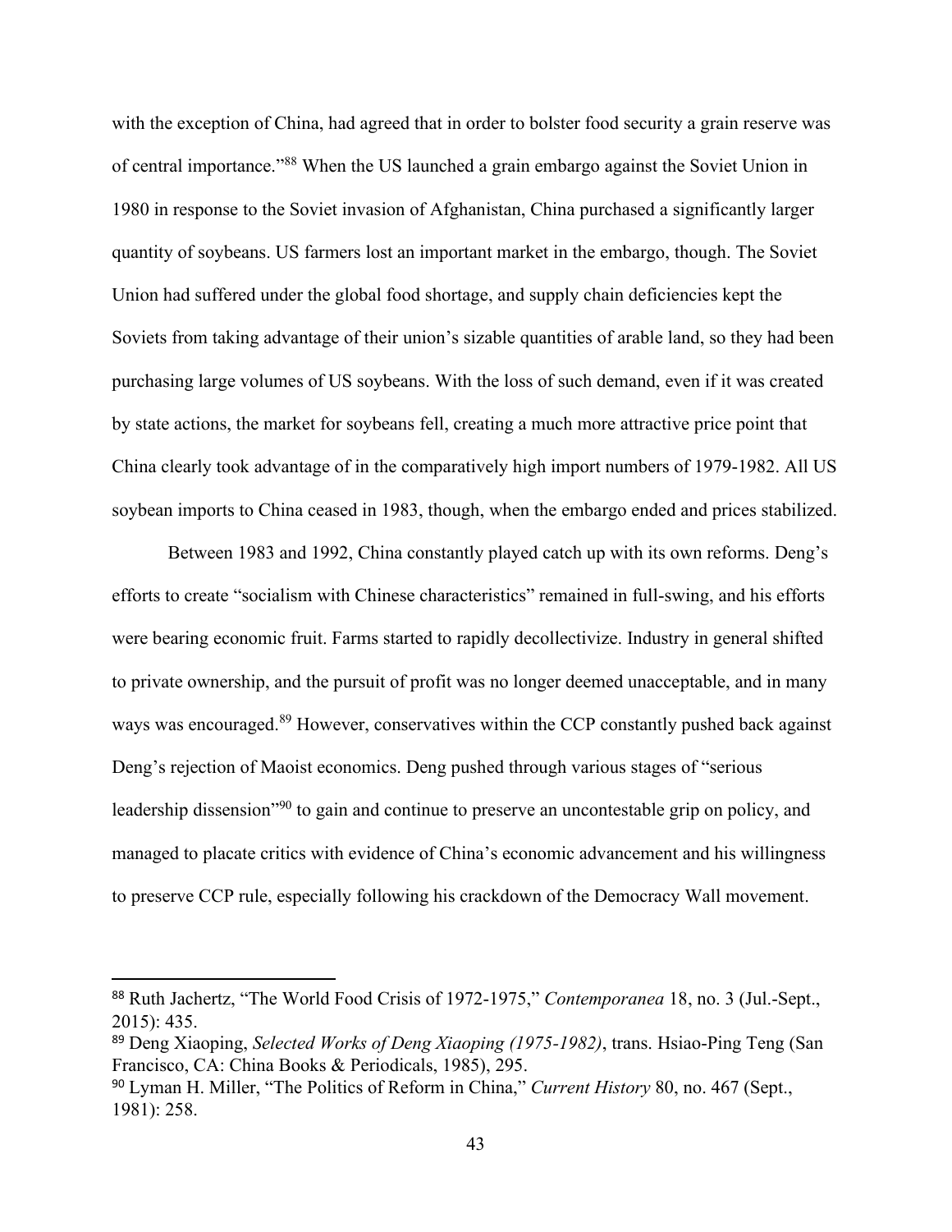with the exception of China, had agreed that in order to bolster food security a grain reserve was of central importance."[88] When the US launched a grain embargo against the Soviet Union in 1980 in response to the Soviet invasion of Afghanistan, China purchased a significantly larger quantity of soybeans. US farmers lost an important market in the embargo, though. The Soviet Union had suffered under the global food shortage, and supply chain deficiencies kept the Soviets from taking advantage of their union's sizable quantities of arable land, so they had been purchasing large volumes of US soybeans. With the loss of such demand, even if it was created by state actions, the market for soybeans fell, creating a much more attractive price point that China clearly took advantage of in the comparatively high import numbers of 1979-1982. All US soybean imports to China ceased in 1983, though, when the embargo ended and prices stabilized.

Between 1983 and 1992, China constantly played catch up with its own reforms. Deng's efforts to create "socialism with Chinese characteristics" remained in full-swing, and his efforts were bearing economic fruit. Farms started to rapidly decollectivize. Industry in general shifted to private ownership, and the pursuit of profit was no longer deemed unacceptable, and in many ways was encouraged.[89] However, conservatives within the CCP constantly pushed back against Deng's rejection of Maoist economics. Deng pushed through various stages of "serious leadership dissension"[90] to gain and continue to preserve an uncontestable grip on policy, and managed to placate critics with evidence of China's economic advancement and his willingness to preserve CCP rule, especially following his crackdown of the Democracy Wall movement.

---

[88] Ruth Jachertz, "The World Food Crisis of 1972-1975," *Contemporanea* 18, no. 3 (Jul.-Sept., 2015): 435.

[89] Deng Xiaoping, *Selected Works of Deng Xiaoping (1975-1982)*, trans. Hsiao-Ping Teng (San Francisco, CA: China Books & Periodicals, 1985), 295.

[90] Lyman H. Miller, "The Politics of Reform in China," *Current History* 80, no. 467 (Sept., 1981): 258.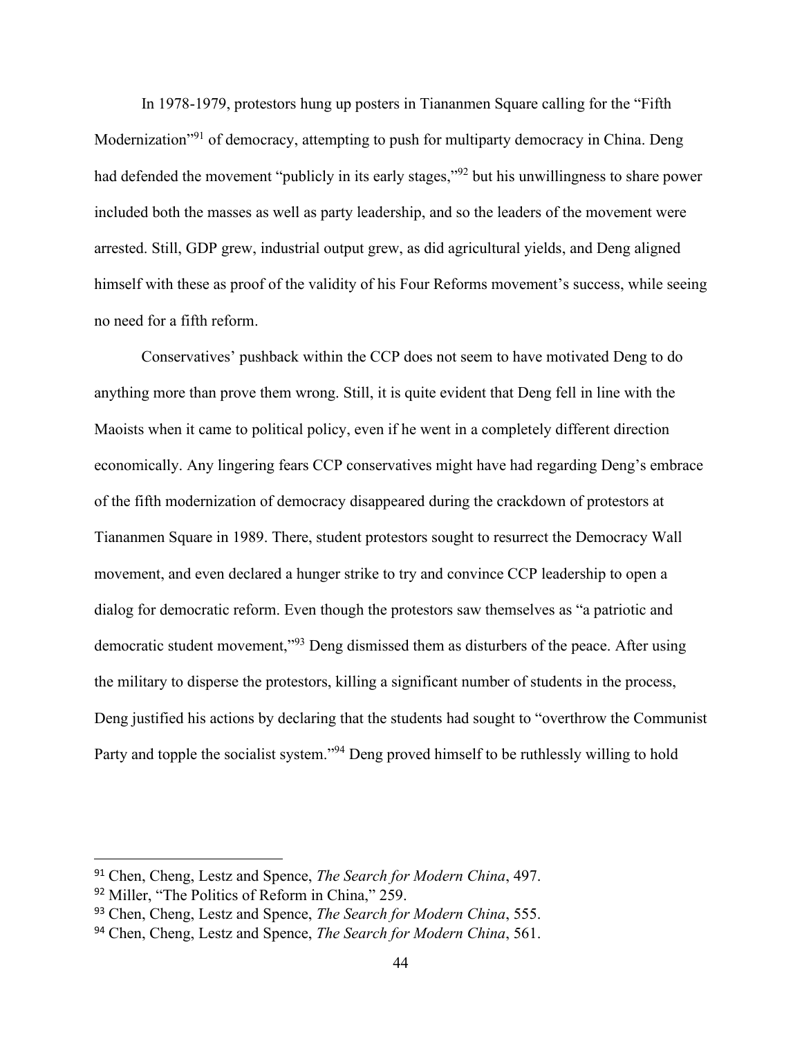In 1978-1979, protestors hung up posters in Tiananmen Square calling for the "Fifth Modernization"[91] of democracy, attempting to push for multiparty democracy in China. Deng had defended the movement "publicly in its early stages,"[92] but his unwillingness to share power included both the masses as well as party leadership, and so the leaders of the movement were arrested. Still, GDP grew, industrial output grew, as did agricultural yields, and Deng aligned himself with these as proof of the validity of his Four Reforms movement's success, while seeing no need for a fifth reform.

Conservatives' pushback within the CCP does not seem to have motivated Deng to do anything more than prove them wrong. Still, it is quite evident that Deng fell in line with the Maoists when it came to political policy, even if he went in a completely different direction economically. Any lingering fears CCP conservatives might have had regarding Deng's embrace of the fifth modernization of democracy disappeared during the crackdown of protestors at Tiananmen Square in 1989. There, student protestors sought to resurrect the Democracy Wall movement, and even declared a hunger strike to try and convince CCP leadership to open a dialog for democratic reform. Even though the protestors saw themselves as "a patriotic and democratic student movement,"[93] Deng dismissed them as disturbers of the peace. After using the military to disperse the protestors, killing a significant number of students in the process, Deng justified his actions by declaring that the students had sought to "overthrow the Communist Party and topple the socialist system."[94] Deng proved himself to be ruthlessly willing to hold

---

[91] Chen, Cheng, Lestz and Spence, *The Search for Modern China*, 497.

[92] Miller, "The Politics of Reform in China," 259.

[93] Chen, Cheng, Lestz and Spence, *The Search for Modern China*, 555.

[94] Chen, Cheng, Lestz and Spence, *The Search for Modern China*, 561.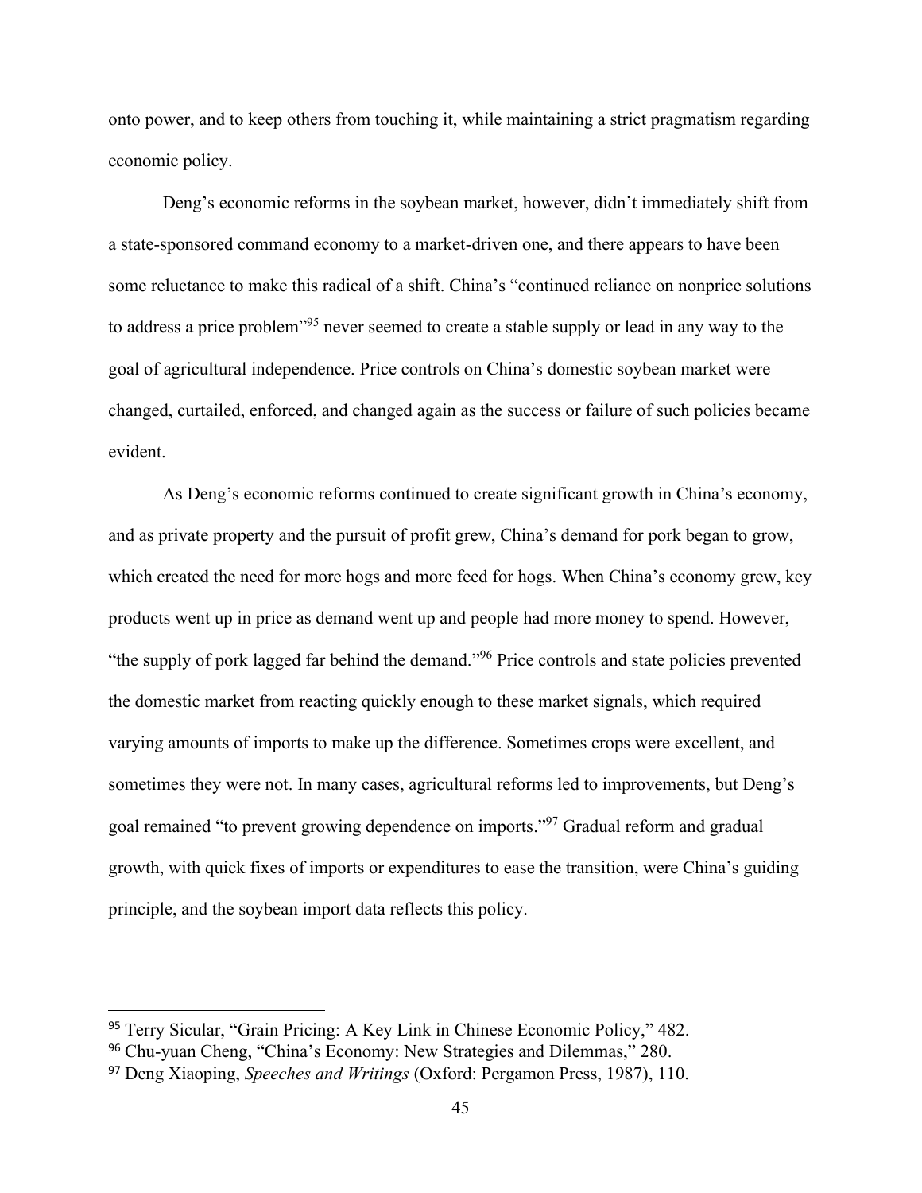onto power, and to keep others from touching it, while maintaining a strict pragmatism regarding economic policy.

Deng's economic reforms in the soybean market, however, didn't immediately shift from a state-sponsored command economy to a market-driven one, and there appears to have been some reluctance to make this radical of a shift. China's "continued reliance on nonprice solutions to address a price problem"[95] never seemed to create a stable supply or lead in any way to the goal of agricultural independence. Price controls on China's domestic soybean market were changed, curtailed, enforced, and changed again as the success or failure of such policies became evident.

As Deng's economic reforms continued to create significant growth in China's economy, and as private property and the pursuit of profit grew, China's demand for pork began to grow, which created the need for more hogs and more feed for hogs. When China's economy grew, key products went up in price as demand went up and people had more money to spend. However, "the supply of pork lagged far behind the demand."[96] Price controls and state policies prevented the domestic market from reacting quickly enough to these market signals, which required varying amounts of imports to make up the difference. Sometimes crops were excellent, and sometimes they were not. In many cases, agricultural reforms led to improvements, but Deng's goal remained "to prevent growing dependence on imports."[97] Gradual reform and gradual growth, with quick fixes of imports or expenditures to ease the transition, were China's guiding principle, and the soybean import data reflects this policy.

---

[95] Terry Sicular, "Grain Pricing: A Key Link in Chinese Economic Policy," 482.

[96] Chu-yuan Cheng, "China's Economy: New Strategies and Dilemmas," 280.

[97] Deng Xiaoping, *Speeches and Writings* (Oxford: Pergamon Press, 1987), 110.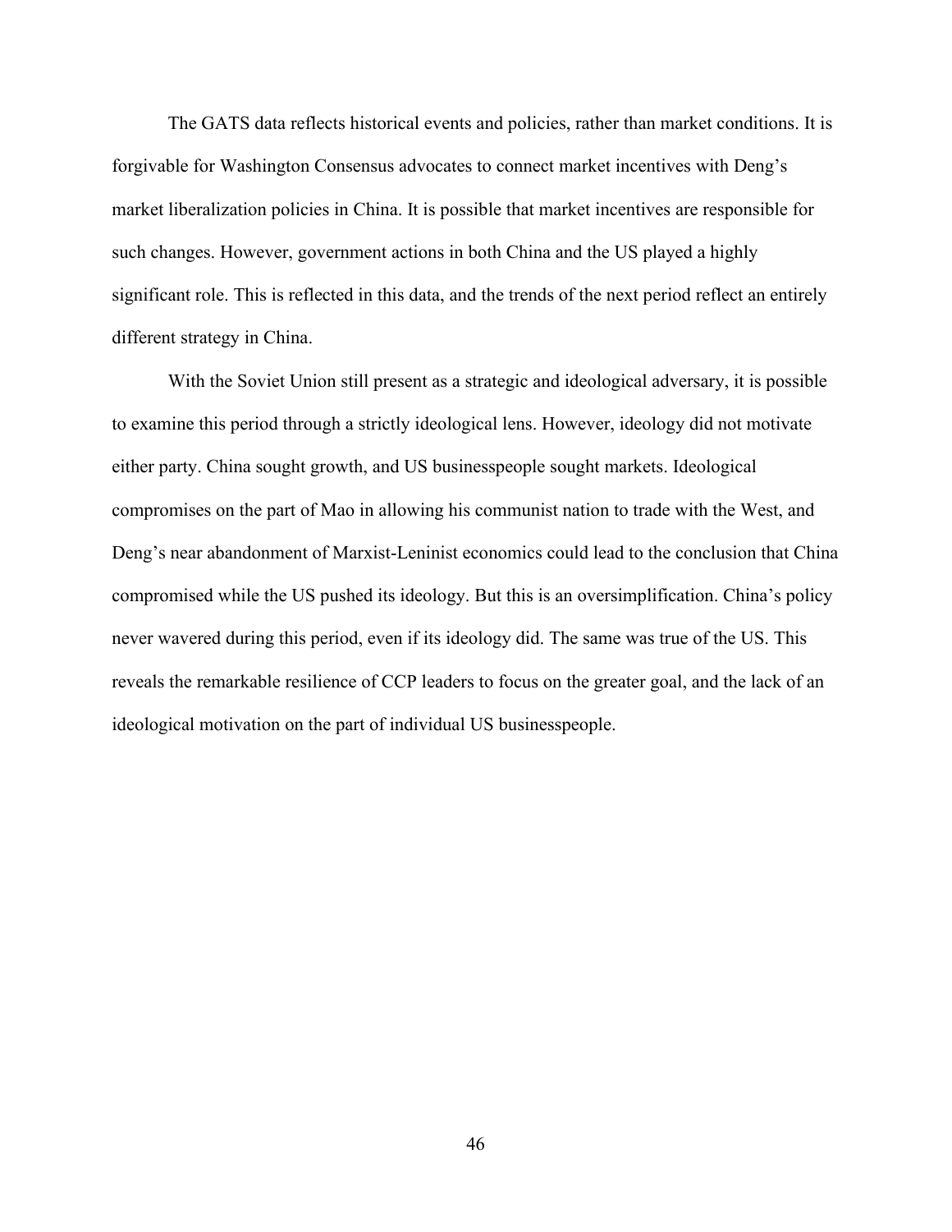The GATS data reflects historical events and policies, rather than market conditions. It is forgivable for Washington Consensus advocates to connect market incentives with Deng's market liberalization policies in China. It is possible that market incentives are responsible for such changes. However, government actions in both China and the US played a highly significant role. This is reflected in this data, and the trends of the next period reflect an entirely different strategy in China.

With the Soviet Union still present as a strategic and ideological adversary, it is possible to examine this period through a strictly ideological lens. However, ideology did not motivate either party. China sought growth, and US businesspeople sought markets. Ideological compromises on the part of Mao in allowing his communist nation to trade with the West, and Deng's near abandonment of Marxist-Leninist economics could lead to the conclusion that China compromised while the US pushed its ideology. But this is an oversimplification. China's policy never wavered during this period, even if its ideology did. The same was true of the US. This reveals the remarkable resilience of CCP leaders to focus on the greater goal, and the lack of an ideological motivation on the part of individual US businesspeople.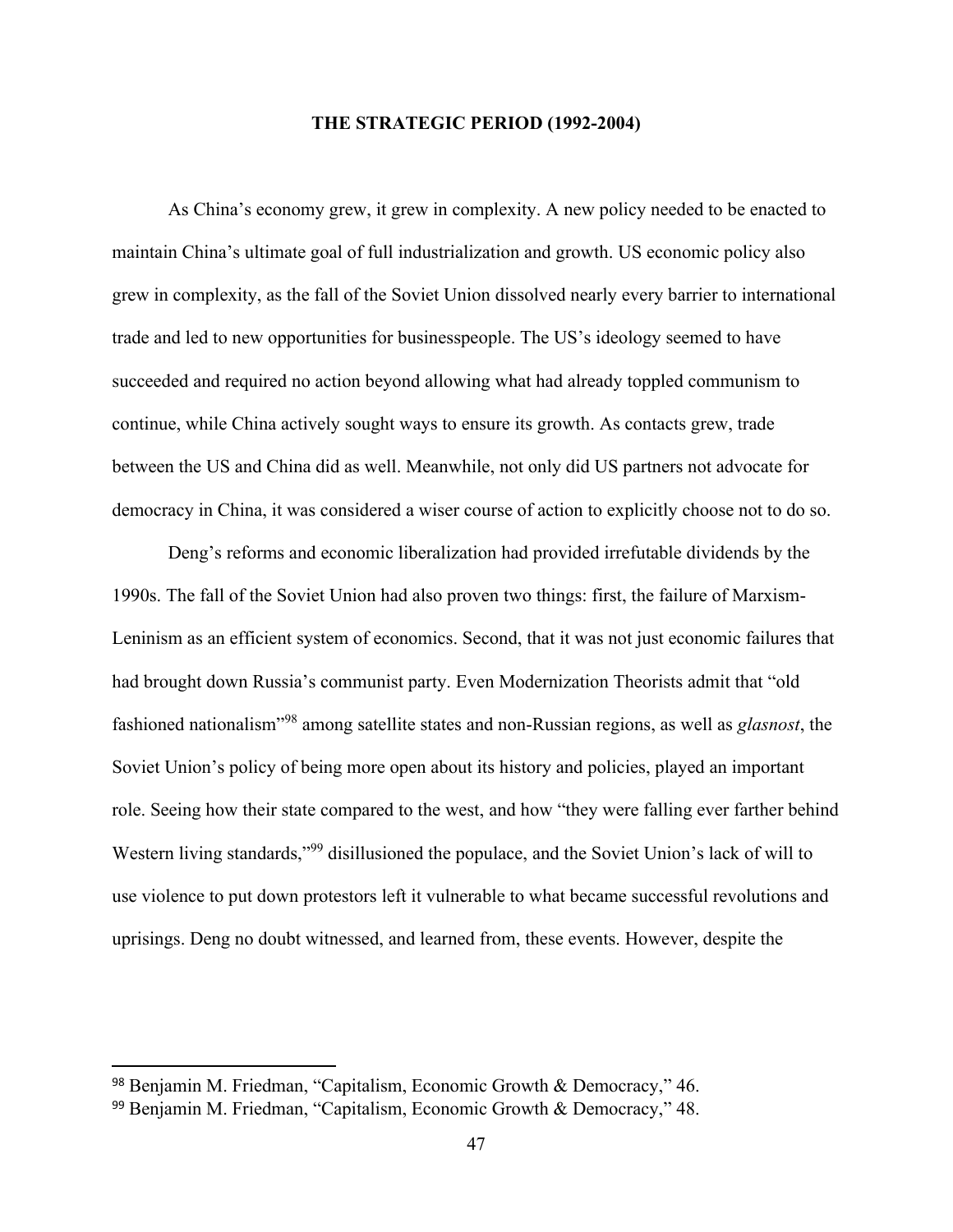## THE STRATEGIC PERIOD (1992-2004)

As China's economy grew, it grew in complexity. A new policy needed to be enacted to maintain China's ultimate goal of full industrialization and growth. US economic policy also grew in complexity, as the fall of the Soviet Union dissolved nearly every barrier to international trade and led to new opportunities for businesspeople. The US's ideology seemed to have succeeded and required no action beyond allowing what had already toppled communism to continue, while China actively sought ways to ensure its growth. As contacts grew, trade between the US and China did as well. Meanwhile, not only did US partners not advocate for democracy in China, it was considered a wiser course of action to explicitly choose not to do so.

Deng's reforms and economic liberalization had provided irrefutable dividends by the 1990s. The fall of the Soviet Union had also proven two things: first, the failure of Marxism-Leninism as an efficient system of economics. Second, that it was not just economic failures that had brought down Russia's communist party. Even Modernization Theorists admit that "old fashioned nationalism"[98] among satellite states and non-Russian regions, as well as *glasnost*, the Soviet Union's policy of being more open about its history and policies, played an important role. Seeing how their state compared to the west, and how "they were falling ever farther behind Western living standards,"[99] disillusioned the populace, and the Soviet Union's lack of will to use violence to put down protestors left it vulnerable to what became successful revolutions and uprisings. Deng no doubt witnessed, and learned from, these events. However, despite the

---

[98] Benjamin M. Friedman, "Capitalism, Economic Growth & Democracy," 46.

[99] Benjamin M. Friedman, "Capitalism, Economic Growth & Democracy," 48.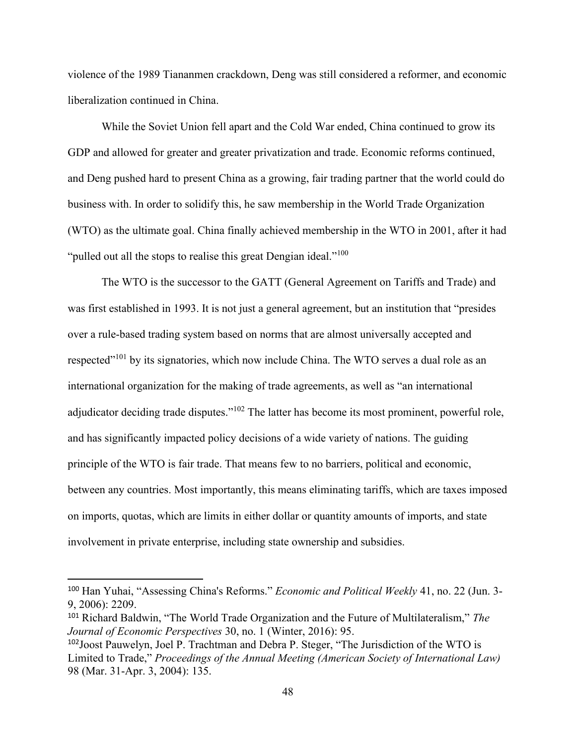violence of the 1989 Tiananmen crackdown, Deng was still considered a reformer, and economic liberalization continued in China.

While the Soviet Union fell apart and the Cold War ended, China continued to grow its GDP and allowed for greater and greater privatization and trade. Economic reforms continued, and Deng pushed hard to present China as a growing, fair trading partner that the world could do business with. In order to solidify this, he saw membership in the World Trade Organization (WTO) as the ultimate goal. China finally achieved membership in the WTO in 2001, after it had "pulled out all the stops to realise this great Dengian ideal."[100]

The WTO is the successor to the GATT (General Agreement on Tariffs and Trade) and was first established in 1993. It is not just a general agreement, but an institution that "presides over a rule-based trading system based on norms that are almost universally accepted and respected"[101] by its signatories, which now include China. The WTO serves a dual role as an international organization for the making of trade agreements, as well as "an international adjudicator deciding trade disputes."[102] The latter has become its most prominent, powerful role, and has significantly impacted policy decisions of a wide variety of nations. The guiding principle of the WTO is fair trade. That means few to no barriers, political and economic, between any countries. Most importantly, this means eliminating tariffs, which are taxes imposed on imports, quotas, which are limits in either dollar or quantity amounts of imports, and state involvement in private enterprise, including state ownership and subsidies.

---

[100] Han Yuhai, "Assessing China's Reforms." *Economic and Political Weekly* 41, no. 22 (Jun. 3-9, 2006): 2209.

[101] Richard Baldwin, "The World Trade Organization and the Future of Multilateralism," *The Journal of Economic Perspectives* 30, no. 1 (Winter, 2016): 95.

[102] Joost Pauwelyn, Joel P. Trachtman and Debra P. Steger, "The Jurisdiction of the WTO is Limited to Trade," *Proceedings of the Annual Meeting (American Society of International Law)* 98 (Mar. 31-Apr. 3, 2004): 135.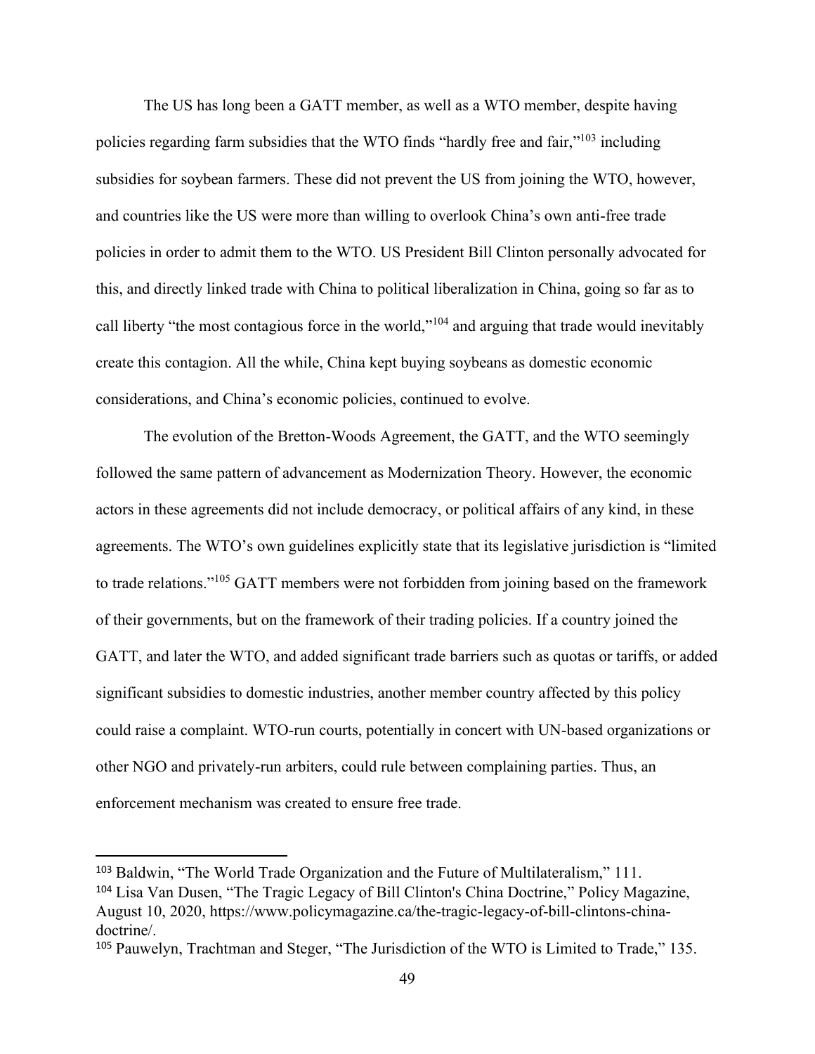The US has long been a GATT member, as well as a WTO member, despite having policies regarding farm subsidies that the WTO finds "hardly free and fair,"[103] including subsidies for soybean farmers. These did not prevent the US from joining the WTO, however, and countries like the US were more than willing to overlook China's own anti-free trade policies in order to admit them to the WTO. US President Bill Clinton personally advocated for this, and directly linked trade with China to political liberalization in China, going so far as to call liberty "the most contagious force in the world,"[104] and arguing that trade would inevitably create this contagion. All the while, China kept buying soybeans as domestic economic considerations, and China's economic policies, continued to evolve.

The evolution of the Bretton-Woods Agreement, the GATT, and the WTO seemingly followed the same pattern of advancement as Modernization Theory. However, the economic actors in these agreements did not include democracy, or political affairs of any kind, in these agreements. The WTO's own guidelines explicitly state that its legislative jurisdiction is "limited to trade relations."[105] GATT members were not forbidden from joining based on the framework of their governments, but on the framework of their trading policies. If a country joined the GATT, and later the WTO, and added significant trade barriers such as quotas or tariffs, or added significant subsidies to domestic industries, another member country affected by this policy could raise a complaint. WTO-run courts, potentially in concert with UN-based organizations or other NGO and privately-run arbiters, could rule between complaining parties. Thus, an enforcement mechanism was created to ensure free trade.

---

[103] Baldwin, "The World Trade Organization and the Future of Multilateralism," 111.

[104] Lisa Van Dusen, "The Tragic Legacy of Bill Clinton's China Doctrine," Policy Magazine, August 10, 2020, https://www.policymagazine.ca/the-tragic-legacy-of-bill-clintons-china-doctrine/.

[105] Pauwelyn, Trachtman and Steger, "The Jurisdiction of the WTO is Limited to Trade," 135.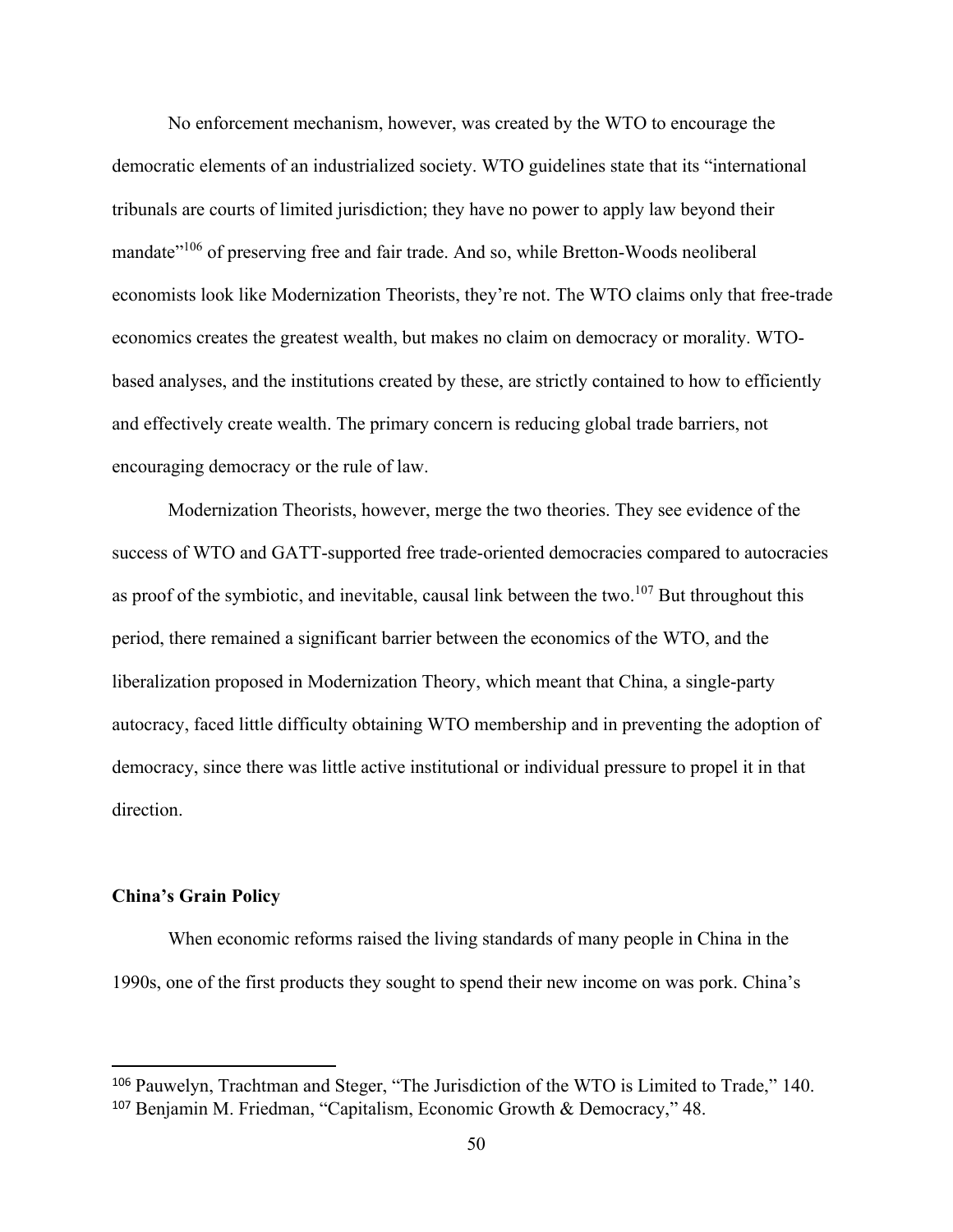No enforcement mechanism, however, was created by the WTO to encourage the democratic elements of an industrialized society. WTO guidelines state that its "international tribunals are courts of limited jurisdiction; they have no power to apply law beyond their mandate"[106] of preserving free and fair trade. And so, while Bretton-Woods neoliberal economists look like Modernization Theorists, they're not. The WTO claims only that free-trade economics creates the greatest wealth, but makes no claim on democracy or morality. WTO-based analyses, and the institutions created by these, are strictly contained to how to efficiently and effectively create wealth. The primary concern is reducing global trade barriers, not encouraging democracy or the rule of law.

Modernization Theorists, however, merge the two theories. They see evidence of the success of WTO and GATT-supported free trade-oriented democracies compared to autocracies as proof of the symbiotic, and inevitable, causal link between the two.[107] But throughout this period, there remained a significant barrier between the economics of the WTO, and the liberalization proposed in Modernization Theory, which meant that China, a single-party autocracy, faced little difficulty obtaining WTO membership and in preventing the adoption of democracy, since there was little active institutional or individual pressure to propel it in that direction.

**China's Grain Policy**

When economic reforms raised the living standards of many people in China in the 1990s, one of the first products they sought to spend their new income on was pork. China's

[106] Pauwelyn, Trachtman and Steger, "The Jurisdiction of the WTO is Limited to Trade," 140.
[107] Benjamin M. Friedman, "Capitalism, Economic Growth & Democracy," 48.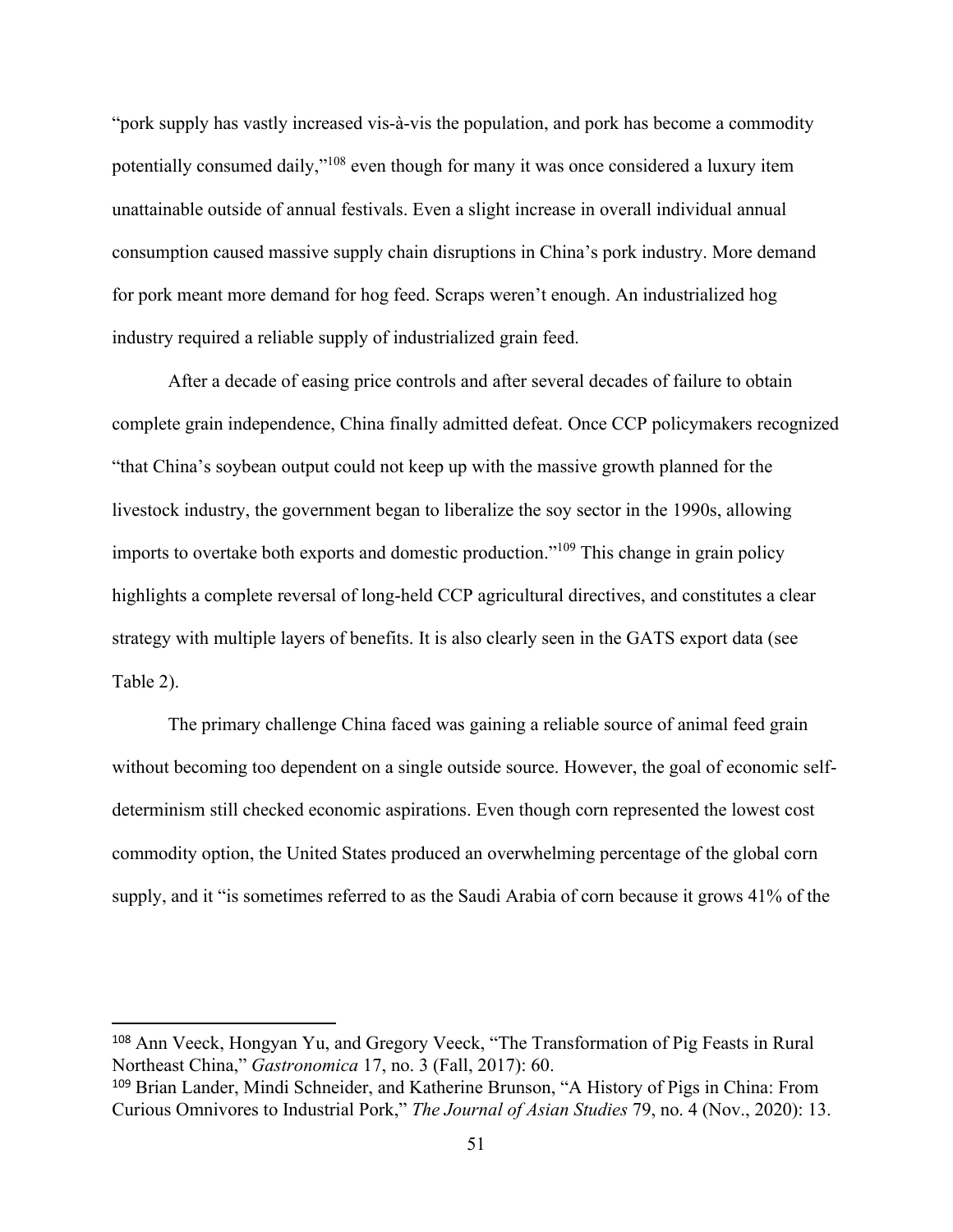"pork supply has vastly increased vis-à-vis the population, and pork has become a commodity potentially consumed daily,"[108] even though for many it was once considered a luxury item unattainable outside of annual festivals. Even a slight increase in overall individual annual consumption caused massive supply chain disruptions in China's pork industry. More demand for pork meant more demand for hog feed. Scraps weren't enough. An industrialized hog industry required a reliable supply of industrialized grain feed.

After a decade of easing price controls and after several decades of failure to obtain complete grain independence, China finally admitted defeat. Once CCP policymakers recognized "that China's soybean output could not keep up with the massive growth planned for the livestock industry, the government began to liberalize the soy sector in the 1990s, allowing imports to overtake both exports and domestic production."[109] This change in grain policy highlights a complete reversal of long-held CCP agricultural directives, and constitutes a clear strategy with multiple layers of benefits. It is also clearly seen in the GATS export data (see Table 2).

The primary challenge China faced was gaining a reliable source of animal feed grain without becoming too dependent on a single outside source. However, the goal of economic self-determinism still checked economic aspirations. Even though corn represented the lowest cost commodity option, the United States produced an overwhelming percentage of the global corn supply, and it "is sometimes referred to as the Saudi Arabia of corn because it grows 41% of the

---

[108] Ann Veeck, Hongyan Yu, and Gregory Veeck, "The Transformation of Pig Feasts in Rural Northeast China," *Gastronomica* 17, no. 3 (Fall, 2017): 60.

[109] Brian Lander, Mindi Schneider, and Katherine Brunson, "A History of Pigs in China: From Curious Omnivores to Industrial Pork," *The Journal of Asian Studies* 79, no. 4 (Nov., 2020): 13.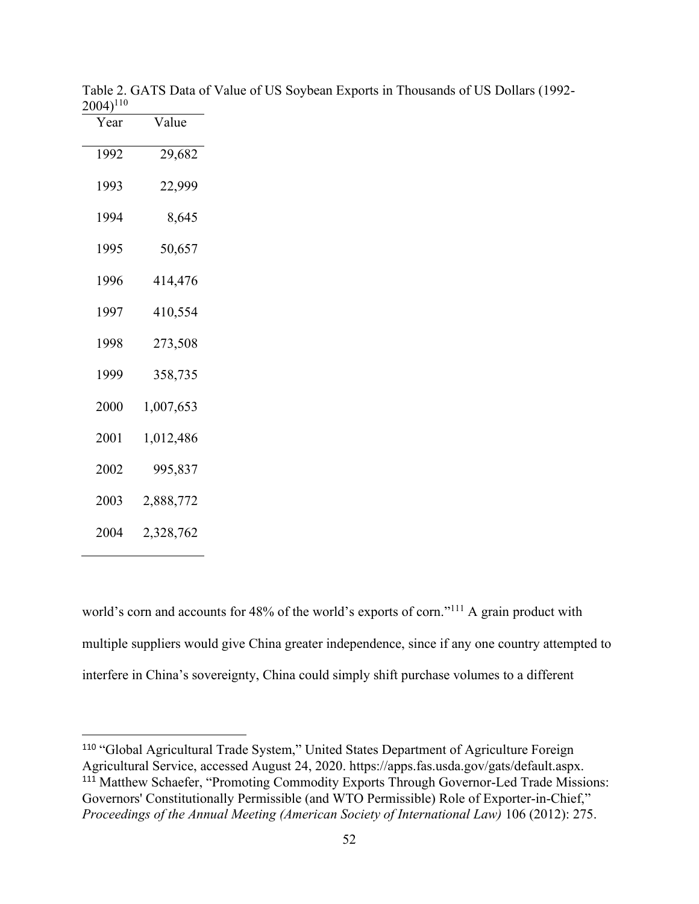Table 2. GATS Data of Value of US Soybean Exports in Thousands of US Dollars (1992-2004)[110]

| Year | Value |
|---|---|
| 1992 | 29,682 |
| 1993 | 22,999 |
| 1994 | 8,645 |
| 1995 | 50,657 |
| 1996 | 414,476 |
| 1997 | 410,554 |
| 1998 | 273,508 |
| 1999 | 358,735 |
| 2000 | 1,007,653 |
| 2001 | 1,012,486 |
| 2002 | 995,837 |
| 2003 | 2,888,772 |
| 2004 | 2,328,762 |

world's corn and accounts for 48% of the world's exports of corn."[111] A grain product with multiple suppliers would give China greater independence, since if any one country attempted to interfere in China's sovereignty, China could simply shift purchase volumes to a different

[110] "Global Agricultural Trade System," United States Department of Agriculture Foreign Agricultural Service, accessed August 24, 2020. https://apps.fas.usda.gov/gats/default.aspx.

[111] Matthew Schaefer, "Promoting Commodity Exports Through Governor-Led Trade Missions: Governors' Constitutionally Permissible (and WTO Permissible) Role of Exporter-in-Chief," *Proceedings of the Annual Meeting (American Society of International Law)* 106 (2012): 275.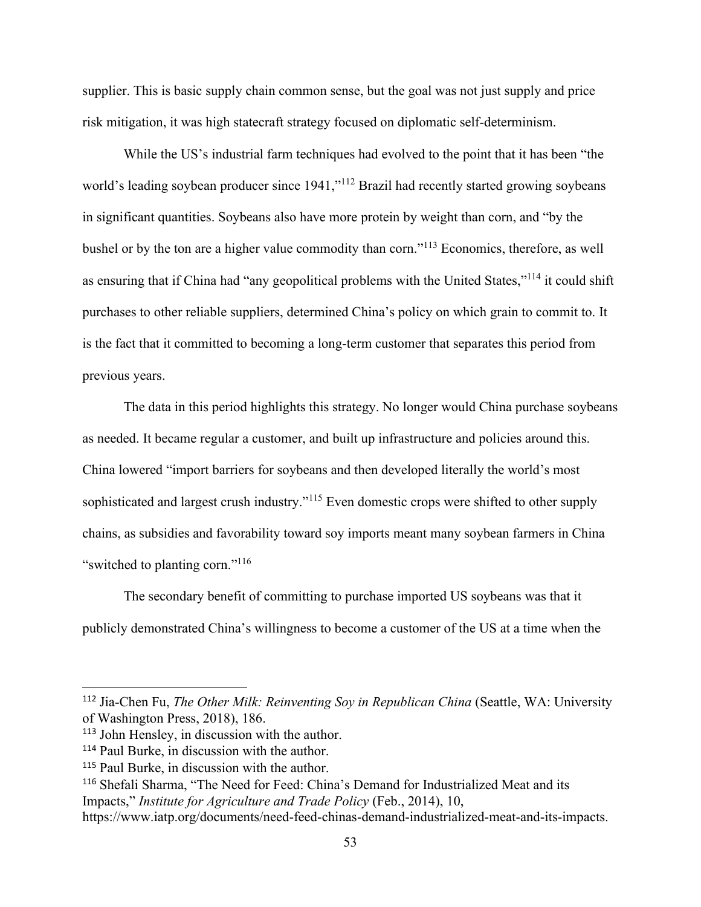supplier. This is basic supply chain common sense, but the goal was not just supply and price risk mitigation, it was high statecraft strategy focused on diplomatic self-determinism.

While the US's industrial farm techniques had evolved to the point that it has been "the world's leading soybean producer since 1941,"[112] Brazil had recently started growing soybeans in significant quantities. Soybeans also have more protein by weight than corn, and "by the bushel or by the ton are a higher value commodity than corn."[113] Economics, therefore, as well as ensuring that if China had "any geopolitical problems with the United States,"[114] it could shift purchases to other reliable suppliers, determined China's policy on which grain to commit to. It is the fact that it committed to becoming a long-term customer that separates this period from previous years.

The data in this period highlights this strategy. No longer would China purchase soybeans as needed. It became regular a customer, and built up infrastructure and policies around this. China lowered "import barriers for soybeans and then developed literally the world's most sophisticated and largest crush industry."[115] Even domestic crops were shifted to other supply chains, as subsidies and favorability toward soy imports meant many soybean farmers in China "switched to planting corn."[116]

The secondary benefit of committing to purchase imported US soybeans was that it publicly demonstrated China's willingness to become a customer of the US at a time when the

---

[112] Jia-Chen Fu, *The Other Milk: Reinventing Soy in Republican China* (Seattle, WA: University of Washington Press, 2018), 186.

[113] John Hensley, in discussion with the author.

[114] Paul Burke, in discussion with the author.

[115] Paul Burke, in discussion with the author.

[116] Shefali Sharma, "The Need for Feed: China's Demand for Industrialized Meat and its Impacts," *Institute for Agriculture and Trade Policy* (Feb., 2014), 10, https://www.iatp.org/documents/need-feed-chinas-demand-industrialized-meat-and-its-impacts.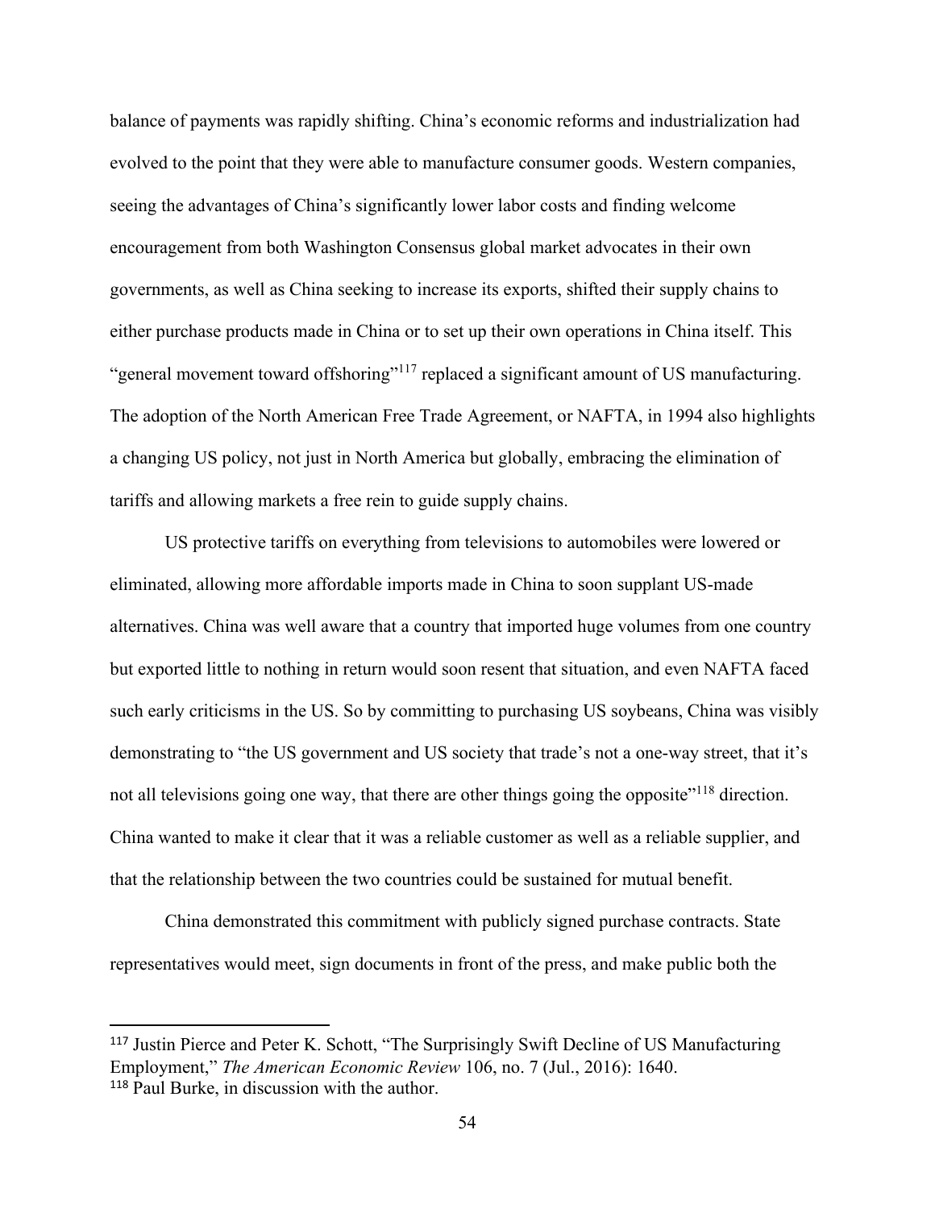balance of payments was rapidly shifting. China's economic reforms and industrialization had evolved to the point that they were able to manufacture consumer goods. Western companies, seeing the advantages of China's significantly lower labor costs and finding welcome encouragement from both Washington Consensus global market advocates in their own governments, as well as China seeking to increase its exports, shifted their supply chains to either purchase products made in China or to set up their own operations in China itself. This "general movement toward offshoring"[117] replaced a significant amount of US manufacturing. The adoption of the North American Free Trade Agreement, or NAFTA, in 1994 also highlights a changing US policy, not just in North America but globally, embracing the elimination of tariffs and allowing markets a free rein to guide supply chains.

US protective tariffs on everything from televisions to automobiles were lowered or eliminated, allowing more affordable imports made in China to soon supplant US-made alternatives. China was well aware that a country that imported huge volumes from one country but exported little to nothing in return would soon resent that situation, and even NAFTA faced such early criticisms in the US. So by committing to purchasing US soybeans, China was visibly demonstrating to "the US government and US society that trade's not a one-way street, that it's not all televisions going one way, that there are other things going the opposite"[118] direction. China wanted to make it clear that it was a reliable customer as well as a reliable supplier, and that the relationship between the two countries could be sustained for mutual benefit.

China demonstrated this commitment with publicly signed purchase contracts. State representatives would meet, sign documents in front of the press, and make public both the

---

[117] Justin Pierce and Peter K. Schott, "The Surprisingly Swift Decline of US Manufacturing Employment," *The American Economic Review* 106, no. 7 (Jul., 2016): 1640.

[118] Paul Burke, in discussion with the author.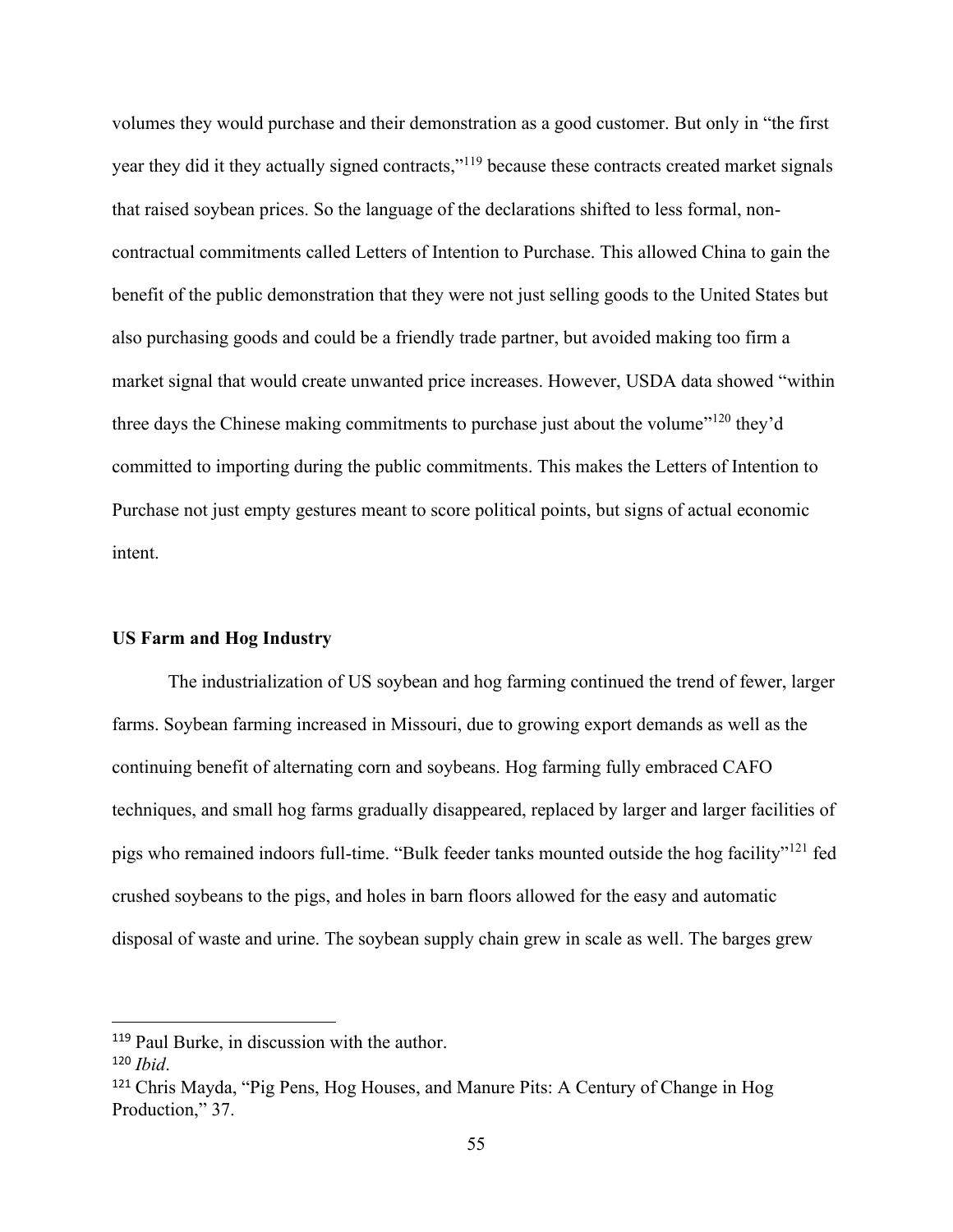volumes they would purchase and their demonstration as a good customer. But only in "the first year they did it they actually signed contracts,"[119] because these contracts created market signals that raised soybean prices. So the language of the declarations shifted to less formal, non-contractual commitments called Letters of Intention to Purchase. This allowed China to gain the benefit of the public demonstration that they were not just selling goods to the United States but also purchasing goods and could be a friendly trade partner, but avoided making too firm a market signal that would create unwanted price increases. However, USDA data showed "within three days the Chinese making commitments to purchase just about the volume"[120] they'd committed to importing during the public commitments. This makes the Letters of Intention to Purchase not just empty gestures meant to score political points, but signs of actual economic intent.

### US Farm and Hog Industry

The industrialization of US soybean and hog farming continued the trend of fewer, larger farms. Soybean farming increased in Missouri, due to growing export demands as well as the continuing benefit of alternating corn and soybeans. Hog farming fully embraced CAFO techniques, and small hog farms gradually disappeared, replaced by larger and larger facilities of pigs who remained indoors full-time. "Bulk feeder tanks mounted outside the hog facility"[121] fed crushed soybeans to the pigs, and holes in barn floors allowed for the easy and automatic disposal of waste and urine. The soybean supply chain grew in scale as well. The barges grew

---

[119] Paul Burke, in discussion with the author.

[120] *Ibid*.

[121] Chris Mayda, "Pig Pens, Hog Houses, and Manure Pits: A Century of Change in Hog Production," 37.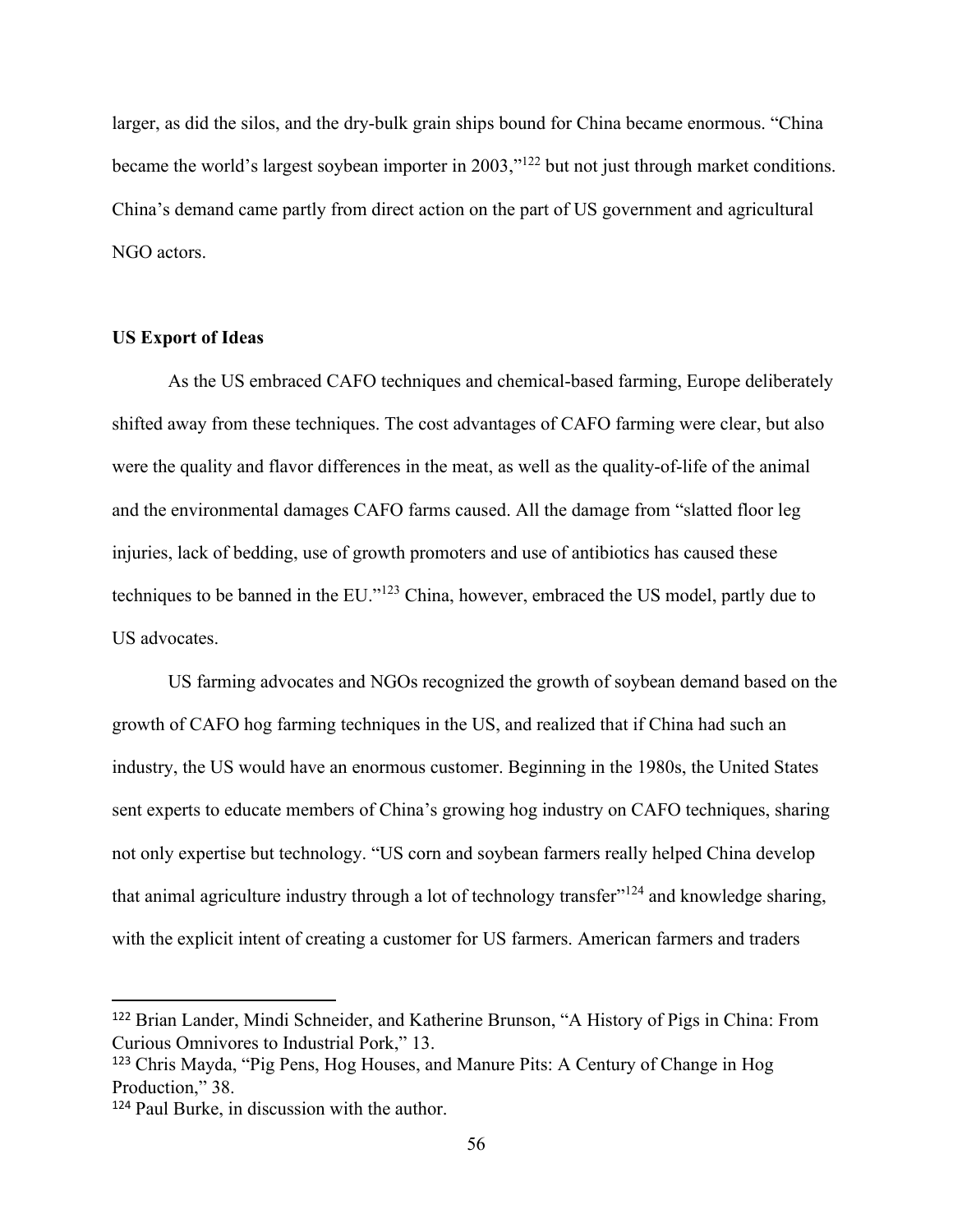larger, as did the silos, and the dry-bulk grain ships bound for China became enormous. "China became the world's largest soybean importer in 2003,"[122] but not just through market conditions. China's demand came partly from direct action on the part of US government and agricultural NGO actors.

**US Export of Ideas**

As the US embraced CAFO techniques and chemical-based farming, Europe deliberately shifted away from these techniques. The cost advantages of CAFO farming were clear, but also were the quality and flavor differences in the meat, as well as the quality-of-life of the animal and the environmental damages CAFO farms caused. All the damage from "slatted floor leg injuries, lack of bedding, use of growth promoters and use of antibiotics has caused these techniques to be banned in the EU."[123] China, however, embraced the US model, partly due to US advocates.

US farming advocates and NGOs recognized the growth of soybean demand based on the growth of CAFO hog farming techniques in the US, and realized that if China had such an industry, the US would have an enormous customer. Beginning in the 1980s, the United States sent experts to educate members of China's growing hog industry on CAFO techniques, sharing not only expertise but technology. "US corn and soybean farmers really helped China develop that animal agriculture industry through a lot of technology transfer"[124] and knowledge sharing, with the explicit intent of creating a customer for US farmers. American farmers and traders

---

[122] Brian Lander, Mindi Schneider, and Katherine Brunson, "A History of Pigs in China: From Curious Omnivores to Industrial Pork," 13.

[123] Chris Mayda, "Pig Pens, Hog Houses, and Manure Pits: A Century of Change in Hog Production," 38.

[124] Paul Burke, in discussion with the author.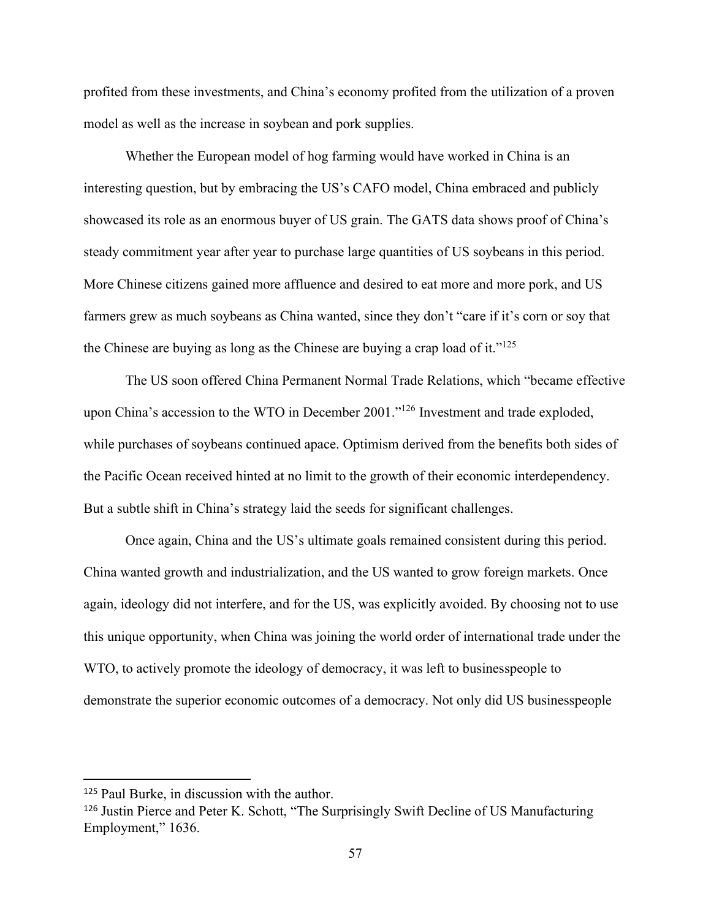profited from these investments, and China's economy profited from the utilization of a proven model as well as the increase in soybean and pork supplies.

Whether the European model of hog farming would have worked in China is an interesting question, but by embracing the US's CAFO model, China embraced and publicly showcased its role as an enormous buyer of US grain. The GATS data shows proof of China's steady commitment year after year to purchase large quantities of US soybeans in this period. More Chinese citizens gained more affluence and desired to eat more and more pork, and US farmers grew as much soybeans as China wanted, since they don't "care if it's corn or soy that the Chinese are buying as long as the Chinese are buying a crap load of it."[125]

The US soon offered China Permanent Normal Trade Relations, which "became effective upon China's accession to the WTO in December 2001."[126] Investment and trade exploded, while purchases of soybeans continued apace. Optimism derived from the benefits both sides of the Pacific Ocean received hinted at no limit to the growth of their economic interdependency. But a subtle shift in China's strategy laid the seeds for significant challenges.

Once again, China and the US's ultimate goals remained consistent during this period. China wanted growth and industrialization, and the US wanted to grow foreign markets. Once again, ideology did not interfere, and for the US, was explicitly avoided. By choosing not to use this unique opportunity, when China was joining the world order of international trade under the WTO, to actively promote the ideology of democracy, it was left to businesspeople to demonstrate the superior economic outcomes of a democracy. Not only did US businesspeople

---

[125] Paul Burke, in discussion with the author.

[126] Justin Pierce and Peter K. Schott, "The Surprisingly Swift Decline of US Manufacturing Employment," 1636.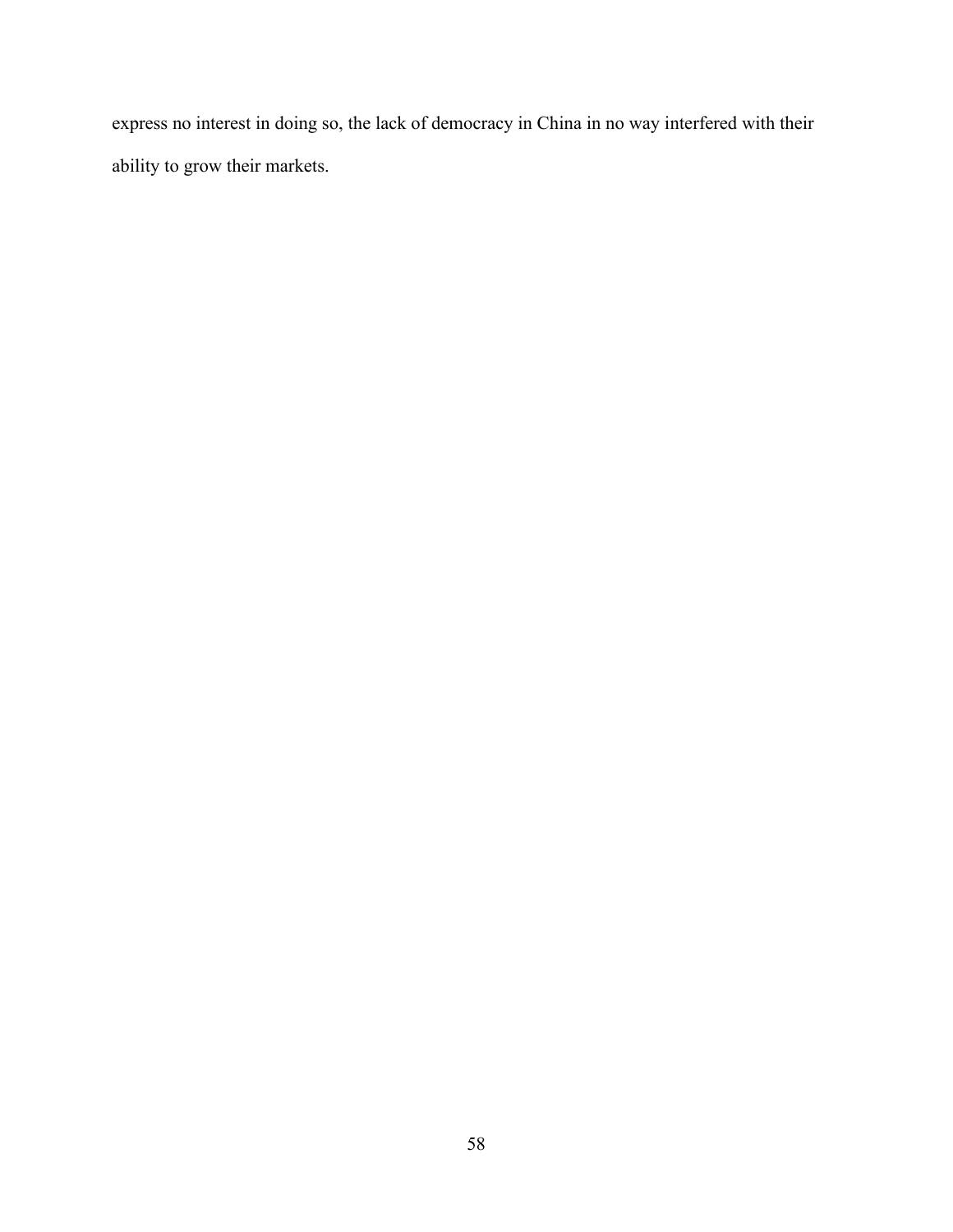express no interest in doing so, the lack of democracy in China in no way interfered with their ability to grow their markets.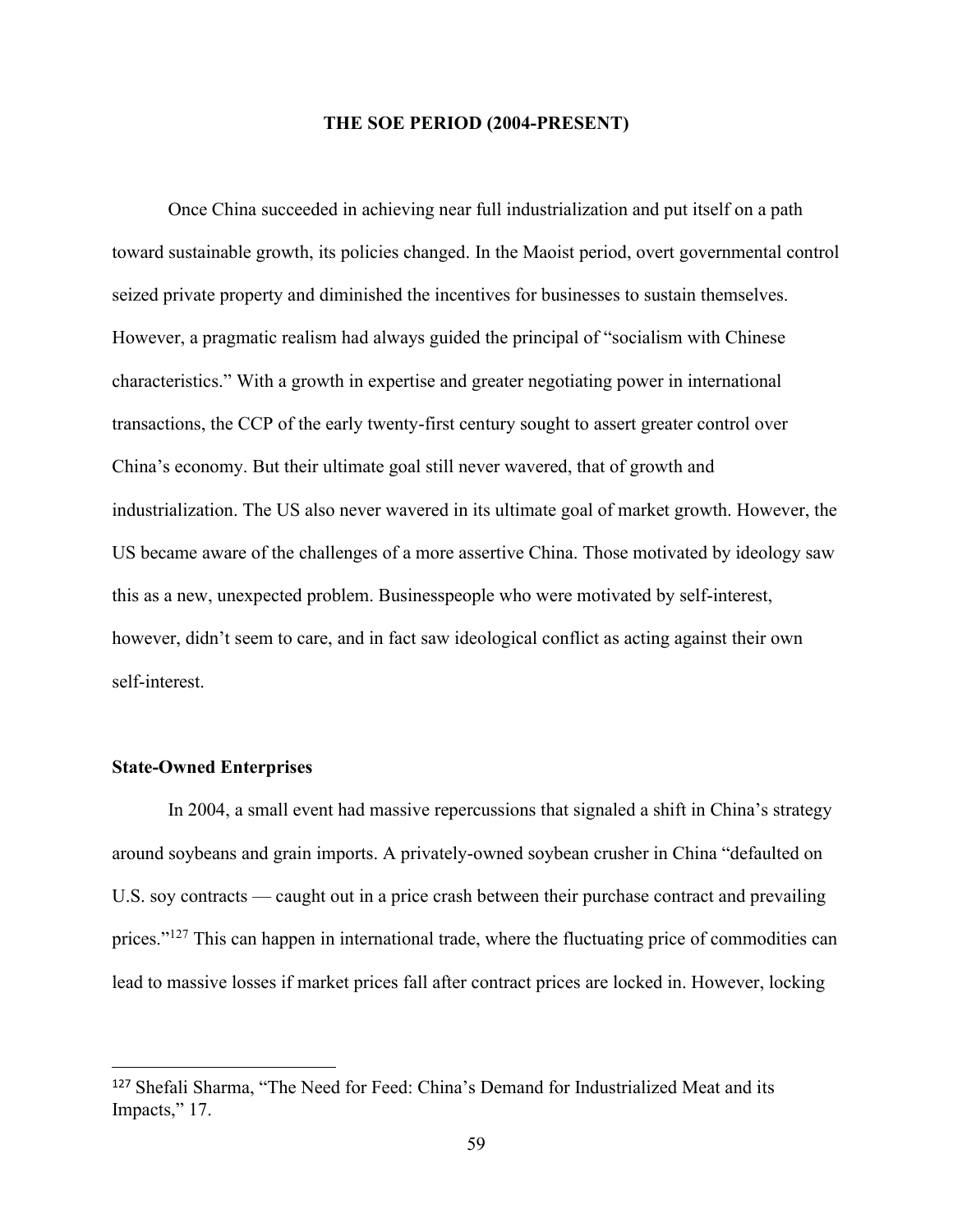## THE SOE PERIOD (2004-PRESENT)

Once China succeeded in achieving near full industrialization and put itself on a path toward sustainable growth, its policies changed. In the Maoist period, overt governmental control seized private property and diminished the incentives for businesses to sustain themselves. However, a pragmatic realism had always guided the principal of "socialism with Chinese characteristics." With a growth in expertise and greater negotiating power in international transactions, the CCP of the early twenty-first century sought to assert greater control over China's economy. But their ultimate goal still never wavered, that of growth and industrialization. The US also never wavered in its ultimate goal of market growth. However, the US became aware of the challenges of a more assertive China. Those motivated by ideology saw this as a new, unexpected problem. Businesspeople who were motivated by self-interest, however, didn't seem to care, and in fact saw ideological conflict as acting against their own self-interest.

### State-Owned Enterprises

In 2004, a small event had massive repercussions that signaled a shift in China's strategy around soybeans and grain imports. A privately-owned soybean crusher in China "defaulted on U.S. soy contracts — caught out in a price crash between their purchase contract and prevailing prices."[127] This can happen in international trade, where the fluctuating price of commodities can lead to massive losses if market prices fall after contract prices are locked in. However, locking

---

[127] Shefali Sharma, "The Need for Feed: China's Demand for Industrialized Meat and its Impacts," 17.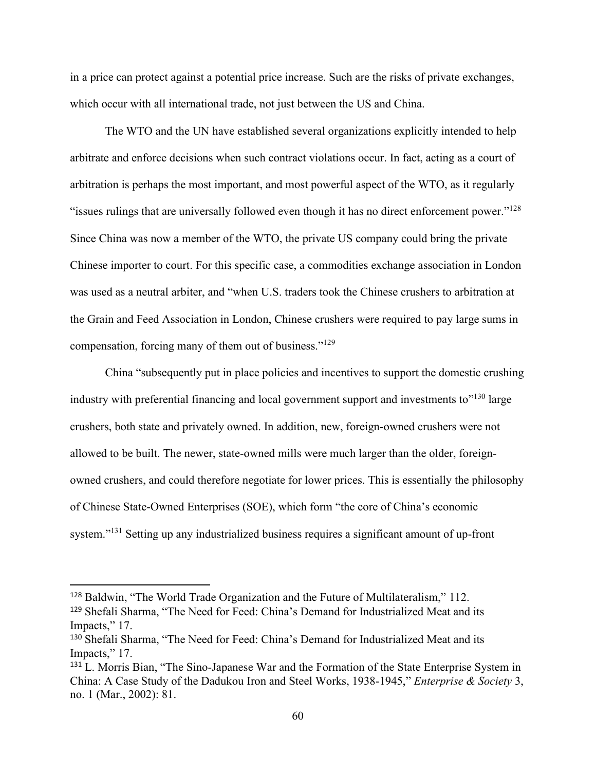in a price can protect against a potential price increase. Such are the risks of private exchanges, which occur with all international trade, not just between the US and China.

The WTO and the UN have established several organizations explicitly intended to help arbitrate and enforce decisions when such contract violations occur. In fact, acting as a court of arbitration is perhaps the most important, and most powerful aspect of the WTO, as it regularly "issues rulings that are universally followed even though it has no direct enforcement power."[128] Since China was now a member of the WTO, the private US company could bring the private Chinese importer to court. For this specific case, a commodities exchange association in London was used as a neutral arbiter, and "when U.S. traders took the Chinese crushers to arbitration at the Grain and Feed Association in London, Chinese crushers were required to pay large sums in compensation, forcing many of them out of business."[129]

China "subsequently put in place policies and incentives to support the domestic crushing industry with preferential financing and local government support and investments to"[130] large crushers, both state and privately owned. In addition, new, foreign-owned crushers were not allowed to be built. The newer, state-owned mills were much larger than the older, foreign-owned crushers, and could therefore negotiate for lower prices. This is essentially the philosophy of Chinese State-Owned Enterprises (SOE), which form "the core of China's economic system."[131] Setting up any industrialized business requires a significant amount of up-front

---

[128] Baldwin, "The World Trade Organization and the Future of Multilateralism," 112.

[129] Shefali Sharma, "The Need for Feed: China's Demand for Industrialized Meat and its Impacts," 17.

[130] Shefali Sharma, "The Need for Feed: China's Demand for Industrialized Meat and its Impacts," 17.

[131] L. Morris Bian, "The Sino-Japanese War and the Formation of the State Enterprise System in China: A Case Study of the Dadukou Iron and Steel Works, 1938-1945," *Enterprise & Society* 3, no. 1 (Mar., 2002): 81.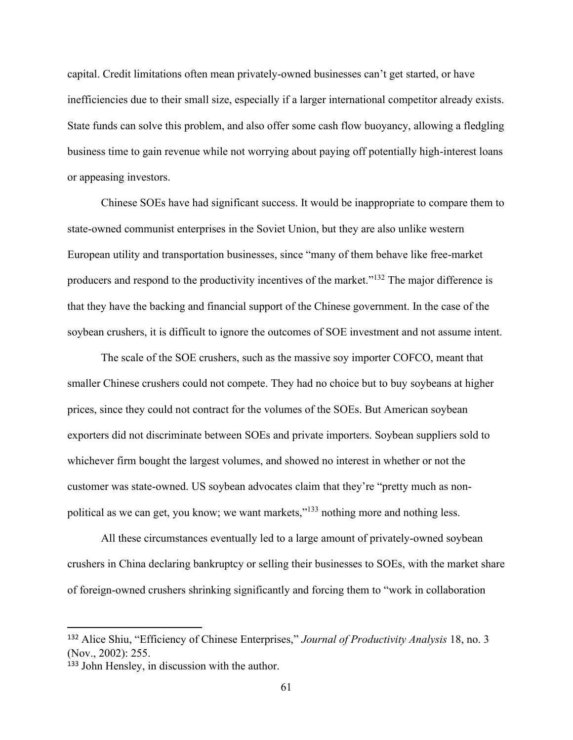capital. Credit limitations often mean privately-owned businesses can't get started, or have inefficiencies due to their small size, especially if a larger international competitor already exists. State funds can solve this problem, and also offer some cash flow buoyancy, allowing a fledgling business time to gain revenue while not worrying about paying off potentially high-interest loans or appeasing investors.

Chinese SOEs have had significant success. It would be inappropriate to compare them to state-owned communist enterprises in the Soviet Union, but they are also unlike western European utility and transportation businesses, since "many of them behave like free-market producers and respond to the productivity incentives of the market."[132] The major difference is that they have the backing and financial support of the Chinese government. In the case of the soybean crushers, it is difficult to ignore the outcomes of SOE investment and not assume intent.

The scale of the SOE crushers, such as the massive soy importer COFCO, meant that smaller Chinese crushers could not compete. They had no choice but to buy soybeans at higher prices, since they could not contract for the volumes of the SOEs. But American soybean exporters did not discriminate between SOEs and private importers. Soybean suppliers sold to whichever firm bought the largest volumes, and showed no interest in whether or not the customer was state-owned. US soybean advocates claim that they're "pretty much as non-political as we can get, you know; we want markets,"[133] nothing more and nothing less.

All these circumstances eventually led to a large amount of privately-owned soybean crushers in China declaring bankruptcy or selling their businesses to SOEs, with the market share of foreign-owned crushers shrinking significantly and forcing them to "work in collaboration

---

[132] Alice Shiu, "Efficiency of Chinese Enterprises," *Journal of Productivity Analysis* 18, no. 3 (Nov., 2002): 255.

[133] John Hensley, in discussion with the author.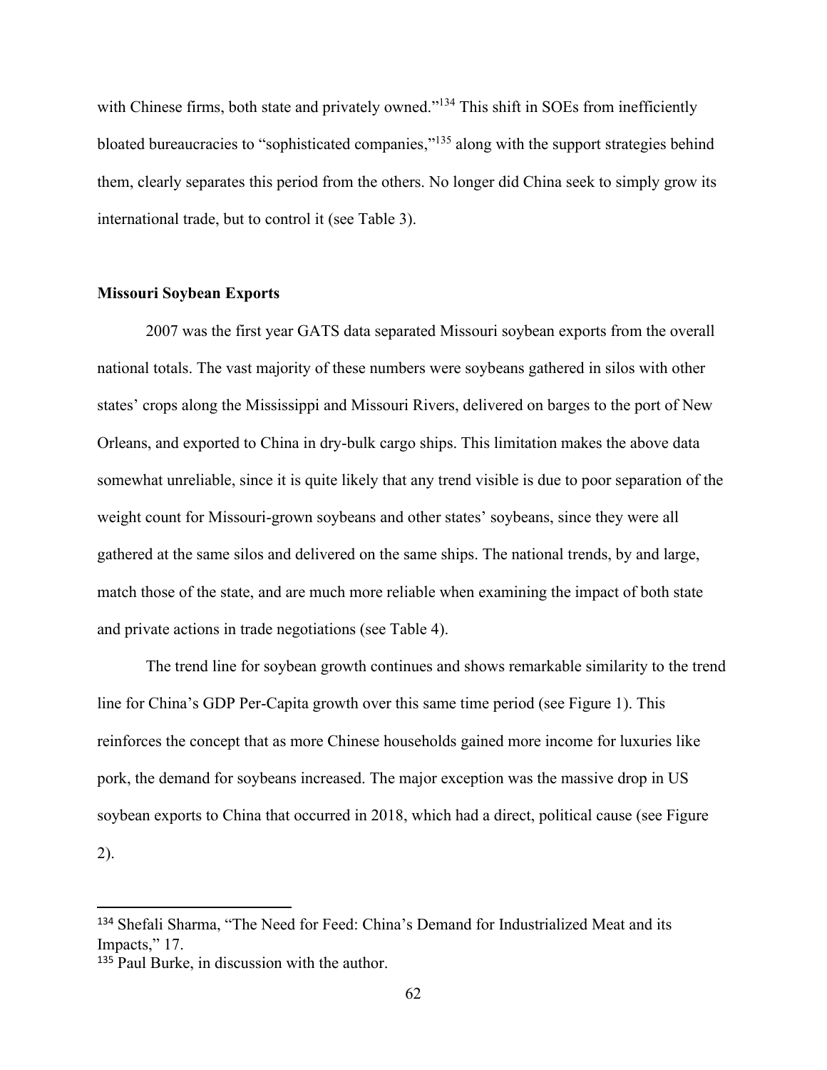with Chinese firms, both state and privately owned."[134] This shift in SOEs from inefficiently bloated bureaucracies to "sophisticated companies,"[135] along with the support strategies behind them, clearly separates this period from the others. No longer did China seek to simply grow its international trade, but to control it (see Table 3).

**Missouri Soybean Exports**

2007 was the first year GATS data separated Missouri soybean exports from the overall national totals. The vast majority of these numbers were soybeans gathered in silos with other states' crops along the Mississippi and Missouri Rivers, delivered on barges to the port of New Orleans, and exported to China in dry-bulk cargo ships. This limitation makes the above data somewhat unreliable, since it is quite likely that any trend visible is due to poor separation of the weight count for Missouri-grown soybeans and other states' soybeans, since they were all gathered at the same silos and delivered on the same ships. The national trends, by and large, match those of the state, and are much more reliable when examining the impact of both state and private actions in trade negotiations (see Table 4).

The trend line for soybean growth continues and shows remarkable similarity to the trend line for China's GDP Per-Capita growth over this same time period (see Figure 1). This reinforces the concept that as more Chinese households gained more income for luxuries like pork, the demand for soybeans increased. The major exception was the massive drop in US soybean exports to China that occurred in 2018, which had a direct, political cause (see Figure 2).

[134] Shefali Sharma, "The Need for Feed: China's Demand for Industrialized Meat and its Impacts," 17.

[135] Paul Burke, in discussion with the author.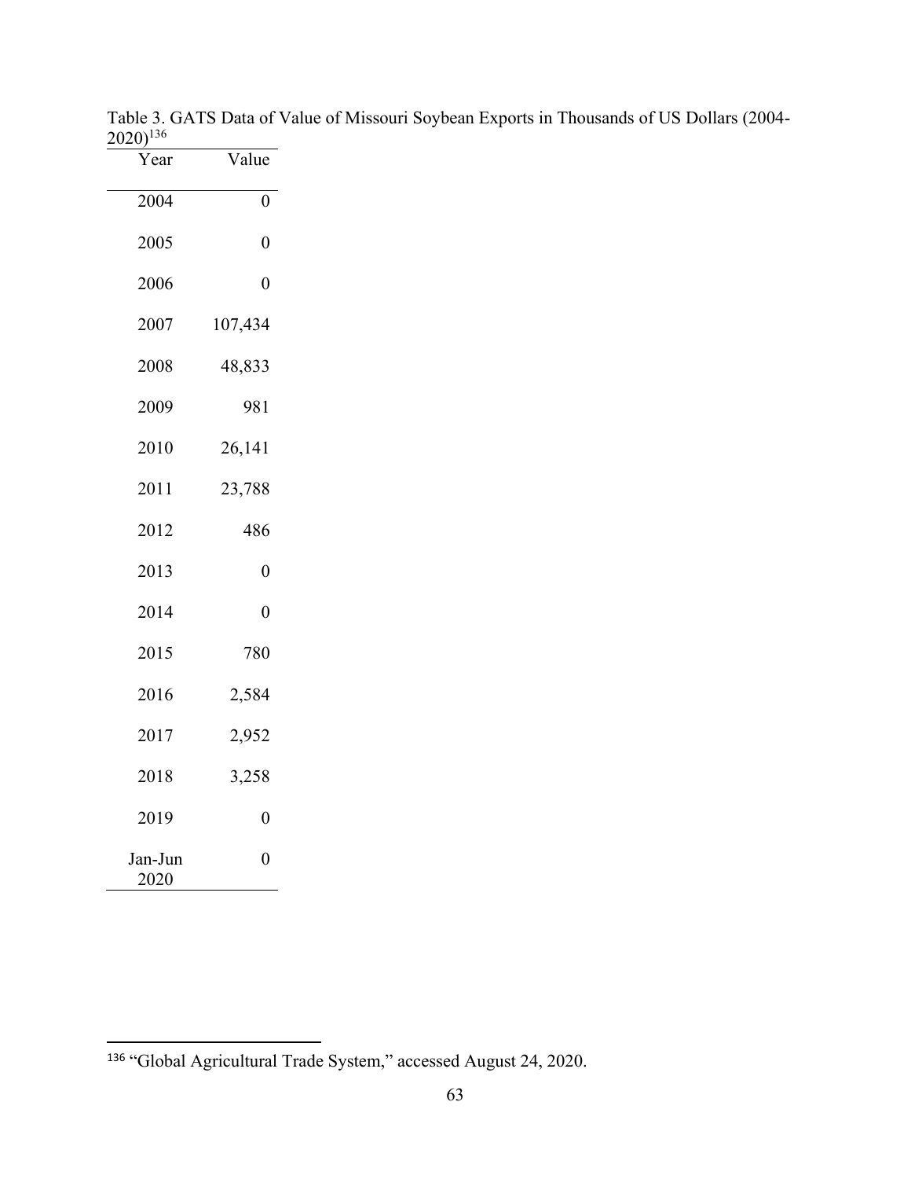Table 3. GATS Data of Value of Missouri Soybean Exports in Thousands of US Dollars (2004-2020)[136]

| Year | Value |
|---|---|
| 2004 | 0 |
| 2005 | 0 |
| 2006 | 0 |
| 2007 | 107,434 |
| 2008 | 48,833 |
| 2009 | 981 |
| 2010 | 26,141 |
| 2011 | 23,788 |
| 2012 | 486 |
| 2013 | 0 |
| 2014 | 0 |
| 2015 | 780 |
| 2016 | 2,584 |
| 2017 | 2,952 |
| 2018 | 3,258 |
| 2019 | 0 |
| Jan-Jun 2020 | 0 |

[136] "Global Agricultural Trade System," accessed August 24, 2020.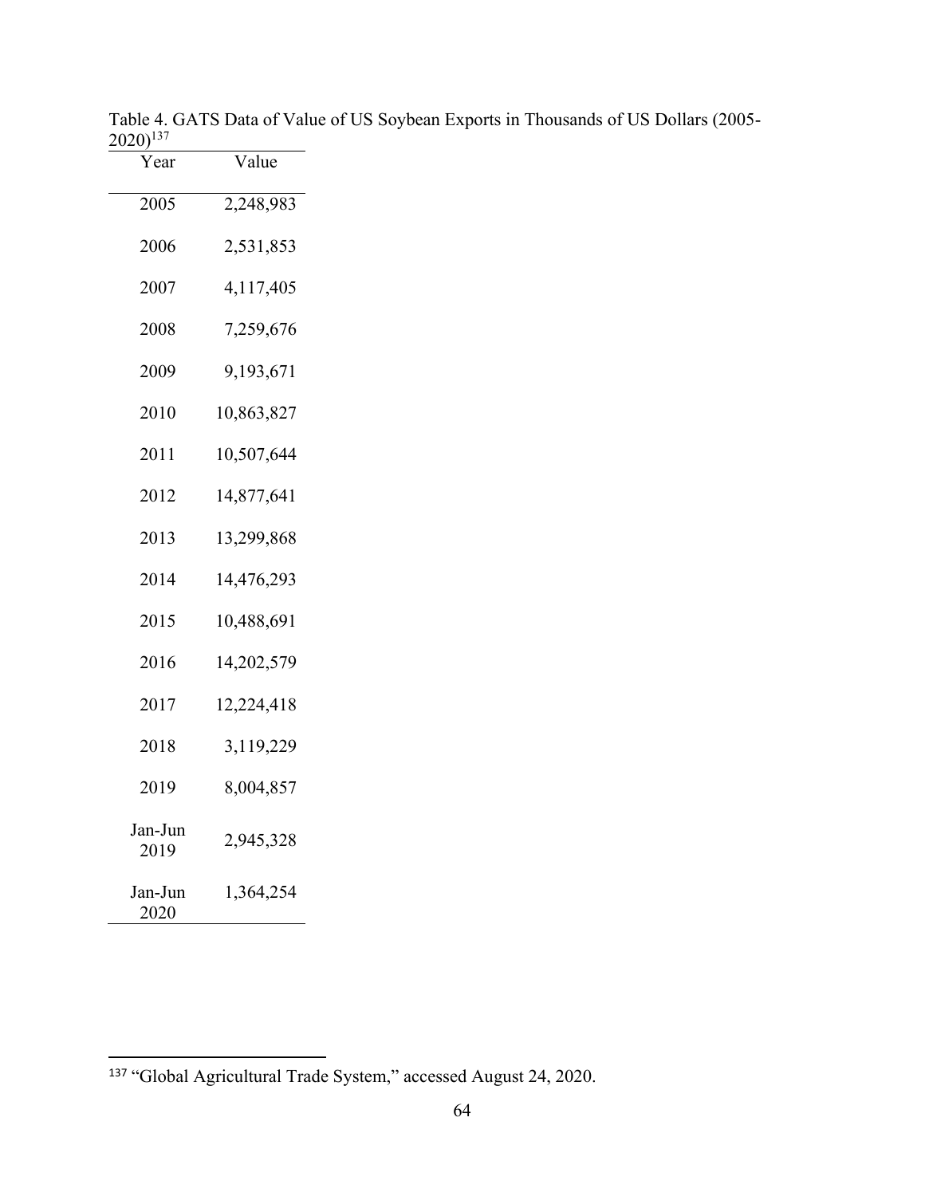Table 4. GATS Data of Value of US Soybean Exports in Thousands of US Dollars (2005-2020)[137]

| Year | Value |
|---|---|
| 2005 | 2,248,983 |
| 2006 | 2,531,853 |
| 2007 | 4,117,405 |
| 2008 | 7,259,676 |
| 2009 | 9,193,671 |
| 2010 | 10,863,827 |
| 2011 | 10,507,644 |
| 2012 | 14,877,641 |
| 2013 | 13,299,868 |
| 2014 | 14,476,293 |
| 2015 | 10,488,691 |
| 2016 | 14,202,579 |
| 2017 | 12,224,418 |
| 2018 | 3,119,229 |
| 2019 | 8,004,857 |
| Jan-Jun 2019 | 2,945,328 |
| Jan-Jun 2020 | 1,364,254 |

[137] "Global Agricultural Trade System," accessed August 24, 2020.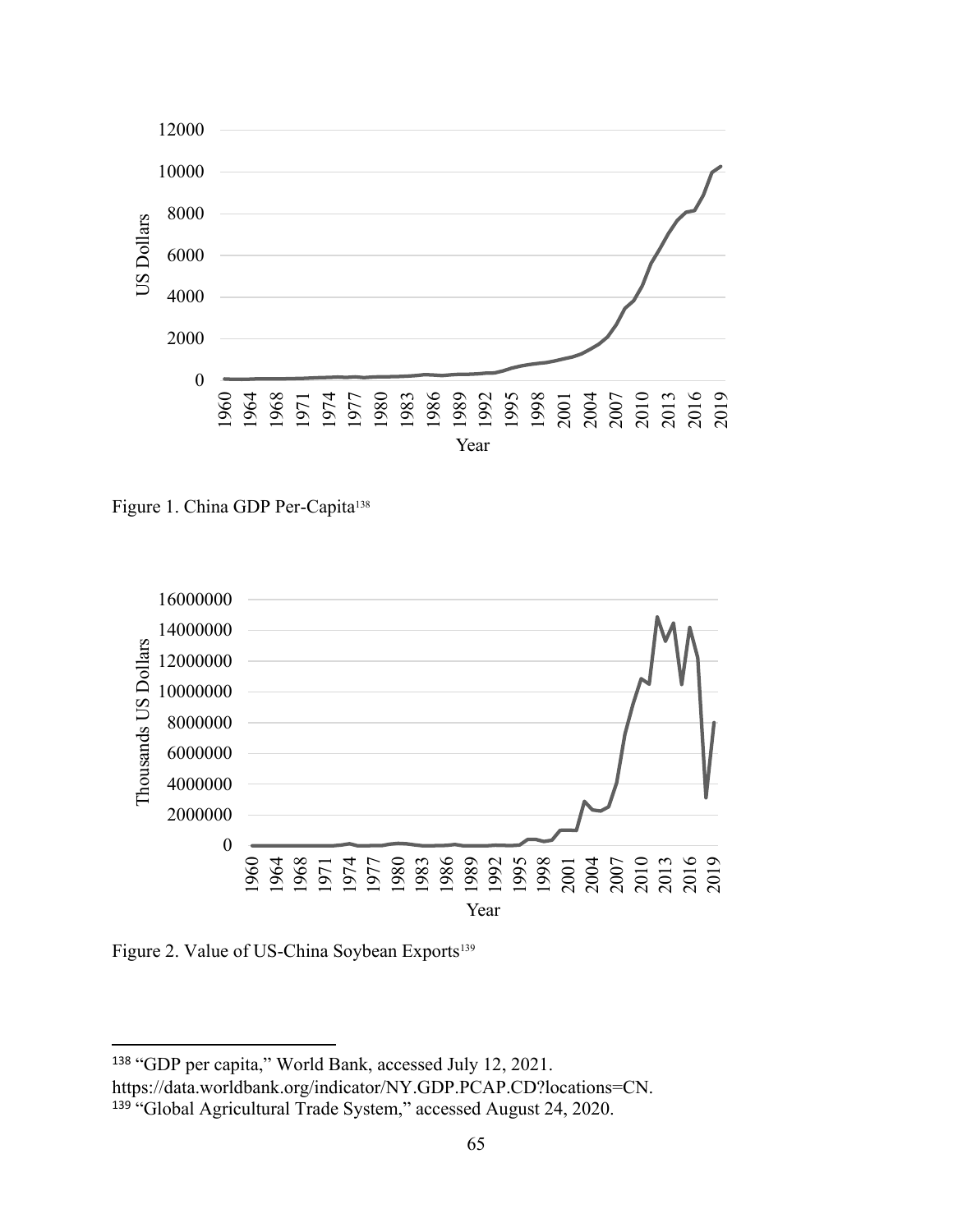Figure 1. China GDP Per-Capita[138]

Figure 2. Value of US-China Soybean Exports[139]

[138] "GDP per capita," World Bank, accessed July 12, 2021. https://data.worldbank.org/indicator/NY.GDP.PCAP.CD?locations=CN.

[139] "Global Agricultural Trade System," accessed August 24, 2020.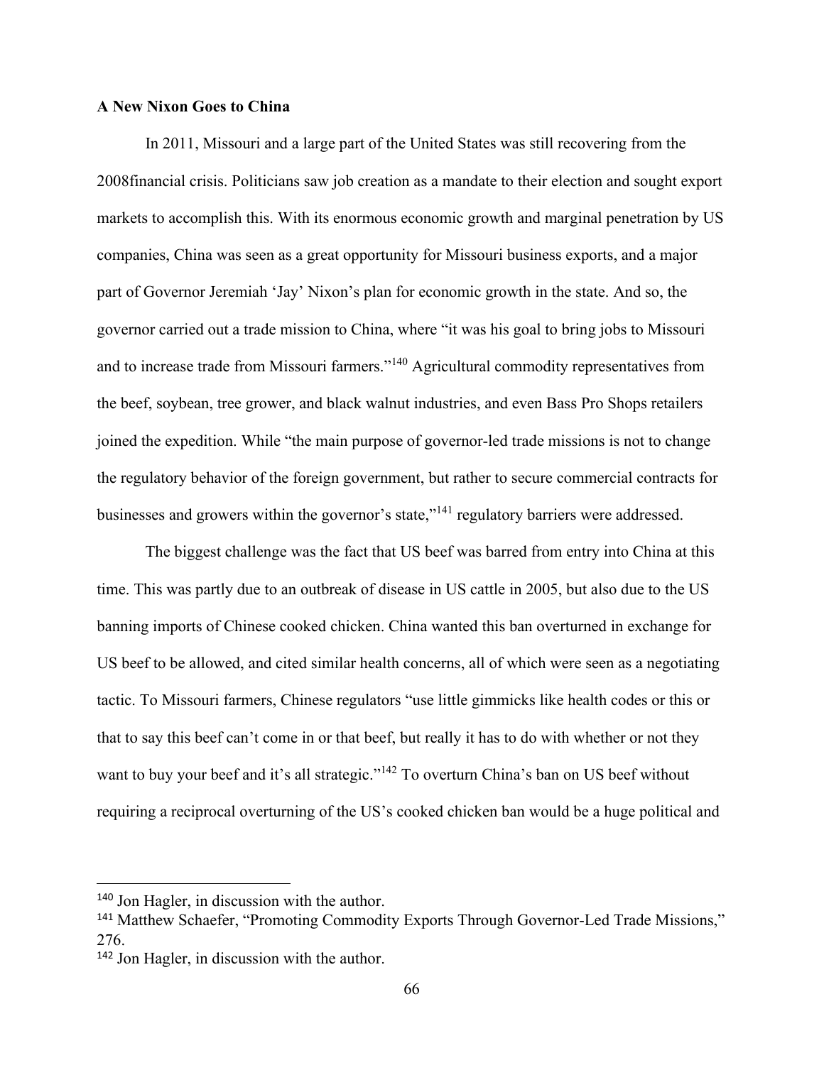**A New Nixon Goes to China**

In 2011, Missouri and a large part of the United States was still recovering from the 2008financial crisis. Politicians saw job creation as a mandate to their election and sought export markets to accomplish this. With its enormous economic growth and marginal penetration by US companies, China was seen as a great opportunity for Missouri business exports, and a major part of Governor Jeremiah 'Jay' Nixon's plan for economic growth in the state. And so, the governor carried out a trade mission to China, where "it was his goal to bring jobs to Missouri and to increase trade from Missouri farmers."[140] Agricultural commodity representatives from the beef, soybean, tree grower, and black walnut industries, and even Bass Pro Shops retailers joined the expedition. While "the main purpose of governor-led trade missions is not to change the regulatory behavior of the foreign government, but rather to secure commercial contracts for businesses and growers within the governor's state,"[141] regulatory barriers were addressed.

The biggest challenge was the fact that US beef was barred from entry into China at this time. This was partly due to an outbreak of disease in US cattle in 2005, but also due to the US banning imports of Chinese cooked chicken. China wanted this ban overturned in exchange for US beef to be allowed, and cited similar health concerns, all of which were seen as a negotiating tactic. To Missouri farmers, Chinese regulators "use little gimmicks like health codes or this or that to say this beef can't come in or that beef, but really it has to do with whether or not they want to buy your beef and it's all strategic."[142] To overturn China's ban on US beef without requiring a reciprocal overturning of the US's cooked chicken ban would be a huge political and

---

[140] Jon Hagler, in discussion with the author.

[141] Matthew Schaefer, "Promoting Commodity Exports Through Governor-Led Trade Missions," 276.

[142] Jon Hagler, in discussion with the author.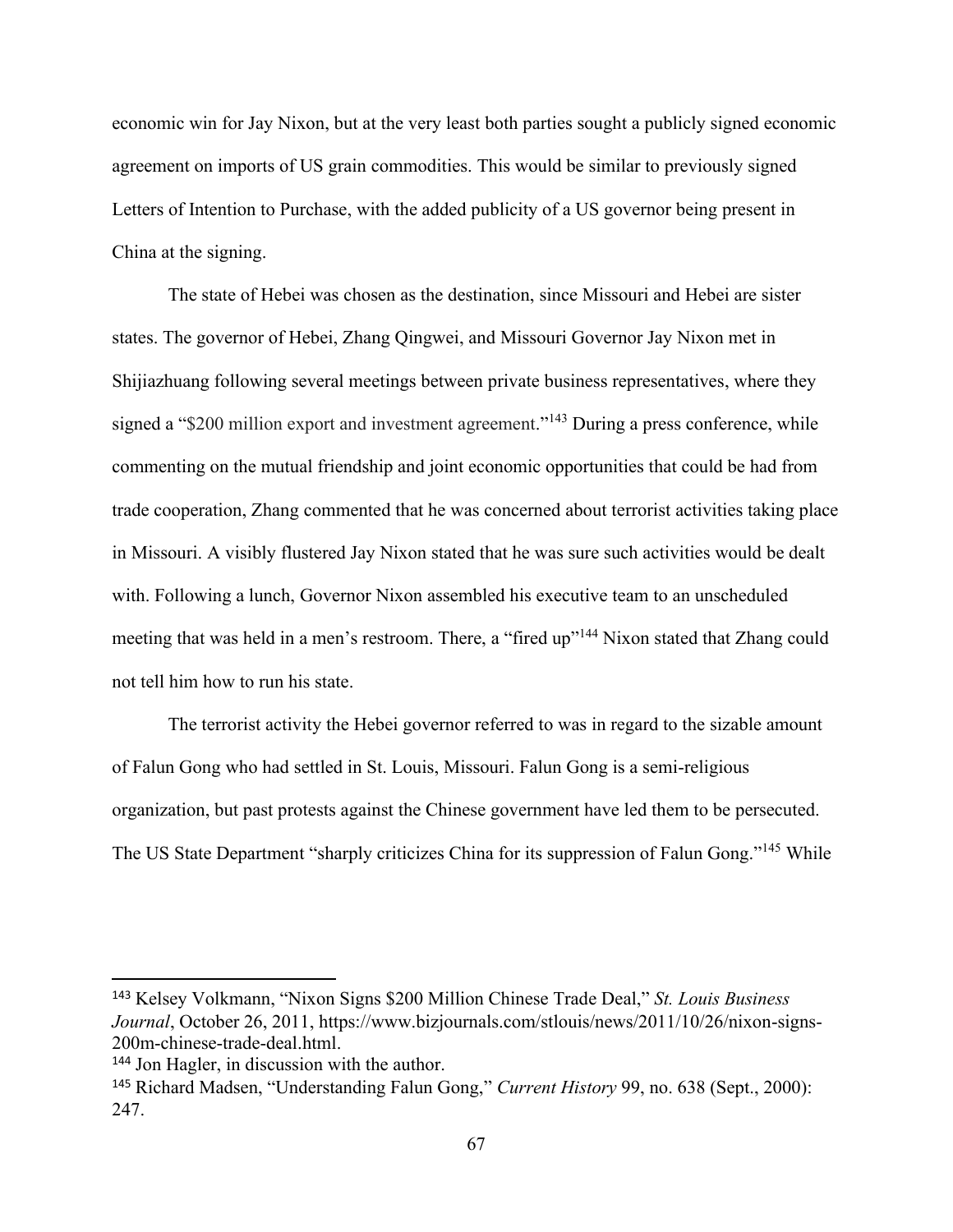economic win for Jay Nixon, but at the very least both parties sought a publicly signed economic agreement on imports of US grain commodities. This would be similar to previously signed Letters of Intention to Purchase, with the added publicity of a US governor being present in China at the signing.

The state of Hebei was chosen as the destination, since Missouri and Hebei are sister states. The governor of Hebei, Zhang Qingwei, and Missouri Governor Jay Nixon met in Shijiazhuang following several meetings between private business representatives, where they signed a "$200 million export and investment agreement."[143] During a press conference, while commenting on the mutual friendship and joint economic opportunities that could be had from trade cooperation, Zhang commented that he was concerned about terrorist activities taking place in Missouri. A visibly flustered Jay Nixon stated that he was sure such activities would be dealt with. Following a lunch, Governor Nixon assembled his executive team to an unscheduled meeting that was held in a men's restroom. There, a "fired up"[144] Nixon stated that Zhang could not tell him how to run his state.

The terrorist activity the Hebei governor referred to was in regard to the sizable amount of Falun Gong who had settled in St. Louis, Missouri. Falun Gong is a semi-religious organization, but past protests against the Chinese government have led them to be persecuted. The US State Department "sharply criticizes China for its suppression of Falun Gong."[145] While

---

[143] Kelsey Volkmann, "Nixon Signs $200 Million Chinese Trade Deal," *St. Louis Business Journal*, October 26, 2011, https://www.bizjournals.com/stlouis/news/2011/10/26/nixon-signs-200m-chinese-trade-deal.html.

[144] Jon Hagler, in discussion with the author.

[145] Richard Madsen, "Understanding Falun Gong," *Current History* 99, no. 638 (Sept., 2000): 247.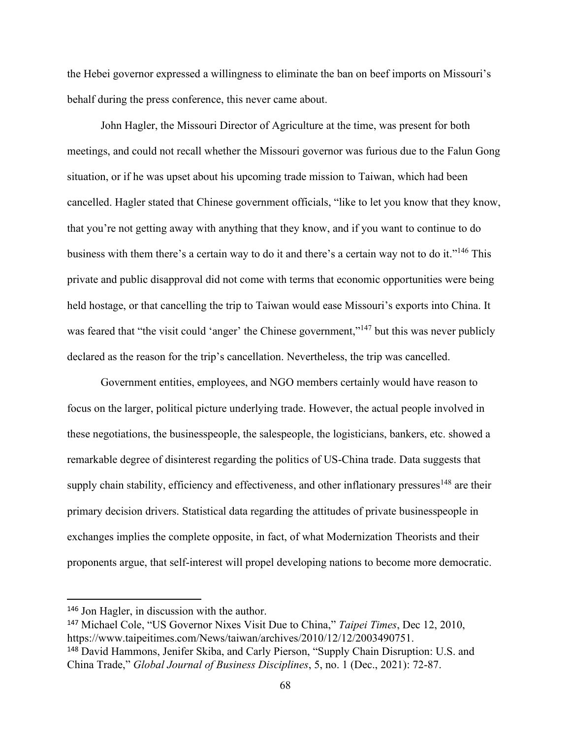the Hebei governor expressed a willingness to eliminate the ban on beef imports on Missouri's behalf during the press conference, this never came about.

John Hagler, the Missouri Director of Agriculture at the time, was present for both meetings, and could not recall whether the Missouri governor was furious due to the Falun Gong situation, or if he was upset about his upcoming trade mission to Taiwan, which had been cancelled. Hagler stated that Chinese government officials, "like to let you know that they know, that you're not getting away with anything that they know, and if you want to continue to do business with them there's a certain way to do it and there's a certain way not to do it."[146] This private and public disapproval did not come with terms that economic opportunities were being held hostage, or that cancelling the trip to Taiwan would ease Missouri's exports into China. It was feared that "the visit could 'anger' the Chinese government,"[147] but this was never publicly declared as the reason for the trip's cancellation. Nevertheless, the trip was cancelled.

Government entities, employees, and NGO members certainly would have reason to focus on the larger, political picture underlying trade. However, the actual people involved in these negotiations, the businesspeople, the salespeople, the logisticians, bankers, etc. showed a remarkable degree of disinterest regarding the politics of US-China trade. Data suggests that supply chain stability, efficiency and effectiveness, and other inflationary pressures[148] are their primary decision drivers. Statistical data regarding the attitudes of private businesspeople in exchanges implies the complete opposite, in fact, of what Modernization Theorists and their proponents argue, that self-interest will propel developing nations to become more democratic.

---

[146] Jon Hagler, in discussion with the author.

[147] Michael Cole, "US Governor Nixes Visit Due to China," *Taipei Times*, Dec 12, 2010, https://www.taipeitimes.com/News/taiwan/archives/2010/12/12/2003490751.

[148] David Hammons, Jenifer Skiba, and Carly Pierson, "Supply Chain Disruption: U.S. and China Trade," *Global Journal of Business Disciplines*, 5, no. 1 (Dec., 2021): 72-87.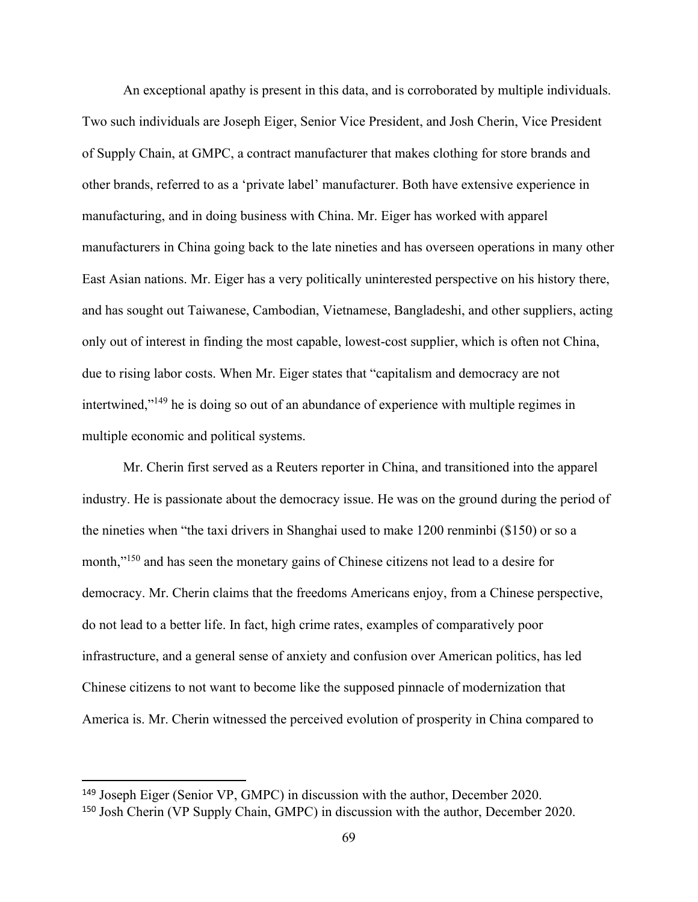An exceptional apathy is present in this data, and is corroborated by multiple individuals. Two such individuals are Joseph Eiger, Senior Vice President, and Josh Cherin, Vice President of Supply Chain, at GMPC, a contract manufacturer that makes clothing for store brands and other brands, referred to as a 'private label' manufacturer. Both have extensive experience in manufacturing, and in doing business with China. Mr. Eiger has worked with apparel manufacturers in China going back to the late nineties and has overseen operations in many other East Asian nations. Mr. Eiger has a very politically uninterested perspective on his history there, and has sought out Taiwanese, Cambodian, Vietnamese, Bangladeshi, and other suppliers, acting only out of interest in finding the most capable, lowest-cost supplier, which is often not China, due to rising labor costs. When Mr. Eiger states that "capitalism and democracy are not intertwined,"[149] he is doing so out of an abundance of experience with multiple regimes in multiple economic and political systems.

Mr. Cherin first served as a Reuters reporter in China, and transitioned into the apparel industry. He is passionate about the democracy issue. He was on the ground during the period of the nineties when "the taxi drivers in Shanghai used to make 1200 renminbi ($150) or so a month,"[150] and has seen the monetary gains of Chinese citizens not lead to a desire for democracy. Mr. Cherin claims that the freedoms Americans enjoy, from a Chinese perspective, do not lead to a better life. In fact, high crime rates, examples of comparatively poor infrastructure, and a general sense of anxiety and confusion over American politics, has led Chinese citizens to not want to become like the supposed pinnacle of modernization that America is. Mr. Cherin witnessed the perceived evolution of prosperity in China compared to

---

[149] Joseph Eiger (Senior VP, GMPC) in discussion with the author, December 2020.

[150] Josh Cherin (VP Supply Chain, GMPC) in discussion with the author, December 2020.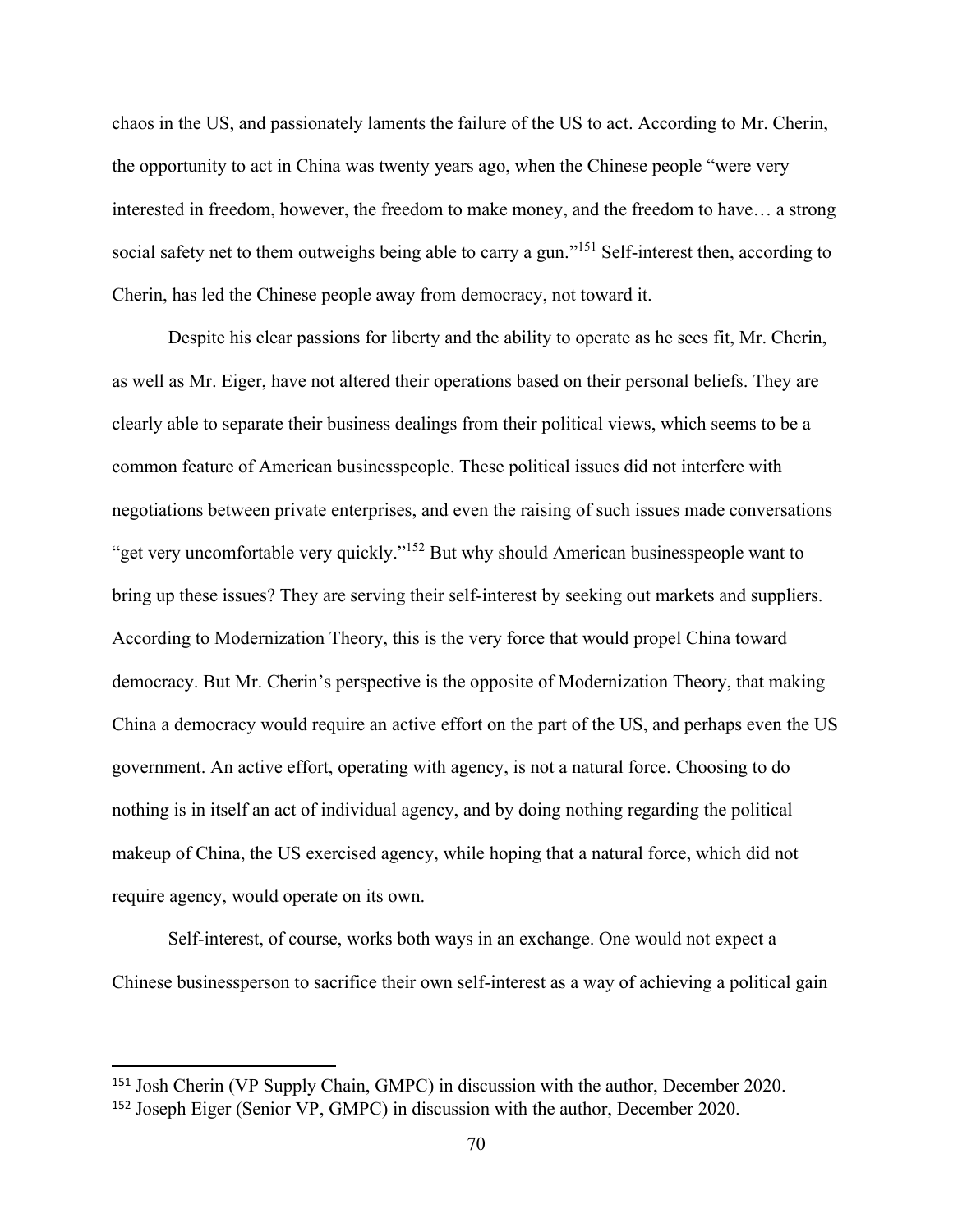chaos in the US, and passionately laments the failure of the US to act. According to Mr. Cherin, the opportunity to act in China was twenty years ago, when the Chinese people "were very interested in freedom, however, the freedom to make money, and the freedom to have… a strong social safety net to them outweighs being able to carry a gun."[151] Self-interest then, according to Cherin, has led the Chinese people away from democracy, not toward it.

Despite his clear passions for liberty and the ability to operate as he sees fit, Mr. Cherin, as well as Mr. Eiger, have not altered their operations based on their personal beliefs. They are clearly able to separate their business dealings from their political views, which seems to be a common feature of American businesspeople. These political issues did not interfere with negotiations between private enterprises, and even the raising of such issues made conversations "get very uncomfortable very quickly."[152] But why should American businesspeople want to bring up these issues? They are serving their self-interest by seeking out markets and suppliers. According to Modernization Theory, this is the very force that would propel China toward democracy. But Mr. Cherin's perspective is the opposite of Modernization Theory, that making China a democracy would require an active effort on the part of the US, and perhaps even the US government. An active effort, operating with agency, is not a natural force. Choosing to do nothing is in itself an act of individual agency, and by doing nothing regarding the political makeup of China, the US exercised agency, while hoping that a natural force, which did not require agency, would operate on its own.

Self-interest, of course, works both ways in an exchange. One would not expect a Chinese businessperson to sacrifice their own self-interest as a way of achieving a political gain

---

[151] Josh Cherin (VP Supply Chain, GMPC) in discussion with the author, December 2020.

[152] Joseph Eiger (Senior VP, GMPC) in discussion with the author, December 2020.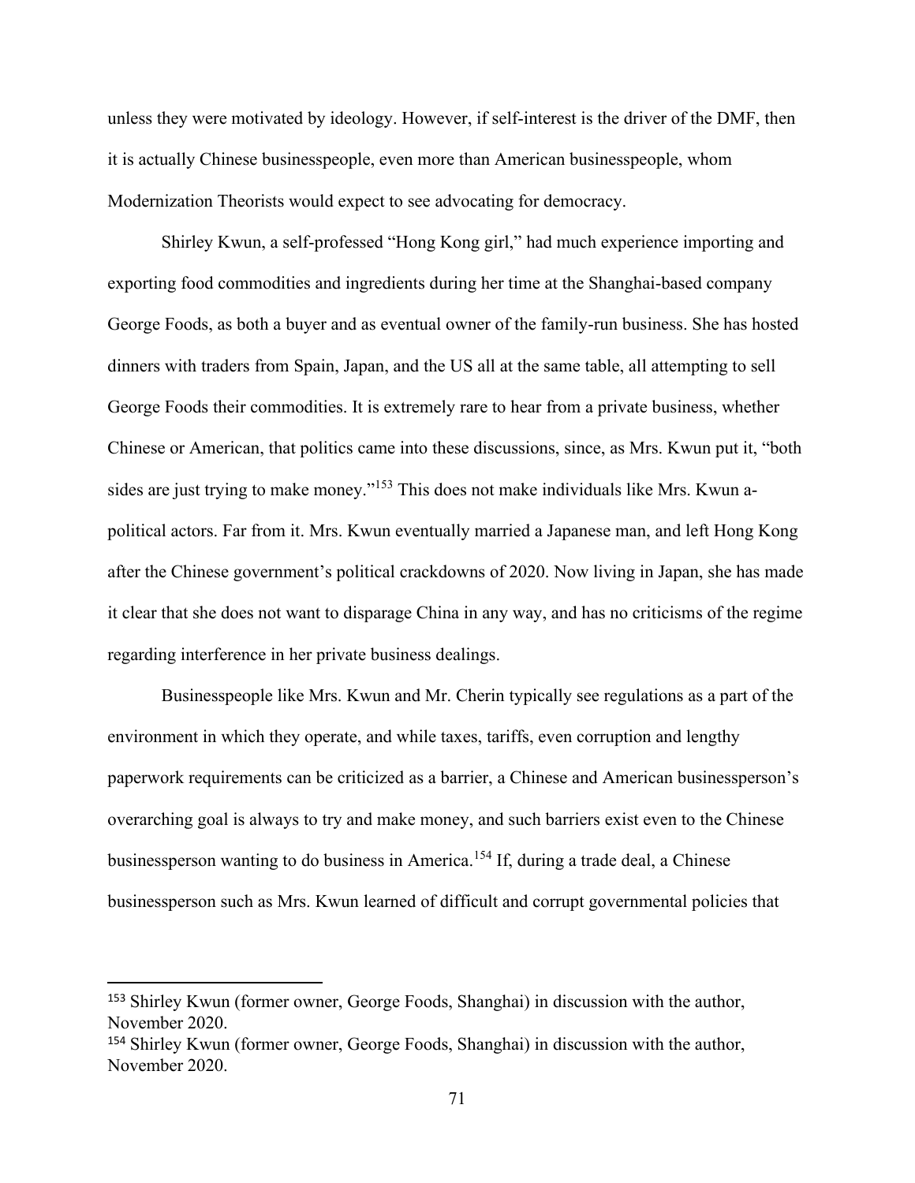unless they were motivated by ideology. However, if self-interest is the driver of the DMF, then it is actually Chinese businesspeople, even more than American businesspeople, whom Modernization Theorists would expect to see advocating for democracy.

Shirley Kwun, a self-professed "Hong Kong girl," had much experience importing and exporting food commodities and ingredients during her time at the Shanghai-based company George Foods, as both a buyer and as eventual owner of the family-run business. She has hosted dinners with traders from Spain, Japan, and the US all at the same table, all attempting to sell George Foods their commodities. It is extremely rare to hear from a private business, whether Chinese or American, that politics came into these discussions, since, as Mrs. Kwun put it, "both sides are just trying to make money."[153] This does not make individuals like Mrs. Kwun a-political actors. Far from it. Mrs. Kwun eventually married a Japanese man, and left Hong Kong after the Chinese government's political crackdowns of 2020. Now living in Japan, she has made it clear that she does not want to disparage China in any way, and has no criticisms of the regime regarding interference in her private business dealings.

Businesspeople like Mrs. Kwun and Mr. Cherin typically see regulations as a part of the environment in which they operate, and while taxes, tariffs, even corruption and lengthy paperwork requirements can be criticized as a barrier, a Chinese and American businessperson's overarching goal is always to try and make money, and such barriers exist even to the Chinese businessperson wanting to do business in America.[154] If, during a trade deal, a Chinese businessperson such as Mrs. Kwun learned of difficult and corrupt governmental policies that

---

[153] Shirley Kwun (former owner, George Foods, Shanghai) in discussion with the author, November 2020.

[154] Shirley Kwun (former owner, George Foods, Shanghai) in discussion with the author, November 2020.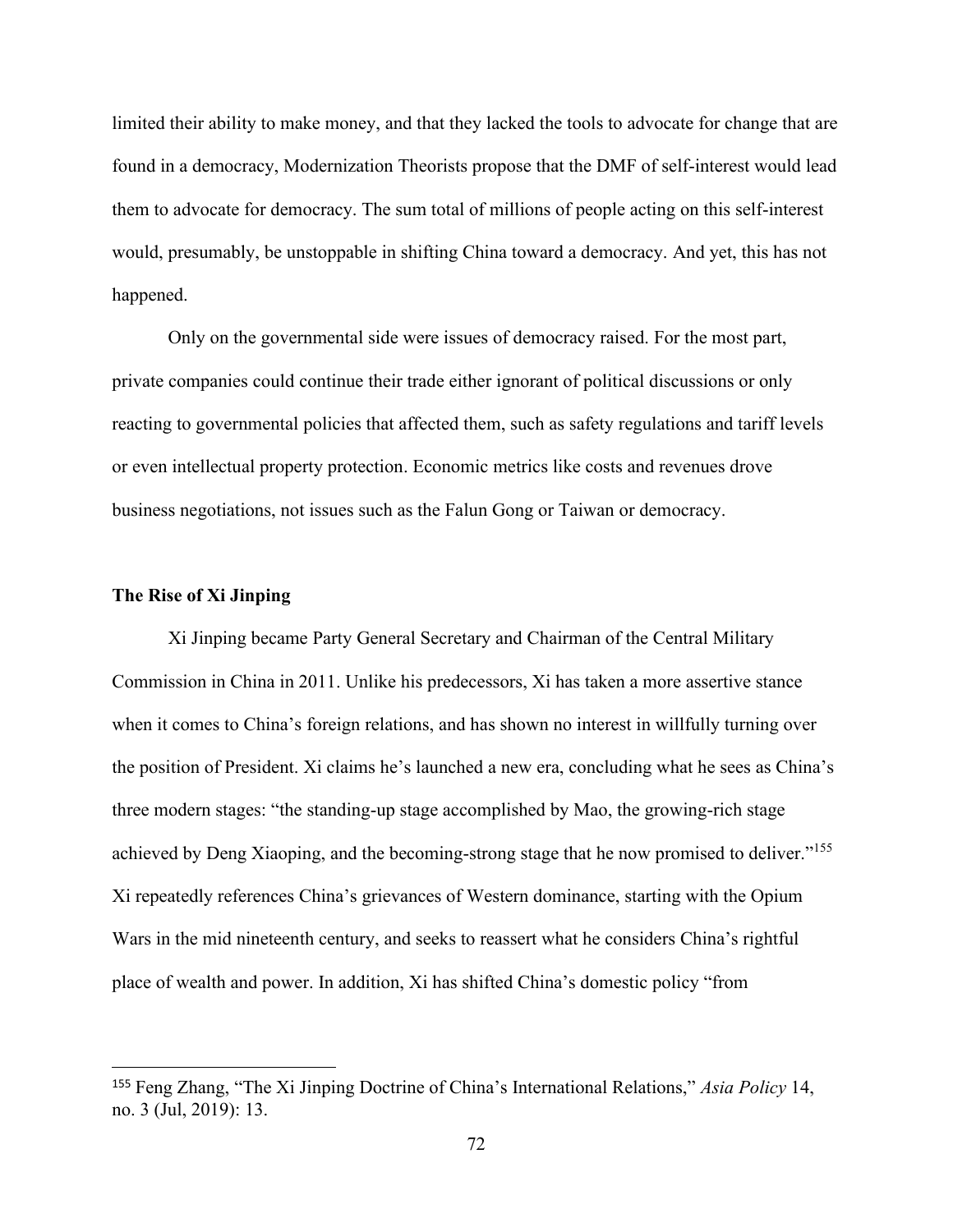limited their ability to make money, and that they lacked the tools to advocate for change that are found in a democracy, Modernization Theorists propose that the DMF of self-interest would lead them to advocate for democracy. The sum total of millions of people acting on this self-interest would, presumably, be unstoppable in shifting China toward a democracy. And yet, this has not happened.

Only on the governmental side were issues of democracy raised. For the most part, private companies could continue their trade either ignorant of political discussions or only reacting to governmental policies that affected them, such as safety regulations and tariff levels or even intellectual property protection. Economic metrics like costs and revenues drove business negotiations, not issues such as the Falun Gong or Taiwan or democracy.

### The Rise of Xi Jinping

Xi Jinping became Party General Secretary and Chairman of the Central Military Commission in China in 2011. Unlike his predecessors, Xi has taken a more assertive stance when it comes to China's foreign relations, and has shown no interest in willfully turning over the position of President. Xi claims he's launched a new era, concluding what he sees as China's three modern stages: "the standing-up stage accomplished by Mao, the growing-rich stage achieved by Deng Xiaoping, and the becoming-strong stage that he now promised to deliver."[155] Xi repeatedly references China's grievances of Western dominance, starting with the Opium Wars in the mid nineteenth century, and seeks to reassert what he considers China's rightful place of wealth and power. In addition, Xi has shifted China's domestic policy "from

---

[155] Feng Zhang, "The Xi Jinping Doctrine of China's International Relations," *Asia Policy* 14, no. 3 (Jul, 2019): 13.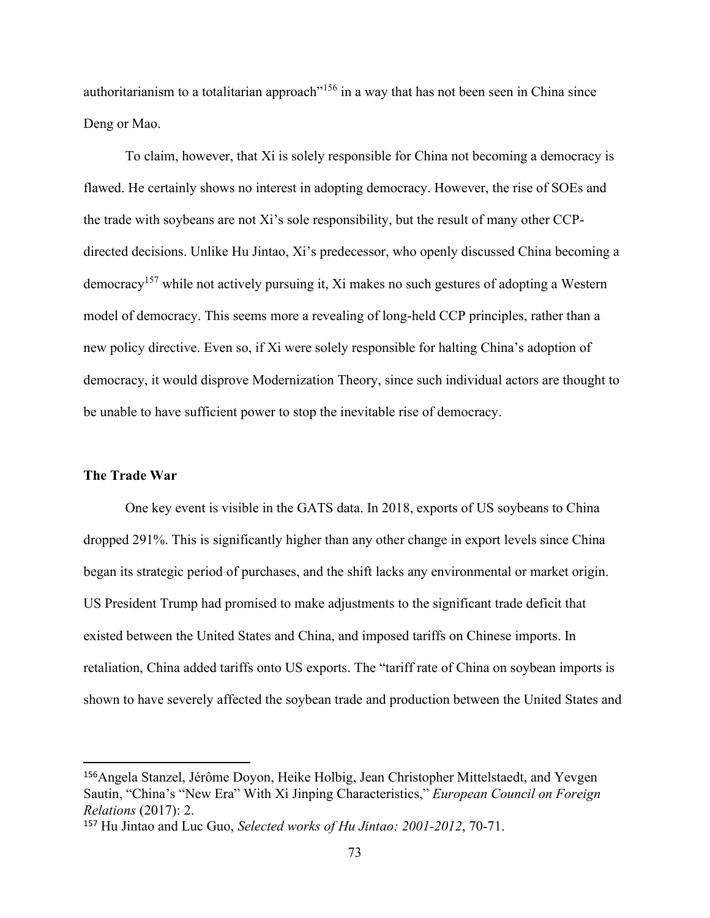authoritarianism to a totalitarian approach"[156] in a way that has not been seen in China since Deng or Mao.

To claim, however, that Xi is solely responsible for China not becoming a democracy is flawed. He certainly shows no interest in adopting democracy. However, the rise of SOEs and the trade with soybeans are not Xi's sole responsibility, but the result of many other CCP-directed decisions. Unlike Hu Jintao, Xi's predecessor, who openly discussed China becoming a democracy[157] while not actively pursuing it, Xi makes no such gestures of adopting a Western model of democracy. This seems more a revealing of long-held CCP principles, rather than a new policy directive. Even so, if Xi were solely responsible for halting China's adoption of democracy, it would disprove Modernization Theory, since such individual actors are thought to be unable to have sufficient power to stop the inevitable rise of democracy.

**The Trade War**

One key event is visible in the GATS data. In 2018, exports of US soybeans to China dropped 291%. This is significantly higher than any other change in export levels since China began its strategic period of purchases, and the shift lacks any environmental or market origin. US President Trump had promised to make adjustments to the significant trade deficit that existed between the United States and China, and imposed tariffs on Chinese imports. In retaliation, China added tariffs onto US exports. The "tariff rate of China on soybean imports is shown to have severely affected the soybean trade and production between the United States and

---

[156] Angela Stanzel, Jérôme Doyon, Heike Holbig, Jean Christopher Mittelstaedt, and Yevgen Sautin, "China's "New Era" With Xi Jinping Characteristics," *European Council on Foreign Relations* (2017): 2.

[157] Hu Jintao and Luc Guo, *Selected works of Hu Jintao: 2001-2012*, 70-71.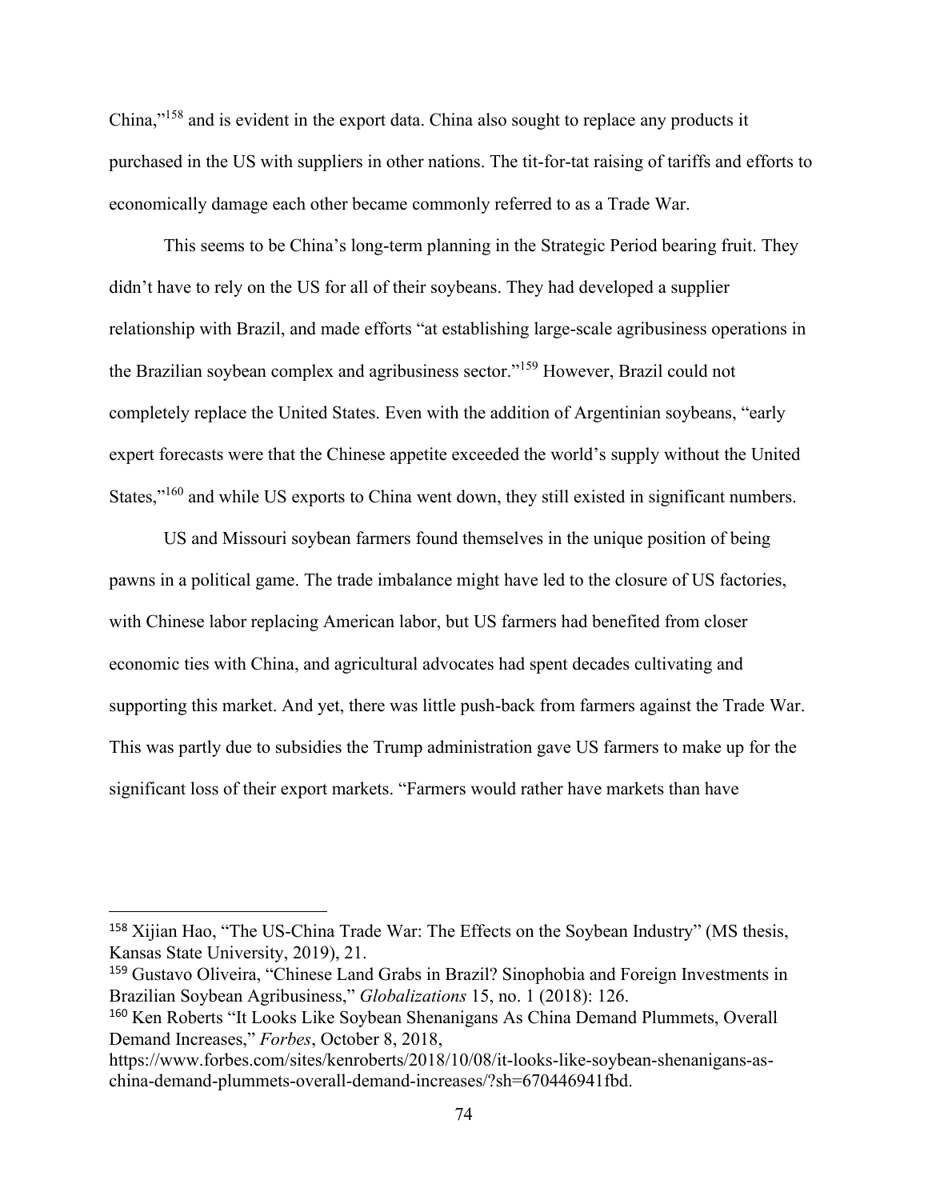China,"[158] and is evident in the export data. China also sought to replace any products it purchased in the US with suppliers in other nations. The tit-for-tat raising of tariffs and efforts to economically damage each other became commonly referred to as a Trade War.

This seems to be China's long-term planning in the Strategic Period bearing fruit. They didn't have to rely on the US for all of their soybeans. They had developed a supplier relationship with Brazil, and made efforts "at establishing large-scale agribusiness operations in the Brazilian soybean complex and agribusiness sector."[159] However, Brazil could not completely replace the United States. Even with the addition of Argentinian soybeans, "early expert forecasts were that the Chinese appetite exceeded the world's supply without the United States,"[160] and while US exports to China went down, they still existed in significant numbers.

US and Missouri soybean farmers found themselves in the unique position of being pawns in a political game. The trade imbalance might have led to the closure of US factories, with Chinese labor replacing American labor, but US farmers had benefited from closer economic ties with China, and agricultural advocates had spent decades cultivating and supporting this market. And yet, there was little push-back from farmers against the Trade War. This was partly due to subsidies the Trump administration gave US farmers to make up for the significant loss of their export markets. "Farmers would rather have markets than have

---

[158] Xijian Hao, "The US-China Trade War: The Effects on the Soybean Industry" (MS thesis, Kansas State University, 2019), 21.

[159] Gustavo Oliveira, "Chinese Land Grabs in Brazil? Sinophobia and Foreign Investments in Brazilian Soybean Agribusiness," *Globalizations* 15, no. 1 (2018): 126.

[160] Ken Roberts "It Looks Like Soybean Shenanigans As China Demand Plummets, Overall Demand Increases," *Forbes*, October 8, 2018, https://www.forbes.com/sites/kenroberts/2018/10/08/it-looks-like-soybean-shenanigans-as-china-demand-plummets-overall-demand-increases/?sh=670446941fbd.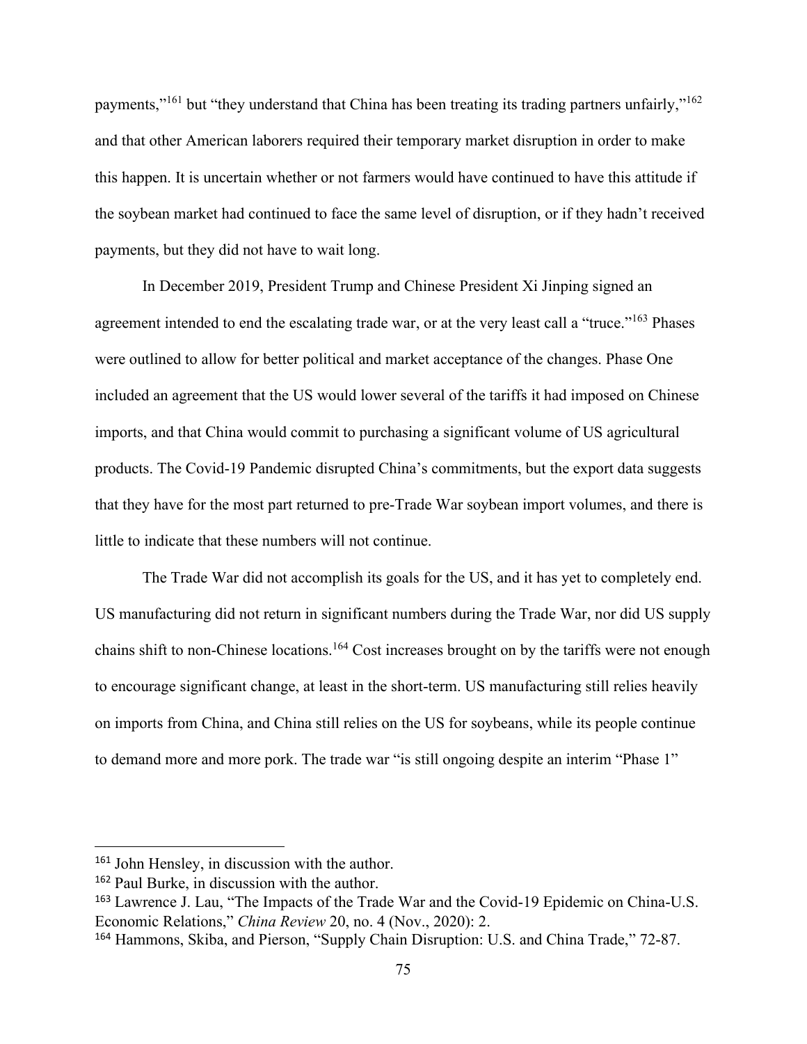payments,"[161] but "they understand that China has been treating its trading partners unfairly,"[162] and that other American laborers required their temporary market disruption in order to make this happen. It is uncertain whether or not farmers would have continued to have this attitude if the soybean market had continued to face the same level of disruption, or if they hadn't received payments, but they did not have to wait long.

In December 2019, President Trump and Chinese President Xi Jinping signed an agreement intended to end the escalating trade war, or at the very least call a "truce."[163] Phases were outlined to allow for better political and market acceptance of the changes. Phase One included an agreement that the US would lower several of the tariffs it had imposed on Chinese imports, and that China would commit to purchasing a significant volume of US agricultural products. The Covid-19 Pandemic disrupted China's commitments, but the export data suggests that they have for the most part returned to pre-Trade War soybean import volumes, and there is little to indicate that these numbers will not continue.

The Trade War did not accomplish its goals for the US, and it has yet to completely end. US manufacturing did not return in significant numbers during the Trade War, nor did US supply chains shift to non-Chinese locations.[164] Cost increases brought on by the tariffs were not enough to encourage significant change, at least in the short-term. US manufacturing still relies heavily on imports from China, and China still relies on the US for soybeans, while its people continue to demand more and more pork. The trade war "is still ongoing despite an interim "Phase 1"

---

[161] John Hensley, in discussion with the author.

[162] Paul Burke, in discussion with the author.

[163] Lawrence J. Lau, "The Impacts of the Trade War and the Covid-19 Epidemic on China-U.S. Economic Relations," *China Review* 20, no. 4 (Nov., 2020): 2.

[164] Hammons, Skiba, and Pierson, "Supply Chain Disruption: U.S. and China Trade," 72-87.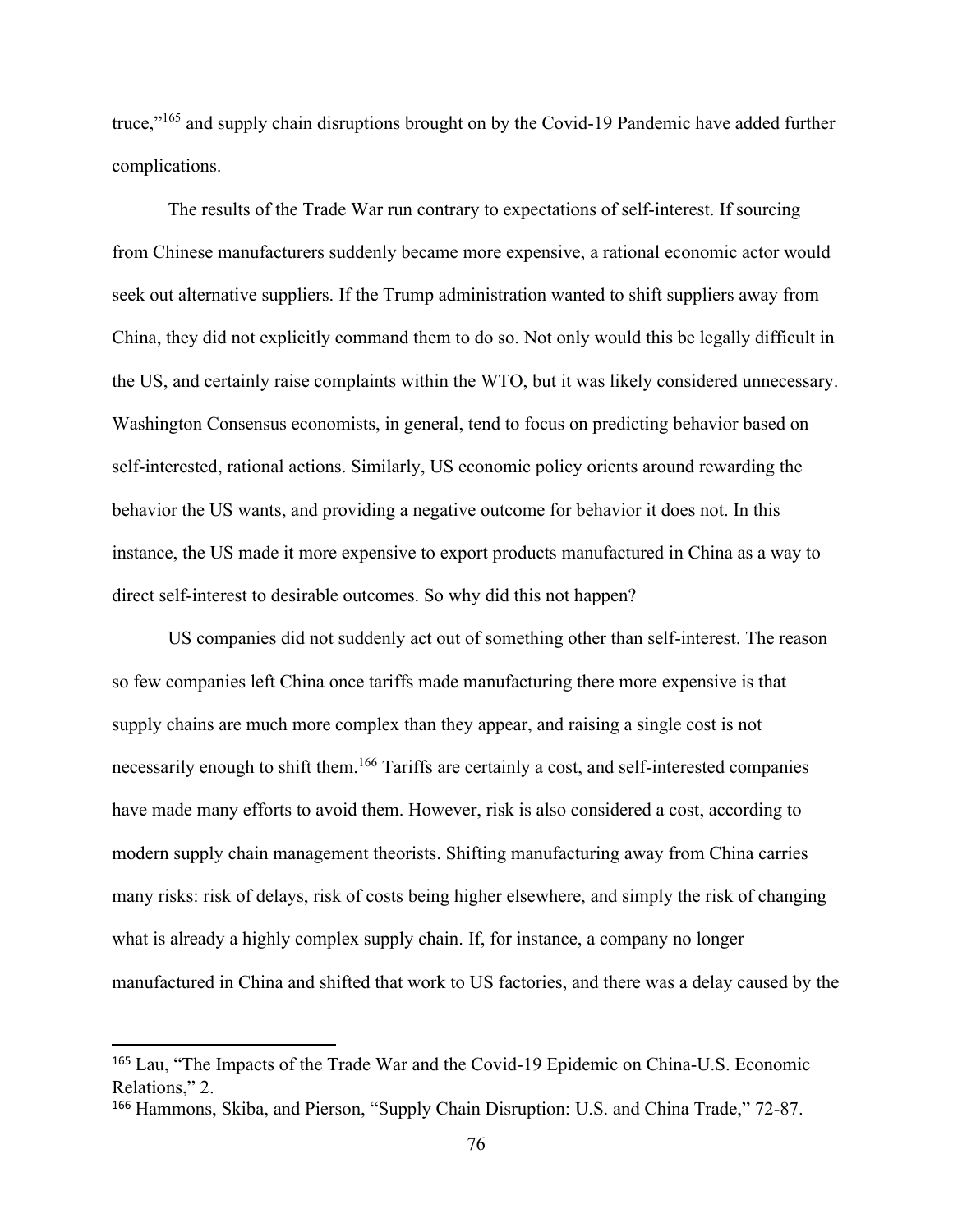truce,"[165] and supply chain disruptions brought on by the Covid-19 Pandemic have added further complications.

The results of the Trade War run contrary to expectations of self-interest. If sourcing from Chinese manufacturers suddenly became more expensive, a rational economic actor would seek out alternative suppliers. If the Trump administration wanted to shift suppliers away from China, they did not explicitly command them to do so. Not only would this be legally difficult in the US, and certainly raise complaints within the WTO, but it was likely considered unnecessary. Washington Consensus economists, in general, tend to focus on predicting behavior based on self-interested, rational actions. Similarly, US economic policy orients around rewarding the behavior the US wants, and providing a negative outcome for behavior it does not. In this instance, the US made it more expensive to export products manufactured in China as a way to direct self-interest to desirable outcomes. So why did this not happen?

US companies did not suddenly act out of something other than self-interest. The reason so few companies left China once tariffs made manufacturing there more expensive is that supply chains are much more complex than they appear, and raising a single cost is not necessarily enough to shift them.[166] Tariffs are certainly a cost, and self-interested companies have made many efforts to avoid them. However, risk is also considered a cost, according to modern supply chain management theorists. Shifting manufacturing away from China carries many risks: risk of delays, risk of costs being higher elsewhere, and simply the risk of changing what is already a highly complex supply chain. If, for instance, a company no longer manufactured in China and shifted that work to US factories, and there was a delay caused by the

---

[165] Lau, "The Impacts of the Trade War and the Covid-19 Epidemic on China-U.S. Economic Relations," 2.

[166] Hammons, Skiba, and Pierson, "Supply Chain Disruption: U.S. and China Trade," 72-87.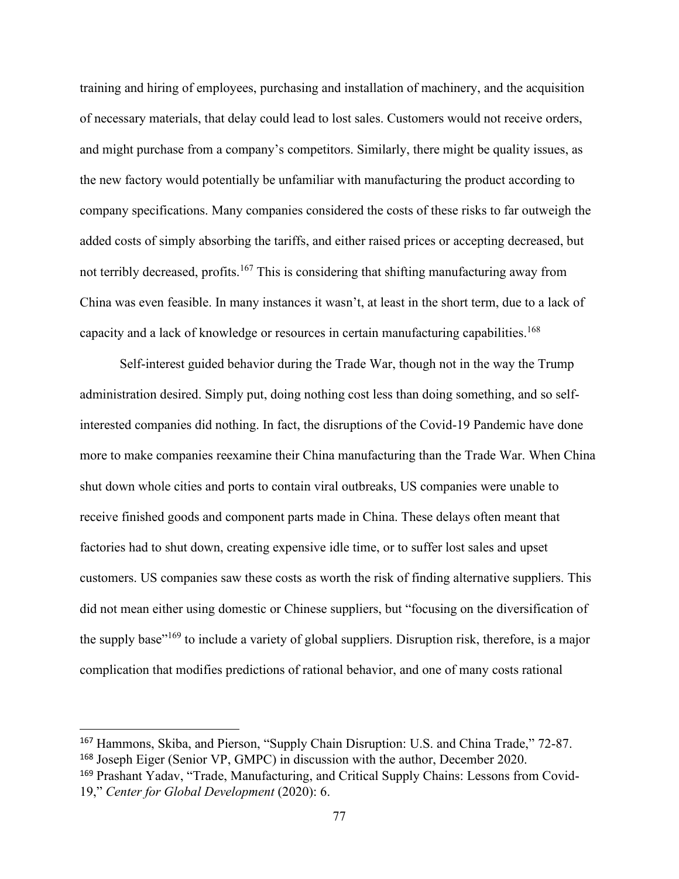training and hiring of employees, purchasing and installation of machinery, and the acquisition of necessary materials, that delay could lead to lost sales. Customers would not receive orders, and might purchase from a company's competitors. Similarly, there might be quality issues, as the new factory would potentially be unfamiliar with manufacturing the product according to company specifications. Many companies considered the costs of these risks to far outweigh the added costs of simply absorbing the tariffs, and either raised prices or accepting decreased, but not terribly decreased, profits.[167] This is considering that shifting manufacturing away from China was even feasible. In many instances it wasn't, at least in the short term, due to a lack of capacity and a lack of knowledge or resources in certain manufacturing capabilities.[168]

Self-interest guided behavior during the Trade War, though not in the way the Trump administration desired. Simply put, doing nothing cost less than doing something, and so self-interested companies did nothing. In fact, the disruptions of the Covid-19 Pandemic have done more to make companies reexamine their China manufacturing than the Trade War. When China shut down whole cities and ports to contain viral outbreaks, US companies were unable to receive finished goods and component parts made in China. These delays often meant that factories had to shut down, creating expensive idle time, or to suffer lost sales and upset customers. US companies saw these costs as worth the risk of finding alternative suppliers. This did not mean either using domestic or Chinese suppliers, but "focusing on the diversification of the supply base"[169] to include a variety of global suppliers. Disruption risk, therefore, is a major complication that modifies predictions of rational behavior, and one of many costs rational

---

[167] Hammons, Skiba, and Pierson, "Supply Chain Disruption: U.S. and China Trade," 72-87.

[168] Joseph Eiger (Senior VP, GMPC) in discussion with the author, December 2020.

[169] Prashant Yadav, "Trade, Manufacturing, and Critical Supply Chains: Lessons from Covid-19," *Center for Global Development* (2020): 6.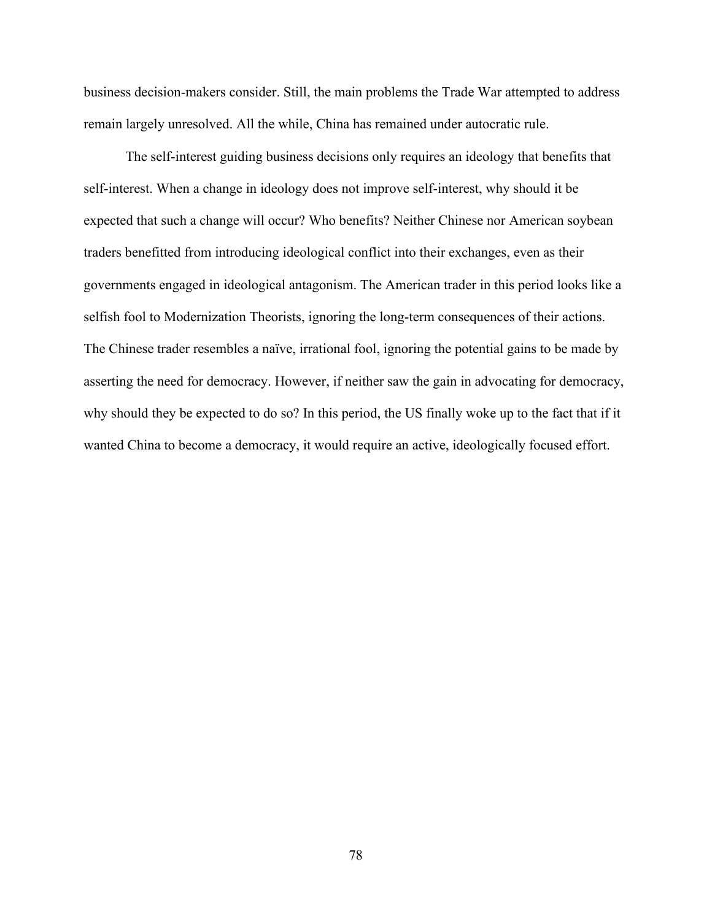business decision-makers consider. Still, the main problems the Trade War attempted to address remain largely unresolved. All the while, China has remained under autocratic rule.

The self-interest guiding business decisions only requires an ideology that benefits that self-interest. When a change in ideology does not improve self-interest, why should it be expected that such a change will occur? Who benefits? Neither Chinese nor American soybean traders benefitted from introducing ideological conflict into their exchanges, even as their governments engaged in ideological antagonism. The American trader in this period looks like a selfish fool to Modernization Theorists, ignoring the long-term consequences of their actions. The Chinese trader resembles a naïve, irrational fool, ignoring the potential gains to be made by asserting the need for democracy. However, if neither saw the gain in advocating for democracy, why should they be expected to do so? In this period, the US finally woke up to the fact that if it wanted China to become a democracy, it would require an active, ideologically focused effort.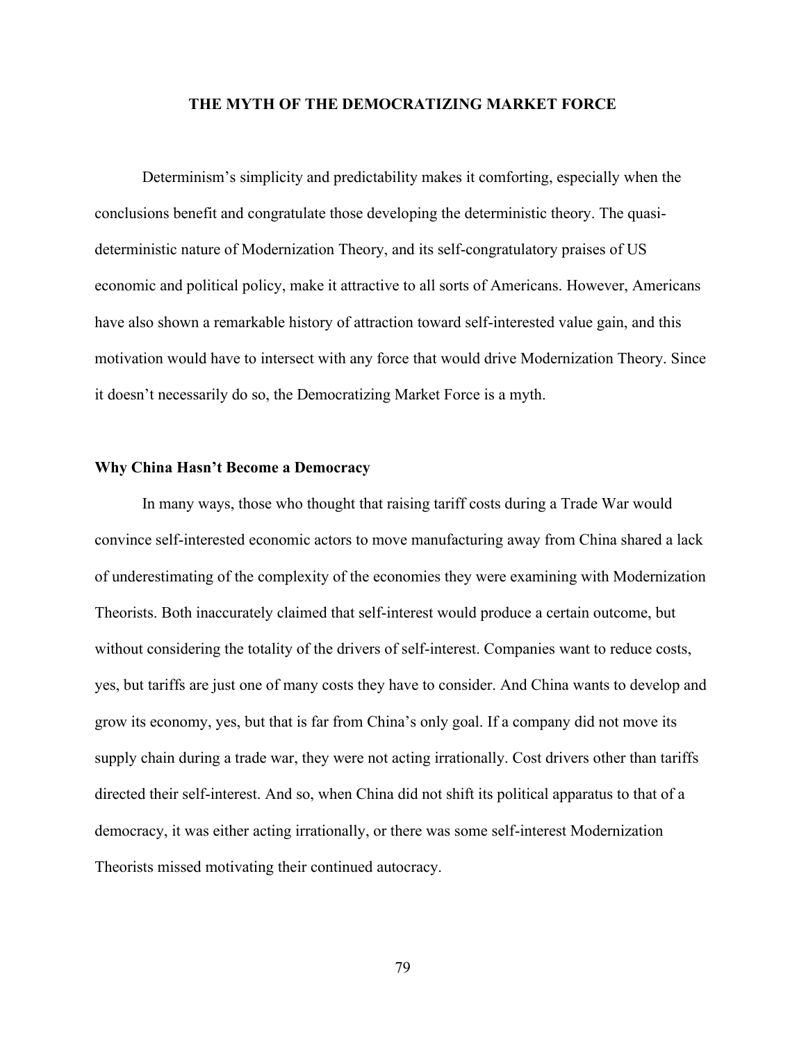# THE MYTH OF THE DEMOCRATIZING MARKET FORCE

Determinism's simplicity and predictability makes it comforting, especially when the conclusions benefit and congratulate those developing the deterministic theory. The quasi-deterministic nature of Modernization Theory, and its self-congratulatory praises of US economic and political policy, make it attractive to all sorts of Americans. However, Americans have also shown a remarkable history of attraction toward self-interested value gain, and this motivation would have to intersect with any force that would drive Modernization Theory. Since it doesn't necessarily do so, the Democratizing Market Force is a myth.

## Why China Hasn't Become a Democracy

In many ways, those who thought that raising tariff costs during a Trade War would convince self-interested economic actors to move manufacturing away from China shared a lack of underestimating of the complexity of the economies they were examining with Modernization Theorists. Both inaccurately claimed that self-interest would produce a certain outcome, but without considering the totality of the drivers of self-interest. Companies want to reduce costs, yes, but tariffs are just one of many costs they have to consider. And China wants to develop and grow its economy, yes, but that is far from China's only goal. If a company did not move its supply chain during a trade war, they were not acting irrationally. Cost drivers other than tariffs directed their self-interest. And so, when China did not shift its political apparatus to that of a democracy, it was either acting irrationally, or there was some self-interest Modernization Theorists missed motivating their continued autocracy.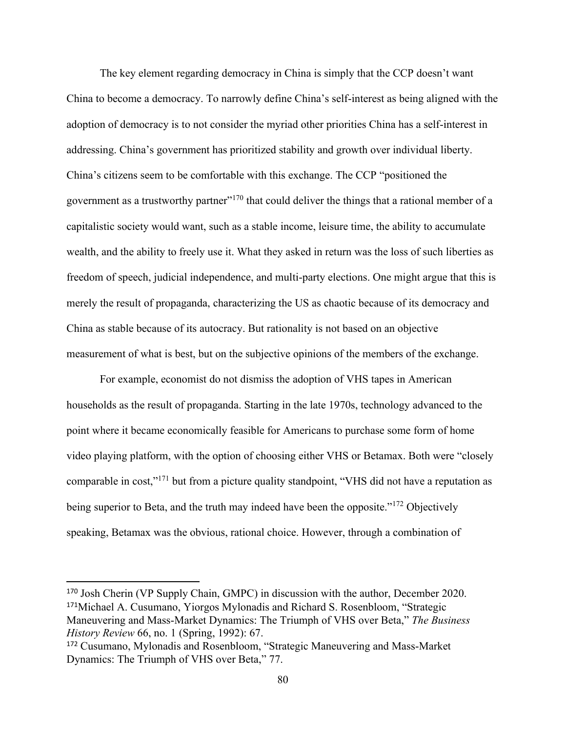The key element regarding democracy in China is simply that the CCP doesn't want China to become a democracy. To narrowly define China's self-interest as being aligned with the adoption of democracy is to not consider the myriad other priorities China has a self-interest in addressing. China's government has prioritized stability and growth over individual liberty. China's citizens seem to be comfortable with this exchange. The CCP "positioned the government as a trustworthy partner"[170] that could deliver the things that a rational member of a capitalistic society would want, such as a stable income, leisure time, the ability to accumulate wealth, and the ability to freely use it. What they asked in return was the loss of such liberties as freedom of speech, judicial independence, and multi-party elections. One might argue that this is merely the result of propaganda, characterizing the US as chaotic because of its democracy and China as stable because of its autocracy. But rationality is not based on an objective measurement of what is best, but on the subjective opinions of the members of the exchange.

For example, economist do not dismiss the adoption of VHS tapes in American households as the result of propaganda. Starting in the late 1970s, technology advanced to the point where it became economically feasible for Americans to purchase some form of home video playing platform, with the option of choosing either VHS or Betamax. Both were "closely comparable in cost,"[171] but from a picture quality standpoint, "VHS did not have a reputation as being superior to Beta, and the truth may indeed have been the opposite."[172] Objectively speaking, Betamax was the obvious, rational choice. However, through a combination of

---

[170] Josh Cherin (VP Supply Chain, GMPC) in discussion with the author, December 2020.

[171] Michael A. Cusumano, Yiorgos Mylonadis and Richard S. Rosenbloom, "Strategic Maneuvering and Mass-Market Dynamics: The Triumph of VHS over Beta," *The Business History Review* 66, no. 1 (Spring, 1992): 67.

[172] Cusumano, Mylonadis and Rosenbloom, "Strategic Maneuvering and Mass-Market Dynamics: The Triumph of VHS over Beta," 77.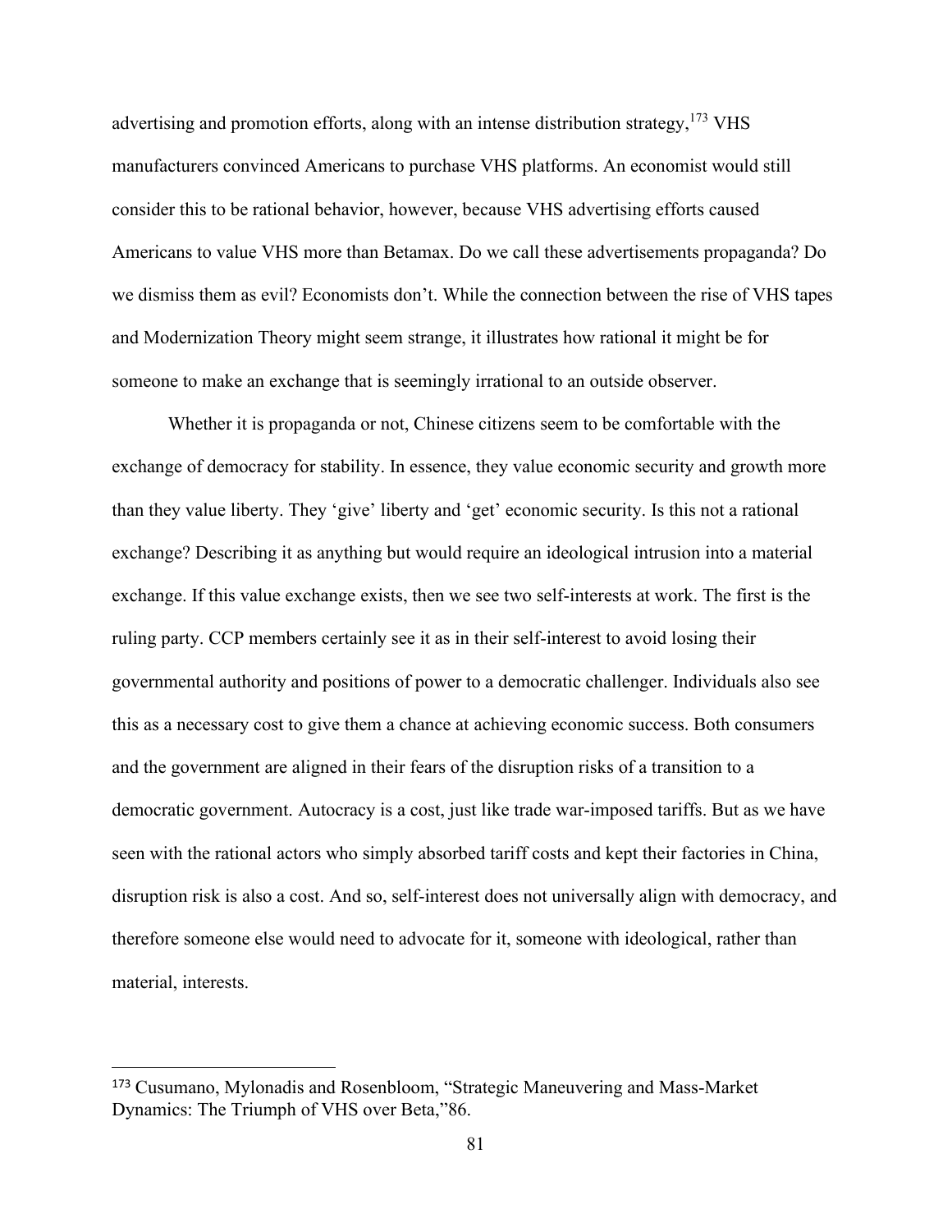advertising and promotion efforts, along with an intense distribution strategy,[173] VHS manufacturers convinced Americans to purchase VHS platforms. An economist would still consider this to be rational behavior, however, because VHS advertising efforts caused Americans to value VHS more than Betamax. Do we call these advertisements propaganda? Do we dismiss them as evil? Economists don't. While the connection between the rise of VHS tapes and Modernization Theory might seem strange, it illustrates how rational it might be for someone to make an exchange that is seemingly irrational to an outside observer.

Whether it is propaganda or not, Chinese citizens seem to be comfortable with the exchange of democracy for stability. In essence, they value economic security and growth more than they value liberty. They 'give' liberty and 'get' economic security. Is this not a rational exchange? Describing it as anything but would require an ideological intrusion into a material exchange. If this value exchange exists, then we see two self-interests at work. The first is the ruling party. CCP members certainly see it as in their self-interest to avoid losing their governmental authority and positions of power to a democratic challenger. Individuals also see this as a necessary cost to give them a chance at achieving economic success. Both consumers and the government are aligned in their fears of the disruption risks of a transition to a democratic government. Autocracy is a cost, just like trade war-imposed tariffs. But as we have seen with the rational actors who simply absorbed tariff costs and kept their factories in China, disruption risk is also a cost. And so, self-interest does not universally align with democracy, and therefore someone else would need to advocate for it, someone with ideological, rather than material, interests.

---

[173] Cusumano, Mylonadis and Rosenbloom, "Strategic Maneuvering and Mass-Market Dynamics: The Triumph of VHS over Beta,"86.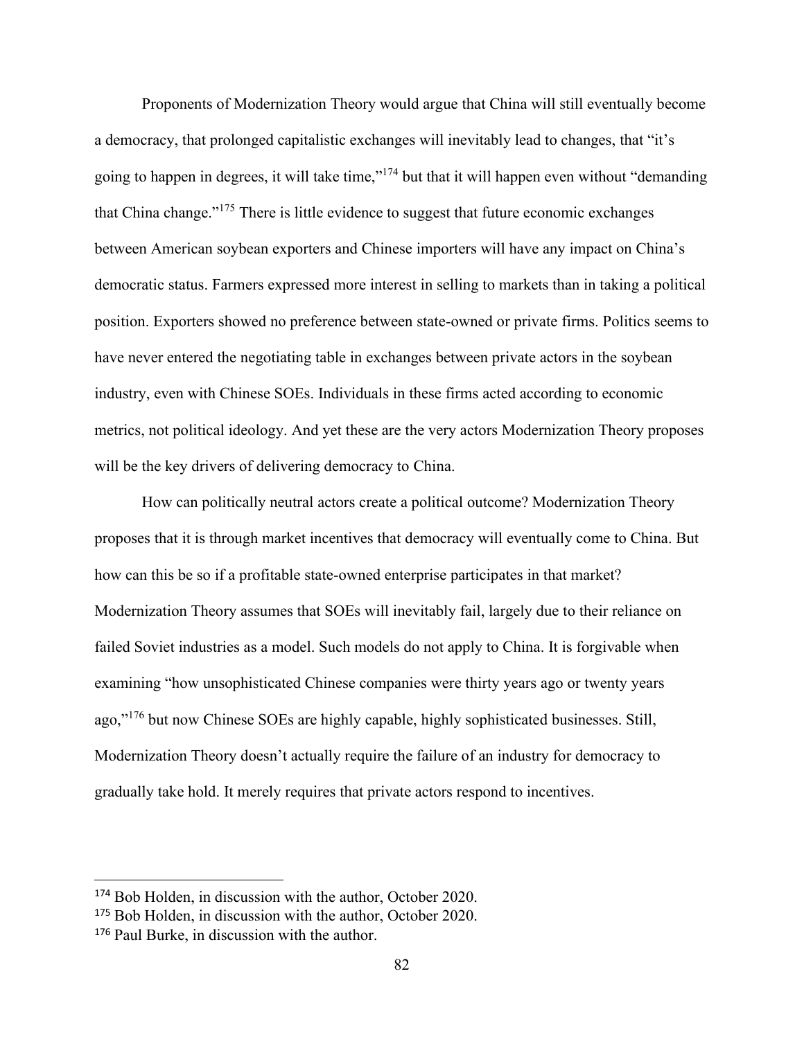Proponents of Modernization Theory would argue that China will still eventually become a democracy, that prolonged capitalistic exchanges will inevitably lead to changes, that "it's going to happen in degrees, it will take time,"[174] but that it will happen even without "demanding that China change."[175] There is little evidence to suggest that future economic exchanges between American soybean exporters and Chinese importers will have any impact on China's democratic status. Farmers expressed more interest in selling to markets than in taking a political position. Exporters showed no preference between state-owned or private firms. Politics seems to have never entered the negotiating table in exchanges between private actors in the soybean industry, even with Chinese SOEs. Individuals in these firms acted according to economic metrics, not political ideology. And yet these are the very actors Modernization Theory proposes will be the key drivers of delivering democracy to China.

How can politically neutral actors create a political outcome? Modernization Theory proposes that it is through market incentives that democracy will eventually come to China. But how can this be so if a profitable state-owned enterprise participates in that market? Modernization Theory assumes that SOEs will inevitably fail, largely due to their reliance on failed Soviet industries as a model. Such models do not apply to China. It is forgivable when examining "how unsophisticated Chinese companies were thirty years ago or twenty years ago,"[176] but now Chinese SOEs are highly capable, highly sophisticated businesses. Still, Modernization Theory doesn't actually require the failure of an industry for democracy to gradually take hold. It merely requires that private actors respond to incentives.

---

[174] Bob Holden, in discussion with the author, October 2020.

[175] Bob Holden, in discussion with the author, October 2020.

[176] Paul Burke, in discussion with the author.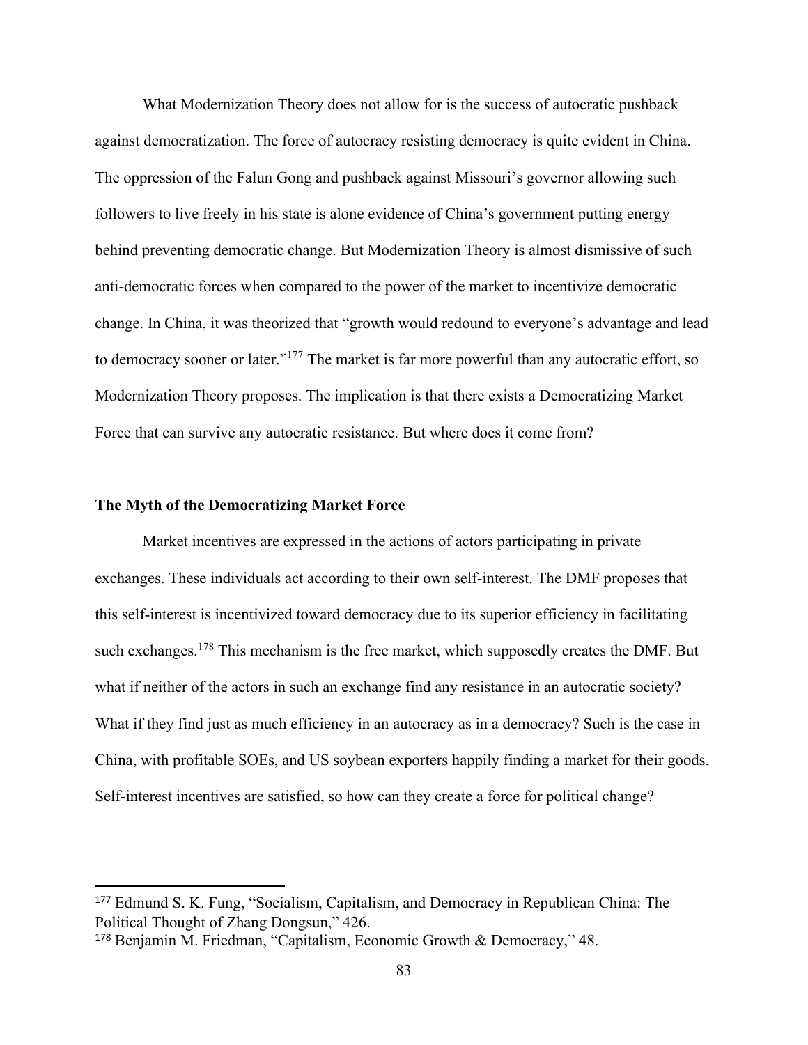What Modernization Theory does not allow for is the success of autocratic pushback against democratization. The force of autocracy resisting democracy is quite evident in China. The oppression of the Falun Gong and pushback against Missouri's governor allowing such followers to live freely in his state is alone evidence of China's government putting energy behind preventing democratic change. But Modernization Theory is almost dismissive of such anti-democratic forces when compared to the power of the market to incentivize democratic change. In China, it was theorized that "growth would redound to everyone's advantage and lead to democracy sooner or later."[177] The market is far more powerful than any autocratic effort, so Modernization Theory proposes. The implication is that there exists a Democratizing Market Force that can survive any autocratic resistance. But where does it come from?

### The Myth of the Democratizing Market Force

Market incentives are expressed in the actions of actors participating in private exchanges. These individuals act according to their own self-interest. The DMF proposes that this self-interest is incentivized toward democracy due to its superior efficiency in facilitating such exchanges.[178] This mechanism is the free market, which supposedly creates the DMF. But what if neither of the actors in such an exchange find any resistance in an autocratic society? What if they find just as much efficiency in an autocracy as in a democracy? Such is the case in China, with profitable SOEs, and US soybean exporters happily finding a market for their goods. Self-interest incentives are satisfied, so how can they create a force for political change?

---

[177] Edmund S. K. Fung, "Socialism, Capitalism, and Democracy in Republican China: The Political Thought of Zhang Dongsun," 426.

[178] Benjamin M. Friedman, "Capitalism, Economic Growth & Democracy," 48.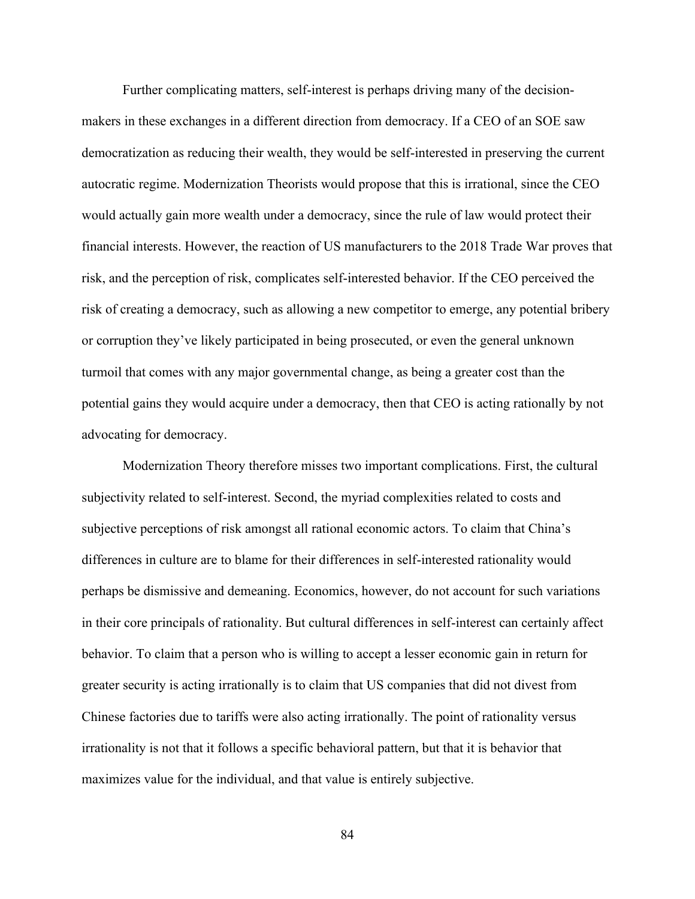Further complicating matters, self-interest is perhaps driving many of the decision-makers in these exchanges in a different direction from democracy. If a CEO of an SOE saw democratization as reducing their wealth, they would be self-interested in preserving the current autocratic regime. Modernization Theorists would propose that this is irrational, since the CEO would actually gain more wealth under a democracy, since the rule of law would protect their financial interests. However, the reaction of US manufacturers to the 2018 Trade War proves that risk, and the perception of risk, complicates self-interested behavior. If the CEO perceived the risk of creating a democracy, such as allowing a new competitor to emerge, any potential bribery or corruption they've likely participated in being prosecuted, or even the general unknown turmoil that comes with any major governmental change, as being a greater cost than the potential gains they would acquire under a democracy, then that CEO is acting rationally by not advocating for democracy.

Modernization Theory therefore misses two important complications. First, the cultural subjectivity related to self-interest. Second, the myriad complexities related to costs and subjective perceptions of risk amongst all rational economic actors. To claim that China's differences in culture are to blame for their differences in self-interested rationality would perhaps be dismissive and demeaning. Economics, however, do not account for such variations in their core principals of rationality. But cultural differences in self-interest can certainly affect behavior. To claim that a person who is willing to accept a lesser economic gain in return for greater security is acting irrationally is to claim that US companies that did not divest from Chinese factories due to tariffs were also acting irrationally. The point of rationality versus irrationality is not that it follows a specific behavioral pattern, but that it is behavior that maximizes value for the individual, and that value is entirely subjective.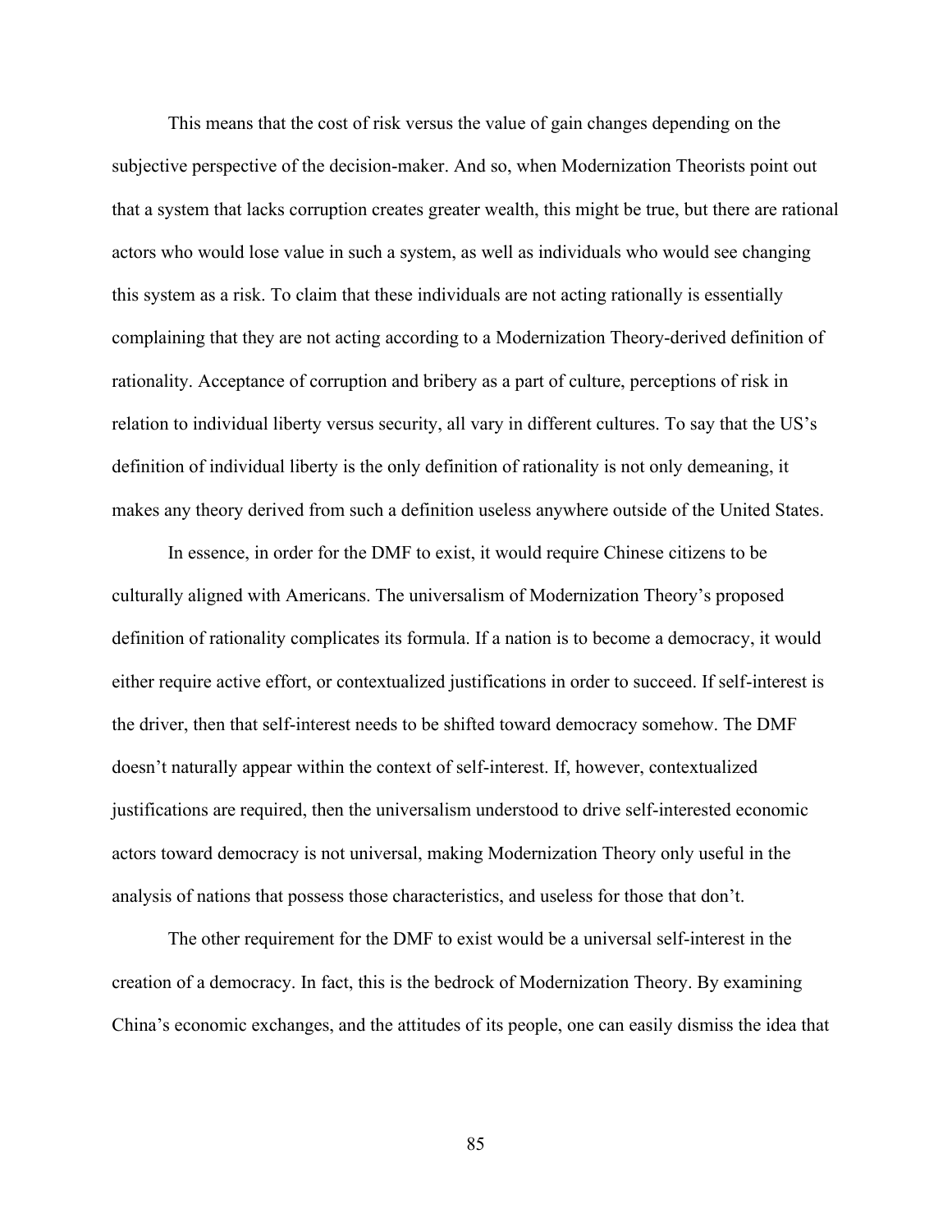This means that the cost of risk versus the value of gain changes depending on the subjective perspective of the decision-maker. And so, when Modernization Theorists point out that a system that lacks corruption creates greater wealth, this might be true, but there are rational actors who would lose value in such a system, as well as individuals who would see changing this system as a risk. To claim that these individuals are not acting rationally is essentially complaining that they are not acting according to a Modernization Theory-derived definition of rationality. Acceptance of corruption and bribery as a part of culture, perceptions of risk in relation to individual liberty versus security, all vary in different cultures. To say that the US's definition of individual liberty is the only definition of rationality is not only demeaning, it makes any theory derived from such a definition useless anywhere outside of the United States.

In essence, in order for the DMF to exist, it would require Chinese citizens to be culturally aligned with Americans. The universalism of Modernization Theory's proposed definition of rationality complicates its formula. If a nation is to become a democracy, it would either require active effort, or contextualized justifications in order to succeed. If self-interest is the driver, then that self-interest needs to be shifted toward democracy somehow. The DMF doesn't naturally appear within the context of self-interest. If, however, contextualized justifications are required, then the universalism understood to drive self-interested economic actors toward democracy is not universal, making Modernization Theory only useful in the analysis of nations that possess those characteristics, and useless for those that don't.

The other requirement for the DMF to exist would be a universal self-interest in the creation of a democracy. In fact, this is the bedrock of Modernization Theory. By examining China's economic exchanges, and the attitudes of its people, one can easily dismiss the idea that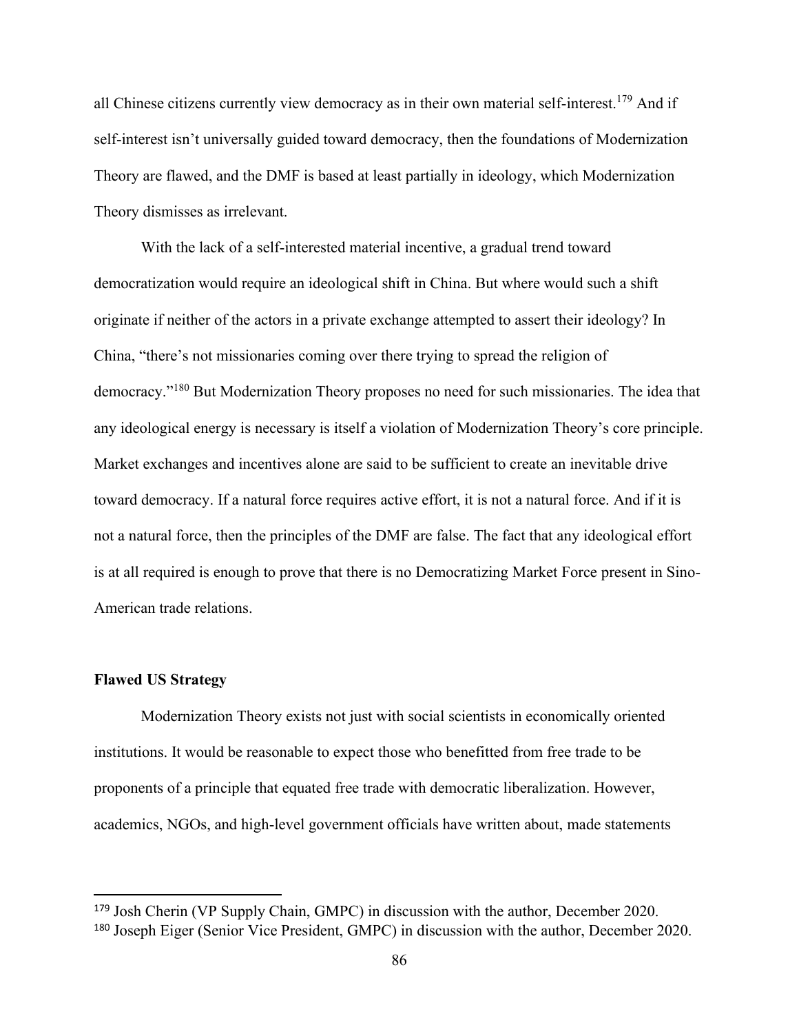all Chinese citizens currently view democracy as in their own material self-interest.[179] And if self-interest isn't universally guided toward democracy, then the foundations of Modernization Theory are flawed, and the DMF is based at least partially in ideology, which Modernization Theory dismisses as irrelevant.

With the lack of a self-interested material incentive, a gradual trend toward democratization would require an ideological shift in China. But where would such a shift originate if neither of the actors in a private exchange attempted to assert their ideology? In China, "there's not missionaries coming over there trying to spread the religion of democracy."[180] But Modernization Theory proposes no need for such missionaries. The idea that any ideological energy is necessary is itself a violation of Modernization Theory's core principle. Market exchanges and incentives alone are said to be sufficient to create an inevitable drive toward democracy. If a natural force requires active effort, it is not a natural force. And if it is not a natural force, then the principles of the DMF are false. The fact that any ideological effort is at all required is enough to prove that there is no Democratizing Market Force present in Sino-American trade relations.

**Flawed US Strategy**

Modernization Theory exists not just with social scientists in economically oriented institutions. It would be reasonable to expect those who benefitted from free trade to be proponents of a principle that equated free trade with democratic liberalization. However, academics, NGOs, and high-level government officials have written about, made statements

[179] Josh Cherin (VP Supply Chain, GMPC) in discussion with the author, December 2020.
[180] Joseph Eiger (Senior Vice President, GMPC) in discussion with the author, December 2020.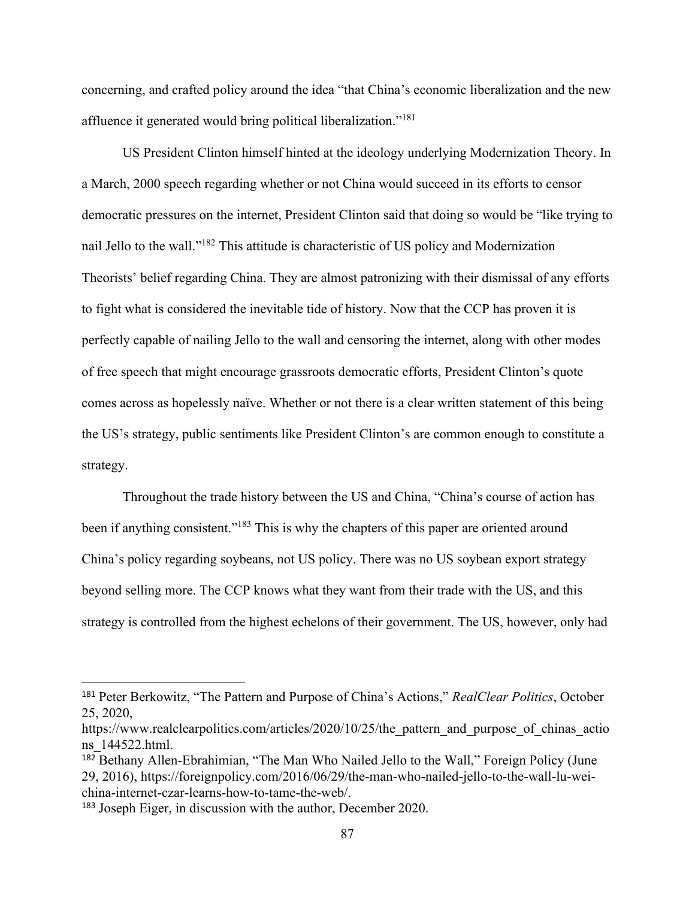concerning, and crafted policy around the idea "that China's economic liberalization and the new affluence it generated would bring political liberalization."[181]

US President Clinton himself hinted at the ideology underlying Modernization Theory. In a March, 2000 speech regarding whether or not China would succeed in its efforts to censor democratic pressures on the internet, President Clinton said that doing so would be "like trying to nail Jello to the wall."[182] This attitude is characteristic of US policy and Modernization Theorists' belief regarding China. They are almost patronizing with their dismissal of any efforts to fight what is considered the inevitable tide of history. Now that the CCP has proven it is perfectly capable of nailing Jello to the wall and censoring the internet, along with other modes of free speech that might encourage grassroots democratic efforts, President Clinton's quote comes across as hopelessly naïve. Whether or not there is a clear written statement of this being the US's strategy, public sentiments like President Clinton's are common enough to constitute a strategy.

Throughout the trade history between the US and China, "China's course of action has been if anything consistent."[183] This is why the chapters of this paper are oriented around China's policy regarding soybeans, not US policy. There was no US soybean export strategy beyond selling more. The CCP knows what they want from their trade with the US, and this strategy is controlled from the highest echelons of their government. The US, however, only had

---

[181] Peter Berkowitz, "The Pattern and Purpose of China's Actions," *RealClear Politics*, October 25, 2020, https://www.realclearpolitics.com/articles/2020/10/25/the_pattern_and_purpose_of_chinas_actions_144522.html.

[182] Bethany Allen-Ebrahimian, "The Man Who Nailed Jello to the Wall," Foreign Policy (June 29, 2016), https://foreignpolicy.com/2016/06/29/the-man-who-nailed-jello-to-the-wall-lu-wei-china-internet-czar-learns-how-to-tame-the-web/.

[183] Joseph Eiger, in discussion with the author, December 2020.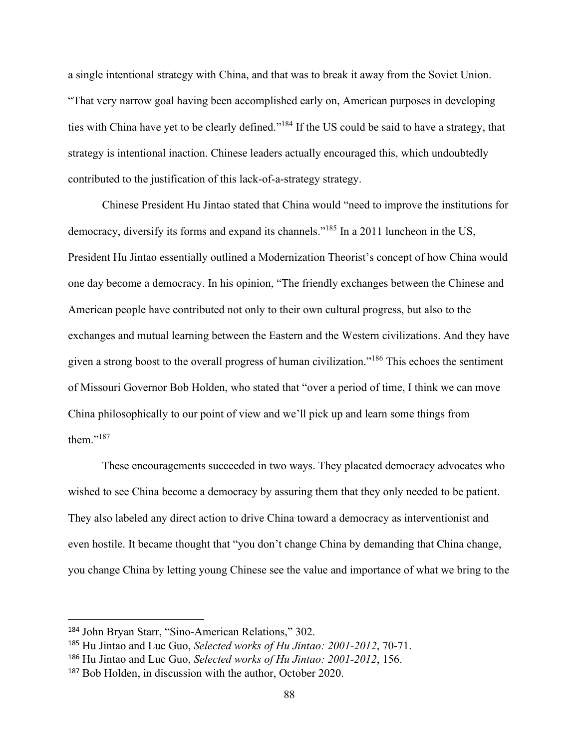a single intentional strategy with China, and that was to break it away from the Soviet Union. "That very narrow goal having been accomplished early on, American purposes in developing ties with China have yet to be clearly defined."[184] If the US could be said to have a strategy, that strategy is intentional inaction. Chinese leaders actually encouraged this, which undoubtedly contributed to the justification of this lack-of-a-strategy strategy.

Chinese President Hu Jintao stated that China would "need to improve the institutions for democracy, diversify its forms and expand its channels."[185] In a 2011 luncheon in the US, President Hu Jintao essentially outlined a Modernization Theorist's concept of how China would one day become a democracy. In his opinion, "The friendly exchanges between the Chinese and American people have contributed not only to their own cultural progress, but also to the exchanges and mutual learning between the Eastern and the Western civilizations. And they have given a strong boost to the overall progress of human civilization."[186] This echoes the sentiment of Missouri Governor Bob Holden, who stated that "over a period of time, I think we can move China philosophically to our point of view and we'll pick up and learn some things from them."[187]

These encouragements succeeded in two ways. They placated democracy advocates who wished to see China become a democracy by assuring them that they only needed to be patient. They also labeled any direct action to drive China toward a democracy as interventionist and even hostile. It became thought that "you don't change China by demanding that China change, you change China by letting young Chinese see the value and importance of what we bring to the

---

[184] John Bryan Starr, "Sino-American Relations," 302.

[185] Hu Jintao and Luc Guo, *Selected works of Hu Jintao: 2001-2012*, 70-71.

[186] Hu Jintao and Luc Guo, *Selected works of Hu Jintao: 2001-2012*, 156.

[187] Bob Holden, in discussion with the author, October 2020.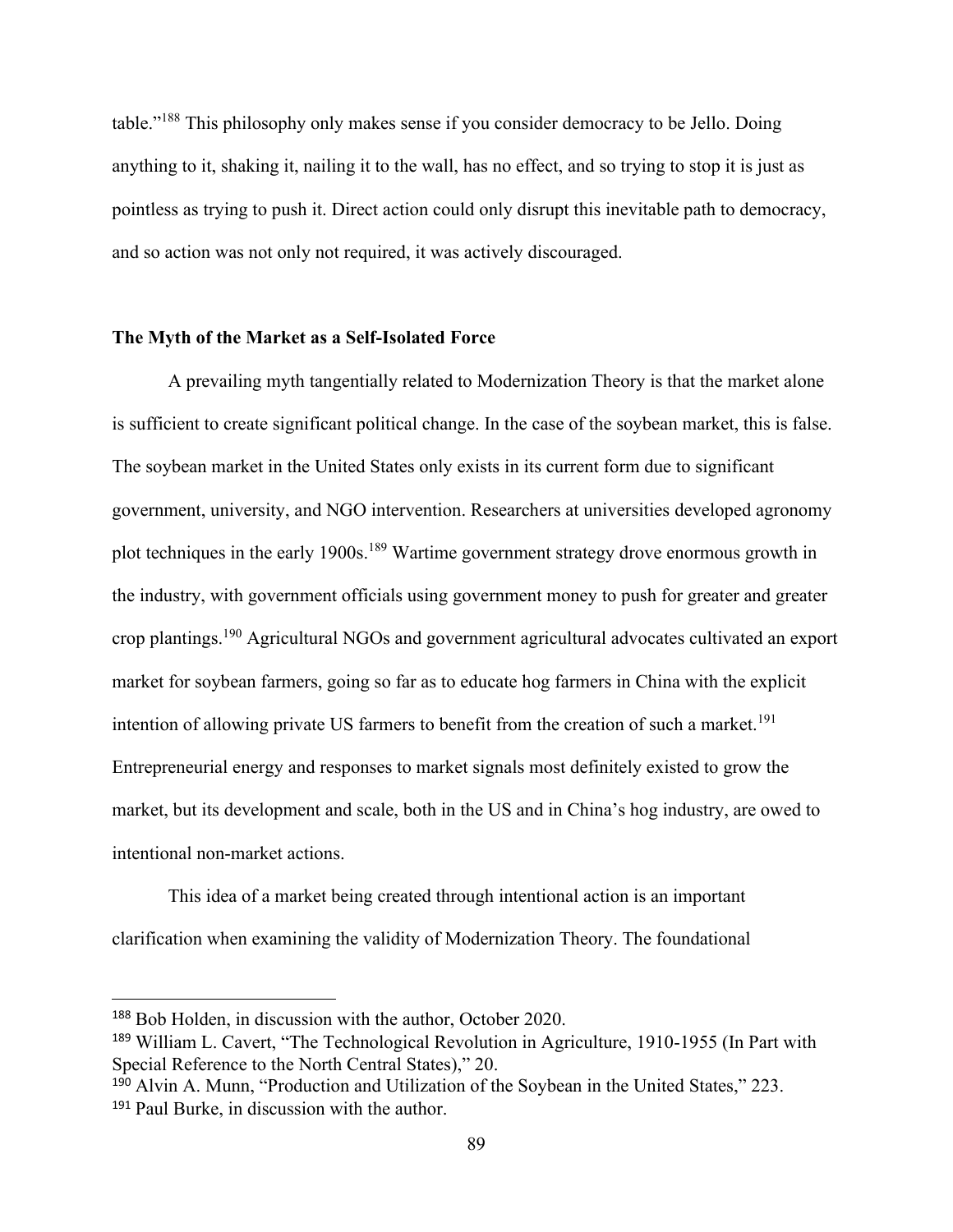table."[188] This philosophy only makes sense if you consider democracy to be Jello. Doing anything to it, shaking it, nailing it to the wall, has no effect, and so trying to stop it is just as pointless as trying to push it. Direct action could only disrupt this inevitable path to democracy, and so action was not only not required, it was actively discouraged.

**The Myth of the Market as a Self-Isolated Force**

A prevailing myth tangentially related to Modernization Theory is that the market alone is sufficient to create significant political change. In the case of the soybean market, this is false. The soybean market in the United States only exists in its current form due to significant government, university, and NGO intervention. Researchers at universities developed agronomy plot techniques in the early 1900s.[189] Wartime government strategy drove enormous growth in the industry, with government officials using government money to push for greater and greater crop plantings.[190] Agricultural NGOs and government agricultural advocates cultivated an export market for soybean farmers, going so far as to educate hog farmers in China with the explicit intention of allowing private US farmers to benefit from the creation of such a market.[191] Entrepreneurial energy and responses to market signals most definitely existed to grow the market, but its development and scale, both in the US and in China's hog industry, are owed to intentional non-market actions.

This idea of a market being created through intentional action is an important clarification when examining the validity of Modernization Theory. The foundational

---

[188] Bob Holden, in discussion with the author, October 2020.

[189] William L. Cavert, "The Technological Revolution in Agriculture, 1910-1955 (In Part with Special Reference to the North Central States)," 20.

[190] Alvin A. Munn, "Production and Utilization of the Soybean in the United States," 223.

[191] Paul Burke, in discussion with the author.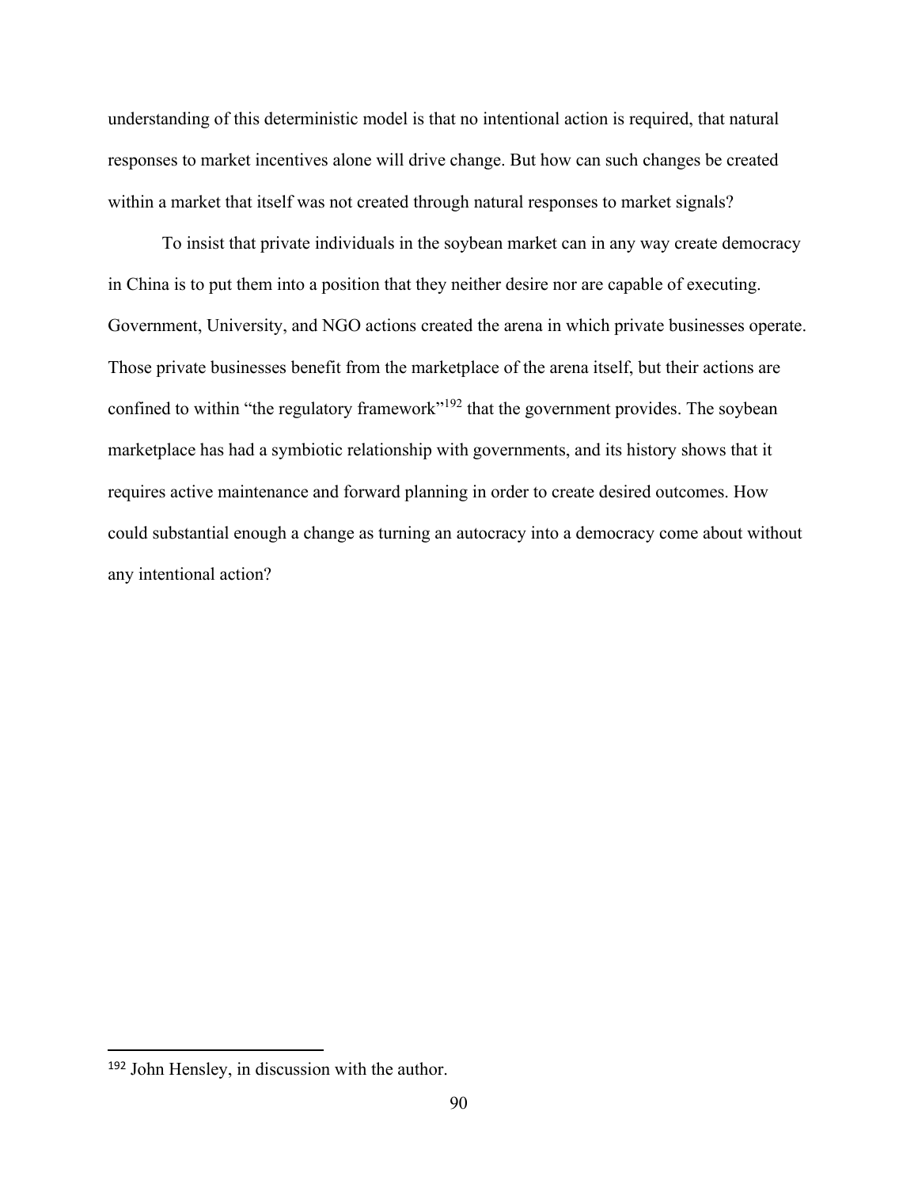understanding of this deterministic model is that no intentional action is required, that natural responses to market incentives alone will drive change. But how can such changes be created within a market that itself was not created through natural responses to market signals?

To insist that private individuals in the soybean market can in any way create democracy in China is to put them into a position that they neither desire nor are capable of executing. Government, University, and NGO actions created the arena in which private businesses operate. Those private businesses benefit from the marketplace of the arena itself, but their actions are confined to within "the regulatory framework"[192] that the government provides. The soybean marketplace has had a symbiotic relationship with governments, and its history shows that it requires active maintenance and forward planning in order to create desired outcomes. How could substantial enough a change as turning an autocracy into a democracy come about without any intentional action?

[192] John Hensley, in discussion with the author.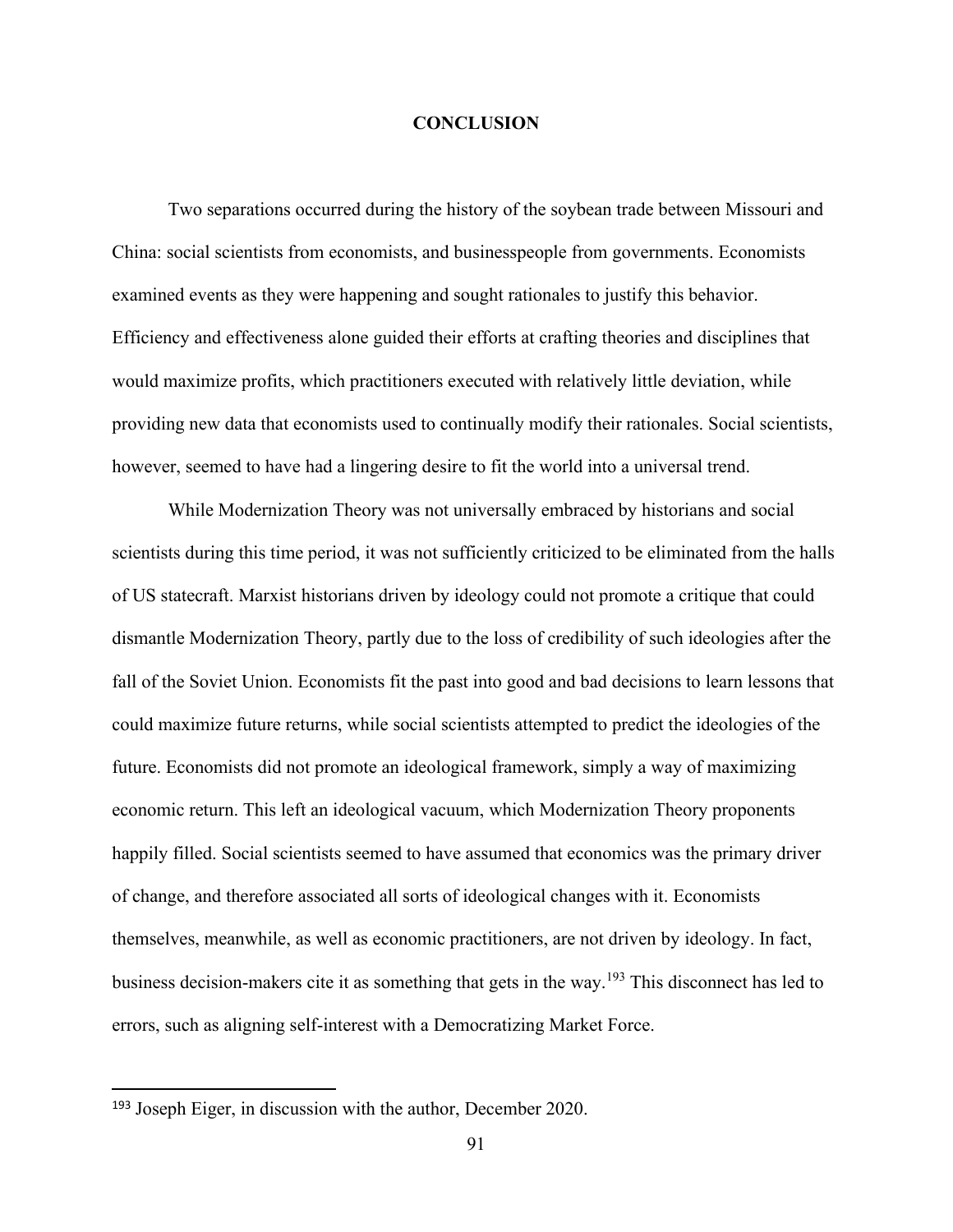# CONCLUSION

Two separations occurred during the history of the soybean trade between Missouri and China: social scientists from economists, and businesspeople from governments. Economists examined events as they were happening and sought rationales to justify this behavior. Efficiency and effectiveness alone guided their efforts at crafting theories and disciplines that would maximize profits, which practitioners executed with relatively little deviation, while providing new data that economists used to continually modify their rationales. Social scientists, however, seemed to have had a lingering desire to fit the world into a universal trend.

While Modernization Theory was not universally embraced by historians and social scientists during this time period, it was not sufficiently criticized to be eliminated from the halls of US statecraft. Marxist historians driven by ideology could not promote a critique that could dismantle Modernization Theory, partly due to the loss of credibility of such ideologies after the fall of the Soviet Union. Economists fit the past into good and bad decisions to learn lessons that could maximize future returns, while social scientists attempted to predict the ideologies of the future. Economists did not promote an ideological framework, simply a way of maximizing economic return. This left an ideological vacuum, which Modernization Theory proponents happily filled. Social scientists seemed to have assumed that economics was the primary driver of change, and therefore associated all sorts of ideological changes with it. Economists themselves, meanwhile, as well as economic practitioners, are not driven by ideology. In fact, business decision-makers cite it as something that gets in the way.[193] This disconnect has led to errors, such as aligning self-interest with a Democratizing Market Force.

---

[193] Joseph Eiger, in discussion with the author, December 2020.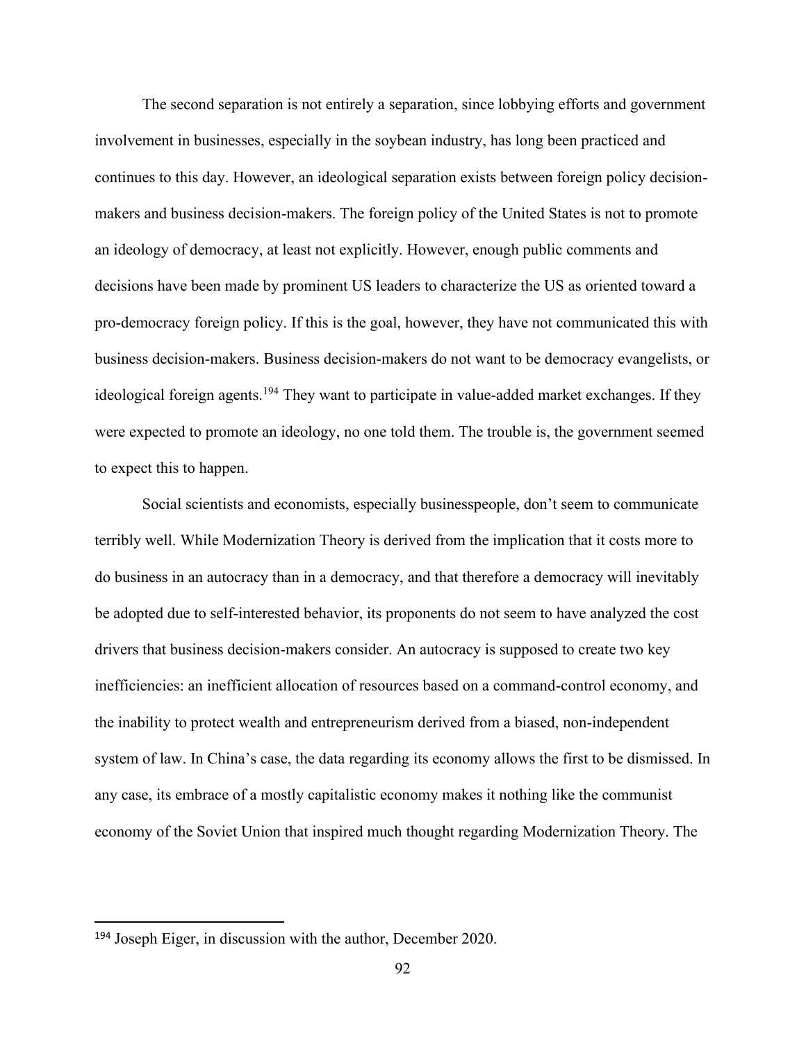The second separation is not entirely a separation, since lobbying efforts and government involvement in businesses, especially in the soybean industry, has long been practiced and continues to this day. However, an ideological separation exists between foreign policy decision-makers and business decision-makers. The foreign policy of the United States is not to promote an ideology of democracy, at least not explicitly. However, enough public comments and decisions have been made by prominent US leaders to characterize the US as oriented toward a pro-democracy foreign policy. If this is the goal, however, they have not communicated this with business decision-makers. Business decision-makers do not want to be democracy evangelists, or ideological foreign agents.[194] They want to participate in value-added market exchanges. If they were expected to promote an ideology, no one told them. The trouble is, the government seemed to expect this to happen.

Social scientists and economists, especially businesspeople, don't seem to communicate terribly well. While Modernization Theory is derived from the implication that it costs more to do business in an autocracy than in a democracy, and that therefore a democracy will inevitably be adopted due to self-interested behavior, its proponents do not seem to have analyzed the cost drivers that business decision-makers consider. An autocracy is supposed to create two key inefficiencies: an inefficient allocation of resources based on a command-control economy, and the inability to protect wealth and entrepreneurism derived from a biased, non-independent system of law. In China's case, the data regarding its economy allows the first to be dismissed. In any case, its embrace of a mostly capitalistic economy makes it nothing like the communist economy of the Soviet Union that inspired much thought regarding Modernization Theory. The

---

[194] Joseph Eiger, in discussion with the author, December 2020.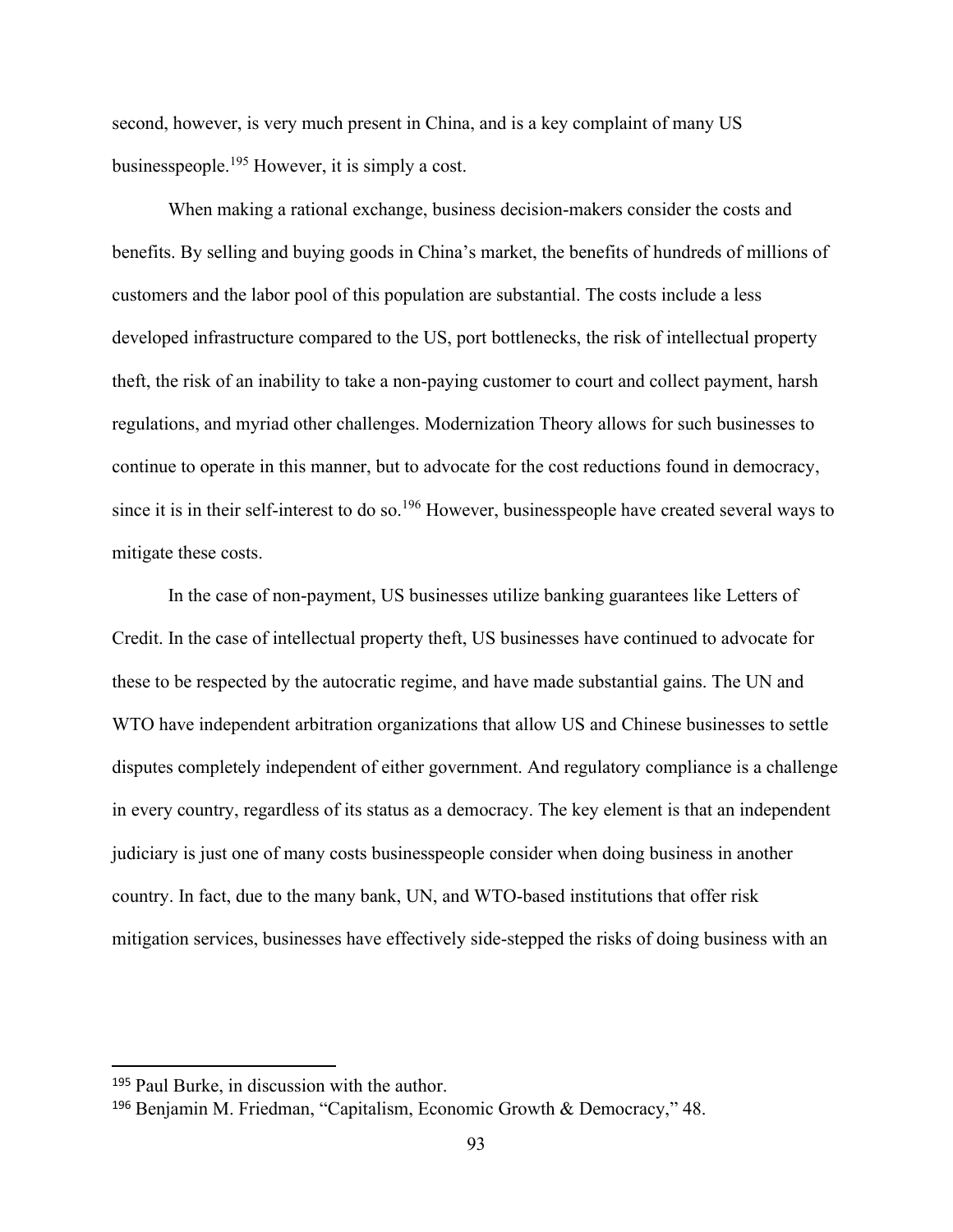second, however, is very much present in China, and is a key complaint of many US businesspeople.[195] However, it is simply a cost.

When making a rational exchange, business decision-makers consider the costs and benefits. By selling and buying goods in China's market, the benefits of hundreds of millions of customers and the labor pool of this population are substantial. The costs include a less developed infrastructure compared to the US, port bottlenecks, the risk of intellectual property theft, the risk of an inability to take a non-paying customer to court and collect payment, harsh regulations, and myriad other challenges. Modernization Theory allows for such businesses to continue to operate in this manner, but to advocate for the cost reductions found in democracy, since it is in their self-interest to do so.[196] However, businesspeople have created several ways to mitigate these costs.

In the case of non-payment, US businesses utilize banking guarantees like Letters of Credit. In the case of intellectual property theft, US businesses have continued to advocate for these to be respected by the autocratic regime, and have made substantial gains. The UN and WTO have independent arbitration organizations that allow US and Chinese businesses to settle disputes completely independent of either government. And regulatory compliance is a challenge in every country, regardless of its status as a democracy. The key element is that an independent judiciary is just one of many costs businesspeople consider when doing business in another country. In fact, due to the many bank, UN, and WTO-based institutions that offer risk mitigation services, businesses have effectively side-stepped the risks of doing business with an

---

[195] Paul Burke, in discussion with the author.

[196] Benjamin M. Friedman, "Capitalism, Economic Growth & Democracy," 48.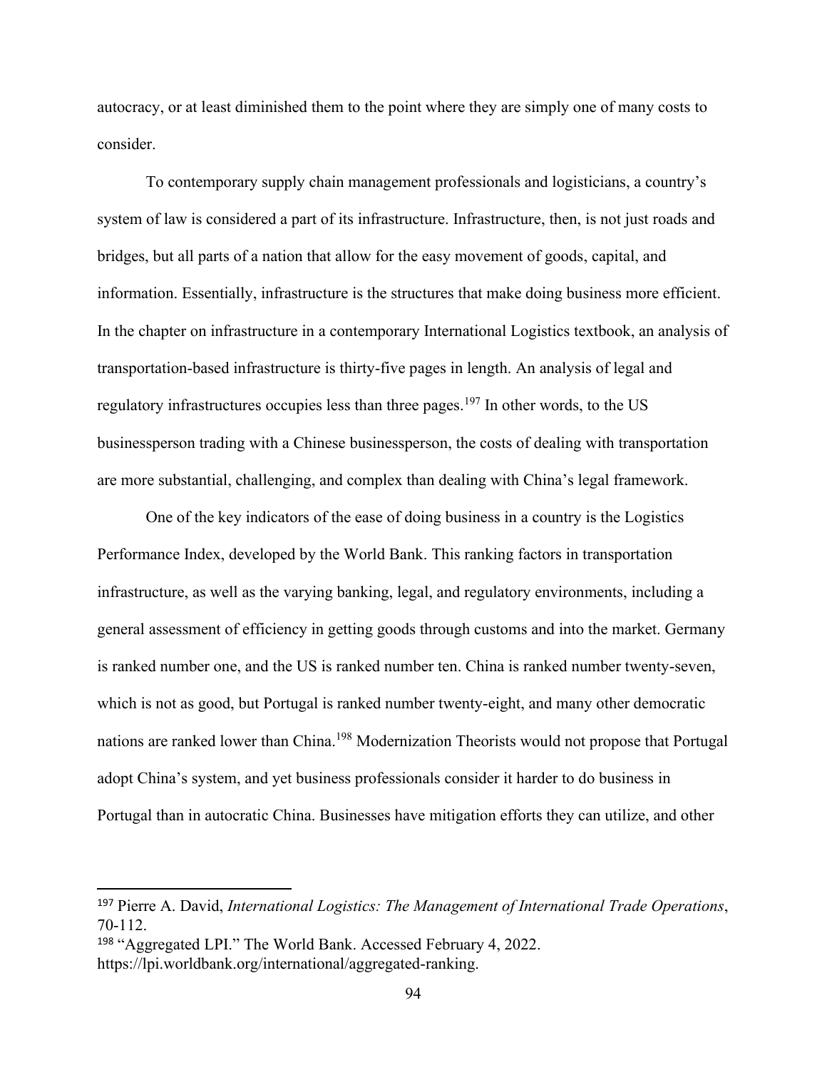autocracy, or at least diminished them to the point where they are simply one of many costs to consider.

To contemporary supply chain management professionals and logisticians, a country's system of law is considered a part of its infrastructure. Infrastructure, then, is not just roads and bridges, but all parts of a nation that allow for the easy movement of goods, capital, and information. Essentially, infrastructure is the structures that make doing business more efficient. In the chapter on infrastructure in a contemporary International Logistics textbook, an analysis of transportation-based infrastructure is thirty-five pages in length. An analysis of legal and regulatory infrastructures occupies less than three pages.[197] In other words, to the US businessperson trading with a Chinese businessperson, the costs of dealing with transportation are more substantial, challenging, and complex than dealing with China's legal framework.

One of the key indicators of the ease of doing business in a country is the Logistics Performance Index, developed by the World Bank. This ranking factors in transportation infrastructure, as well as the varying banking, legal, and regulatory environments, including a general assessment of efficiency in getting goods through customs and into the market. Germany is ranked number one, and the US is ranked number ten. China is ranked number twenty-seven, which is not as good, but Portugal is ranked number twenty-eight, and many other democratic nations are ranked lower than China.[198] Modernization Theorists would not propose that Portugal adopt China's system, and yet business professionals consider it harder to do business in Portugal than in autocratic China. Businesses have mitigation efforts they can utilize, and other

---

[197] Pierre A. David, *International Logistics: The Management of International Trade Operations*, 70-112.

[198] "Aggregated LPI." The World Bank. Accessed February 4, 2022. https://lpi.worldbank.org/international/aggregated-ranking.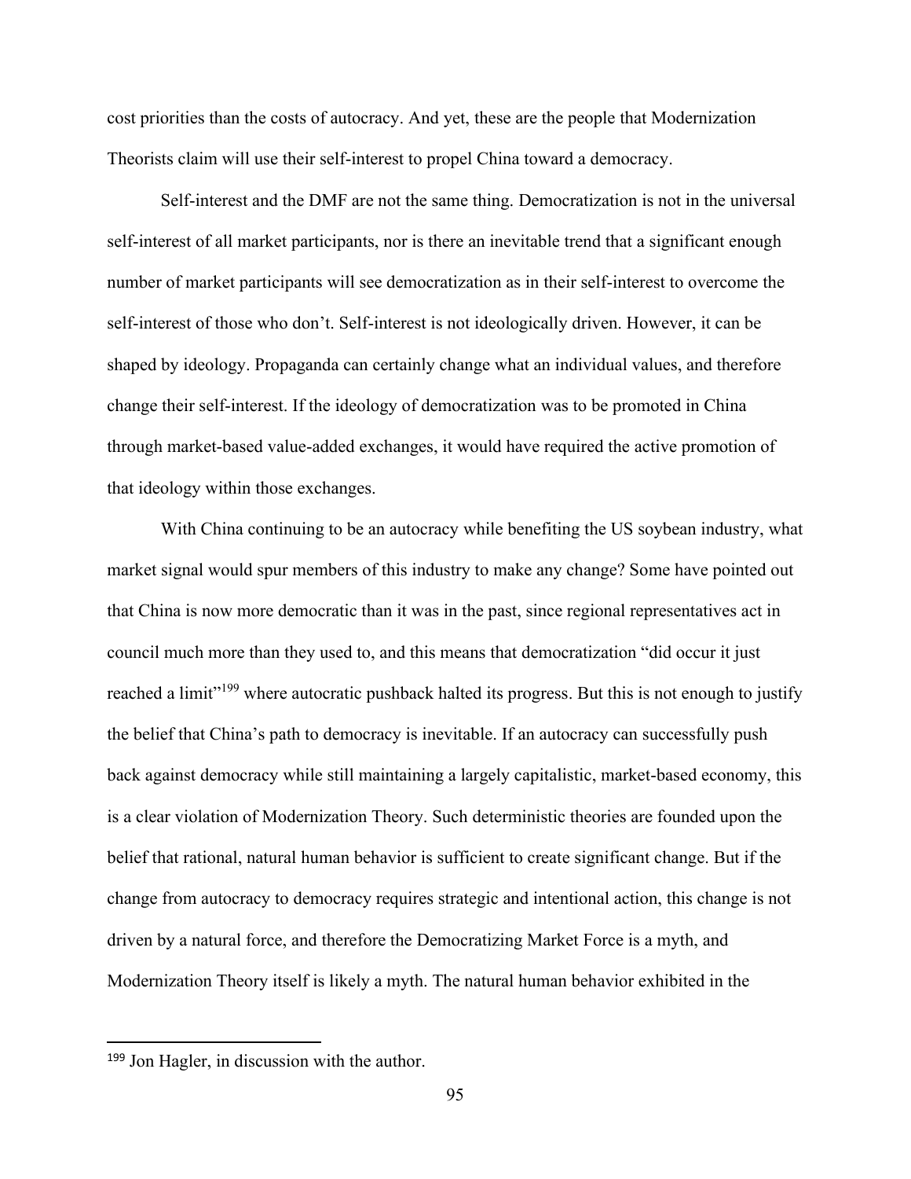cost priorities than the costs of autocracy. And yet, these are the people that Modernization Theorists claim will use their self-interest to propel China toward a democracy.

Self-interest and the DMF are not the same thing. Democratization is not in the universal self-interest of all market participants, nor is there an inevitable trend that a significant enough number of market participants will see democratization as in their self-interest to overcome the self-interest of those who don't. Self-interest is not ideologically driven. However, it can be shaped by ideology. Propaganda can certainly change what an individual values, and therefore change their self-interest. If the ideology of democratization was to be promoted in China through market-based value-added exchanges, it would have required the active promotion of that ideology within those exchanges.

With China continuing to be an autocracy while benefiting the US soybean industry, what market signal would spur members of this industry to make any change? Some have pointed out that China is now more democratic than it was in the past, since regional representatives act in council much more than they used to, and this means that democratization "did occur it just reached a limit"[199] where autocratic pushback halted its progress. But this is not enough to justify the belief that China's path to democracy is inevitable. If an autocracy can successfully push back against democracy while still maintaining a largely capitalistic, market-based economy, this is a clear violation of Modernization Theory. Such deterministic theories are founded upon the belief that rational, natural human behavior is sufficient to create significant change. But if the change from autocracy to democracy requires strategic and intentional action, this change is not driven by a natural force, and therefore the Democratizing Market Force is a myth, and Modernization Theory itself is likely a myth. The natural human behavior exhibited in the

---

[199] Jon Hagler, in discussion with the author.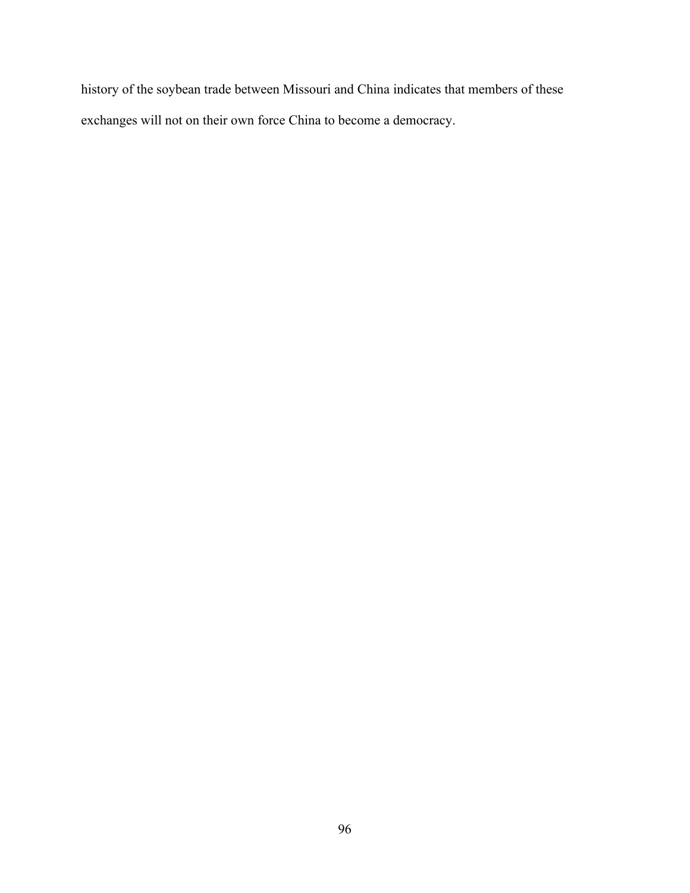history of the soybean trade between Missouri and China indicates that members of these exchanges will not on their own force China to become a democracy.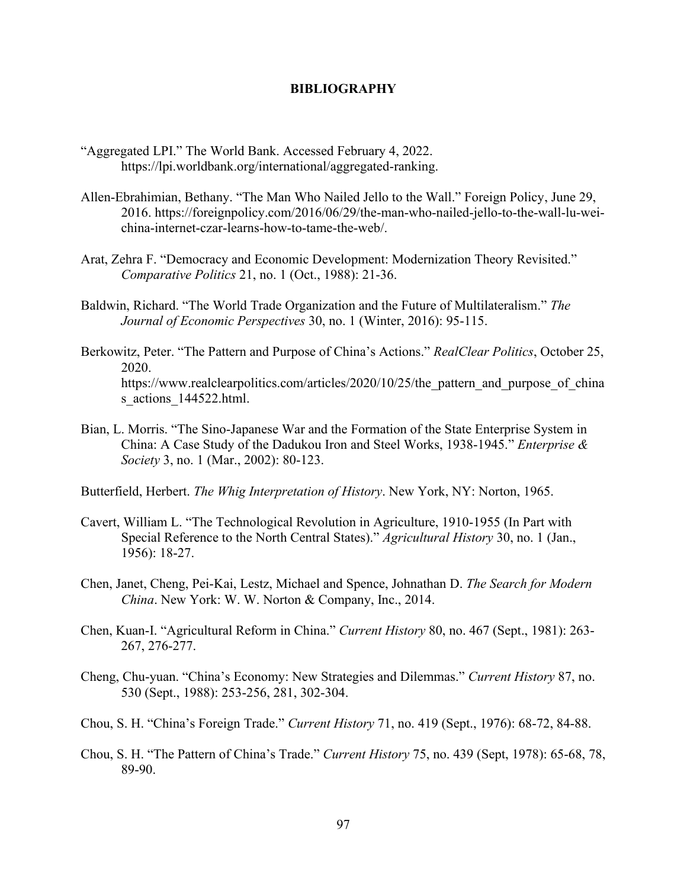# BIBLIOGRAPHY

"Aggregated LPI." The World Bank. Accessed February 4, 2022. https://lpi.worldbank.org/international/aggregated-ranking.

Allen-Ebrahimian, Bethany. "The Man Who Nailed Jello to the Wall." Foreign Policy, June 29, 2016. https://foreignpolicy.com/2016/06/29/the-man-who-nailed-jello-to-the-wall-lu-wei-china-internet-czar-learns-how-to-tame-the-web/.

Arat, Zehra F. "Democracy and Economic Development: Modernization Theory Revisited." *Comparative Politics* 21, no. 1 (Oct., 1988): 21-36.

Baldwin, Richard. "The World Trade Organization and the Future of Multilateralism." *The Journal of Economic Perspectives* 30, no. 1 (Winter, 2016): 95-115.

Berkowitz, Peter. "The Pattern and Purpose of China's Actions." *RealClear Politics*, October 25, 2020. https://www.realclearpolitics.com/articles/2020/10/25/the_pattern_and_purpose_of_chinas_actions_144522.html.

Bian, L. Morris. "The Sino-Japanese War and the Formation of the State Enterprise System in China: A Case Study of the Dadukou Iron and Steel Works, 1938-1945." *Enterprise & Society* 3, no. 1 (Mar., 2002): 80-123.

Butterfield, Herbert. *The Whig Interpretation of History*. New York, NY: Norton, 1965.

Cavert, William L. "The Technological Revolution in Agriculture, 1910-1955 (In Part with Special Reference to the North Central States)." *Agricultural History* 30, no. 1 (Jan., 1956): 18-27.

Chen, Janet, Cheng, Pei-Kai, Lestz, Michael and Spence, Johnathan D. *The Search for Modern China*. New York: W. W. Norton & Company, Inc., 2014.

Chen, Kuan-I. "Agricultural Reform in China." *Current History* 80, no. 467 (Sept., 1981): 263-267, 276-277.

Cheng, Chu-yuan. "China's Economy: New Strategies and Dilemmas." *Current History* 87, no. 530 (Sept., 1988): 253-256, 281, 302-304.

Chou, S. H. "China's Foreign Trade." *Current History* 71, no. 419 (Sept., 1976): 68-72, 84-88.

Chou, S. H. "The Pattern of China's Trade." *Current History* 75, no. 439 (Sept, 1978): 65-68, 78, 89-90.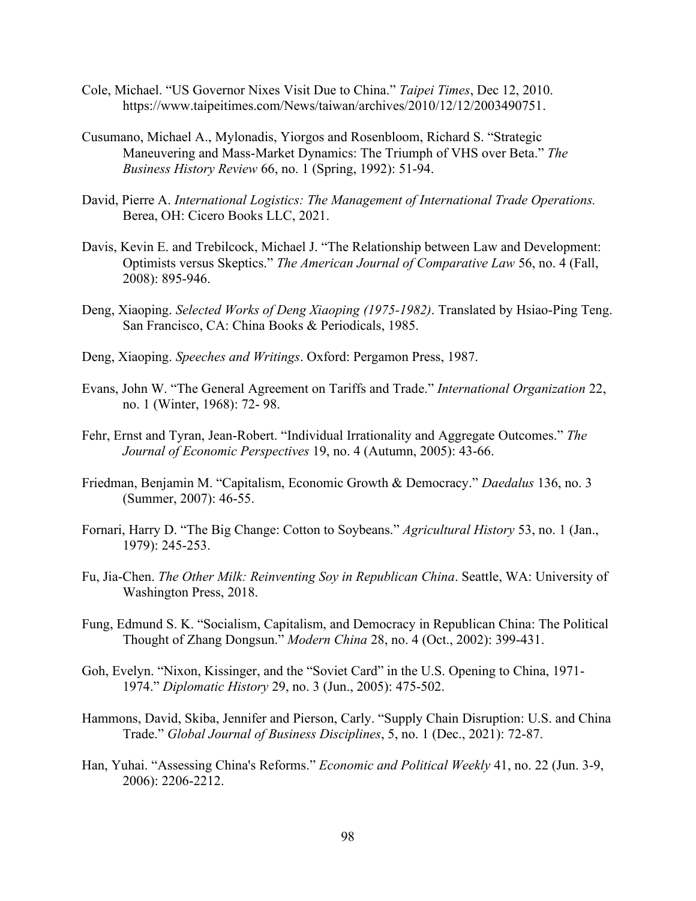Cole, Michael. "US Governor Nixes Visit Due to China." *Taipei Times*, Dec 12, 2010. https://www.taipeitimes.com/News/taiwan/archives/2010/12/12/2003490751.

Cusumano, Michael A., Mylonadis, Yiorgos and Rosenbloom, Richard S. "Strategic Maneuvering and Mass-Market Dynamics: The Triumph of VHS over Beta." *The Business History Review* 66, no. 1 (Spring, 1992): 51-94.

David, Pierre A. *International Logistics: The Management of International Trade Operations.* Berea, OH: Cicero Books LLC, 2021.

Davis, Kevin E. and Trebilcock, Michael J. "The Relationship between Law and Development: Optimists versus Skeptics." *The American Journal of Comparative Law* 56, no. 4 (Fall, 2008): 895-946.

Deng, Xiaoping. *Selected Works of Deng Xiaoping (1975-1982)*. Translated by Hsiao-Ping Teng. San Francisco, CA: China Books & Periodicals, 1985.

Deng, Xiaoping. *Speeches and Writings*. Oxford: Pergamon Press, 1987.

Evans, John W. "The General Agreement on Tariffs and Trade." *International Organization* 22, no. 1 (Winter, 1968): 72- 98.

Fehr, Ernst and Tyran, Jean-Robert. "Individual Irrationality and Aggregate Outcomes." *The Journal of Economic Perspectives* 19, no. 4 (Autumn, 2005): 43-66.

Friedman, Benjamin M. "Capitalism, Economic Growth & Democracy." *Daedalus* 136, no. 3 (Summer, 2007): 46-55.

Fornari, Harry D. "The Big Change: Cotton to Soybeans." *Agricultural History* 53, no. 1 (Jan., 1979): 245-253.

Fu, Jia-Chen. *The Other Milk: Reinventing Soy in Republican China*. Seattle, WA: University of Washington Press, 2018.

Fung, Edmund S. K. "Socialism, Capitalism, and Democracy in Republican China: The Political Thought of Zhang Dongsun." *Modern China* 28, no. 4 (Oct., 2002): 399-431.

Goh, Evelyn. "Nixon, Kissinger, and the "Soviet Card" in the U.S. Opening to China, 1971-1974." *Diplomatic History* 29, no. 3 (Jun., 2005): 475-502.

Hammons, David, Skiba, Jennifer and Pierson, Carly. "Supply Chain Disruption: U.S. and China Trade." *Global Journal of Business Disciplines*, 5, no. 1 (Dec., 2021): 72-87.

Han, Yuhai. "Assessing China's Reforms." *Economic and Political Weekly* 41, no. 22 (Jun. 3-9, 2006): 2206-2212.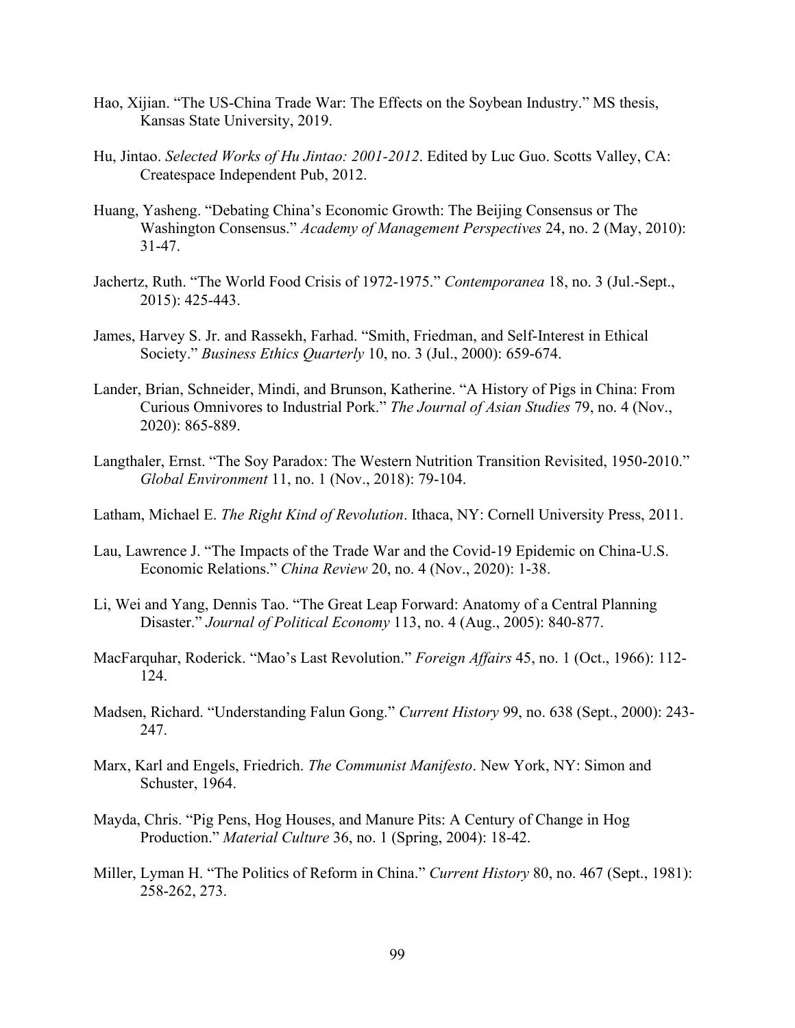Hao, Xijian. "The US-China Trade War: The Effects on the Soybean Industry." MS thesis, Kansas State University, 2019.

Hu, Jintao. *Selected Works of Hu Jintao: 2001-2012*. Edited by Luc Guo. Scotts Valley, CA: Createspace Independent Pub, 2012.

Huang, Yasheng. "Debating China's Economic Growth: The Beijing Consensus or The Washington Consensus." *Academy of Management Perspectives* 24, no. 2 (May, 2010): 31-47.

Jachertz, Ruth. "The World Food Crisis of 1972-1975." *Contemporanea* 18, no. 3 (Jul.-Sept., 2015): 425-443.

James, Harvey S. Jr. and Rassekh, Farhad. "Smith, Friedman, and Self-Interest in Ethical Society." *Business Ethics Quarterly* 10, no. 3 (Jul., 2000): 659-674.

Lander, Brian, Schneider, Mindi, and Brunson, Katherine. "A History of Pigs in China: From Curious Omnivores to Industrial Pork." *The Journal of Asian Studies* 79, no. 4 (Nov., 2020): 865-889.

Langthaler, Ernst. "The Soy Paradox: The Western Nutrition Transition Revisited, 1950-2010." *Global Environment* 11, no. 1 (Nov., 2018): 79-104.

Latham, Michael E. *The Right Kind of Revolution*. Ithaca, NY: Cornell University Press, 2011.

Lau, Lawrence J. "The Impacts of the Trade War and the Covid-19 Epidemic on China-U.S. Economic Relations." *China Review* 20, no. 4 (Nov., 2020): 1-38.

Li, Wei and Yang, Dennis Tao. "The Great Leap Forward: Anatomy of a Central Planning Disaster." *Journal of Political Economy* 113, no. 4 (Aug., 2005): 840-877.

MacFarquhar, Roderick. "Mao's Last Revolution." *Foreign Affairs* 45, no. 1 (Oct., 1966): 112-124.

Madsen, Richard. "Understanding Falun Gong." *Current History* 99, no. 638 (Sept., 2000): 243-247.

Marx, Karl and Engels, Friedrich. *The Communist Manifesto*. New York, NY: Simon and Schuster, 1964.

Mayda, Chris. "Pig Pens, Hog Houses, and Manure Pits: A Century of Change in Hog Production." *Material Culture* 36, no. 1 (Spring, 2004): 18-42.

Miller, Lyman H. "The Politics of Reform in China." *Current History* 80, no. 467 (Sept., 1981): 258-262, 273.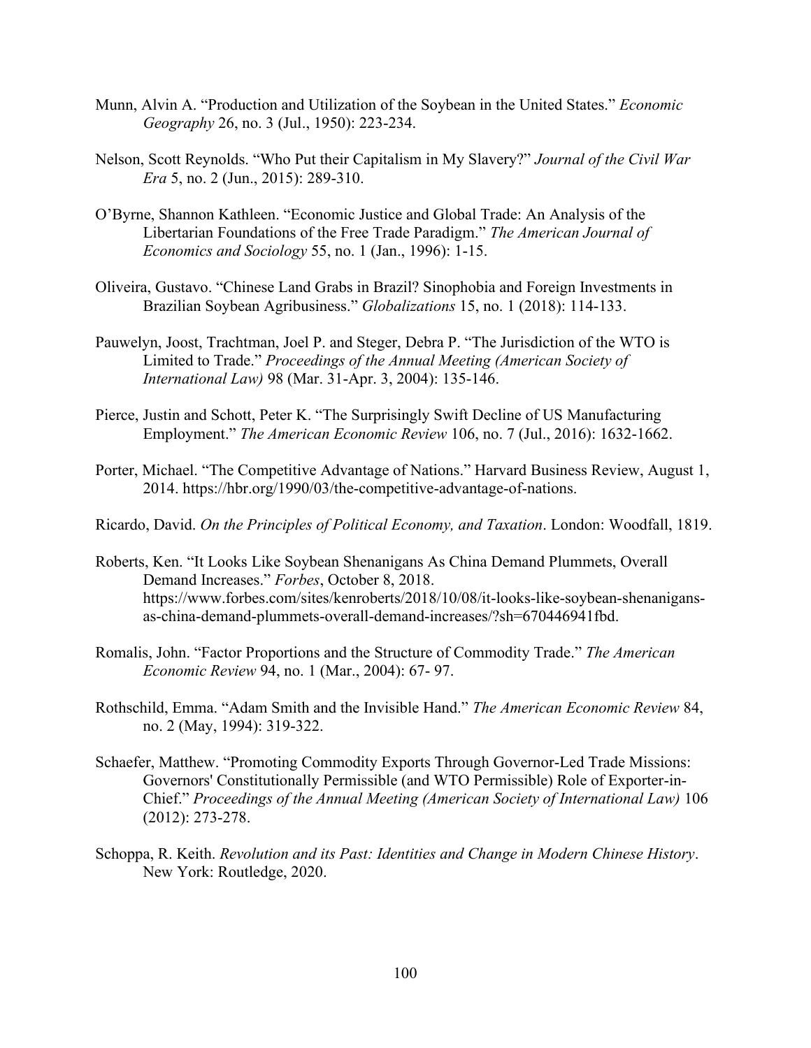Munn, Alvin A. “Production and Utilization of the Soybean in the United States.” *Economic Geography* 26, no. 3 (Jul., 1950): 223-234.

Nelson, Scott Reynolds. “Who Put their Capitalism in My Slavery?” *Journal of the Civil War Era* 5, no. 2 (Jun., 2015): 289-310.

O’Byrne, Shannon Kathleen. “Economic Justice and Global Trade: An Analysis of the Libertarian Foundations of the Free Trade Paradigm.” *The American Journal of Economics and Sociology* 55, no. 1 (Jan., 1996): 1-15.

Oliveira, Gustavo. “Chinese Land Grabs in Brazil? Sinophobia and Foreign Investments in Brazilian Soybean Agribusiness.” *Globalizations* 15, no. 1 (2018): 114-133.

Pauwelyn, Joost, Trachtman, Joel P. and Steger, Debra P. “The Jurisdiction of the WTO is Limited to Trade.” *Proceedings of the Annual Meeting (American Society of International Law)* 98 (Mar. 31-Apr. 3, 2004): 135-146.

Pierce, Justin and Schott, Peter K. “The Surprisingly Swift Decline of US Manufacturing Employment.” *The American Economic Review* 106, no. 7 (Jul., 2016): 1632-1662.

Porter, Michael. “The Competitive Advantage of Nations.” Harvard Business Review, August 1, 2014. https://hbr.org/1990/03/the-competitive-advantage-of-nations.

Ricardo, David. *On the Principles of Political Economy, and Taxation*. London: Woodfall, 1819.

Roberts, Ken. “It Looks Like Soybean Shenanigans As China Demand Plummets, Overall Demand Increases.” *Forbes*, October 8, 2018. https://www.forbes.com/sites/kenroberts/2018/10/08/it-looks-like-soybean-shenanigans-as-china-demand-plummets-overall-demand-increases/?sh=670446941fbd.

Romalis, John. “Factor Proportions and the Structure of Commodity Trade.” *The American Economic Review* 94, no. 1 (Mar., 2004): 67- 97.

Rothschild, Emma. “Adam Smith and the Invisible Hand.” *The American Economic Review* 84, no. 2 (May, 1994): 319-322.

Schaefer, Matthew. “Promoting Commodity Exports Through Governor-Led Trade Missions: Governors' Constitutionally Permissible (and WTO Permissible) Role of Exporter-in-Chief.” *Proceedings of the Annual Meeting (American Society of International Law)* 106 (2012): 273-278.

Schoppa, R. Keith. *Revolution and its Past: Identities and Change in Modern Chinese History*. New York: Routledge, 2020.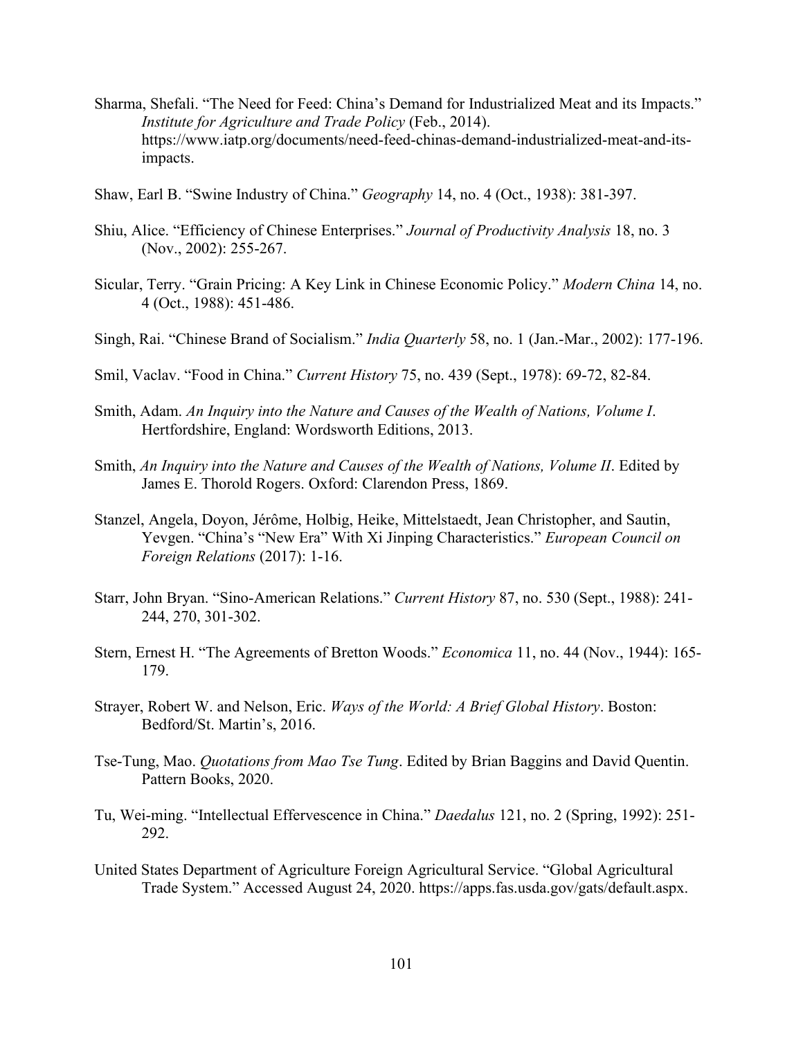Sharma, Shefali. “The Need for Feed: China’s Demand for Industrialized Meat and its Impacts.” *Institute for Agriculture and Trade Policy* (Feb., 2014). https://www.iatp.org/documents/need-feed-chinas-demand-industrialized-meat-and-its-impacts.

Shaw, Earl B. “Swine Industry of China.” *Geography* 14, no. 4 (Oct., 1938): 381-397.

Shiu, Alice. “Efficiency of Chinese Enterprises.” *Journal of Productivity Analysis* 18, no. 3 (Nov., 2002): 255-267.

Sicular, Terry. “Grain Pricing: A Key Link in Chinese Economic Policy.” *Modern China* 14, no. 4 (Oct., 1988): 451-486.

Singh, Rai. “Chinese Brand of Socialism.” *India Quarterly* 58, no. 1 (Jan.-Mar., 2002): 177-196.

Smil, Vaclav. “Food in China.” *Current History* 75, no. 439 (Sept., 1978): 69-72, 82-84.

Smith, Adam. *An Inquiry into the Nature and Causes of the Wealth of Nations, Volume I*. Hertfordshire, England: Wordsworth Editions, 2013.

Smith, *An Inquiry into the Nature and Causes of the Wealth of Nations, Volume II*. Edited by James E. Thorold Rogers. Oxford: Clarendon Press, 1869.

Stanzel, Angela, Doyon, Jérôme, Holbig, Heike, Mittelstaedt, Jean Christopher, and Sautin, Yevgen. “China’s “New Era” With Xi Jinping Characteristics.” *European Council on Foreign Relations* (2017): 1-16.

Starr, John Bryan. “Sino-American Relations.” *Current History* 87, no. 530 (Sept., 1988): 241-244, 270, 301-302.

Stern, Ernest H. “The Agreements of Bretton Woods.” *Economica* 11, no. 44 (Nov., 1944): 165-179.

Strayer, Robert W. and Nelson, Eric. *Ways of the World: A Brief Global History*. Boston: Bedford/St. Martin’s, 2016.

Tse-Tung, Mao. *Quotations from Mao Tse Tung*. Edited by Brian Baggins and David Quentin. Pattern Books, 2020.

Tu, Wei-ming. “Intellectual Effervescence in China.” *Daedalus* 121, no. 2 (Spring, 1992): 251-292.

United States Department of Agriculture Foreign Agricultural Service. “Global Agricultural Trade System.” Accessed August 24, 2020. https://apps.fas.usda.gov/gats/default.aspx.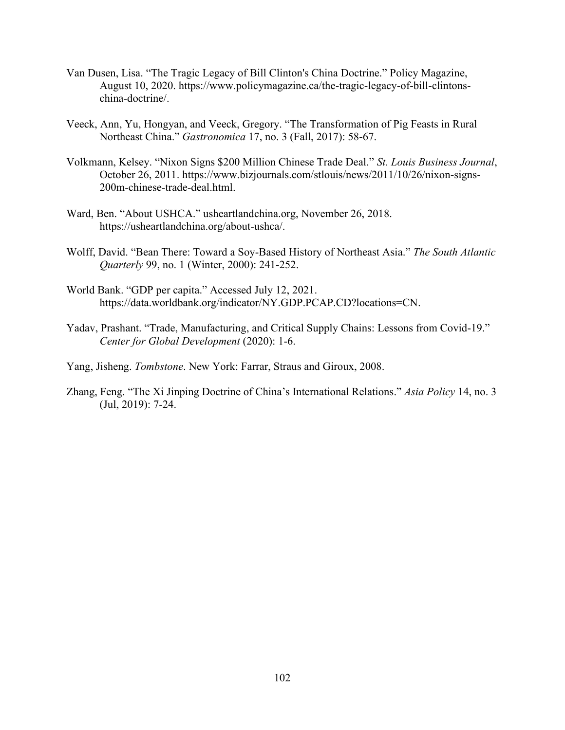Van Dusen, Lisa. "The Tragic Legacy of Bill Clinton's China Doctrine." Policy Magazine, August 10, 2020. https://www.policymagazine.ca/the-tragic-legacy-of-bill-clintons-china-doctrine/.

Veeck, Ann, Yu, Hongyan, and Veeck, Gregory. "The Transformation of Pig Feasts in Rural Northeast China." *Gastronomica* 17, no. 3 (Fall, 2017): 58-67.

Volkmann, Kelsey. "Nixon Signs $200 Million Chinese Trade Deal." *St. Louis Business Journal*, October 26, 2011. https://www.bizjournals.com/stlouis/news/2011/10/26/nixon-signs-200m-chinese-trade-deal.html.

Ward, Ben. "About USHCA." usheartlandchina.org, November 26, 2018. https://usheartlandchina.org/about-ushca/.

Wolff, David. "Bean There: Toward a Soy-Based History of Northeast Asia." *The South Atlantic Quarterly* 99, no. 1 (Winter, 2000): 241-252.

World Bank. "GDP per capita." Accessed July 12, 2021. https://data.worldbank.org/indicator/NY.GDP.PCAP.CD?locations=CN.

Yadav, Prashant. "Trade, Manufacturing, and Critical Supply Chains: Lessons from Covid-19." *Center for Global Development* (2020): 1-6.

Yang, Jisheng. *Tombstone*. New York: Farrar, Straus and Giroux, 2008.

Zhang, Feng. "The Xi Jinping Doctrine of China's International Relations." *Asia Policy* 14, no. 3 (Jul, 2019): 7-24.